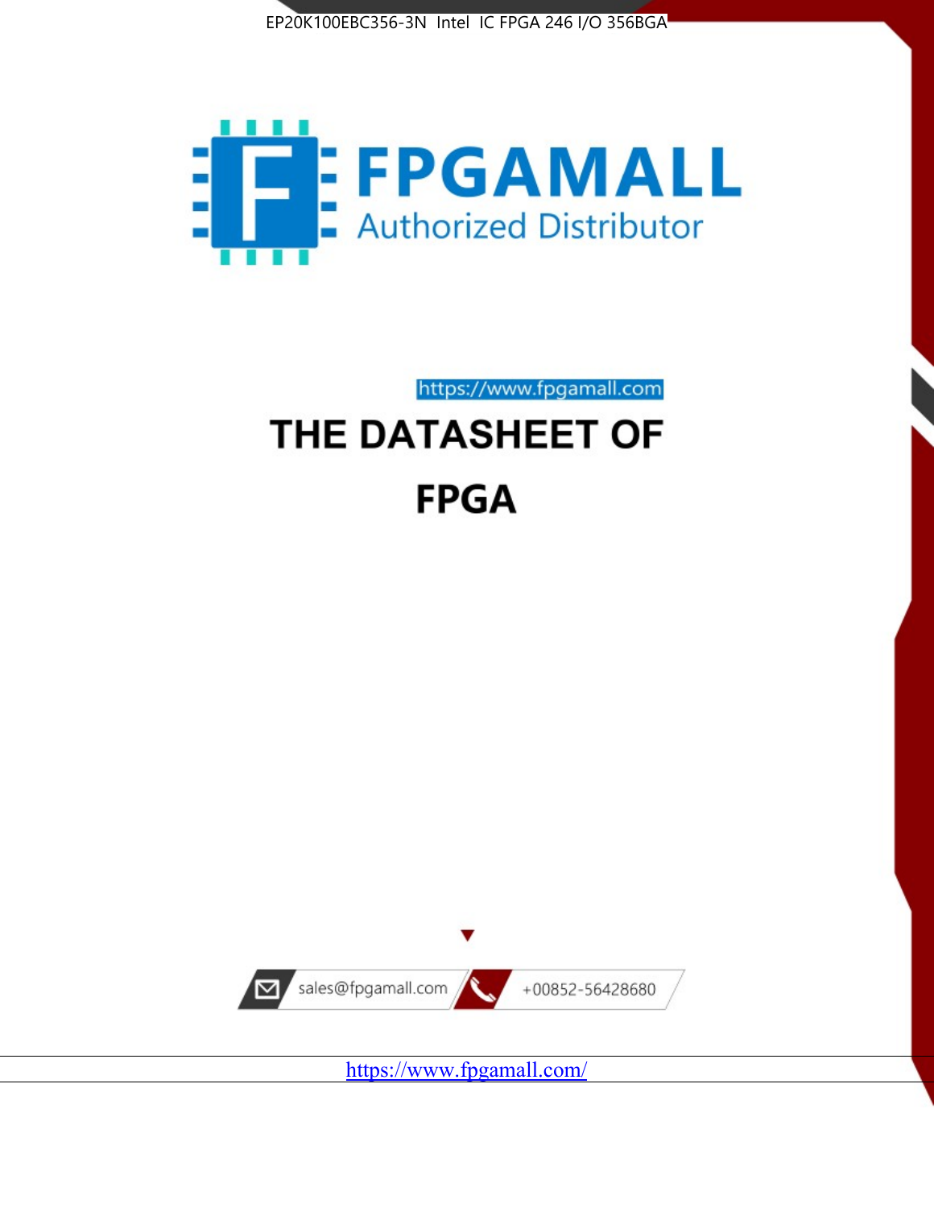EP20K100EBC356-3N Intel IC FPGA 246 I/O 356BGA

FPGAMALL

Authorized Distributor

https://www.fpgamall.com

# THE DATASHEET OF

# FPGA

sales@fpgamall.com

+00852-56428680

https://www.fpgamall.com/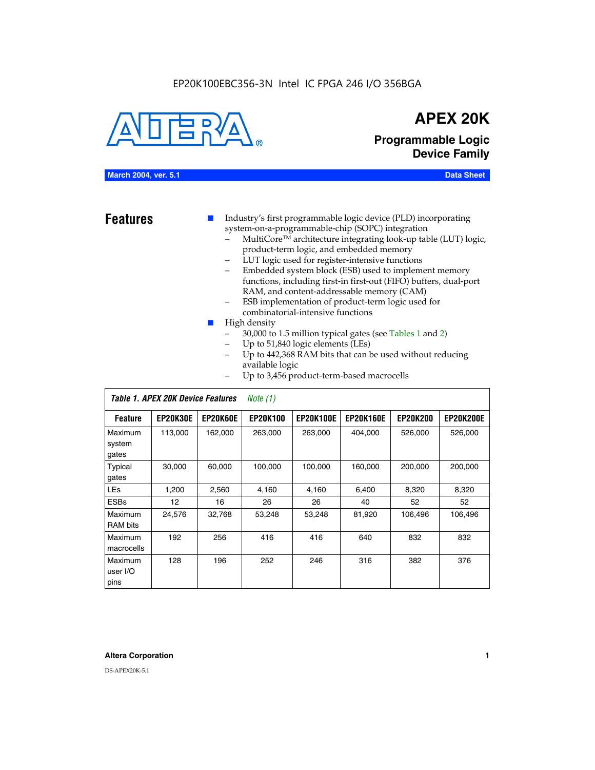EP20K100EBC356-3N Intel IC FPGA 246 I/O 356BGA

# APEX 20K

## Programmable Logic Device Family

**March 2004, ver. 5.1** **Data Sheet**

## Features

- Industry's first programmable logic device (PLD) incorporating system-on-a-programmable-chip (SOPC) integration
  - MultiCore™ architecture integrating look-up table (LUT) logic, product-term logic, and embedded memory
  - LUT logic used for register-intensive functions
  - Embedded system block (ESB) used to implement memory functions, including first-in first-out (FIFO) buffers, dual-port RAM, and content-addressable memory (CAM)
  - ESB implementation of product-term logic used for combinatorial-intensive functions
- High density
  - 30,000 to 1.5 million typical gates (see Tables 1 and 2)
  - Up to 51,840 logic elements (LEs)
  - Up to 442,368 RAM bits that can be used without reducing available logic
  - Up to 3,456 product-term-based macrocells

*Table 1. APEX 20K Device Features* *Note (1)*

| Feature | EP20K30E | EP20K60E | EP20K100 | EP20K100E | EP20K160E | EP20K200 | EP20K200E |
|---|---|---|---|---|---|---|---|
| Maximum system gates | 113,000 | 162,000 | 263,000 | 263,000 | 404,000 | 526,000 | 526,000 |
| Typical gates | 30,000 | 60,000 | 100,000 | 100,000 | 160,000 | 200,000 | 200,000 |
| LEs | 1,200 | 2,560 | 4,160 | 4,160 | 6,400 | 8,320 | 8,320 |
| ESBs | 12 | 16 | 26 | 26 | 40 | 52 | 52 |
| Maximum RAM bits | 24,576 | 32,768 | 53,248 | 53,248 | 81,920 | 106,496 | 106,496 |
| Maximum macrocells | 192 | 256 | 416 | 416 | 640 | 832 | 832 |
| Maximum user I/O pins | 128 | 196 | 252 | 246 | 316 | 382 | 376 |

**Altera Corporation**

DS-APEX20K-5.1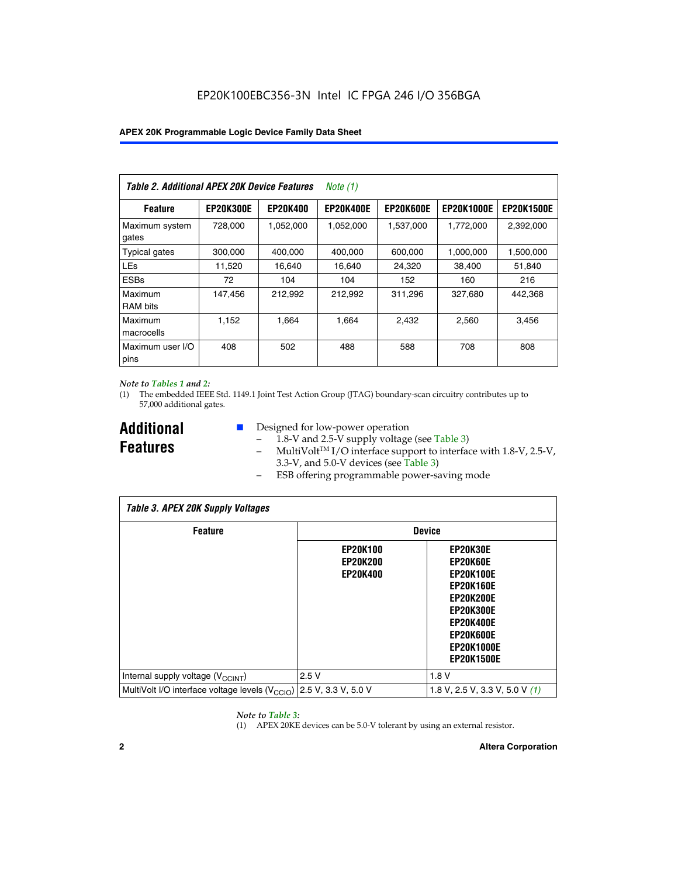EP20K100EBC356-3N Intel IC FPGA 246 I/O 356BGA

| *Table 2. Additional APEX 20K Device Features* *Note (1)* | | | | | | |
|---|---|---|---|---|---|---|
| **Feature** | **EP20K300E** | **EP20K400** | **EP20K400E** | **EP20K600E** | **EP20K1000E** | **EP20K1500E** |
| Maximum system gates | 728,000 | 1,052,000 | 1,052,000 | 1,537,000 | 1,772,000 | 2,392,000 |
| Typical gates | 300,000 | 400,000 | 400,000 | 600,000 | 1,000,000 | 1,500,000 |
| LEs | 11,520 | 16,640 | 16,640 | 24,320 | 38,400 | 51,840 |
| ESBs | 72 | 104 | 104 | 152 | 160 | 216 |
| Maximum RAM bits | 147,456 | 212,992 | 212,992 | 311,296 | 327,680 | 442,368 |
| Maximum macrocells | 1,152 | 1,664 | 1,664 | 2,432 | 2,560 | 3,456 |
| Maximum user I/O pins | 408 | 502 | 488 | 588 | 708 | 808 |

*Note to Tables 1 and 2:*

(1) The embedded IEEE Std. 1149.1 Joint Test Action Group (JTAG) boundary-scan circuitry contributes up to 57,000 additional gates.

## Additional Features

- Designed for low-power operation
  - 1.8-V and 2.5-V supply voltage (see Table 3)
  - MultiVolt™ I/O interface support to interface with 1.8-V, 2.5-V, 3.3-V, and 5.0-V devices (see Table 3)
  - ESB offering programmable power-saving mode

| *Table 3. APEX 20K Supply Voltages* | | |
|---|---|---|
| **Feature** | **Device** | |
| | **EP20K100 EP20K200 EP20K400** | **EP20K30E EP20K60E EP20K100E EP20K160E EP20K200E EP20K300E EP20K400E EP20K600E EP20K1000E EP20K1500E** |
| Internal supply voltage ($V_{CCINT}$) | 2.5 V | 1.8 V |
| MultiVolt I/O interface voltage levels ($V_{CCIO}$) | 2.5 V, 3.3 V, 5.0 V | 1.8 V, 2.5 V, 3.3 V, 5.0 V *(1)* |

*Note to Table 3:*

(1) APEX 20KE devices can be 5.0-V tolerant by using an external resistor.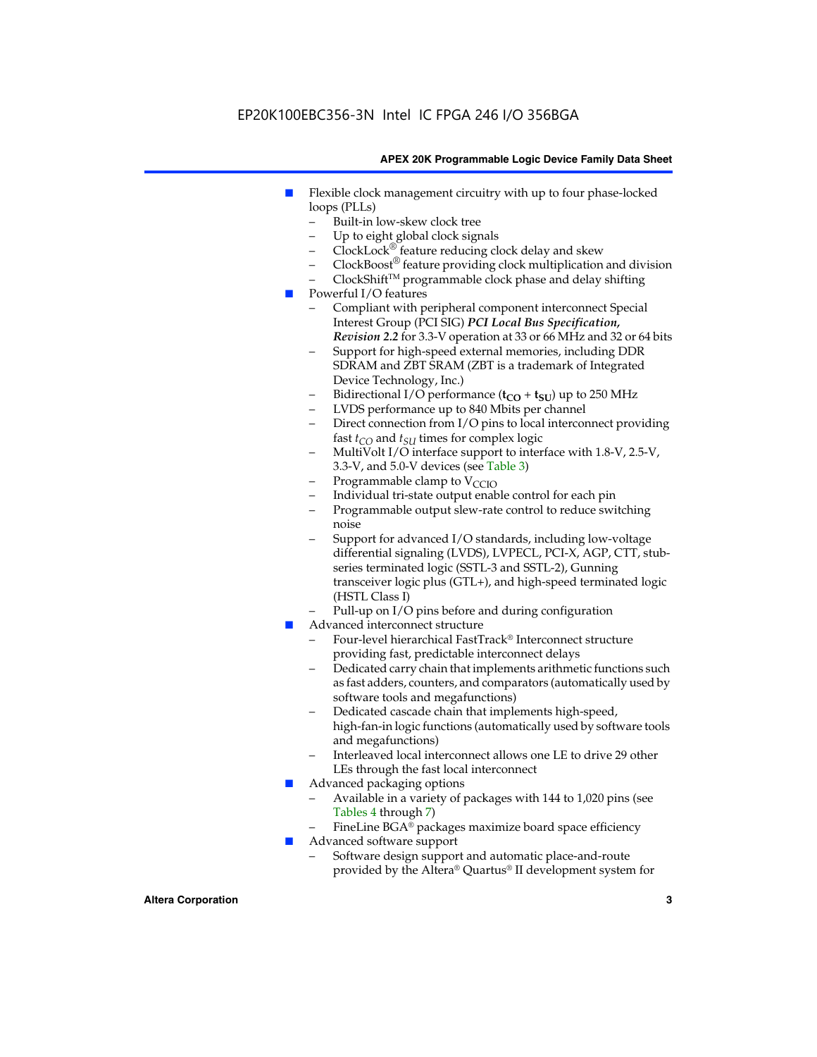- Flexible clock management circuitry with up to four phase-locked loops (PLLs)
  - Built-in low-skew clock tree
  - Up to eight global clock signals
  - ClockLock® feature reducing clock delay and skew
  - ClockBoost® feature providing clock multiplication and division
  - ClockShift™ programmable clock phase and delay shifting
- Powerful I/O features
  - Compliant with peripheral component interconnect Special Interest Group (PCI SIG) ***PCI Local Bus Specification, Revision 2.2*** for 3.3-V operation at 33 or 66 MHz and 32 or 64 bits
  - Support for high-speed external memories, including DDR SDRAM and ZBT SRAM (ZBT is a trademark of Integrated Device Technology, Inc.)
  - Bidirectional I/O performance ($\mathbf{t_{CO}}$ + $\mathbf{t_{SU}}$) up to 250 MHz
  - LVDS performance up to 840 Mbits per channel
  - Direct connection from I/O pins to local interconnect providing fast $t_{CO}$ and $t_{SU}$ times for complex logic
  - MultiVolt I/O interface support to interface with 1.8-V, 2.5-V, 3.3-V, and 5.0-V devices (see Table 3)
  - Programmable clamp to $V_{CCIO}$
  - Individual tri-state output enable control for each pin
  - Programmable output slew-rate control to reduce switching noise
  - Support for advanced I/O standards, including low-voltage differential signaling (LVDS), LVPECL, PCI-X, AGP, CTT, stub-series terminated logic (SSTL-3 and SSTL-2), Gunning transceiver logic plus (GTL+), and high-speed terminated logic (HSTL Class I)
  - Pull-up on I/O pins before and during configuration
- Advanced interconnect structure
  - Four-level hierarchical FastTrack® Interconnect structure providing fast, predictable interconnect delays
  - Dedicated carry chain that implements arithmetic functions such as fast adders, counters, and comparators (automatically used by software tools and megafunctions)
  - Dedicated cascade chain that implements high-speed, high-fan-in logic functions (automatically used by software tools and megafunctions)
  - Interleaved local interconnect allows one LE to drive 29 other LEs through the fast local interconnect
- Advanced packaging options
  - Available in a variety of packages with 144 to 1,020 pins (see Tables 4 through 7)
  - FineLine BGA® packages maximize board space efficiency
- Advanced software support
  - Software design support and automatic place-and-route provided by the Altera® Quartus® II development system for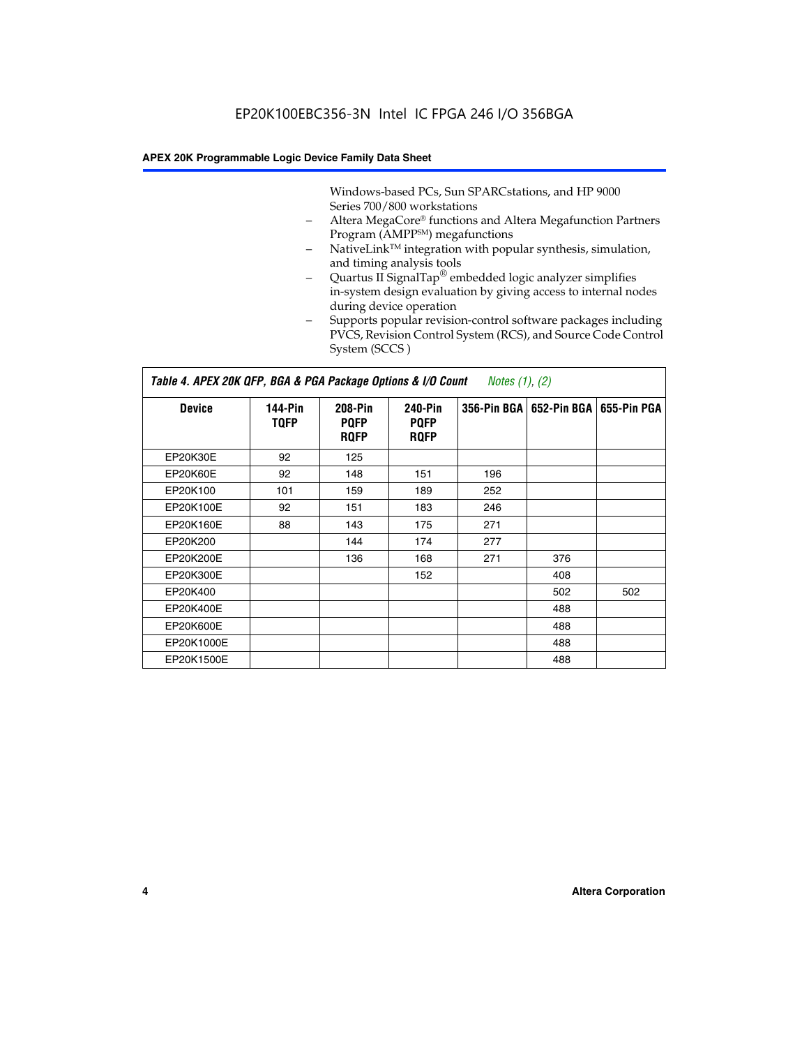Windows-based PCs, Sun SPARCstations, and HP 9000 Series 700/800 workstations

- Altera MegaCore® functions and Altera Megafunction Partners Program (AMPP℠) megafunctions
- NativeLink™ integration with popular synthesis, simulation, and timing analysis tools
- Quartus II SignalTap® embedded logic analyzer simplifies in-system design evaluation by giving access to internal nodes during device operation
- Supports popular revision-control software packages including PVCS, Revision Control System (RCS), and Source Code Control System (SCCS )

**Table 4. APEX 20K QFP, BGA & PGA Package Options & I/O Count** *Notes (1), (2)*

| Device | 144-Pin TQFP | 208-Pin PQFP RQFP | 240-Pin PQFP RQFP | 356-Pin BGA | 652-Pin BGA | 655-Pin PGA |
|---|---|---|---|---|---|---|
| EP20K30E | 92 | 125 | | | | |
| EP20K60E | 92 | 148 | 151 | 196 | | |
| EP20K100 | 101 | 159 | 189 | 252 | | |
| EP20K100E | 92 | 151 | 183 | 246 | | |
| EP20K160E | 88 | 143 | 175 | 271 | | |
| EP20K200 | | 144 | 174 | 277 | | |
| EP20K200E | | 136 | 168 | 271 | 376 | |
| EP20K300E | | | 152 | | 408 | |
| EP20K400 | | | | | 502 | 502 |
| EP20K400E | | | | | 488 | |
| EP20K600E | | | | | 488 | |
| EP20K1000E | | | | | 488 | |
| EP20K1500E | | | | | 488 | |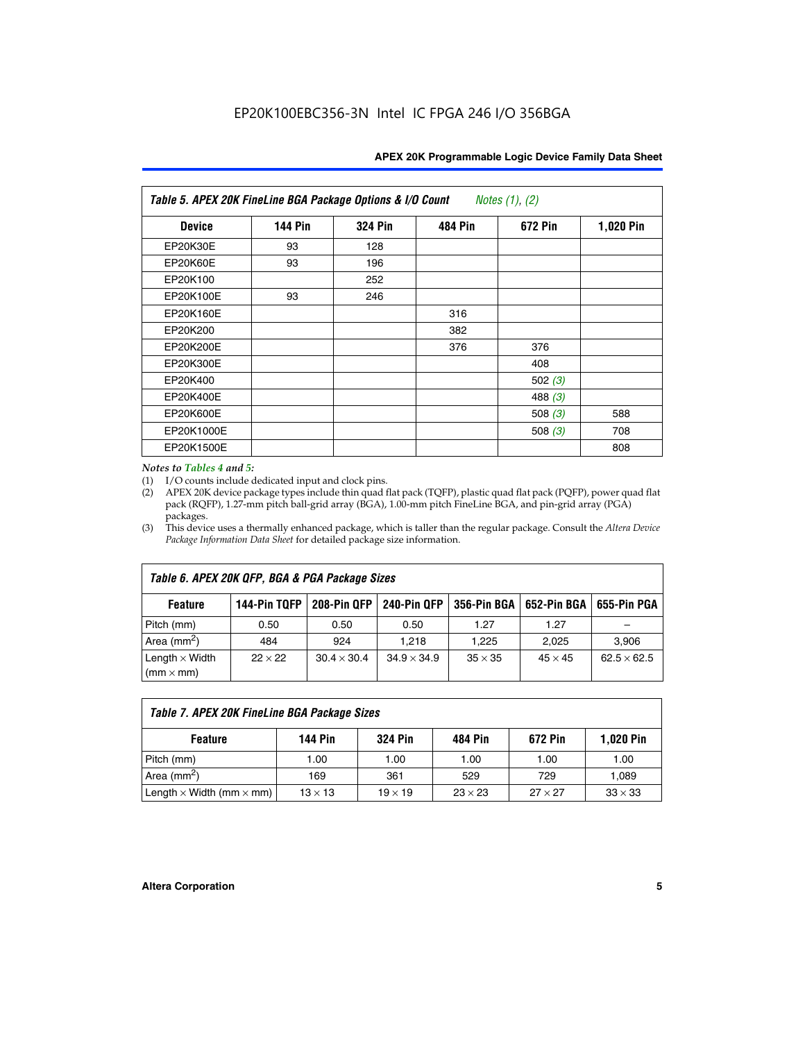EP20K100EBC356-3N Intel IC FPGA 246 I/O 356BGA

| Table 5. APEX 20K FineLine BGA Package Options & I/O Count *Notes (1), (2)* | | | | | |
|---|---|---|---|---|---|
| **Device** | **144 Pin** | **324 Pin** | **484 Pin** | **672 Pin** | **1,020 Pin** |
| EP20K30E | 93 | 128 | | | |
| EP20K60E | 93 | 196 | | | |
| EP20K100 | | 252 | | | |
| EP20K100E | 93 | 246 | | | |
| EP20K160E | | | 316 | | |
| EP20K200 | | | 382 | | |
| EP20K200E | | | 376 | 376 | |
| EP20K300E | | | | 408 | |
| EP20K400 | | | | 502 *(3)* | |
| EP20K400E | | | | 488 *(3)* | |
| EP20K600E | | | | 508 *(3)* | 588 |
| EP20K1000E | | | | 508 *(3)* | 708 |
| EP20K1500E | | | | | 808 |

*Notes to Tables 4 and 5:*

(1) I/O counts include dedicated input and clock pins.

(2) APEX 20K device package types include thin quad flat pack (TQFP), plastic quad flat pack (PQFP), power quad flat pack (RQFP), 1.27-mm pitch ball-grid array (BGA), 1.00-mm pitch FineLine BGA, and pin-grid array (PGA) packages.

(3) This device uses a thermally enhanced package, which is taller than the regular package. Consult the *Altera Device Package Information Data Sheet* for detailed package size information.

| Table 6. APEX 20K QFP, BGA & PGA Package Sizes | | | | | | |
|---|---|---|---|---|---|---|
| **Feature** | **144-Pin TQFP** | **208-Pin QFP** | **240-Pin QFP** | **356-Pin BGA** | **652-Pin BGA** | **655-Pin PGA** |
| Pitch (mm) | 0.50 | 0.50 | 0.50 | 1.27 | 1.27 | – |
| Area (mm$^2$) | 484 | 924 | 1,218 | 1,225 | 2,025 | 3,906 |
| Length × Width (mm × mm) | 22 × 22 | 30.4 × 30.4 | 34.9 × 34.9 | 35 × 35 | 45 × 45 | 62.5 × 62.5 |

| Table 7. APEX 20K FineLine BGA Package Sizes | | | | | |
|---|---|---|---|---|---|
| **Feature** | **144 Pin** | **324 Pin** | **484 Pin** | **672 Pin** | **1,020 Pin** |
| Pitch (mm) | 1.00 | 1.00 | 1.00 | 1.00 | 1.00 |
| Area (mm$^2$) | 169 | 361 | 529 | 729 | 1,089 |
| Length × Width (mm × mm) | 13 × 13 | 19 × 19 | 23 × 23 | 27 × 27 | 33 × 33 |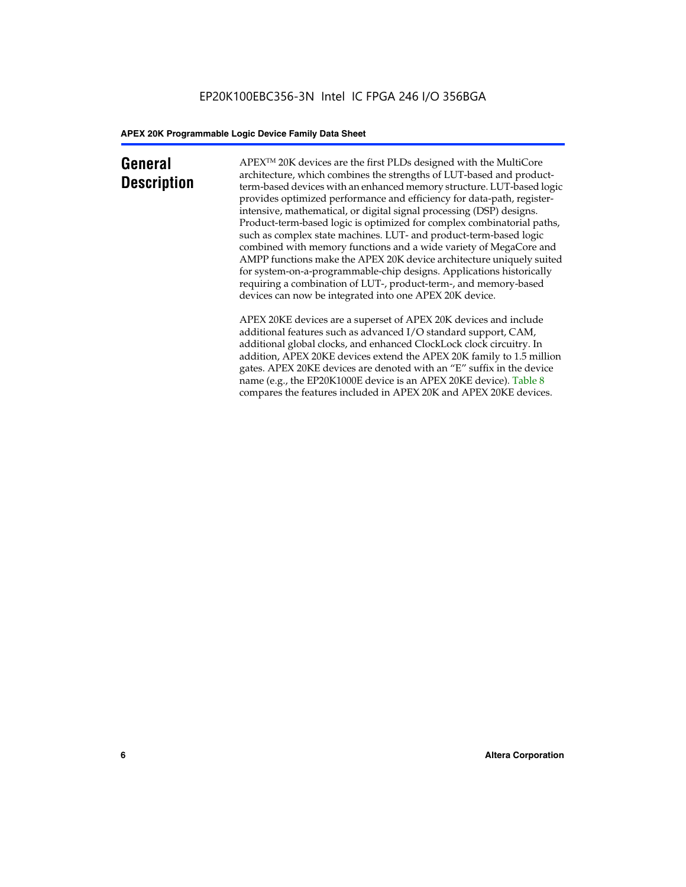# General Description

APEX™ 20K devices are the first PLDs designed with the MultiCore architecture, which combines the strengths of LUT-based and product-term-based devices with an enhanced memory structure. LUT-based logic provides optimized performance and efficiency for data-path, register-intensive, mathematical, or digital signal processing (DSP) designs. Product-term-based logic is optimized for complex combinatorial paths, such as complex state machines. LUT- and product-term-based logic combined with memory functions and a wide variety of MegaCore and AMPP functions make the APEX 20K device architecture uniquely suited for system-on-a-programmable-chip designs. Applications historically requiring a combination of LUT-, product-term-, and memory-based devices can now be integrated into one APEX 20K device.

APEX 20KE devices are a superset of APEX 20K devices and include additional features such as advanced I/O standard support, CAM, additional global clocks, and enhanced ClockLock clock circuitry. In addition, APEX 20KE devices extend the APEX 20K family to 1.5 million gates. APEX 20KE devices are denoted with an "E" suffix in the device name (e.g., the EP20K1000E device is an APEX 20KE device). Table 8 compares the features included in APEX 20K and APEX 20KE devices.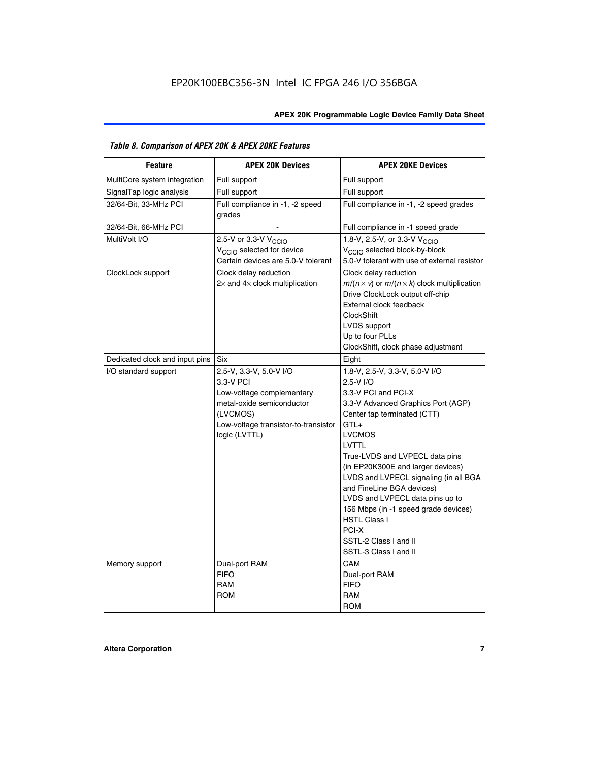EP20K100EBC356-3N Intel IC FPGA 246 I/O 356BGA

| *Table 8. Comparison of APEX 20K & APEX 20KE Features* | | |
|---|---|---|
| **Feature** | **APEX 20K Devices** | **APEX 20KE Devices** |
| MultiCore system integration | Full support | Full support |
| SignalTap logic analysis | Full support | Full support |
| 32/64-Bit, 33-MHz PCI | Full compliance in -1, -2 speed grades | Full compliance in -1, -2 speed grades |
| 32/64-Bit, 66-MHz PCI | - | Full compliance in -1 speed grade |
| MultiVolt I/O | 2.5-V or 3.3-V $V_{CCIO}$<br>$V_{CCIO}$ selected for device<br>Certain devices are 5.0-V tolerant | 1.8-V, 2.5-V, or 3.3-V $V_{CCIO}$<br>$V_{CCIO}$ selected block-by-block<br>5.0-V tolerant with use of external resistor |
| ClockLock support | Clock delay reduction<br>2× and 4× clock multiplication | Clock delay reduction<br>$m/(n \times v)$ or $m/(n \times k)$ clock multiplication<br>Drive ClockLock output off-chip<br>External clock feedback<br>ClockShift<br>LVDS support<br>Up to four PLLs<br>ClockShift, clock phase adjustment |
| Dedicated clock and input pins | Six | Eight |
| I/O standard support | 2.5-V, 3.3-V, 5.0-V I/O<br>3.3-V PCI<br>Low-voltage complementary metal-oxide semiconductor (LVCMOS)<br>Low-voltage transistor-to-transistor logic (LVTTL) | 1.8-V, 2.5-V, 3.3-V, 5.0-V I/O<br>2.5-V I/O<br>3.3-V PCI and PCI-X<br>3.3-V Advanced Graphics Port (AGP)<br>Center tap terminated (CTT)<br>GTL+<br>LVCMOS<br>LVTTL<br>True-LVDS and LVPECL data pins (in EP20K300E and larger devices)<br>LVDS and LVPECL signaling (in all BGA and FineLine BGA devices)<br>LVDS and LVPECL data pins up to 156 Mbps (in -1 speed grade devices)<br>HSTL Class I<br>PCI-X<br>SSTL-2 Class I and II<br>SSTL-3 Class I and II |
| Memory support | Dual-port RAM<br>FIFO<br>RAM<br>ROM | CAM<br>Dual-port RAM<br>FIFO<br>RAM<br>ROM |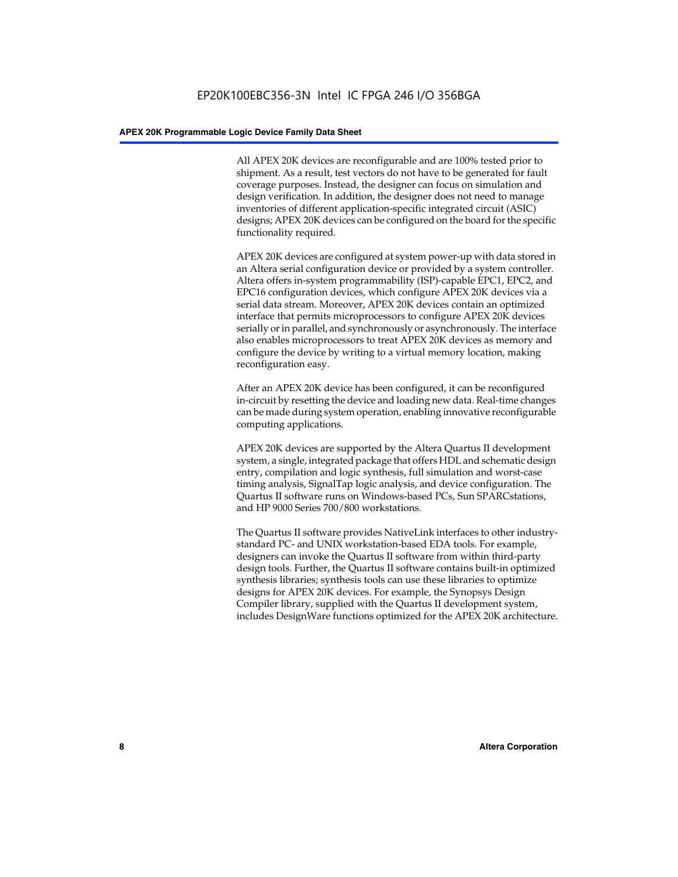All APEX 20K devices are reconfigurable and are 100% tested prior to shipment. As a result, test vectors do not have to be generated for fault coverage purposes. Instead, the designer can focus on simulation and design verification. In addition, the designer does not need to manage inventories of different application-specific integrated circuit (ASIC) designs; APEX 20K devices can be configured on the board for the specific functionality required.

APEX 20K devices are configured at system power-up with data stored in an Altera serial configuration device or provided by a system controller. Altera offers in-system programmability (ISP)-capable EPC1, EPC2, and EPC16 configuration devices, which configure APEX 20K devices via a serial data stream. Moreover, APEX 20K devices contain an optimized interface that permits microprocessors to configure APEX 20K devices serially or in parallel, and synchronously or asynchronously. The interface also enables microprocessors to treat APEX 20K devices as memory and configure the device by writing to a virtual memory location, making reconfiguration easy.

After an APEX 20K device has been configured, it can be reconfigured in-circuit by resetting the device and loading new data. Real-time changes can be made during system operation, enabling innovative reconfigurable computing applications.

APEX 20K devices are supported by the Altera Quartus II development system, a single, integrated package that offers HDL and schematic design entry, compilation and logic synthesis, full simulation and worst-case timing analysis, SignalTap logic analysis, and device configuration. The Quartus II software runs on Windows-based PCs, Sun SPARCstations, and HP 9000 Series 700/800 workstations.

The Quartus II software provides NativeLink interfaces to other industry-standard PC- and UNIX workstation-based EDA tools. For example, designers can invoke the Quartus II software from within third-party design tools. Further, the Quartus II software contains built-in optimized synthesis libraries; synthesis tools can use these libraries to optimize designs for APEX 20K devices. For example, the Synopsys Design Compiler library, supplied with the Quartus II development system, includes DesignWare functions optimized for the APEX 20K architecture.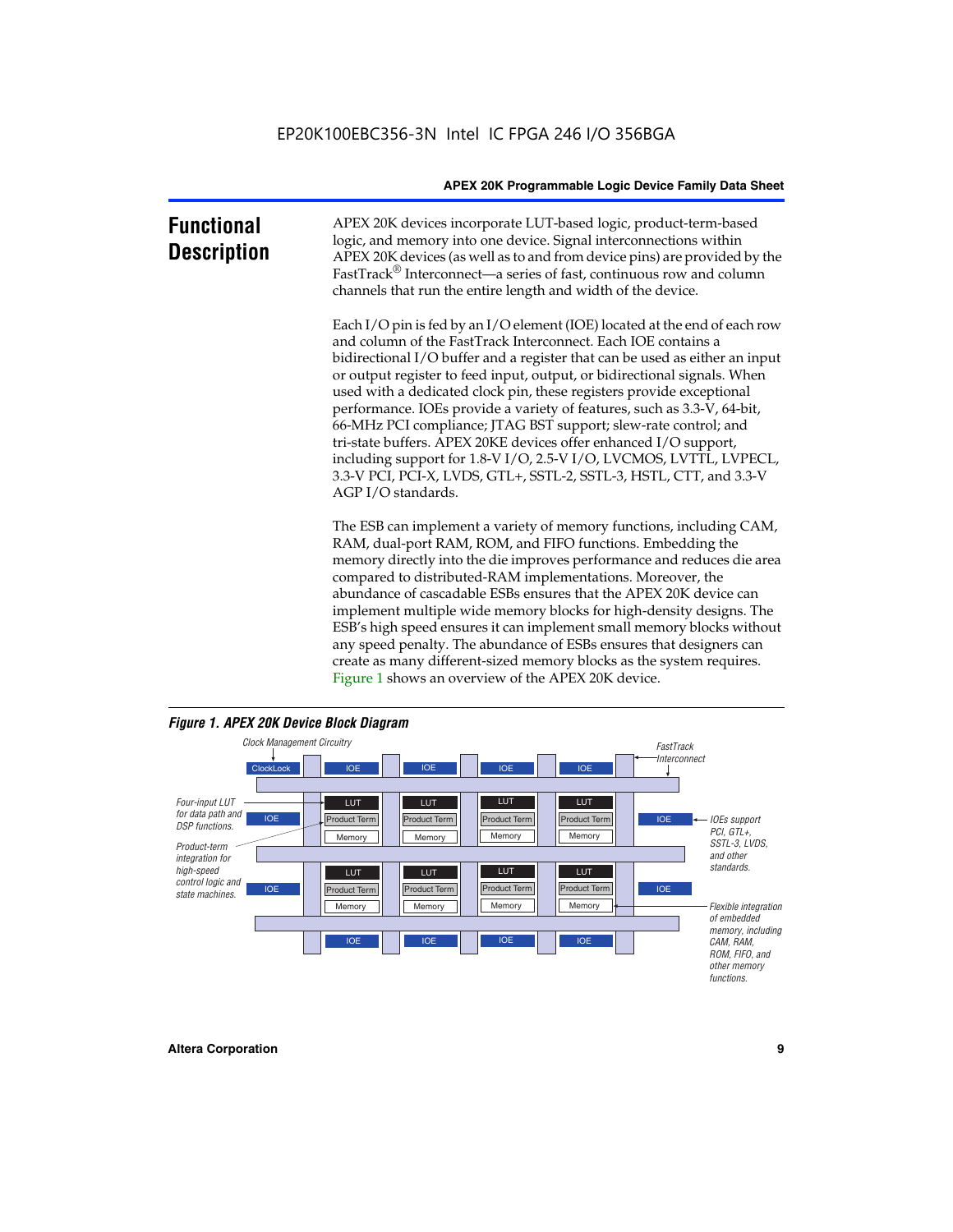# Functional Description

APEX 20K devices incorporate LUT-based logic, product-term-based logic, and memory into one device. Signal interconnections within APEX 20K devices (as well as to and from device pins) are provided by the FastTrack® Interconnect—a series of fast, continuous row and column channels that run the entire length and width of the device.

Each I/O pin is fed by an I/O element (IOE) located at the end of each row and column of the FastTrack Interconnect. Each IOE contains a bidirectional I/O buffer and a register that can be used as either an input or output register to feed input, output, or bidirectional signals. When used with a dedicated clock pin, these registers provide exceptional performance. IOEs provide a variety of features, such as 3.3-V, 64-bit, 66-MHz PCI compliance; JTAG BST support; slew-rate control; and tri-state buffers. APEX 20KE devices offer enhanced I/O support, including support for 1.8-V I/O, 2.5-V I/O, LVCMOS, LVTTL, LVPECL, 3.3-V PCI, PCI-X, LVDS, GTL+, SSTL-2, SSTL-3, HSTL, CTT, and 3.3-V AGP I/O standards.

The ESB can implement a variety of memory functions, including CAM, RAM, dual-port RAM, ROM, and FIFO functions. Embedding the memory directly into the die improves performance and reduces die area compared to distributed-RAM implementations. Moreover, the abundance of cascadable ESBs ensures that the APEX 20K device can implement multiple wide memory blocks for high-density designs. The ESB's high speed ensures it can implement small memory blocks without any speed penalty. The abundance of ESBs ensures that designers can create as many different-sized memory blocks as the system requires. Figure 1 shows an overview of the APEX 20K device.

*Figure 1. APEX 20K Device Block Diagram*

Clock Management Circuitry

FastTrack Interconnect

ClockLock | IOE | IOE | IOE | IOE

Four-input LUT for data path and DSP functions.

Product-term integration for high-speed control logic and state machines.

LUT | Product Term | Memory

IOEs support PCI, GTL+, SSTL-3, LVDS, and other standards.

Flexible integration of embedded memory, including CAM, RAM, ROM, FIFO, and other memory functions.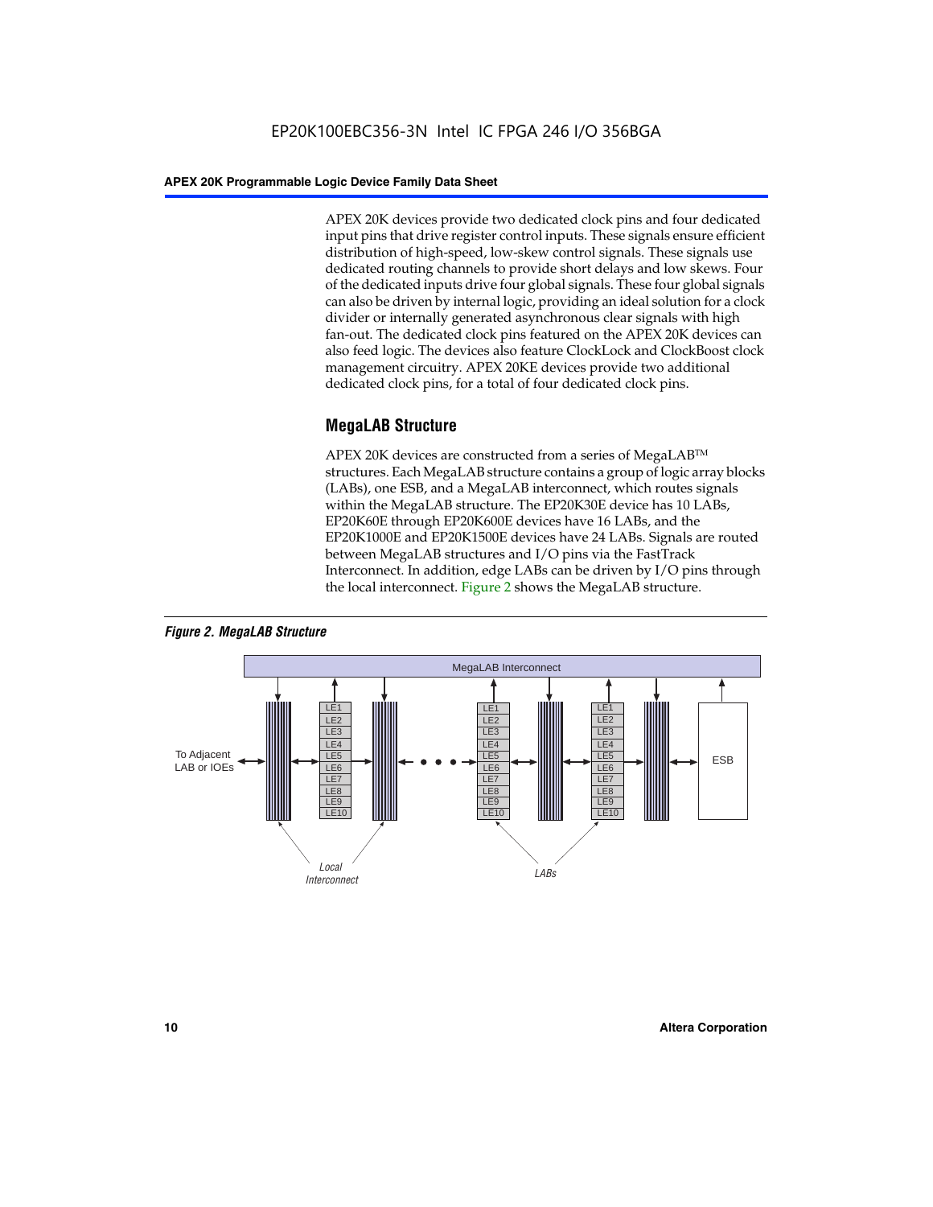APEX 20K devices provide two dedicated clock pins and four dedicated input pins that drive register control inputs. These signals ensure efficient distribution of high-speed, low-skew control signals. These signals use dedicated routing channels to provide short delays and low skews. Four of the dedicated inputs drive four global signals. These four global signals can also be driven by internal logic, providing an ideal solution for a clock divider or internally generated asynchronous clear signals with high fan-out. The dedicated clock pins featured on the APEX 20K devices can also feed logic. The devices also feature ClockLock and ClockBoost clock management circuitry. APEX 20KE devices provide two additional dedicated clock pins, for a total of four dedicated clock pins.

## MegaLAB Structure

APEX 20K devices are constructed from a series of MegaLAB™ structures. Each MegaLAB structure contains a group of logic array blocks (LABs), one ESB, and a MegaLAB interconnect, which routes signals within the MegaLAB structure. The EP20K30E device has 10 LABs, EP20K60E through EP20K600E devices have 16 LABs, and the EP20K1000E and EP20K1500E devices have 24 LABs. Signals are routed between MegaLAB structures and I/O pins via the FastTrack Interconnect. In addition, edge LABs can be driven by I/O pins through the local interconnect. Figure 2 shows the MegaLAB structure.

*Figure 2. MegaLAB Structure*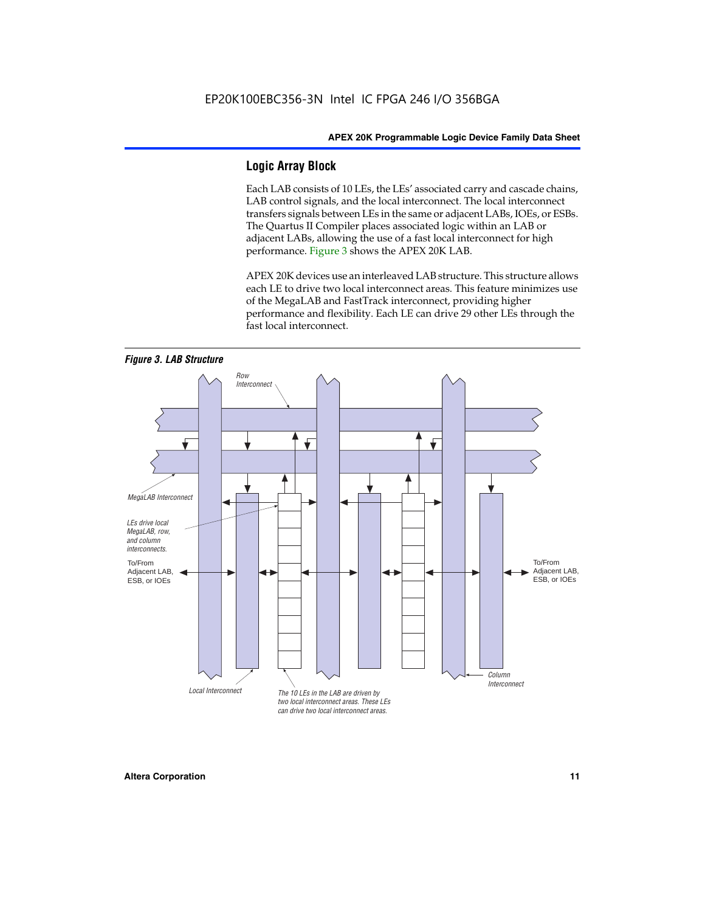## Logic Array Block

Each LAB consists of 10 LEs, the LEs' associated carry and cascade chains, LAB control signals, and the local interconnect. The local interconnect transfers signals between LEs in the same or adjacent LABs, IOEs, or ESBs. The Quartus II Compiler places associated logic within an LAB or adjacent LABs, allowing the use of a fast local interconnect for high performance. Figure 3 shows the APEX 20K LAB.

APEX 20K devices use an interleaved LAB structure. This structure allows each LE to drive two local interconnect areas. This feature minimizes use of the MegaLAB and FastTrack interconnect, providing higher performance and flexibility. Each LE can drive 29 other LEs through the fast local interconnect.

*Figure 3. LAB Structure*

Row Interconnect

MegaLAB Interconnect

LEs drive local MegaLAB, row, and column interconnects.

To/From Adjacent LAB, ESB, or IOEs

To/From Adjacent LAB, ESB, or IOEs

Column Interconnect

Local Interconnect

The 10 LEs in the LAB are driven by two local interconnect areas. These LEs can drive two local interconnect areas.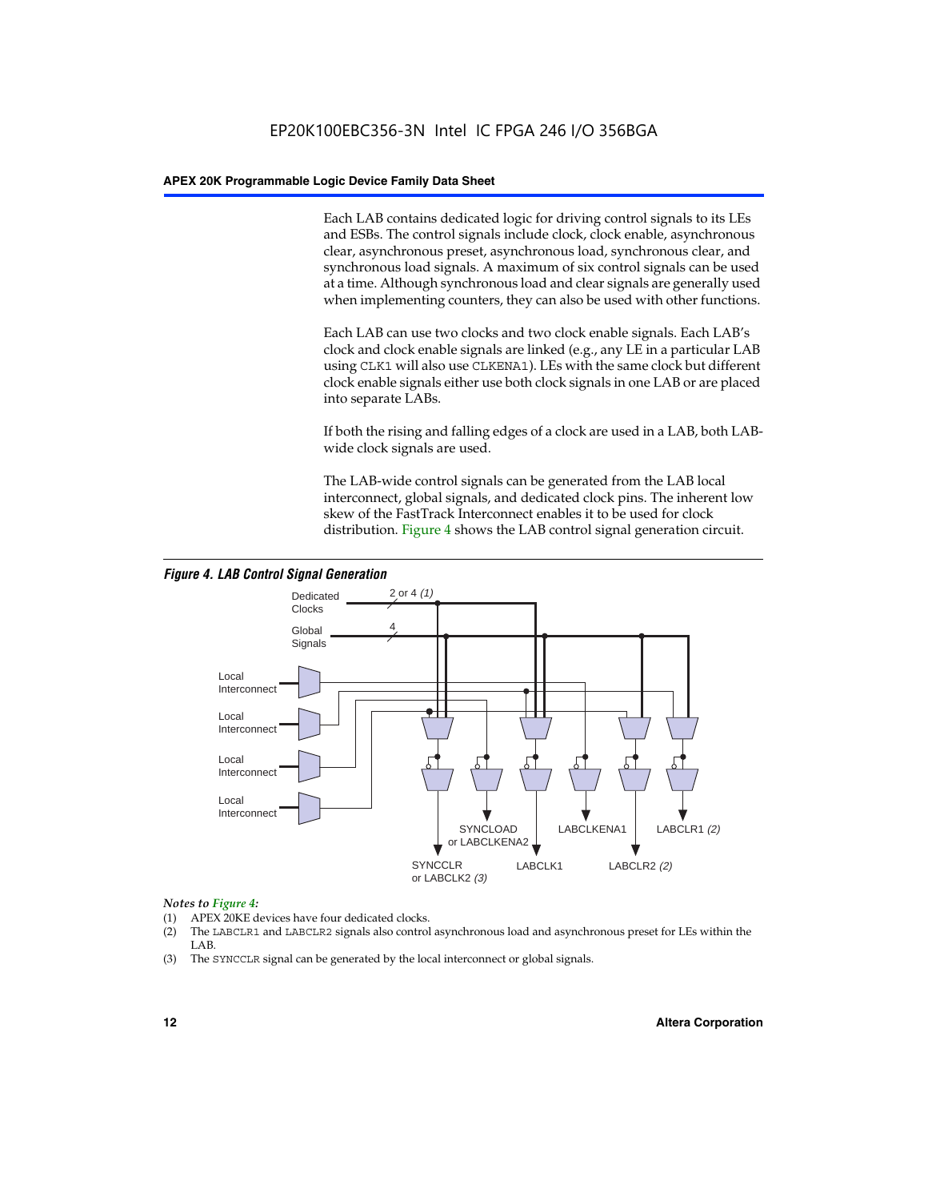Each LAB contains dedicated logic for driving control signals to its LEs and ESBs. The control signals include clock, clock enable, asynchronous clear, asynchronous preset, asynchronous load, synchronous clear, and synchronous load signals. A maximum of six control signals can be used at a time. Although synchronous load and clear signals are generally used when implementing counters, they can also be used with other functions.

Each LAB can use two clocks and two clock enable signals. Each LAB's clock and clock enable signals are linked (e.g., any LE in a particular LAB using CLK1 will also use CLKENA1). LEs with the same clock but different clock enable signals either use both clock signals in one LAB or are placed into separate LABs.

If both the rising and falling edges of a clock are used in a LAB, both LAB-wide clock signals are used.

The LAB-wide control signals can be generated from the LAB local interconnect, global signals, and dedicated clock pins. The inherent low skew of the FastTrack Interconnect enables it to be used for clock distribution. Figure 4 shows the LAB control signal generation circuit.

*Figure 4. LAB Control Signal Generation*

Dedicated Clocks — 2 or 4 *(1)*

Global Signals — 4

Local Interconnect

Local Interconnect

Local Interconnect

Local Interconnect

SYNCCLR or LABCLK2 *(3)*

SYNCLOAD or LABCLKENA2

LABCLK1

LABCLKENA1

LABCLR2 *(2)*

LABCLR1 *(2)*

*Notes to Figure 4:*

(1) APEX 20KE devices have four dedicated clocks.

(2) The LABCLR1 and LABCLR2 signals also control asynchronous load and asynchronous preset for LEs within the LAB.

(3) The SYNCCLR signal can be generated by the local interconnect or global signals.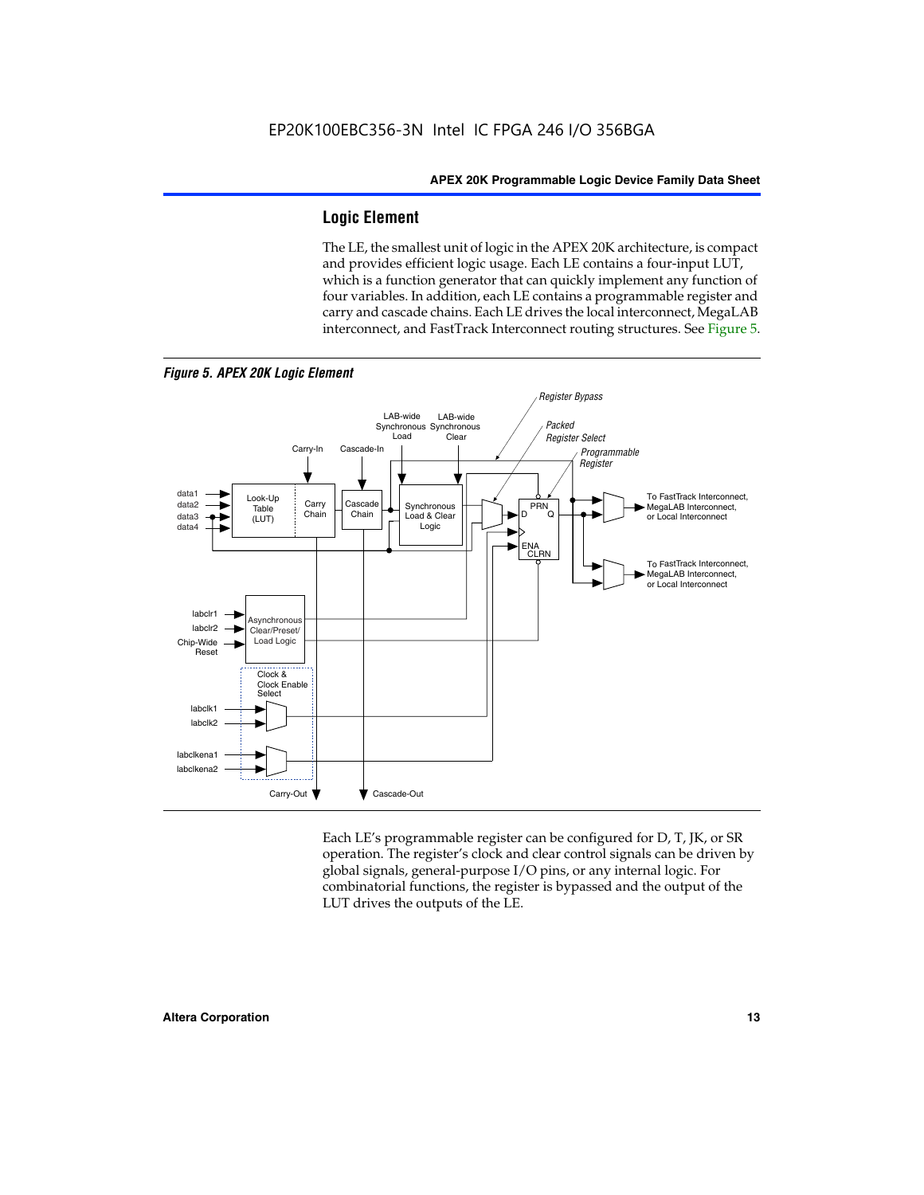## Logic Element

The LE, the smallest unit of logic in the APEX 20K architecture, is compact and provides efficient logic usage. Each LE contains a four-input LUT, which is a function generator that can quickly implement any function of four variables. In addition, each LE contains a programmable register and carry and cascade chains. Each LE drives the local interconnect, MegaLAB interconnect, and FastTrack Interconnect routing structures. See Figure 5.

*Figure 5. APEX 20K Logic Element*

Each LE's programmable register can be configured for D, T, JK, or SR operation. The register's clock and clear control signals can be driven by global signals, general-purpose I/O pins, or any internal logic. For combinatorial functions, the register is bypassed and the output of the LUT drives the outputs of the LE.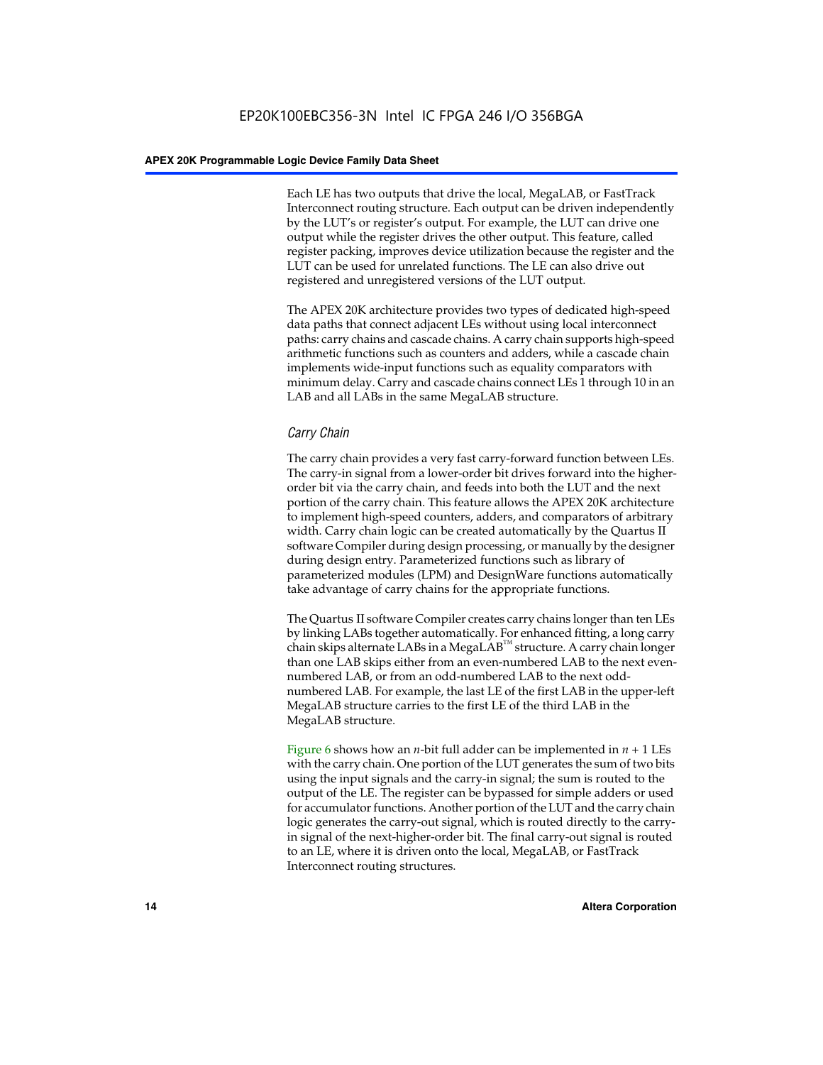Each LE has two outputs that drive the local, MegaLAB, or FastTrack Interconnect routing structure. Each output can be driven independently by the LUT's or register's output. For example, the LUT can drive one output while the register drives the other output. This feature, called register packing, improves device utilization because the register and the LUT can be used for unrelated functions. The LE can also drive out registered and unregistered versions of the LUT output.

The APEX 20K architecture provides two types of dedicated high-speed data paths that connect adjacent LEs without using local interconnect paths: carry chains and cascade chains. A carry chain supports high-speed arithmetic functions such as counters and adders, while a cascade chain implements wide-input functions such as equality comparators with minimum delay. Carry and cascade chains connect LEs 1 through 10 in an LAB and all LABs in the same MegaLAB structure.

### *Carry Chain*

The carry chain provides a very fast carry-forward function between LEs. The carry-in signal from a lower-order bit drives forward into the higher-order bit via the carry chain, and feeds into both the LUT and the next portion of the carry chain. This feature allows the APEX 20K architecture to implement high-speed counters, adders, and comparators of arbitrary width. Carry chain logic can be created automatically by the Quartus II software Compiler during design processing, or manually by the designer during design entry. Parameterized functions such as library of parameterized modules (LPM) and DesignWare functions automatically take advantage of carry chains for the appropriate functions.

The Quartus II software Compiler creates carry chains longer than ten LEs by linking LABs together automatically. For enhanced fitting, a long carry chain skips alternate LABs in a MegaLAB™ structure. A carry chain longer than one LAB skips either from an even-numbered LAB to the next even-numbered LAB, or from an odd-numbered LAB to the next odd-numbered LAB. For example, the last LE of the first LAB in the upper-left MegaLAB structure carries to the first LE of the third LAB in the MegaLAB structure.

Figure 6 shows how an $n$-bit full adder can be implemented in $n + 1$ LEs with the carry chain. One portion of the LUT generates the sum of two bits using the input signals and the carry-in signal; the sum is routed to the output of the LE. The register can be bypassed for simple adders or used for accumulator functions. Another portion of the LUT and the carry chain logic generates the carry-out signal, which is routed directly to the carry-in signal of the next-higher-order bit. The final carry-out signal is routed to an LE, where it is driven onto the local, MegaLAB, or FastTrack Interconnect routing structures.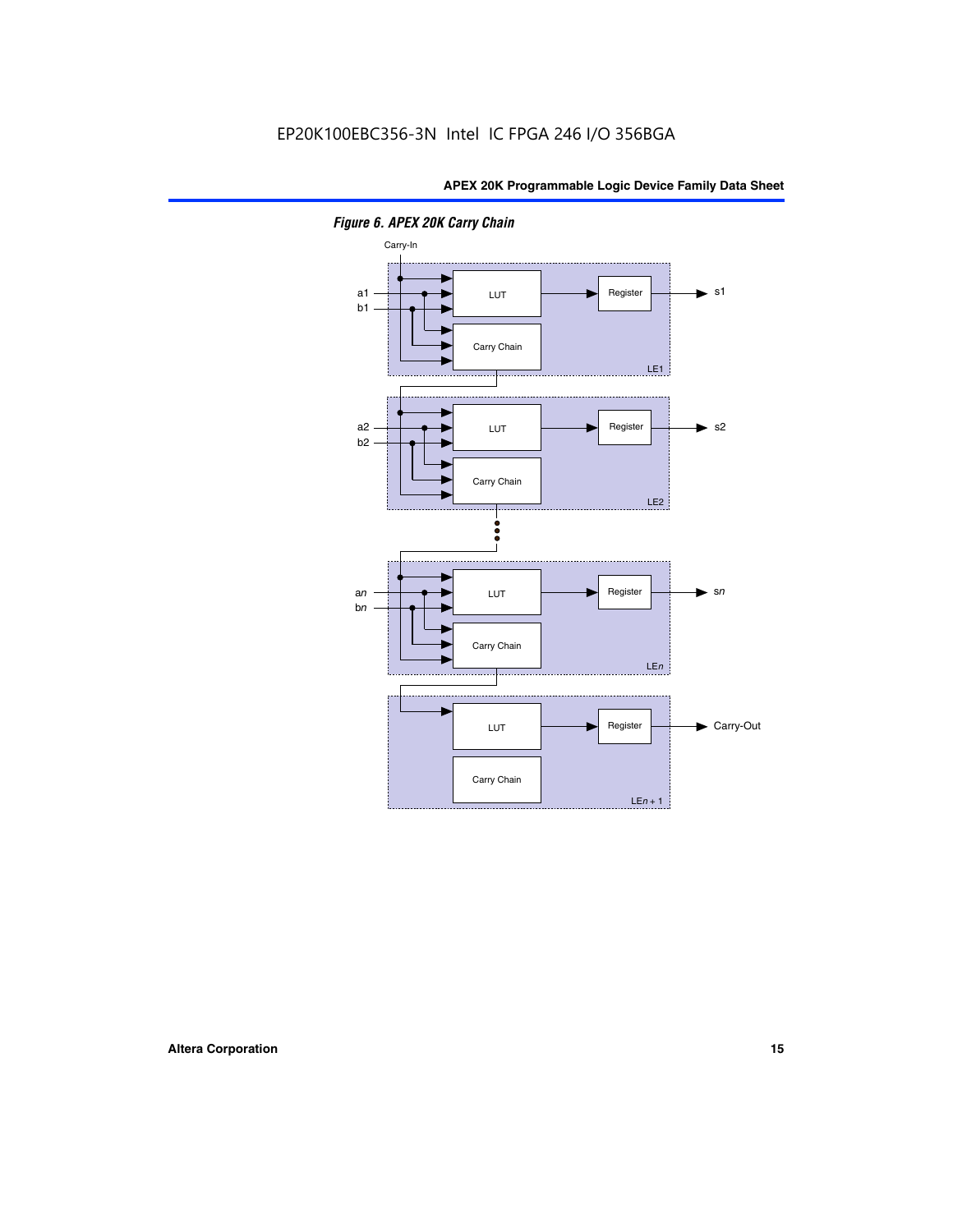*Figure 6. APEX 20K Carry Chain*

Carry-In

a1
b1

LUT

Register

s1

Carry Chain

LE1

a2
b2

LUT

Register

s2

Carry Chain

LE2

an
bn

LUT

Register

sn

Carry Chain

LEn

LUT

Register

Carry-Out

Carry Chain

LEn + 1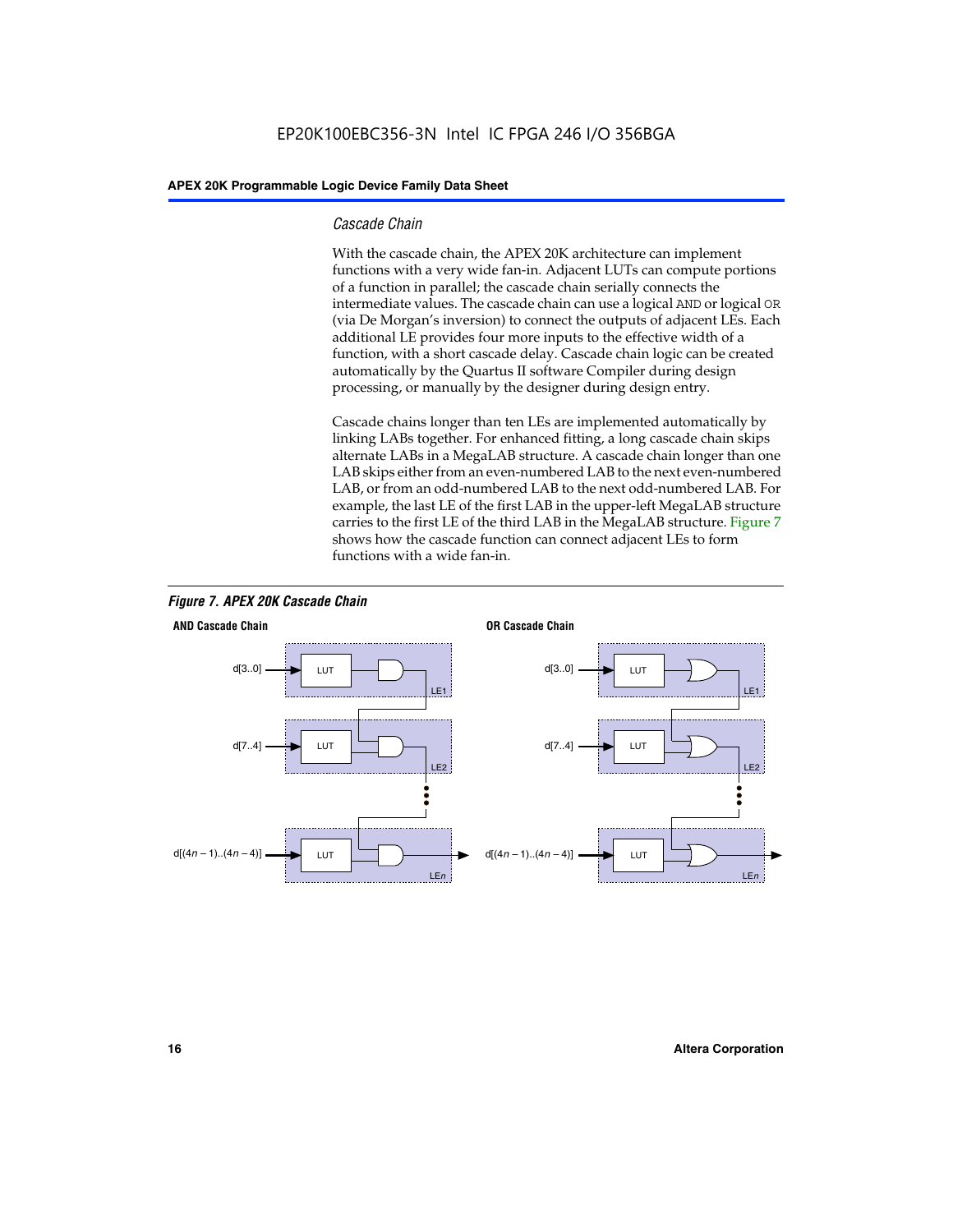### *Cascade Chain*

With the cascade chain, the APEX 20K architecture can implement functions with a very wide fan-in. Adjacent LUTs can compute portions of a function in parallel; the cascade chain serially connects the intermediate values. The cascade chain can use a logical `AND` or logical `OR` (via De Morgan's inversion) to connect the outputs of adjacent LEs. Each additional LE provides four more inputs to the effective width of a function, with a short cascade delay. Cascade chain logic can be created automatically by the Quartus II software Compiler during design processing, or manually by the designer during design entry.

Cascade chains longer than ten LEs are implemented automatically by linking LABs together. For enhanced fitting, a long cascade chain skips alternate LABs in a MegaLAB structure. A cascade chain longer than one LAB skips either from an even-numbered LAB to the next even-numbered LAB, or from an odd-numbered LAB to the next odd-numbered LAB. For example, the last LE of the first LAB in the upper-left MegaLAB structure carries to the first LE of the third LAB in the MegaLAB structure. Figure 7 shows how the cascade function can connect adjacent LEs to form functions with a wide fan-in.

*Figure 7. APEX 20K Cascade Chain*

**AND Cascade Chain**

d[3..0] → LUT → LE1
d[7..4] → LUT → LE2
d[(4$n$ – 1)..(4$n$ – 4)] → LUT → LE$n$

**OR Cascade Chain**

d[3..0] → LUT → LE1
d[7..4] → LUT → LE2
d[(4$n$ – 1)..(4$n$ – 4)] → LUT → LE$n$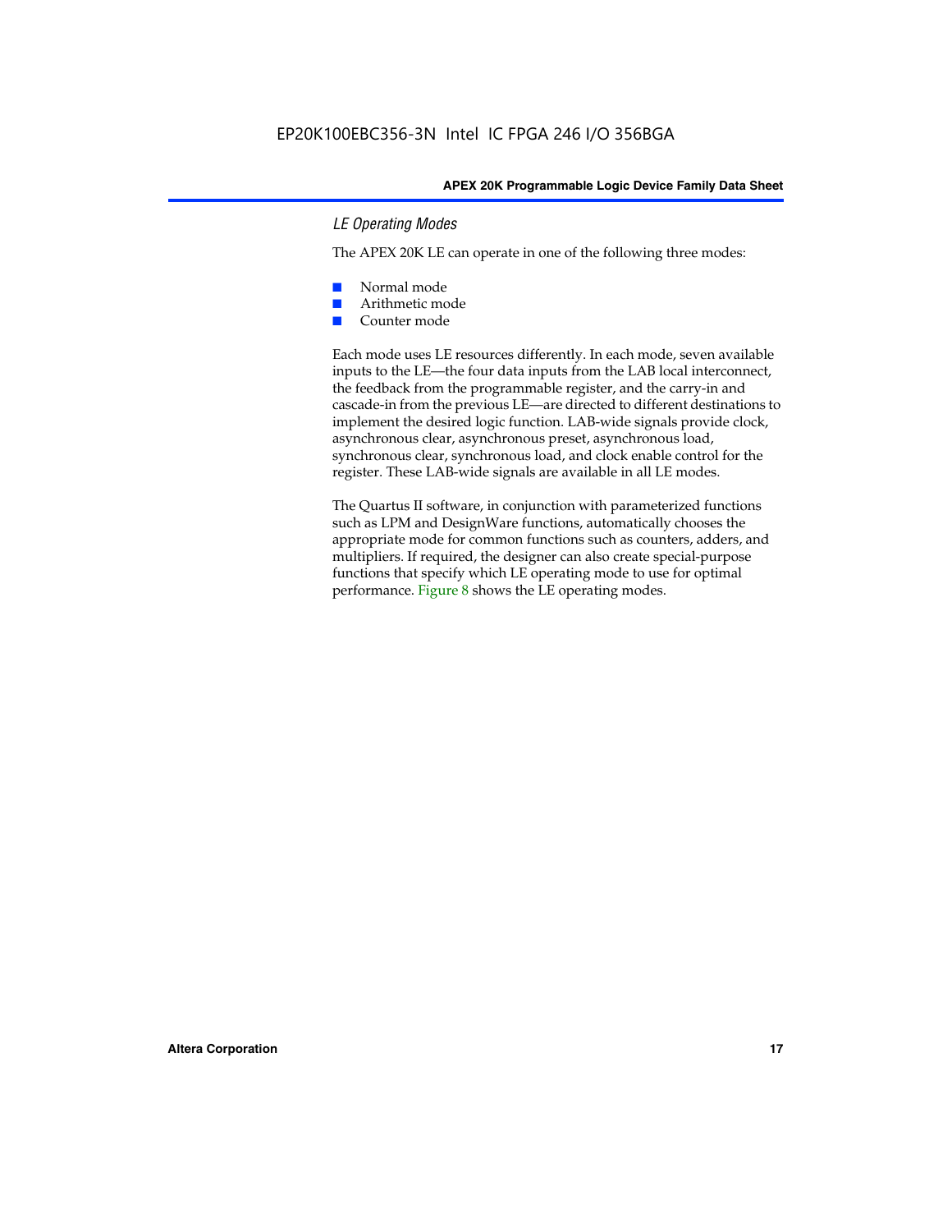### *LE Operating Modes*

The APEX 20K LE can operate in one of the following three modes:

- Normal mode
- Arithmetic mode
- Counter mode

Each mode uses LE resources differently. In each mode, seven available inputs to the LE—the four data inputs from the LAB local interconnect, the feedback from the programmable register, and the carry-in and cascade-in from the previous LE—are directed to different destinations to implement the desired logic function. LAB-wide signals provide clock, asynchronous clear, asynchronous preset, asynchronous load, synchronous clear, synchronous load, and clock enable control for the register. These LAB-wide signals are available in all LE modes.

The Quartus II software, in conjunction with parameterized functions such as LPM and DesignWare functions, automatically chooses the appropriate mode for common functions such as counters, adders, and multipliers. If required, the designer can also create special-purpose functions that specify which LE operating mode to use for optimal performance. Figure 8 shows the LE operating modes.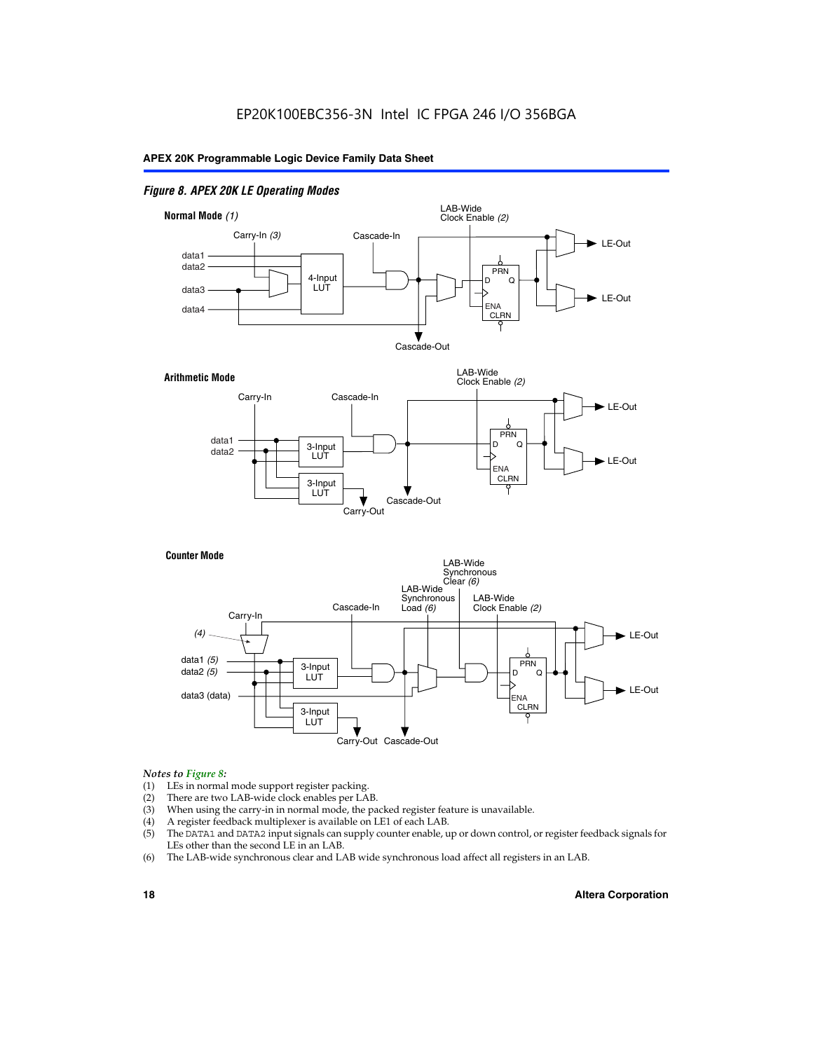*Figure 8. APEX 20K LE Operating Modes*

**Normal Mode** *(1)*

Carry-In *(3)* | Cascade-In | LAB-Wide Clock Enable *(2)*

data1, data2, data3, data4 | 4-Input LUT | PRN | D | Q | ENA | CLRN | LE-Out | LE-Out | Cascade-Out

**Arithmetic Mode**

Carry-In | Cascade-In | LAB-Wide Clock Enable *(2)*

data1, data2 | 3-Input LUT | 3-Input LUT | PRN | D | Q | ENA | CLRN | LE-Out | LE-Out | Carry-Out | Cascade-Out

**Counter Mode**

Carry-In | *(4)* | Cascade-In | LAB-Wide Synchronous Load *(6)* | LAB-Wide Synchronous Clear *(6)* | LAB-Wide Clock Enable *(2)*

data1 *(5)*, data2 *(5)*, data3 (data) | 3-Input LUT | 3-Input LUT | PRN | D | Q | ENA | CLRN | LE-Out | LE-Out | Carry-Out | Cascade-Out

*Notes to Figure 8:*

(1) LEs in normal mode support register packing.
(2) There are two LAB-wide clock enables per LAB.
(3) When using the carry-in in normal mode, the packed register feature is unavailable.
(4) A register feedback multiplexer is available on LE1 of each LAB.
(5) The DATA1 and DATA2 input signals can supply counter enable, up or down control, or register feedback signals for LEs other than the second LE in an LAB.
(6) The LAB-wide synchronous clear and LAB wide synchronous load affect all registers in an LAB.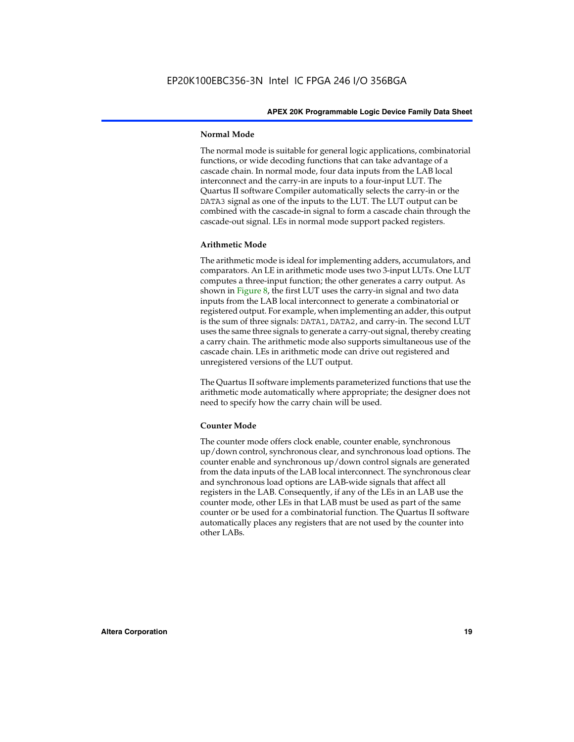### Normal Mode

The normal mode is suitable for general logic applications, combinatorial functions, or wide decoding functions that can take advantage of a cascade chain. In normal mode, four data inputs from the LAB local interconnect and the carry-in are inputs to a four-input LUT. The Quartus II software Compiler automatically selects the carry-in or the DATA3 signal as one of the inputs to the LUT. The LUT output can be combined with the cascade-in signal to form a cascade chain through the cascade-out signal. LEs in normal mode support packed registers.

### Arithmetic Mode

The arithmetic mode is ideal for implementing adders, accumulators, and comparators. An LE in arithmetic mode uses two 3-input LUTs. One LUT computes a three-input function; the other generates a carry output. As shown in Figure 8, the first LUT uses the carry-in signal and two data inputs from the LAB local interconnect to generate a combinatorial or registered output. For example, when implementing an adder, this output is the sum of three signals: DATA1, DATA2, and carry-in. The second LUT uses the same three signals to generate a carry-out signal, thereby creating a carry chain. The arithmetic mode also supports simultaneous use of the cascade chain. LEs in arithmetic mode can drive out registered and unregistered versions of the LUT output.

The Quartus II software implements parameterized functions that use the arithmetic mode automatically where appropriate; the designer does not need to specify how the carry chain will be used.

### Counter Mode

The counter mode offers clock enable, counter enable, synchronous up/down control, synchronous clear, and synchronous load options. The counter enable and synchronous up/down control signals are generated from the data inputs of the LAB local interconnect. The synchronous clear and synchronous load options are LAB-wide signals that affect all registers in the LAB. Consequently, if any of the LEs in an LAB use the counter mode, other LEs in that LAB must be used as part of the same counter or be used for a combinatorial function. The Quartus II software automatically places any registers that are not used by the counter into other LABs.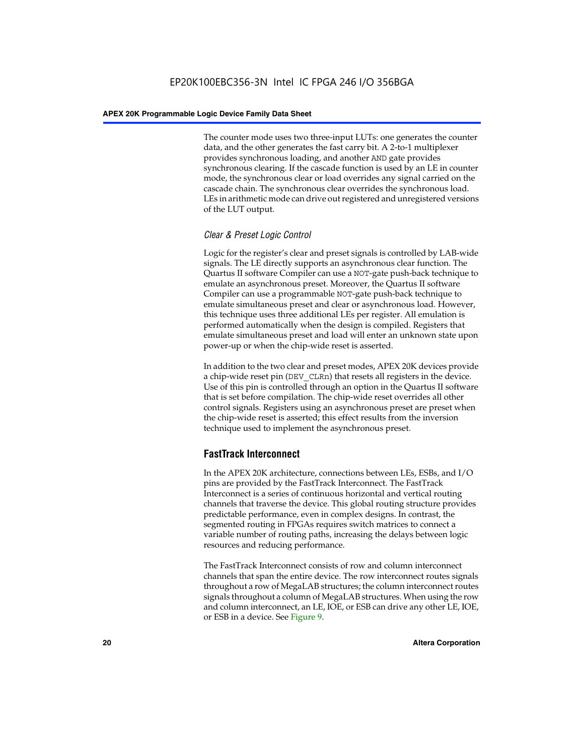The counter mode uses two three-input LUTs: one generates the counter data, and the other generates the fast carry bit. A 2-to-1 multiplexer provides synchronous loading, and another AND gate provides synchronous clearing. If the cascade function is used by an LE in counter mode, the synchronous clear or load overrides any signal carried on the cascade chain. The synchronous clear overrides the synchronous load. LEs in arithmetic mode can drive out registered and unregistered versions of the LUT output.

### *Clear & Preset Logic Control*

Logic for the register's clear and preset signals is controlled by LAB-wide signals. The LE directly supports an asynchronous clear function. The Quartus II software Compiler can use a NOT-gate push-back technique to emulate an asynchronous preset. Moreover, the Quartus II software Compiler can use a programmable NOT-gate push-back technique to emulate simultaneous preset and clear or asynchronous load. However, this technique uses three additional LEs per register. All emulation is performed automatically when the design is compiled. Registers that emulate simultaneous preset and load will enter an unknown state upon power-up or when the chip-wide reset is asserted.

In addition to the two clear and preset modes, APEX 20K devices provide a chip-wide reset pin (DEV_CLRn) that resets all registers in the device. Use of this pin is controlled through an option in the Quartus II software that is set before compilation. The chip-wide reset overrides all other control signals. Registers using an asynchronous preset are preset when the chip-wide reset is asserted; this effect results from the inversion technique used to implement the asynchronous preset.

## FastTrack Interconnect

In the APEX 20K architecture, connections between LEs, ESBs, and I/O pins are provided by the FastTrack Interconnect. The FastTrack Interconnect is a series of continuous horizontal and vertical routing channels that traverse the device. This global routing structure provides predictable performance, even in complex designs. In contrast, the segmented routing in FPGAs requires switch matrices to connect a variable number of routing paths, increasing the delays between logic resources and reducing performance.

The FastTrack Interconnect consists of row and column interconnect channels that span the entire device. The row interconnect routes signals throughout a row of MegaLAB structures; the column interconnect routes signals throughout a column of MegaLAB structures. When using the row and column interconnect, an LE, IOE, or ESB can drive any other LE, IOE, or ESB in a device. See Figure 9.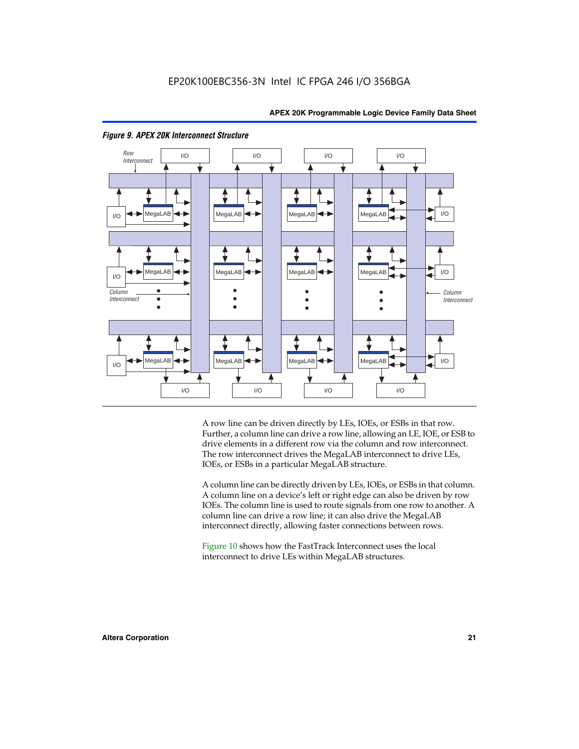*Figure 9. APEX 20K Interconnect Structure*

A row line can be driven directly by LEs, IOEs, or ESBs in that row. Further, a column line can drive a row line, allowing an LE, IOE, or ESB to drive elements in a different row via the column and row interconnect. The row interconnect drives the MegaLAB interconnect to drive LEs, IOEs, or ESBs in a particular MegaLAB structure.

A column line can be directly driven by LEs, IOEs, or ESBs in that column. A column line on a device's left or right edge can also be driven by row IOEs. The column line is used to route signals from one row to another. A column line can drive a row line; it can also drive the MegaLAB interconnect directly, allowing faster connections between rows.

Figure 10 shows how the FastTrack Interconnect uses the local interconnect to drive LEs within MegaLAB structures.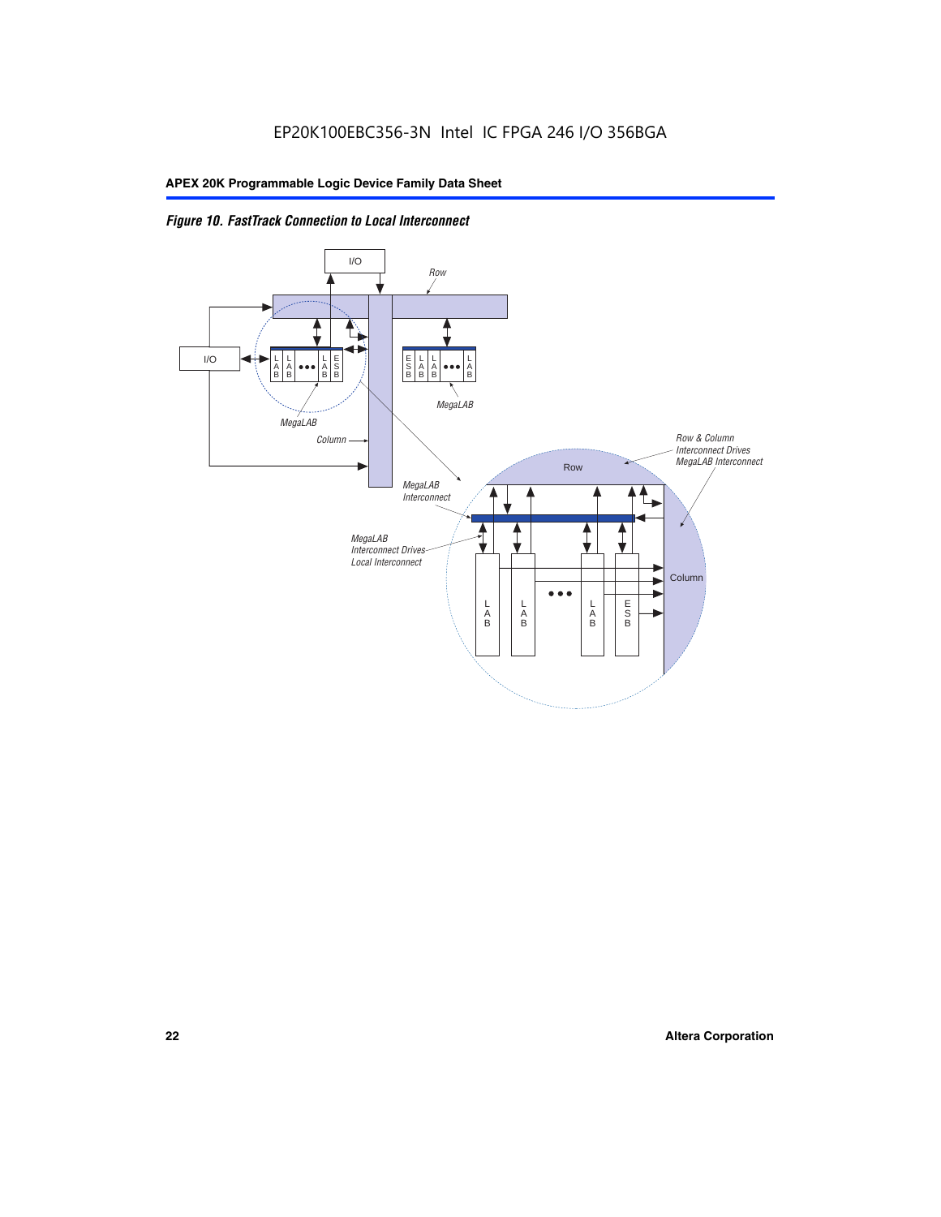EP20K100EBC356-3N Intel IC FPGA 246 I/O 356BGA

*Figure 10. FastTrack Connection to Local Interconnect*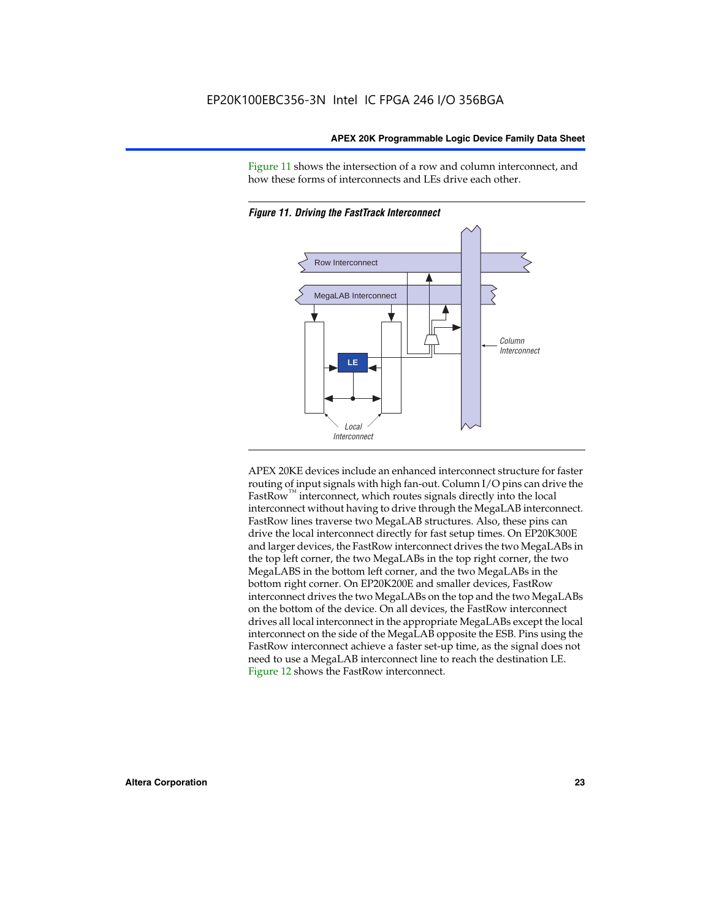Figure 11 shows the intersection of a row and column interconnect, and how these forms of interconnects and LEs drive each other.

*Figure 11. Driving the FastTrack Interconnect*

APEX 20KE devices include an enhanced interconnect structure for faster routing of input signals with high fan-out. Column I/O pins can drive the FastRow™ interconnect, which routes signals directly into the local interconnect without having to drive through the MegaLAB interconnect. FastRow lines traverse two MegaLAB structures. Also, these pins can drive the local interconnect directly for fast setup times. On EP20K300E and larger devices, the FastRow interconnect drives the two MegaLABs in the top left corner, the two MegaLABs in the top right corner, the two MegaLABS in the bottom left corner, and the two MegaLABs in the bottom right corner. On EP20K200E and smaller devices, FastRow interconnect drives the two MegaLABs on the top and the two MegaLABs on the bottom of the device. On all devices, the FastRow interconnect drives all local interconnect in the appropriate MegaLABs except the local interconnect on the side of the MegaLAB opposite the ESB. Pins using the FastRow interconnect achieve a faster set-up time, as the signal does not need to use a MegaLAB interconnect line to reach the destination LE. Figure 12 shows the FastRow interconnect.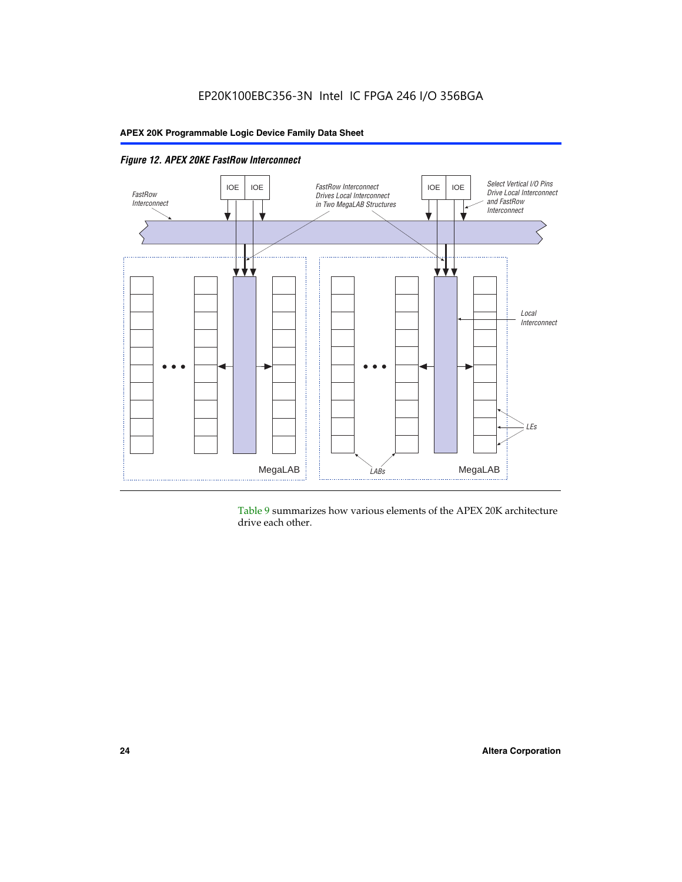*Figure 12. APEX 20KE FastRow Interconnect*

Table 9 summarizes how various elements of the APEX 20K architecture drive each other.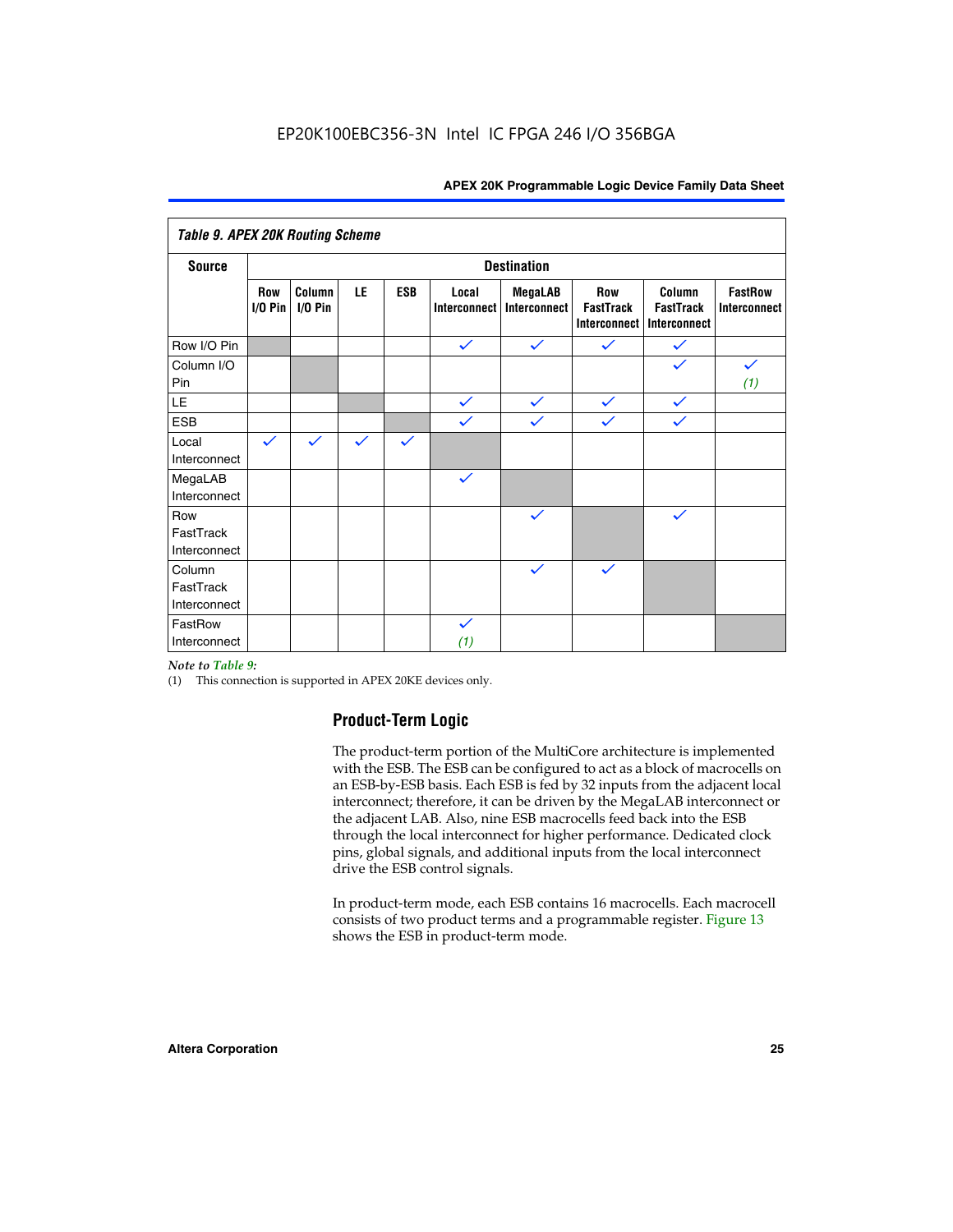Table 9. APEX 20K Routing Scheme

| Source | Destination | | | | | | | | |
|---|---|---|---|---|---|---|---|---|---|
| | Row I/O Pin | Column I/O Pin | LE | ESB | Local Interconnect | MegaLAB Interconnect | Row FastTrack Interconnect | Column FastTrack Interconnect | FastRow Interconnect |
| Row I/O Pin | | | | | ✓ | ✓ | ✓ | ✓ | |
| Column I/O Pin | | | | | | | | ✓ | ✓ (1) |
| LE | | | | | ✓ | ✓ | ✓ | ✓ | |
| ESB | | | | | ✓ | ✓ | ✓ | ✓ | |
| Local Interconnect | ✓ | ✓ | ✓ | ✓ | | | | | |
| MegaLAB Interconnect | | | | | ✓ | | | | |
| Row FastTrack Interconnect | | | | | | ✓ | | ✓ | |
| Column FastTrack Interconnect | | | | | | ✓ | ✓ | | |
| FastRow Interconnect | | | | | ✓ (1) | | | | |

*Note to Table 9:*

(1) This connection is supported in APEX 20KE devices only.

## Product-Term Logic

The product-term portion of the MultiCore architecture is implemented with the ESB. The ESB can be configured to act as a block of macrocells on an ESB-by-ESB basis. Each ESB is fed by 32 inputs from the adjacent local interconnect; therefore, it can be driven by the MegaLAB interconnect or the adjacent LAB. Also, nine ESB macrocells feed back into the ESB through the local interconnect for higher performance. Dedicated clock pins, global signals, and additional inputs from the local interconnect drive the ESB control signals.

In product-term mode, each ESB contains 16 macrocells. Each macrocell consists of two product terms and a programmable register. Figure 13 shows the ESB in product-term mode.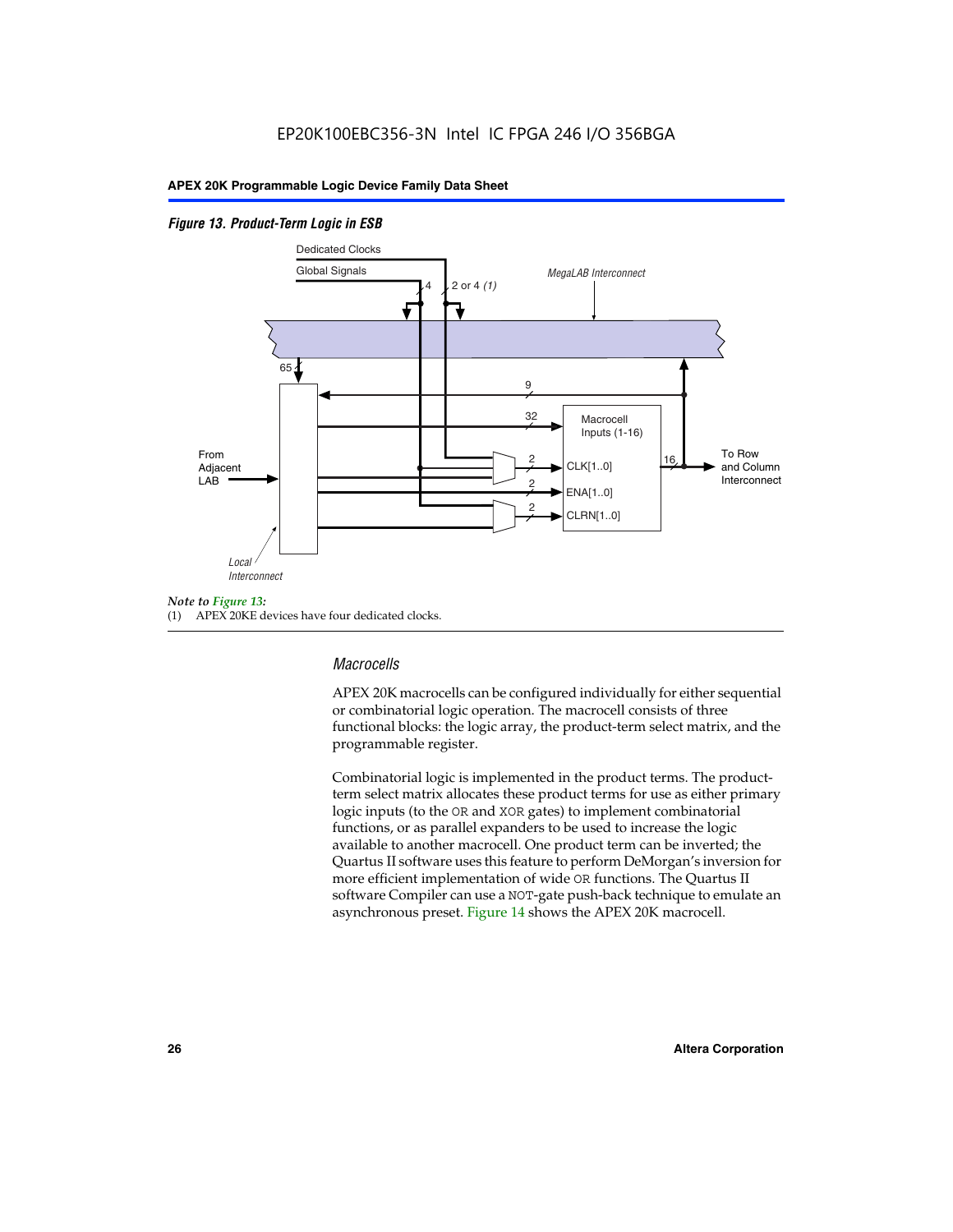*Figure 13. Product-Term Logic in ESB*

Dedicated Clocks

Global Signals

4

2 or 4 *(1)*

*MegaLAB Interconnect*

65

9

32

Macrocell Inputs (1-16)

From Adjacent LAB

2

CLK[1..0]

16

To Row and Column Interconnect

2

ENA[1..0]

2

CLRN[1..0]

*Local Interconnect*

*Note to Figure 13:*

(1) APEX 20KE devices have four dedicated clocks.

### *Macrocells*

APEX 20K macrocells can be configured individually for either sequential or combinatorial logic operation. The macrocell consists of three functional blocks: the logic array, the product-term select matrix, and the programmable register.

Combinatorial logic is implemented in the product terms. The product-term select matrix allocates these product terms for use as either primary logic inputs (to the OR and XOR gates) to implement combinatorial functions, or as parallel expanders to be used to increase the logic available to another macrocell. One product term can be inverted; the Quartus II software uses this feature to perform DeMorgan's inversion for more efficient implementation of wide OR functions. The Quartus II software Compiler can use a NOT-gate push-back technique to emulate an asynchronous preset. Figure 14 shows the APEX 20K macrocell.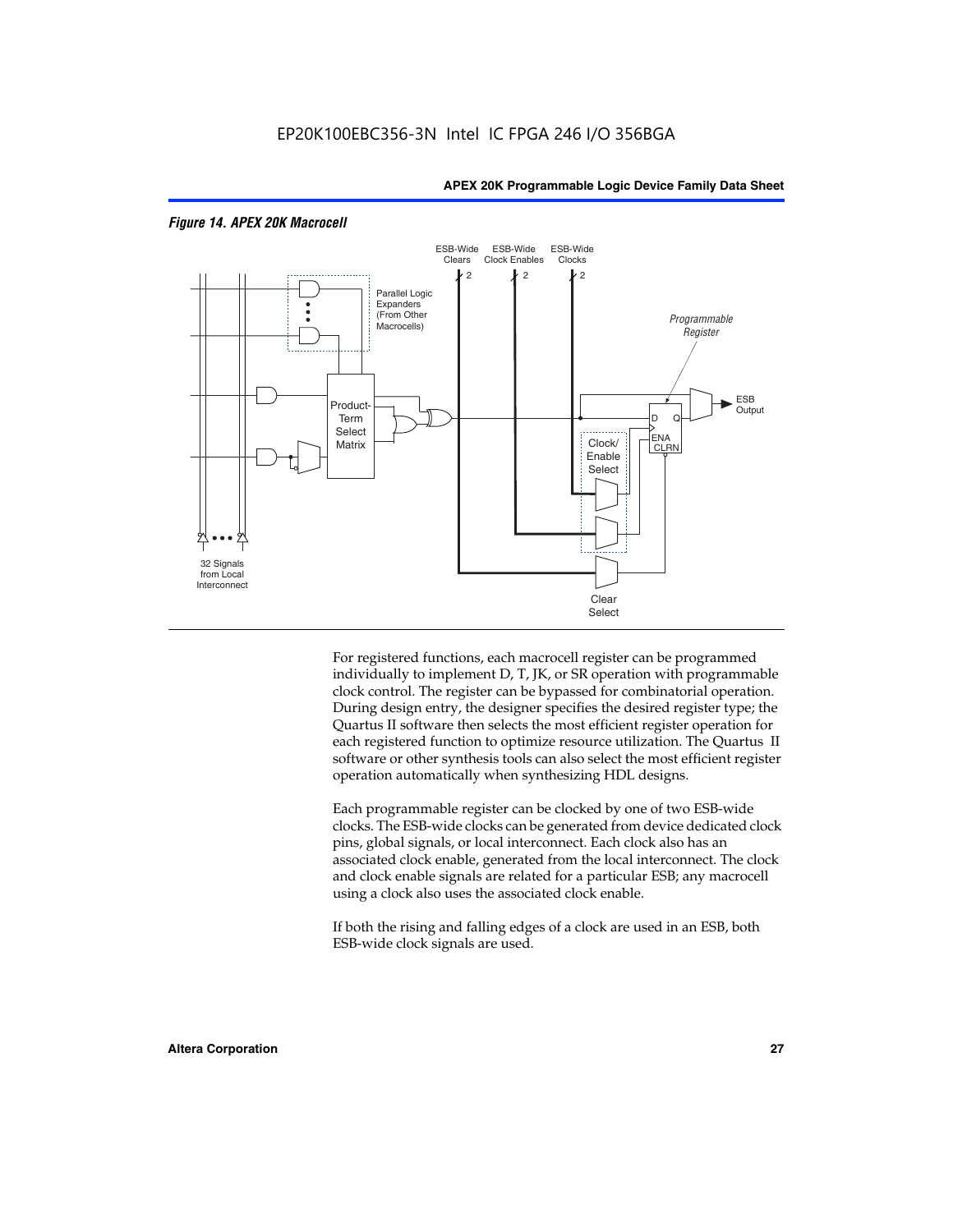*Figure 14. APEX 20K Macrocell*

For registered functions, each macrocell register can be programmed individually to implement D, T, JK, or SR operation with programmable clock control. The register can be bypassed for combinatorial operation. During design entry, the designer specifies the desired register type; the Quartus II software then selects the most efficient register operation for each registered function to optimize resource utilization. The Quartus II software or other synthesis tools can also select the most efficient register operation automatically when synthesizing HDL designs.

Each programmable register can be clocked by one of two ESB-wide clocks. The ESB-wide clocks can be generated from device dedicated clock pins, global signals, or local interconnect. Each clock also has an associated clock enable, generated from the local interconnect. The clock and clock enable signals are related for a particular ESB; any macrocell using a clock also uses the associated clock enable.

If both the rising and falling edges of a clock are used in an ESB, both ESB-wide clock signals are used.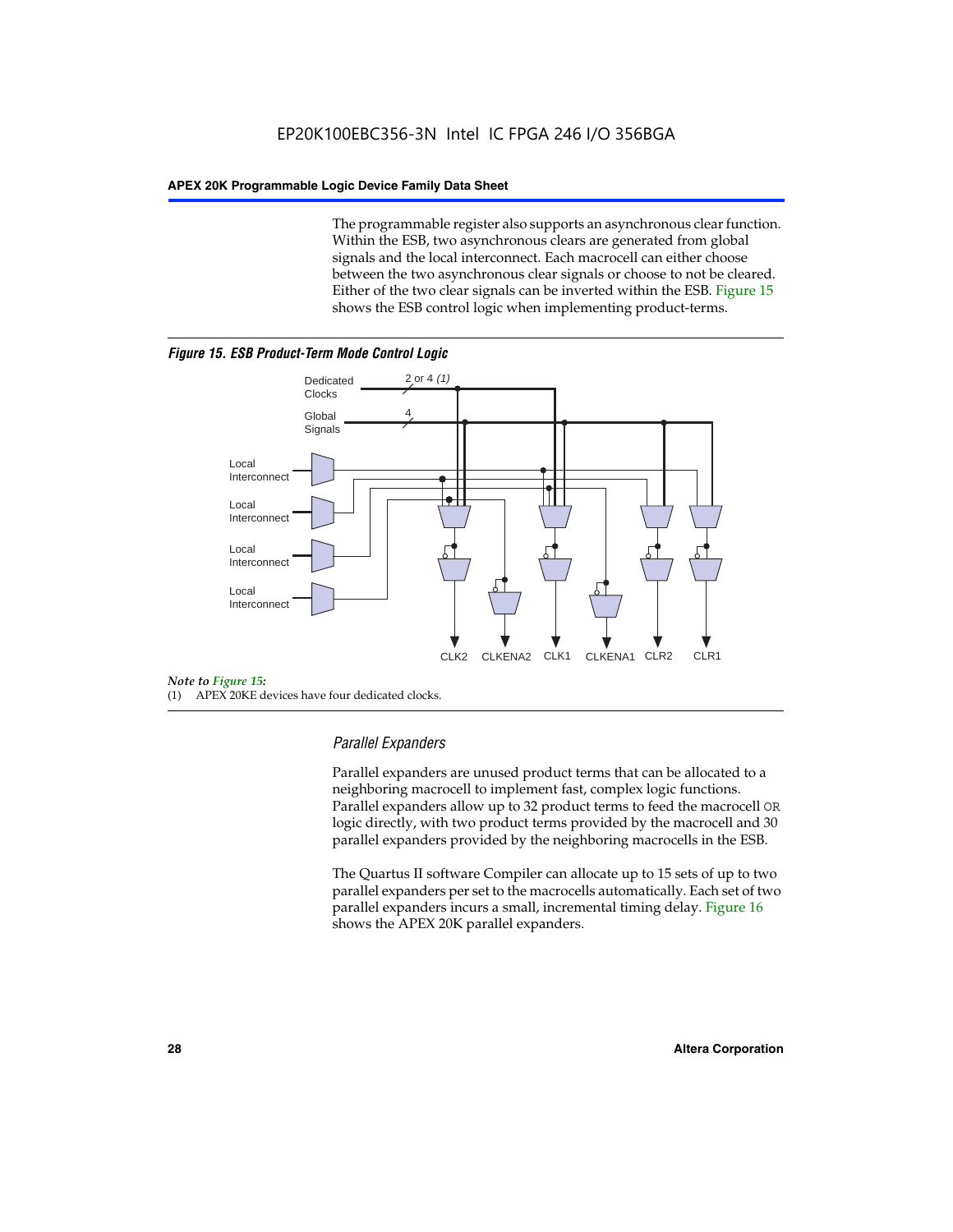The programmable register also supports an asynchronous clear function. Within the ESB, two asynchronous clears are generated from global signals and the local interconnect. Each macrocell can either choose between the two asynchronous clear signals or choose to not be cleared. Either of the two clear signals can be inverted within the ESB. Figure 15 shows the ESB control logic when implementing product-terms.

***Figure 15. ESB Product-Term Mode Control Logic***

Dedicated Clocks 2 or 4 *(1)*

Global Signals 4

Local Interconnect

Local Interconnect

Local Interconnect

Local Interconnect

CLK2 CLKENA2 CLK1 CLKENA1 CLR2 CLR1

*Note to Figure 15:*

(1) APEX 20KE devices have four dedicated clocks.

### *Parallel Expanders*

Parallel expanders are unused product terms that can be allocated to a neighboring macrocell to implement fast, complex logic functions. Parallel expanders allow up to 32 product terms to feed the macrocell OR logic directly, with two product terms provided by the macrocell and 30 parallel expanders provided by the neighboring macrocells in the ESB.

The Quartus II software Compiler can allocate up to 15 sets of up to two parallel expanders per set to the macrocells automatically. Each set of two parallel expanders incurs a small, incremental timing delay. Figure 16 shows the APEX 20K parallel expanders.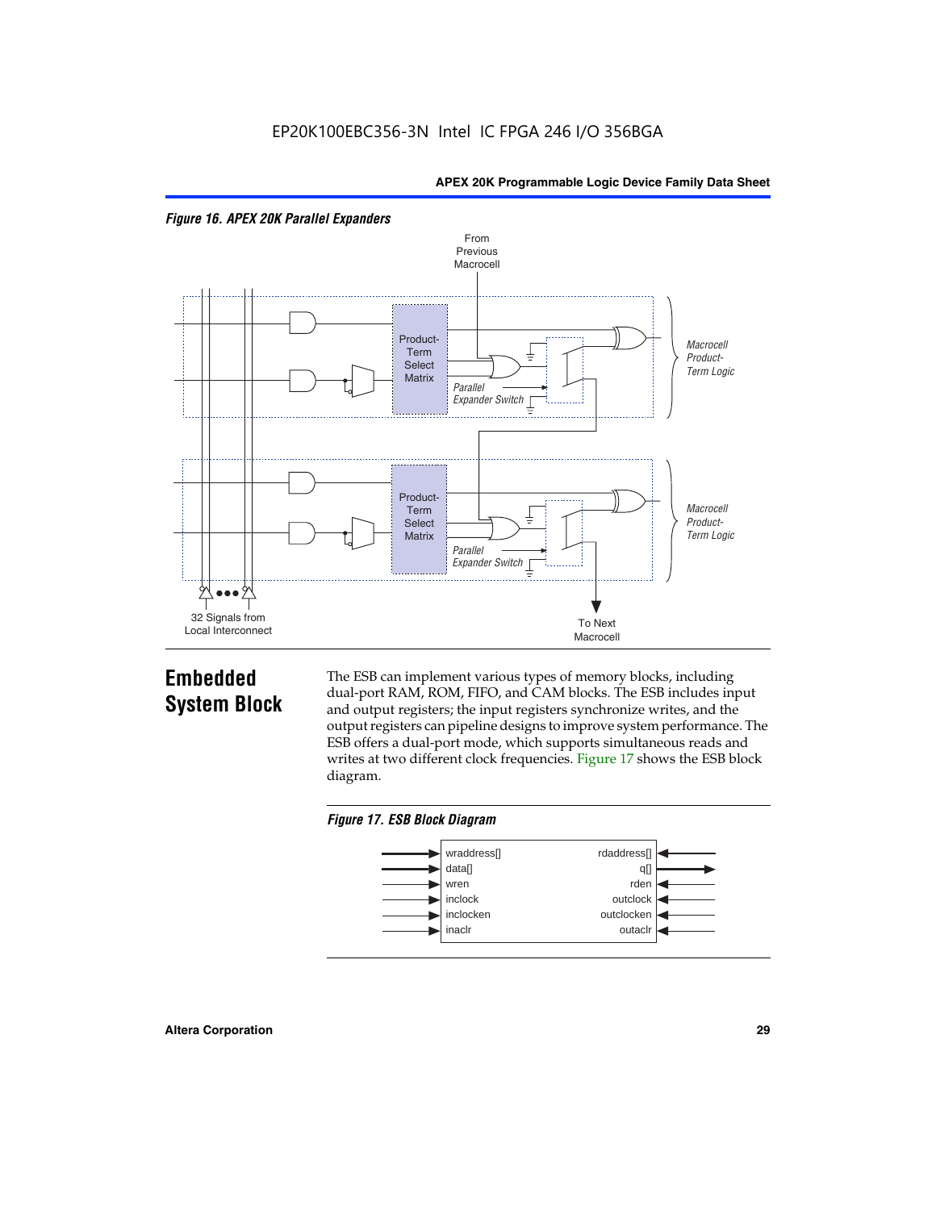*Figure 16. APEX 20K Parallel Expanders*

## Embedded System Block

The ESB can implement various types of memory blocks, including dual-port RAM, ROM, FIFO, and CAM blocks. The ESB includes input and output registers; the input registers synchronize writes, and the output registers can pipeline designs to improve system performance. The ESB offers a dual-port mode, which supports simultaneous reads and writes at two different clock frequencies. Figure 17 shows the ESB block diagram.

*Figure 17. ESB Block Diagram*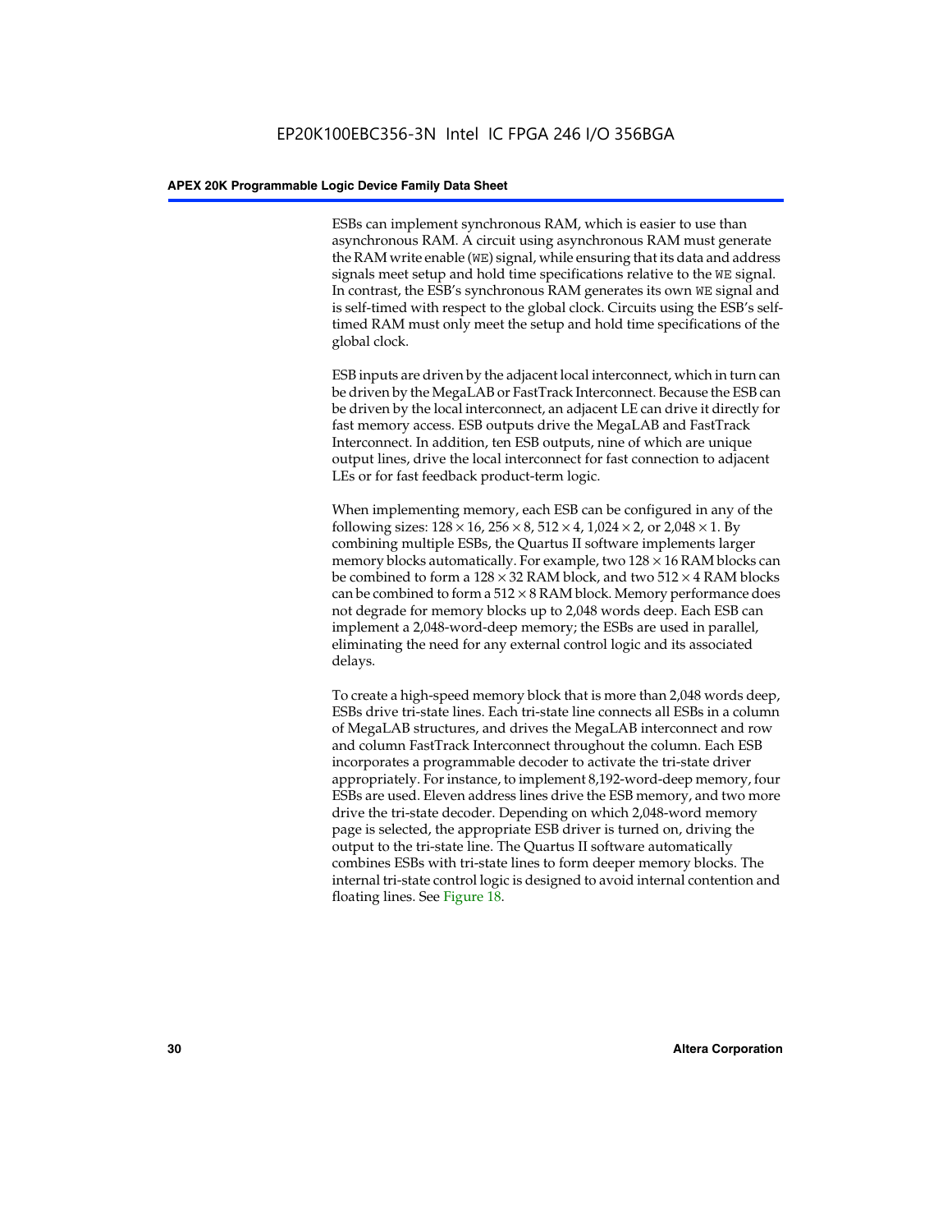ESBs can implement synchronous RAM, which is easier to use than asynchronous RAM. A circuit using asynchronous RAM must generate the RAM write enable (WE) signal, while ensuring that its data and address signals meet setup and hold time specifications relative to the WE signal. In contrast, the ESB's synchronous RAM generates its own WE signal and is self-timed with respect to the global clock. Circuits using the ESB's self-timed RAM must only meet the setup and hold time specifications of the global clock.

ESB inputs are driven by the adjacent local interconnect, which in turn can be driven by the MegaLAB or FastTrack Interconnect. Because the ESB can be driven by the local interconnect, an adjacent LE can drive it directly for fast memory access. ESB outputs drive the MegaLAB and FastTrack Interconnect. In addition, ten ESB outputs, nine of which are unique output lines, drive the local interconnect for fast connection to adjacent LEs or for fast feedback product-term logic.

When implementing memory, each ESB can be configured in any of the following sizes: $128 \times 16$, $256 \times 8$, $512 \times 4$, $1{,}024 \times 2$, or $2{,}048 \times 1$. By combining multiple ESBs, the Quartus II software implements larger memory blocks automatically. For example, two $128 \times 16$ RAM blocks can be combined to form a $128 \times 32$ RAM block, and two $512 \times 4$ RAM blocks can be combined to form a $512 \times 8$ RAM block. Memory performance does not degrade for memory blocks up to 2,048 words deep. Each ESB can implement a 2,048-word-deep memory; the ESBs are used in parallel, eliminating the need for any external control logic and its associated delays.

To create a high-speed memory block that is more than 2,048 words deep, ESBs drive tri-state lines. Each tri-state line connects all ESBs in a column of MegaLAB structures, and drives the MegaLAB interconnect and row and column FastTrack Interconnect throughout the column. Each ESB incorporates a programmable decoder to activate the tri-state driver appropriately. For instance, to implement 8,192-word-deep memory, four ESBs are used. Eleven address lines drive the ESB memory, and two more drive the tri-state decoder. Depending on which 2,048-word memory page is selected, the appropriate ESB driver is turned on, driving the output to the tri-state line. The Quartus II software automatically combines ESBs with tri-state lines to form deeper memory blocks. The internal tri-state control logic is designed to avoid internal contention and floating lines. See Figure 18.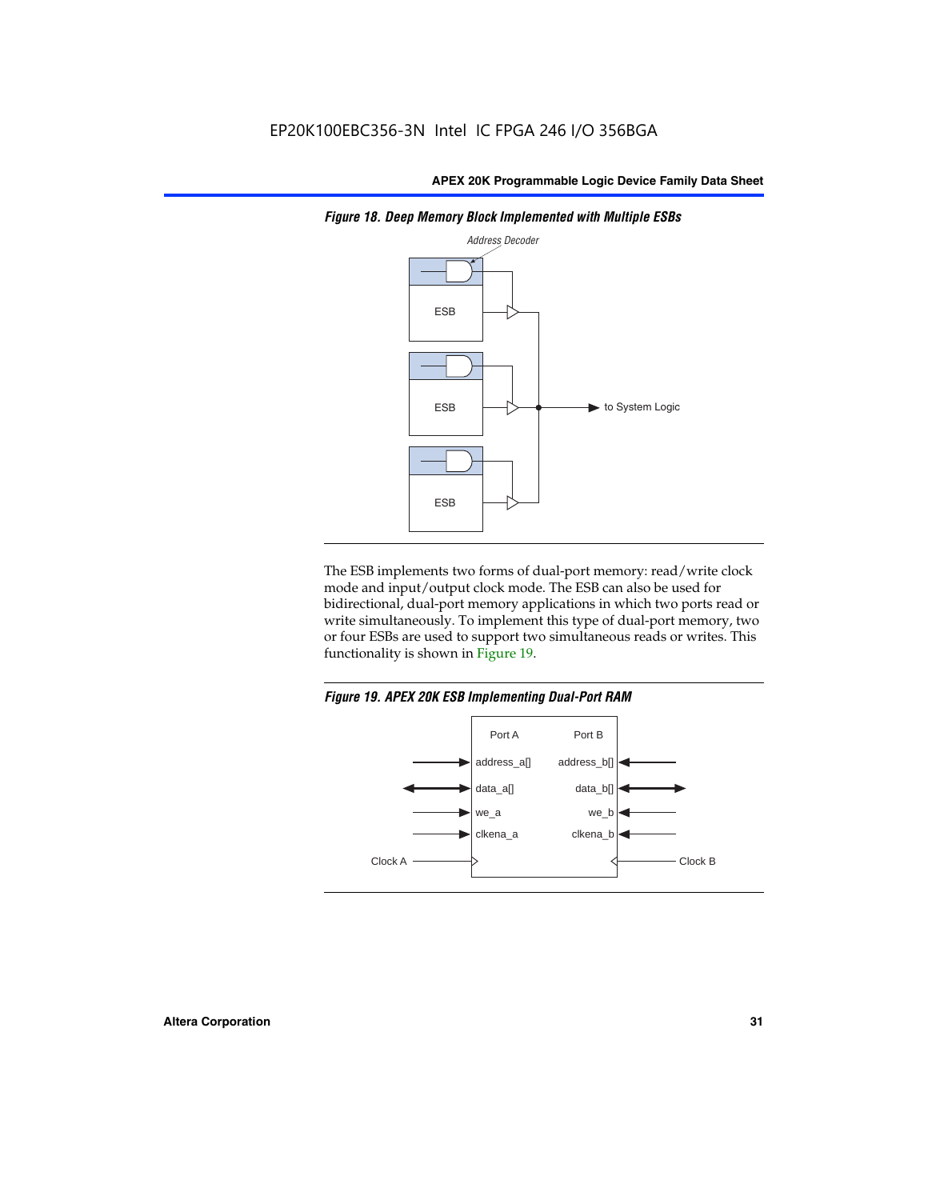**Figure 18. Deep Memory Block Implemented with Multiple ESBs**

The ESB implements two forms of dual-port memory: read/write clock mode and input/output clock mode. The ESB can also be used for bidirectional, dual-port memory applications in which two ports read or write simultaneously. To implement this type of dual-port memory, two or four ESBs are used to support two simultaneous reads or writes. This functionality is shown in Figure 19.

**Figure 19. APEX 20K ESB Implementing Dual-Port RAM**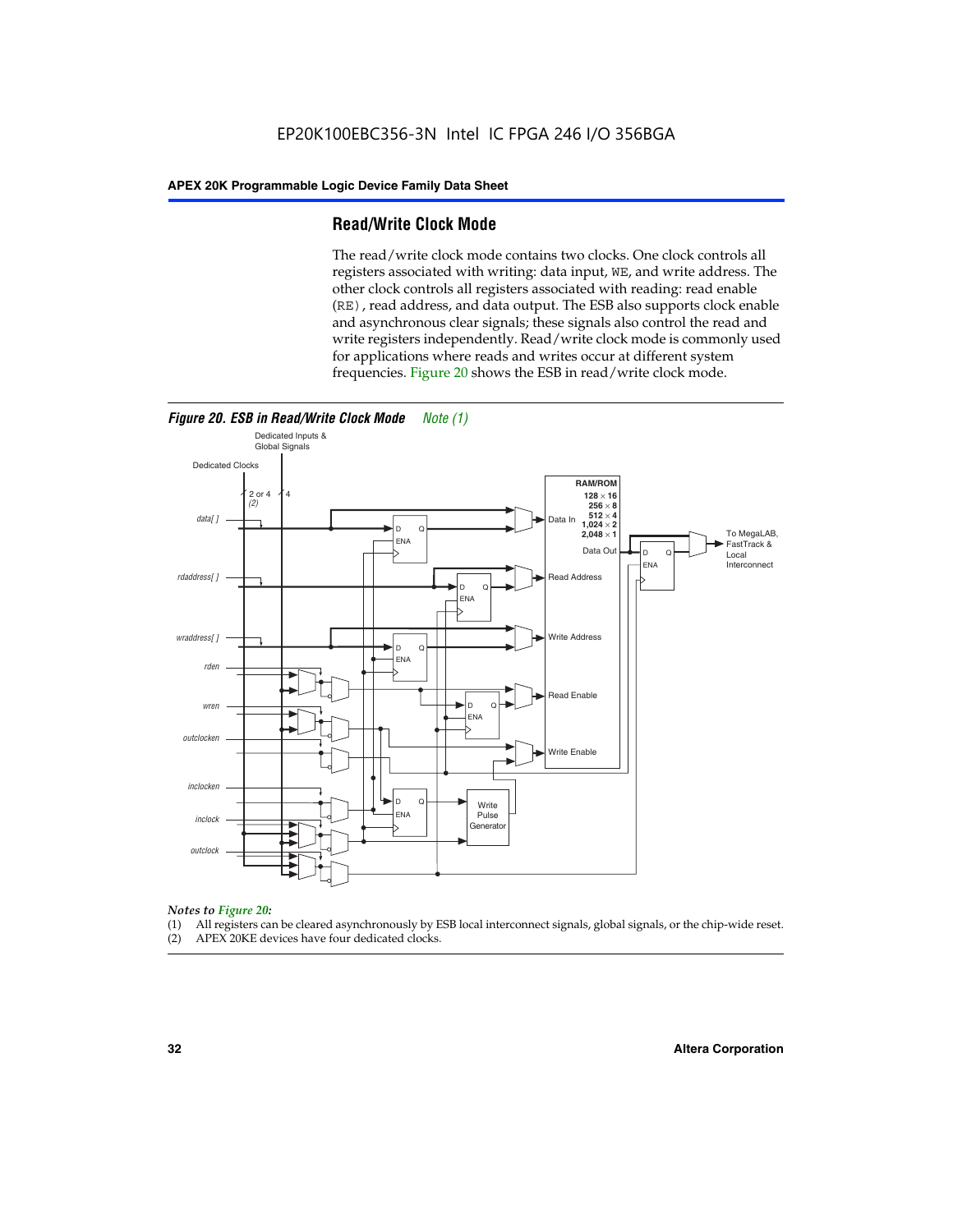## Read/Write Clock Mode

The read/write clock mode contains two clocks. One clock controls all registers associated with writing: data input, WE, and write address. The other clock controls all registers associated with reading: read enable (RE), read address, and data output. The ESB also supports clock enable and asynchronous clear signals; these signals also control the read and write registers independently. Read/write clock mode is commonly used for applications where reads and writes occur at different system frequencies. Figure 20 shows the ESB in read/write clock mode.

**Figure 20. ESB in Read/Write Clock Mode** *Note (1)*

*Notes to Figure 20:*

(1) All registers can be cleared asynchronously by ESB local interconnect signals, global signals, or the chip-wide reset.

(2) APEX 20KE devices have four dedicated clocks.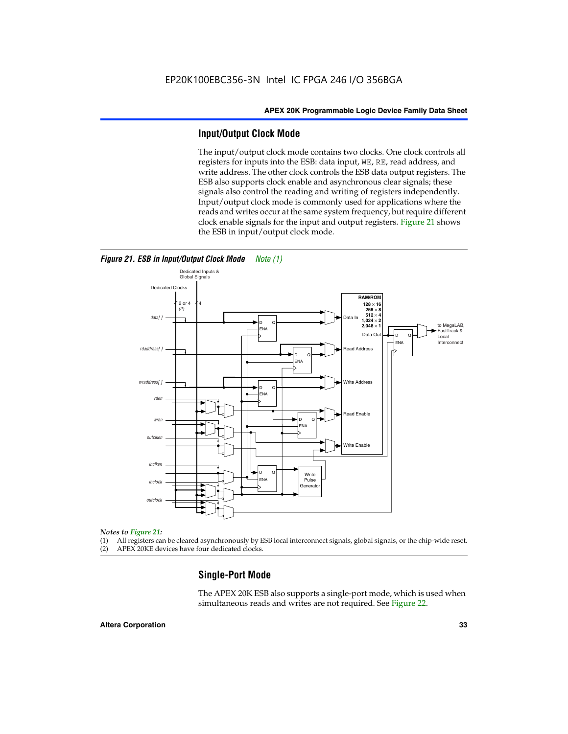## Input/Output Clock Mode

The input/output clock mode contains two clocks. One clock controls all registers for inputs into the ESB: data input, WE, RE, read address, and write address. The other clock controls the ESB data output registers. The ESB also supports clock enable and asynchronous clear signals; these signals also control the reading and writing of registers independently. Input/output clock mode is commonly used for applications where the reads and writes occur at the same system frequency, but require different clock enable signals for the input and output registers. Figure 21 shows the ESB in input/output clock mode.

*Figure 21. ESB in Input/Output Clock Mode   Note (1)*

*Notes to Figure 21:*

(1) All registers can be cleared asynchronously by ESB local interconnect signals, global signals, or the chip-wide reset.
(2) APEX 20KE devices have four dedicated clocks.

## Single-Port Mode

The APEX 20K ESB also supports a single-port mode, which is used when simultaneous reads and writes are not required. See Figure 22.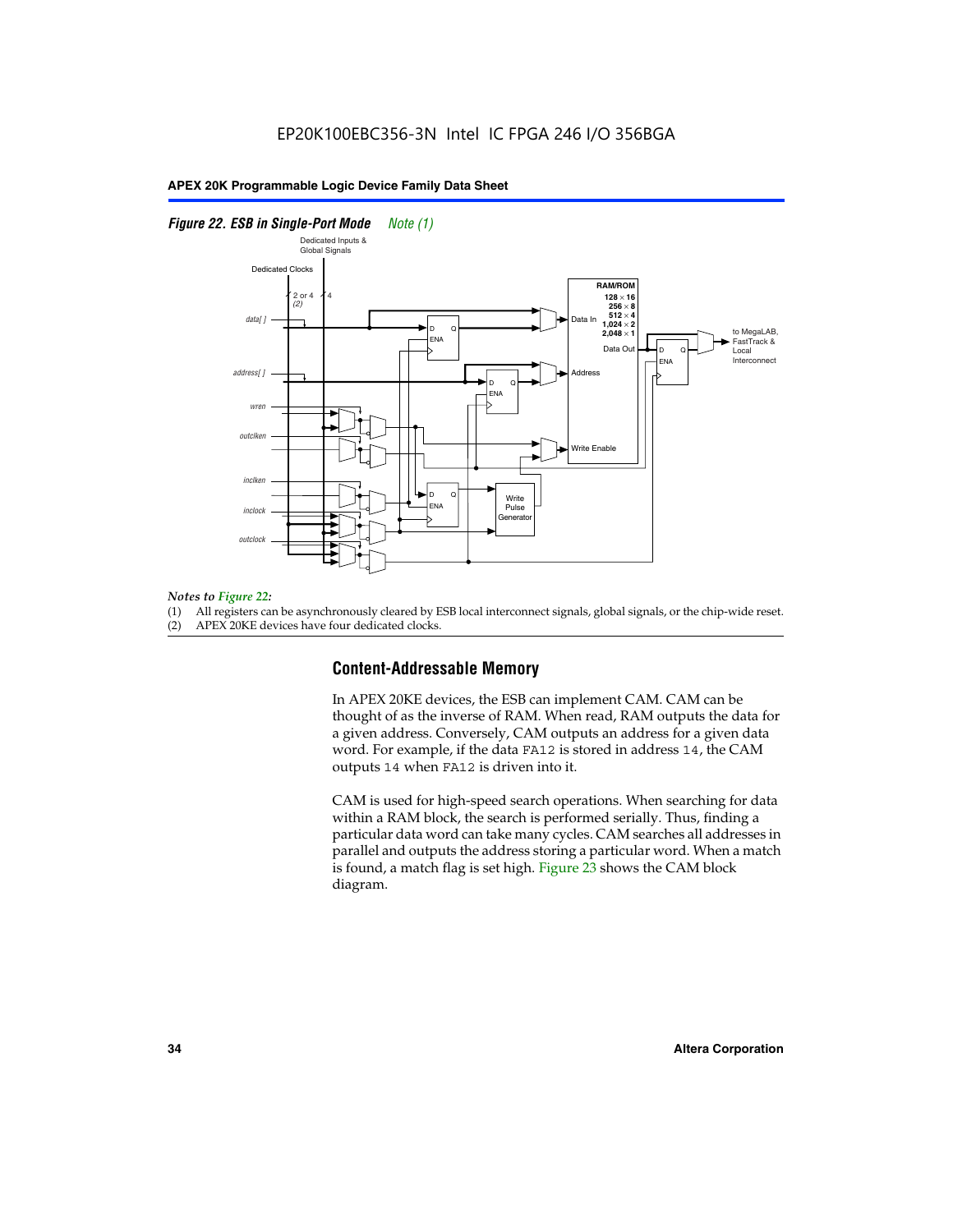*Figure 22. ESB in Single-Port Mode* *Note (1)*

*Notes to Figure 22:*

(1) All registers can be asynchronously cleared by ESB local interconnect signals, global signals, or the chip-wide reset.
(2) APEX 20KE devices have four dedicated clocks.

## Content-Addressable Memory

In APEX 20KE devices, the ESB can implement CAM. CAM can be thought of as the inverse of RAM. When read, RAM outputs the data for a given address. Conversely, CAM outputs an address for a given data word. For example, if the data `FA12` is stored in address `14`, the CAM outputs `14` when `FA12` is driven into it.

CAM is used for high-speed search operations. When searching for data within a RAM block, the search is performed serially. Thus, finding a particular data word can take many cycles. CAM searches all addresses in parallel and outputs the address storing a particular word. When a match is found, a match flag is set high. Figure 23 shows the CAM block diagram.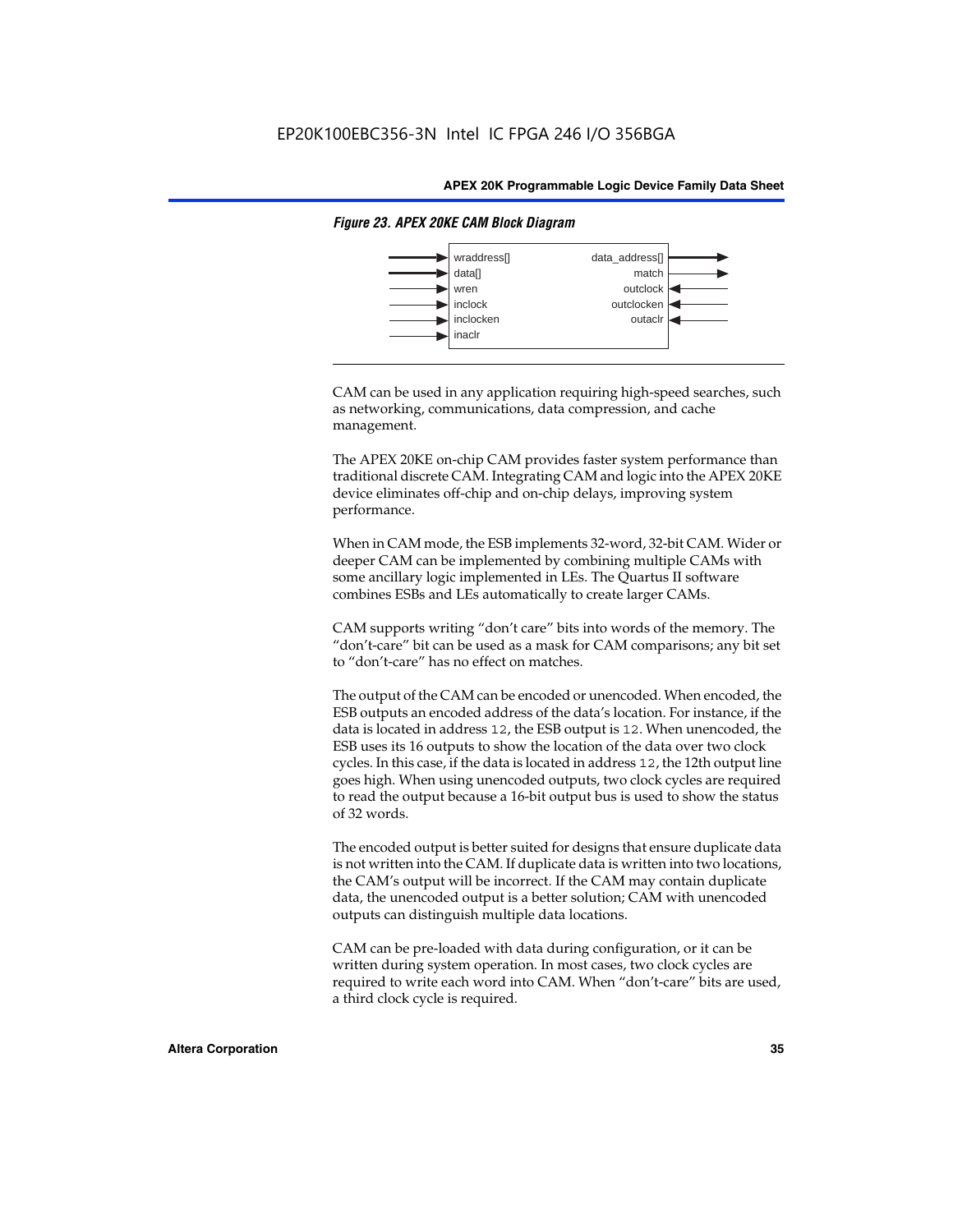*Figure 23. APEX 20KE CAM Block Diagram*

| Inputs | Outputs |
| --- | --- |
| wraddress[] | data_address[] |
| data[] | match |
| wren | outclock |
| inclock | outclocken |
| inclocken | outaclr |
| inaclr | |

CAM can be used in any application requiring high-speed searches, such as networking, communications, data compression, and cache management.

The APEX 20KE on-chip CAM provides faster system performance than traditional discrete CAM. Integrating CAM and logic into the APEX 20KE device eliminates off-chip and on-chip delays, improving system performance.

When in CAM mode, the ESB implements 32-word, 32-bit CAM. Wider or deeper CAM can be implemented by combining multiple CAMs with some ancillary logic implemented in LEs. The Quartus II software combines ESBs and LEs automatically to create larger CAMs.

CAM supports writing "don't care" bits into words of the memory. The "don't-care" bit can be used as a mask for CAM comparisons; any bit set to "don't-care" has no effect on matches.

The output of the CAM can be encoded or unencoded. When encoded, the ESB outputs an encoded address of the data's location. For instance, if the data is located in address `12`, the ESB output is `12`. When unencoded, the ESB uses its 16 outputs to show the location of the data over two clock cycles. In this case, if the data is located in address `12`, the 12th output line goes high. When using unencoded outputs, two clock cycles are required to read the output because a 16-bit output bus is used to show the status of 32 words.

The encoded output is better suited for designs that ensure duplicate data is not written into the CAM. If duplicate data is written into two locations, the CAM's output will be incorrect. If the CAM may contain duplicate data, the unencoded output is a better solution; CAM with unencoded outputs can distinguish multiple data locations.

CAM can be pre-loaded with data during configuration, or it can be written during system operation. In most cases, two clock cycles are required to write each word into CAM. When "don't-care" bits are used, a third clock cycle is required.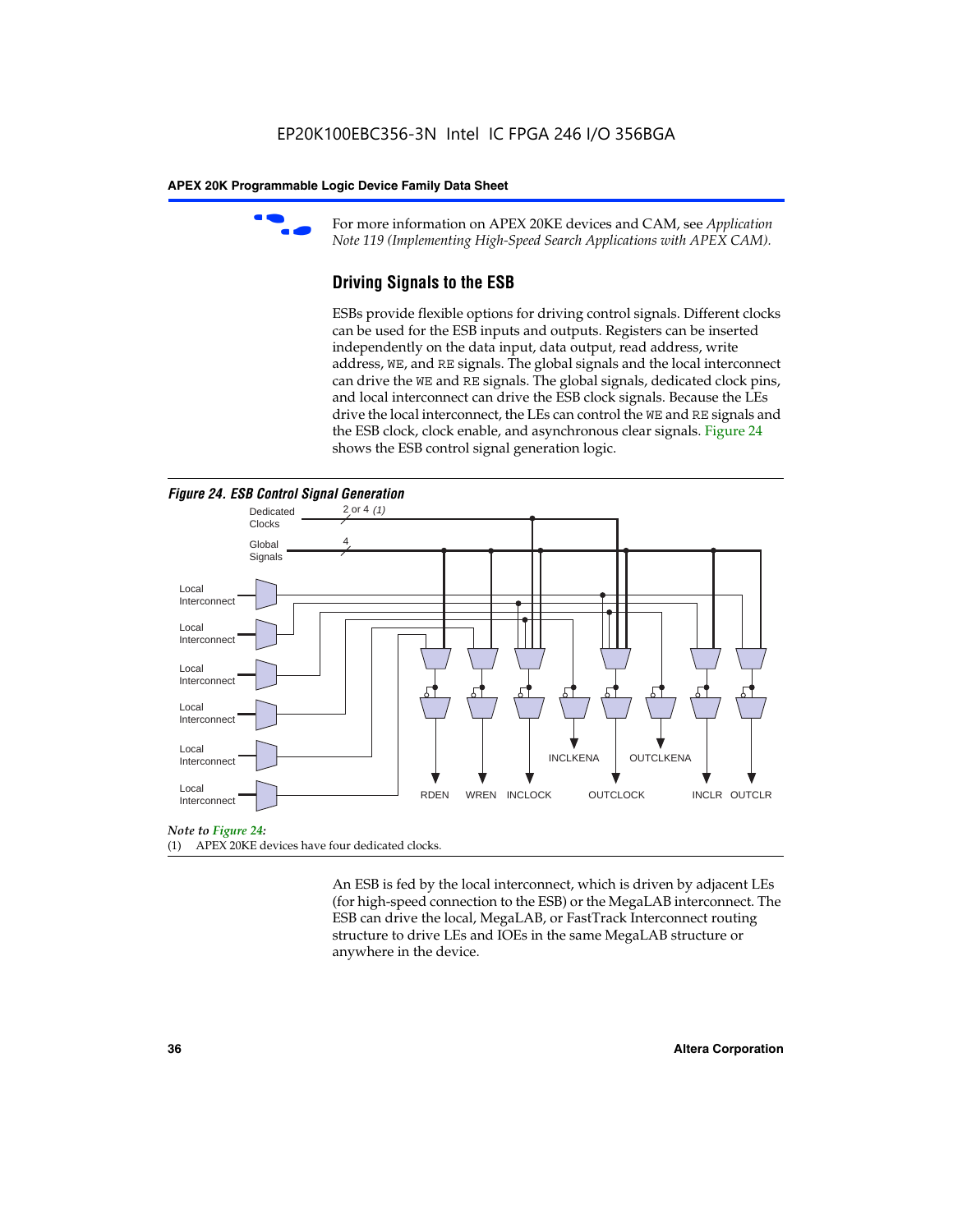For more information on APEX 20KE devices and CAM, see *Application Note 119 (Implementing High-Speed Search Applications with APEX CAM).*

## Driving Signals to the ESB

ESBs provide flexible options for driving control signals. Different clocks can be used for the ESB inputs and outputs. Registers can be inserted independently on the data input, data output, read address, write address, WE, and RE signals. The global signals and the local interconnect can drive the WE and RE signals. The global signals, dedicated clock pins, and local interconnect can drive the ESB clock signals. Because the LEs drive the local interconnect, the LEs can control the WE and RE signals and the ESB clock, clock enable, and asynchronous clear signals. Figure 24 shows the ESB control signal generation logic.

***Figure 24. ESB Control Signal Generation***

Dedicated Clocks — 2 or 4 *(1)*

Global Signals — 4

Local Interconnect

Local Interconnect

Local Interconnect

Local Interconnect

Local Interconnect

Local Interconnect

RDEN WREN INCLOCK INCLKENA OUTCLOCK OUTCLKENA INCLR OUTCLR

*Note to Figure 24:*

(1) APEX 20KE devices have four dedicated clocks.

An ESB is fed by the local interconnect, which is driven by adjacent LEs (for high-speed connection to the ESB) or the MegaLAB interconnect. The ESB can drive the local, MegaLAB, or FastTrack Interconnect routing structure to drive LEs and IOEs in the same MegaLAB structure or anywhere in the device.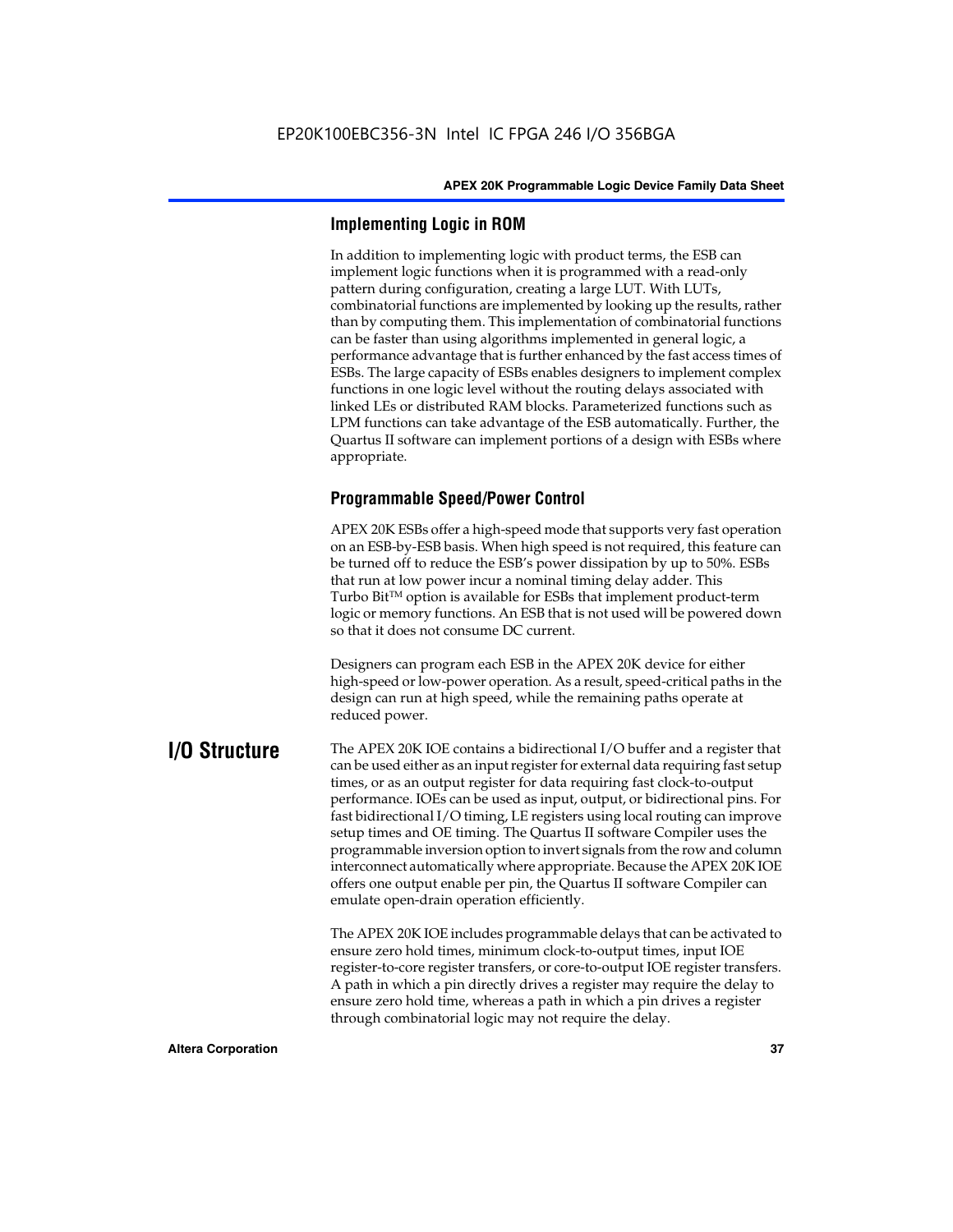### Implementing Logic in ROM

In addition to implementing logic with product terms, the ESB can implement logic functions when it is programmed with a read-only pattern during configuration, creating a large LUT. With LUTs, combinatorial functions are implemented by looking up the results, rather than by computing them. This implementation of combinatorial functions can be faster than using algorithms implemented in general logic, a performance advantage that is further enhanced by the fast access times of ESBs. The large capacity of ESBs enables designers to implement complex functions in one logic level without the routing delays associated with linked LEs or distributed RAM blocks. Parameterized functions such as LPM functions can take advantage of the ESB automatically. Further, the Quartus II software can implement portions of a design with ESBs where appropriate.

### Programmable Speed/Power Control

APEX 20K ESBs offer a high-speed mode that supports very fast operation on an ESB-by-ESB basis. When high speed is not required, this feature can be turned off to reduce the ESB's power dissipation by up to 50%. ESBs that run at low power incur a nominal timing delay adder. This Turbo Bit™ option is available for ESBs that implement product-term logic or memory functions. An ESB that is not used will be powered down so that it does not consume DC current.

Designers can program each ESB in the APEX 20K device for either high-speed or low-power operation. As a result, speed-critical paths in the design can run at high speed, while the remaining paths operate at reduced power.

## I/O Structure

The APEX 20K IOE contains a bidirectional I/O buffer and a register that can be used either as an input register for external data requiring fast setup times, or as an output register for data requiring fast clock-to-output performance. IOEs can be used as input, output, or bidirectional pins. For fast bidirectional I/O timing, LE registers using local routing can improve setup times and OE timing. The Quartus II software Compiler uses the programmable inversion option to invert signals from the row and column interconnect automatically where appropriate. Because the APEX 20K IOE offers one output enable per pin, the Quartus II software Compiler can emulate open-drain operation efficiently.

The APEX 20K IOE includes programmable delays that can be activated to ensure zero hold times, minimum clock-to-output times, input IOE register-to-core register transfers, or core-to-output IOE register transfers. A path in which a pin directly drives a register may require the delay to ensure zero hold time, whereas a path in which a pin drives a register through combinatorial logic may not require the delay.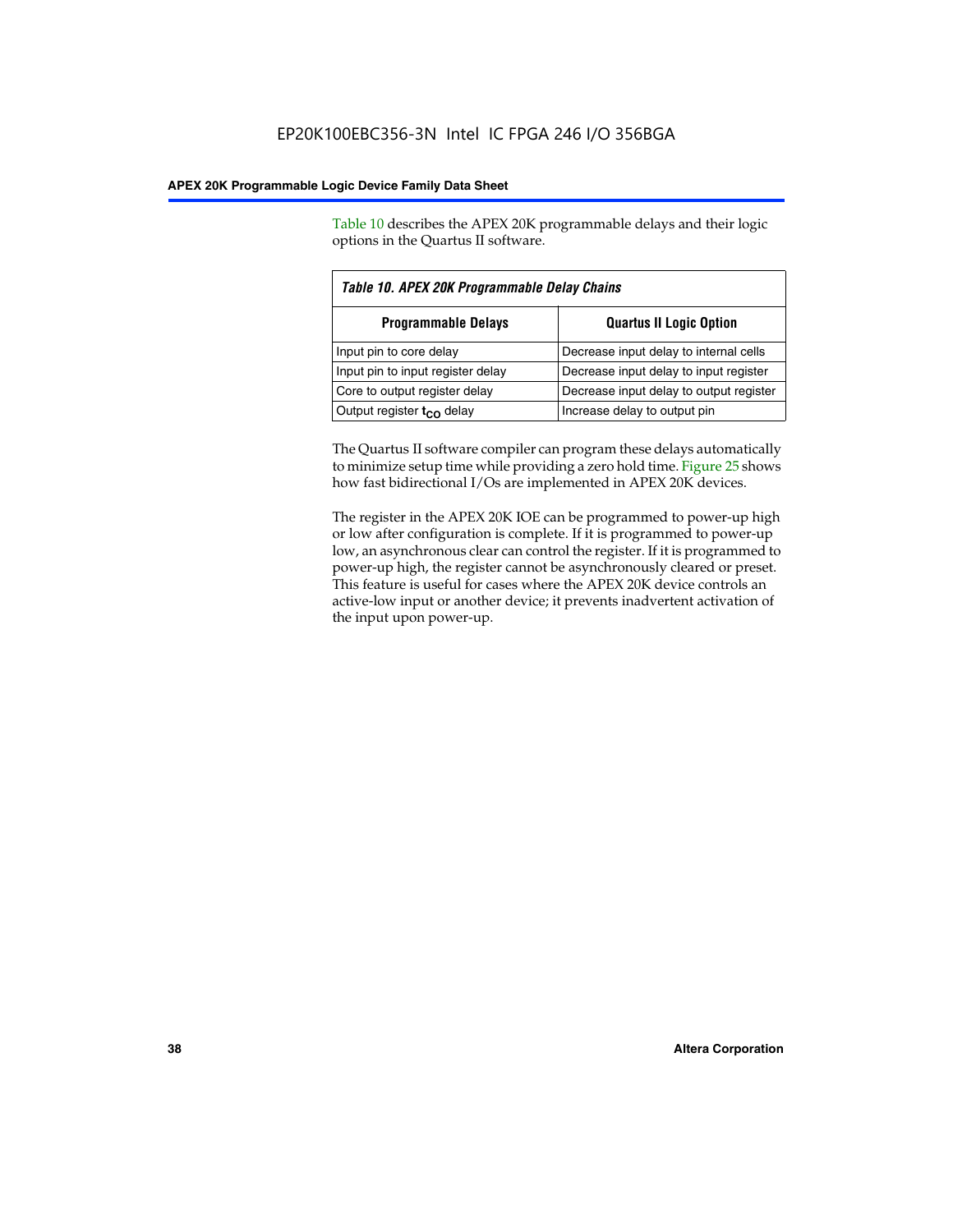Table 10 describes the APEX 20K programmable delays and their logic options in the Quartus II software.

*Table 10. APEX 20K Programmable Delay Chains*

| Programmable Delays | Quartus II Logic Option |
|---|---|
| Input pin to core delay | Decrease input delay to internal cells |
| Input pin to input register delay | Decrease input delay to input register |
| Core to output register delay | Decrease input delay to output register |
| Output register $t_{CO}$ delay | Increase delay to output pin |

The Quartus II software compiler can program these delays automatically to minimize setup time while providing a zero hold time. Figure 25 shows how fast bidirectional I/Os are implemented in APEX 20K devices.

The register in the APEX 20K IOE can be programmed to power-up high or low after configuration is complete. If it is programmed to power-up low, an asynchronous clear can control the register. If it is programmed to power-up high, the register cannot be asynchronously cleared or preset. This feature is useful for cases where the APEX 20K device controls an active-low input or another device; it prevents inadvertent activation of the input upon power-up.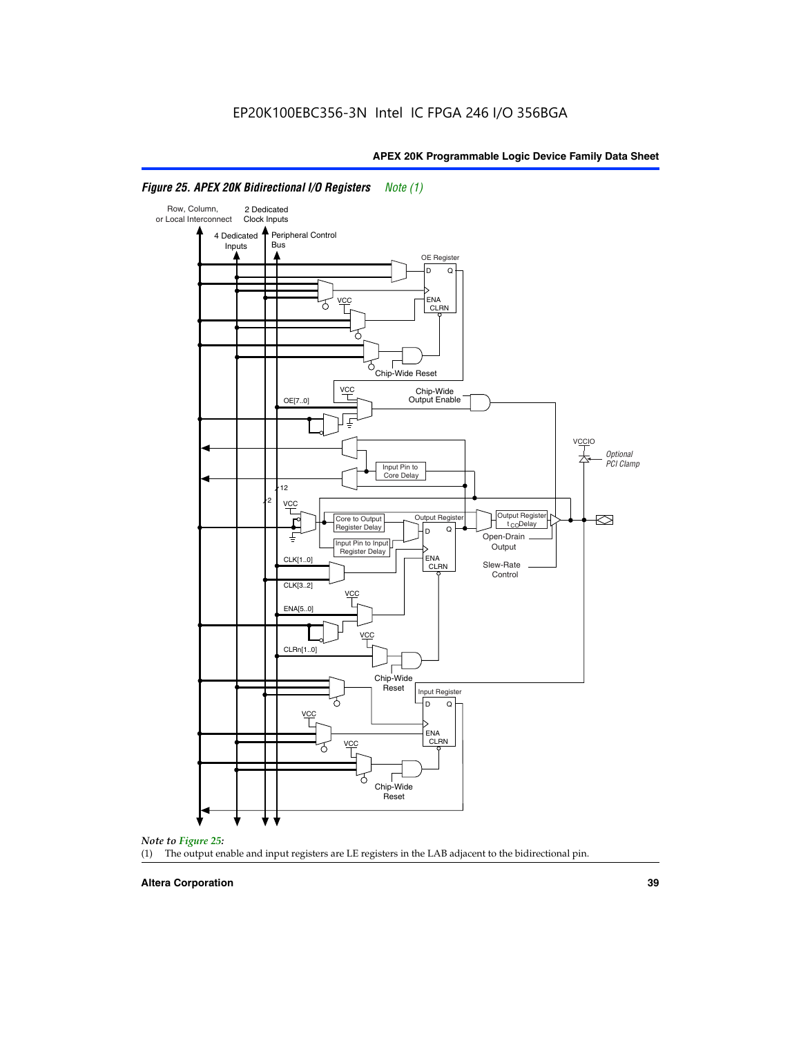EP20K100EBC356-3N Intel IC FPGA 246 I/O 356BGA

*Figure 25. APEX 20K Bidirectional I/O Registers* *Note (1)*

Row, Column, or Local Interconnect

2 Dedicated Clock Inputs

4 Dedicated Inputs

Peripheral Control Bus

OE Register

D Q

ENA CLRN

VCC

Chip-Wide Reset

VCC

Chip-Wide Output Enable

OE[7..0]

VCCIO

*Optional PCI Clamp*

Input Pin to Core Delay

12

2

VCC

Core to Output Register Delay

Output Register

Output Register $t_{CO}$ Delay

Input Pin to Input Register Delay

D Q

Open-Drain Output

ENA CLRN

CLK[1..0]

Slew-Rate Control

CLK[3..2]

VCC

ENA[5..0]

VCC

CLRn[1..0]

Chip-Wide Reset

Input Register

D Q

VCC

ENA CLRN

VCC

Chip-Wide Reset

*Note to Figure 25:*

(1) The output enable and input registers are LE registers in the LAB adjacent to the bidirectional pin.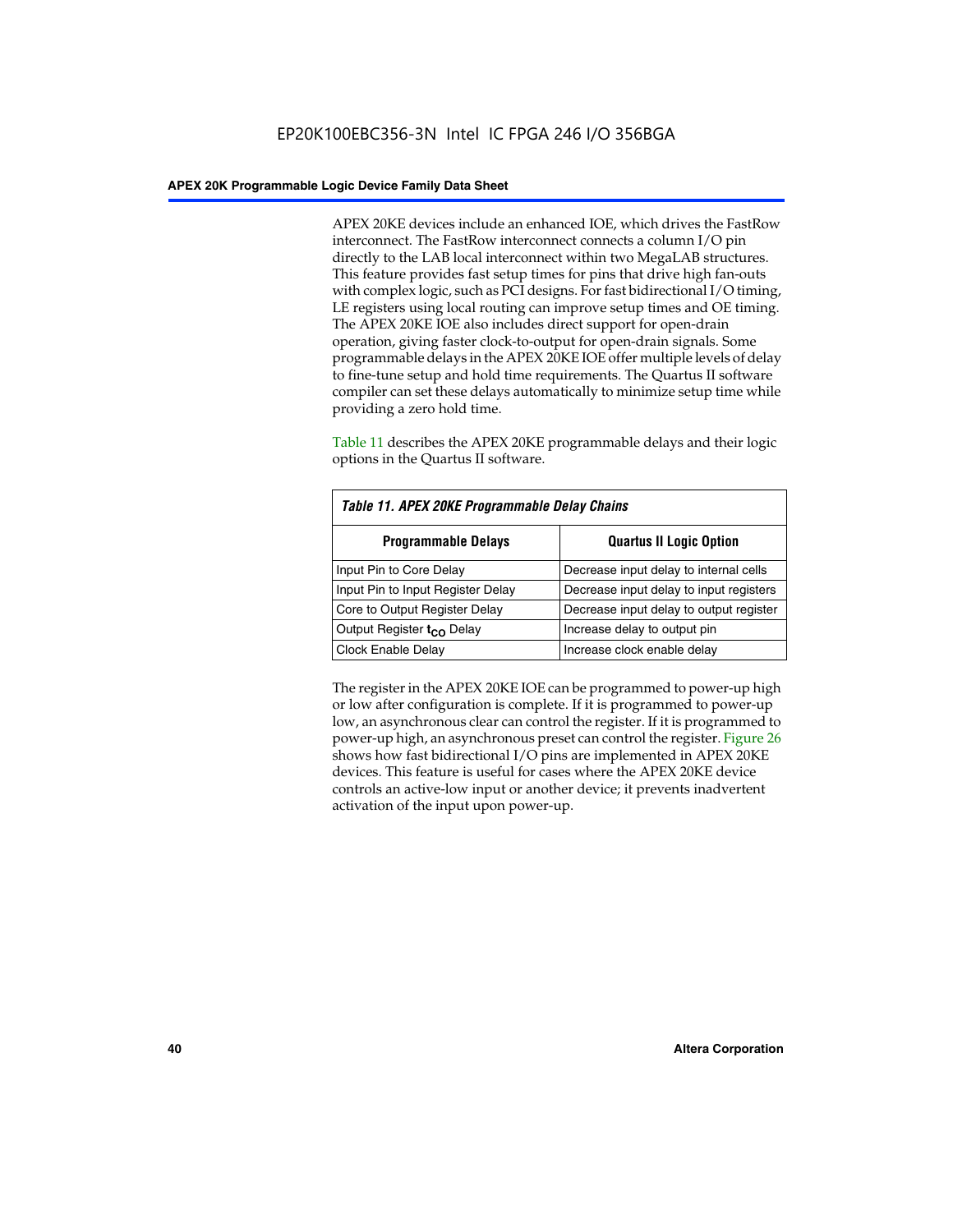APEX 20KE devices include an enhanced IOE, which drives the FastRow interconnect. The FastRow interconnect connects a column I/O pin directly to the LAB local interconnect within two MegaLAB structures. This feature provides fast setup times for pins that drive high fan-outs with complex logic, such as PCI designs. For fast bidirectional I/O timing, LE registers using local routing can improve setup times and OE timing. The APEX 20KE IOE also includes direct support for open-drain operation, giving faster clock-to-output for open-drain signals. Some programmable delays in the APEX 20KE IOE offer multiple levels of delay to fine-tune setup and hold time requirements. The Quartus II software compiler can set these delays automatically to minimize setup time while providing a zero hold time.

Table 11 describes the APEX 20KE programmable delays and their logic options in the Quartus II software.

*Table 11. APEX 20KE Programmable Delay Chains*

| Programmable Delays | Quartus II Logic Option |
|---|---|
| Input Pin to Core Delay | Decrease input delay to internal cells |
| Input Pin to Input Register Delay | Decrease input delay to input registers |
| Core to Output Register Delay | Decrease input delay to output register |
| Output Register $t_{CO}$ Delay | Increase delay to output pin |
| Clock Enable Delay | Increase clock enable delay |

The register in the APEX 20KE IOE can be programmed to power-up high or low after configuration is complete. If it is programmed to power-up low, an asynchronous clear can control the register. If it is programmed to power-up high, an asynchronous preset can control the register. Figure 26 shows how fast bidirectional I/O pins are implemented in APEX 20KE devices. This feature is useful for cases where the APEX 20KE device controls an active-low input or another device; it prevents inadvertent activation of the input upon power-up.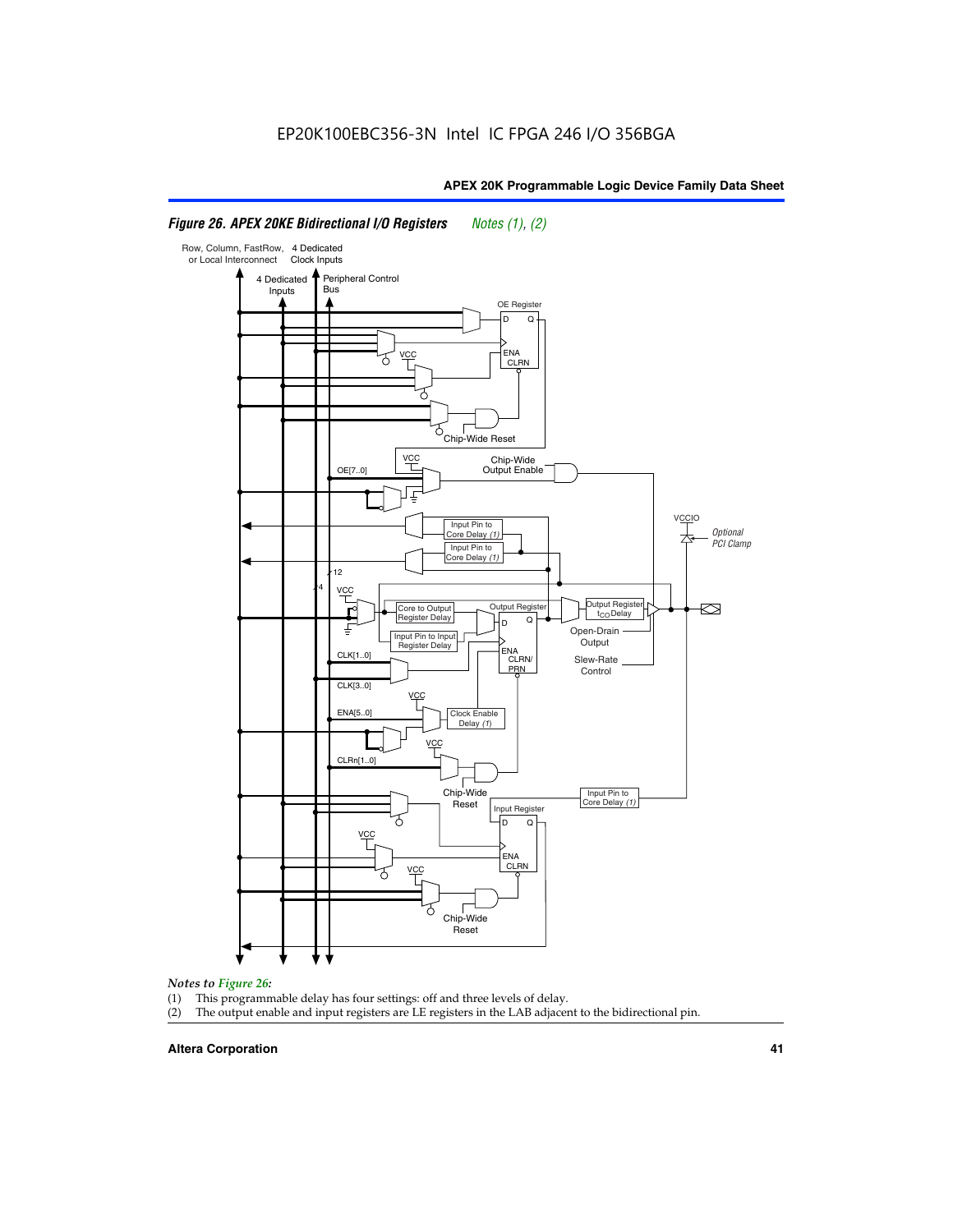*Figure 26. APEX 20KE Bidirectional I/O Registers* *Notes (1), (2)*

*Notes to Figure 26:*

(1) This programmable delay has four settings: off and three levels of delay.

(2) The output enable and input registers are LE registers in the LAB adjacent to the bidirectional pin.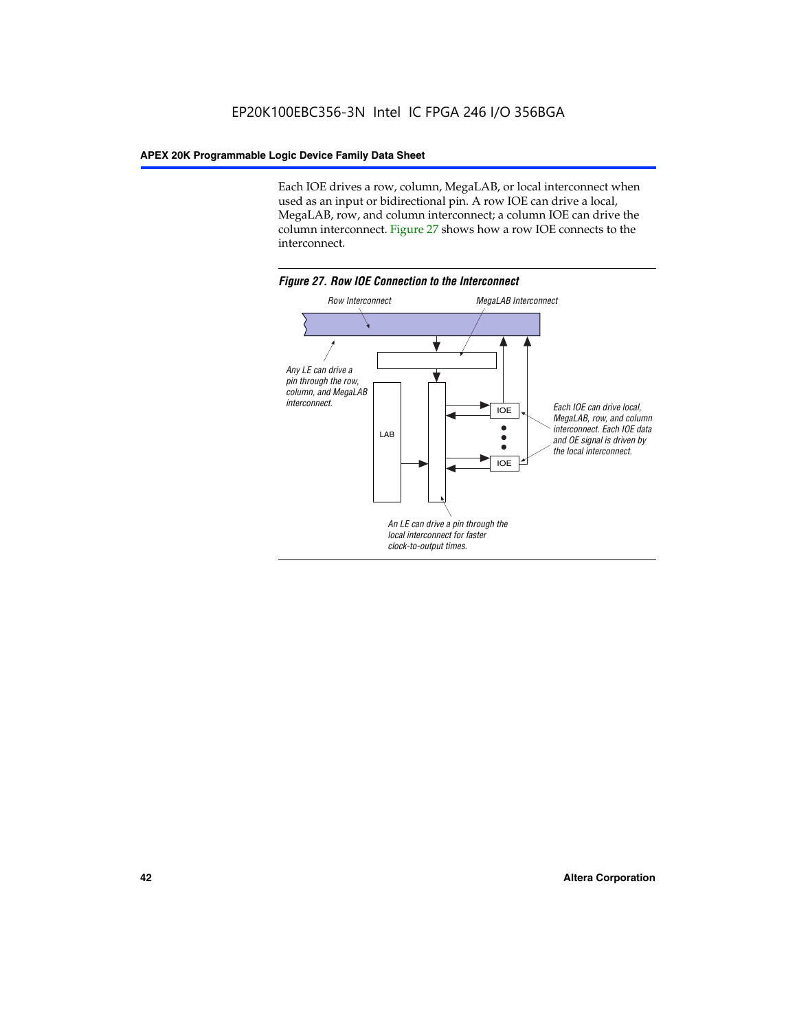Each IOE drives a row, column, MegaLAB, or local interconnect when used as an input or bidirectional pin. A row IOE can drive a local, MegaLAB, row, and column interconnect; a column IOE can drive the column interconnect. Figure 27 shows how a row IOE connects to the interconnect.

*Figure 27. Row IOE Connection to the Interconnect*

Row Interconnect

MegaLAB Interconnect

Any LE can drive a pin through the row, column, and MegaLAB interconnect.

LAB

IOE

IOE

Each IOE can drive local, MegaLAB, row, and column interconnect. Each IOE data and OE signal is driven by the local interconnect.

An LE can drive a pin through the local interconnect for faster clock-to-output times.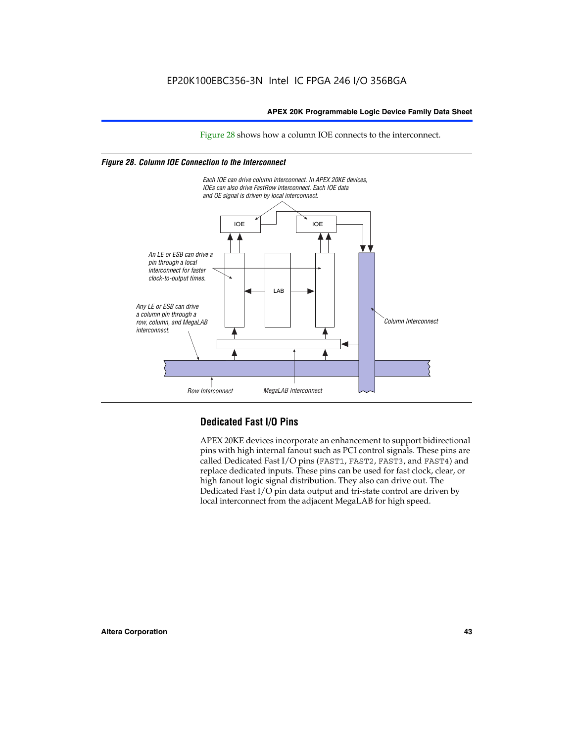Figure 28 shows how a column IOE connects to the interconnect.

*Figure 28. Column IOE Connection to the Interconnect*

Each IOE can drive column interconnect. In APEX 20KE devices, IOEs can also drive FastRow interconnect. Each IOE data and OE signal is driven by local interconnect.

An LE or ESB can drive a pin through a local interconnect for faster clock-to-output times.

Any LE or ESB can drive a column pin through a row, column, and MegaLAB interconnect.

IOE

IOE

LAB

Column Interconnect

Row Interconnect

MegaLAB Interconnect

## Dedicated Fast I/O Pins

APEX 20KE devices incorporate an enhancement to support bidirectional pins with high internal fanout such as PCI control signals. These pins are called Dedicated Fast I/O pins (FAST1, FAST2, FAST3, and FAST4) and replace dedicated inputs. These pins can be used for fast clock, clear, or high fanout logic signal distribution. They also can drive out. The Dedicated Fast I/O pin data output and tri-state control are driven by local interconnect from the adjacent MegaLAB for high speed.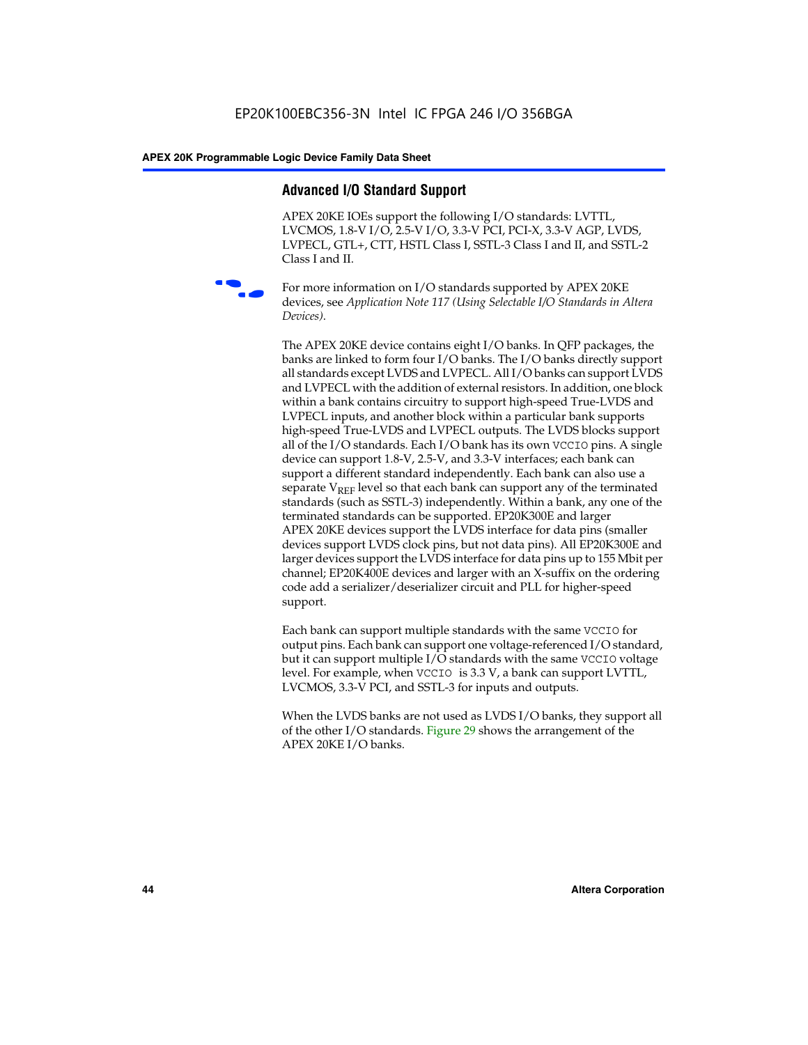## Advanced I/O Standard Support

APEX 20KE IOEs support the following I/O standards: LVTTL, LVCMOS, 1.8-V I/O, 2.5-V I/O, 3.3-V PCI, PCI-X, 3.3-V AGP, LVDS, LVPECL, GTL+, CTT, HSTL Class I, SSTL-3 Class I and II, and SSTL-2 Class I and II.

For more information on I/O standards supported by APEX 20KE devices, see *Application Note 117 (Using Selectable I/O Standards in Altera Devices)*.

The APEX 20KE device contains eight I/O banks. In QFP packages, the banks are linked to form four I/O banks. The I/O banks directly support all standards except LVDS and LVPECL. All I/O banks can support LVDS and LVPECL with the addition of external resistors. In addition, one block within a bank contains circuitry to support high-speed True-LVDS and LVPECL inputs, and another block within a particular bank supports high-speed True-LVDS and LVPECL outputs. The LVDS blocks support all of the I/O standards. Each I/O bank has its own VCCIO pins. A single device can support 1.8-V, 2.5-V, and 3.3-V interfaces; each bank can support a different standard independently. Each bank can also use a separate $V_{REF}$ level so that each bank can support any of the terminated standards (such as SSTL-3) independently. Within a bank, any one of the terminated standards can be supported. EP20K300E and larger APEX 20KE devices support the LVDS interface for data pins (smaller devices support LVDS clock pins, but not data pins). All EP20K300E and larger devices support the LVDS interface for data pins up to 155 Mbit per channel; EP20K400E devices and larger with an X-suffix on the ordering code add a serializer/deserializer circuit and PLL for higher-speed support.

Each bank can support multiple standards with the same VCCIO for output pins. Each bank can support one voltage-referenced I/O standard, but it can support multiple I/O standards with the same VCCIO voltage level. For example, when VCCIO is 3.3 V, a bank can support LVTTL, LVCMOS, 3.3-V PCI, and SSTL-3 for inputs and outputs.

When the LVDS banks are not used as LVDS I/O banks, they support all of the other I/O standards. Figure 29 shows the arrangement of the APEX 20KE I/O banks.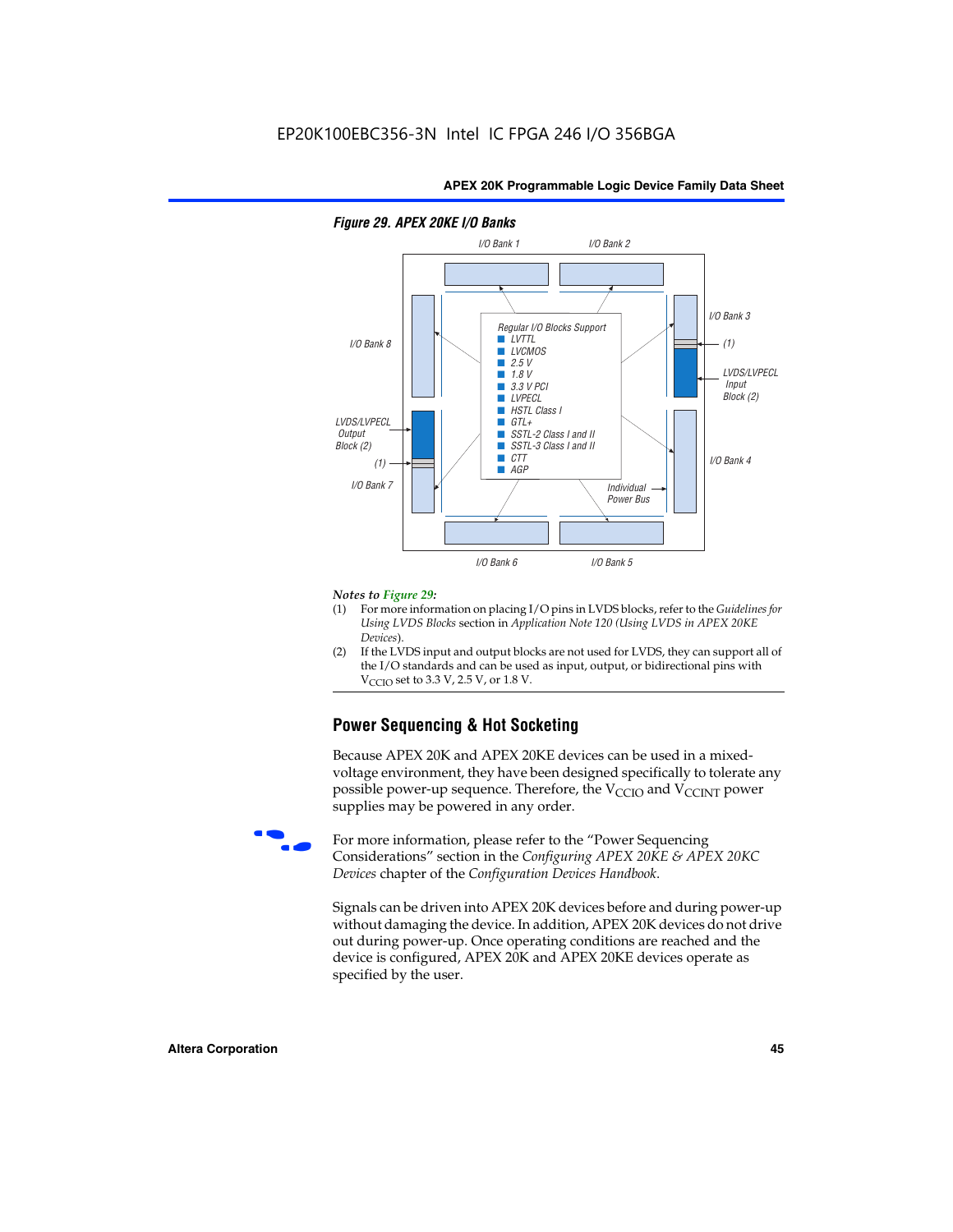EP20K100EBC356-3N Intel IC FPGA 246 I/O 356BGA

*Figure 29. APEX 20KE I/O Banks*

I/O Bank 1 | I/O Bank 2 | I/O Bank 3 | I/O Bank 4 | I/O Bank 5 | I/O Bank 6 | I/O Bank 7 | I/O Bank 8

(1)

LVDS/LVPECL Input Block (2)

LVDS/LVPECL Output Block (2)

Individual Power Bus

Regular I/O Blocks Support

- LVTTL
- LVCMOS
- 2.5 V
- 1.8 V
- 3.3 V PCI
- LVPECL
- HSTL Class I
- GTL+
- SSTL-2 Class I and II
- SSTL-3 Class I and II
- CTT
- AGP

*Notes to Figure 29:*

(1) For more information on placing I/O pins in LVDS blocks, refer to the *Guidelines for Using LVDS Blocks* section in *Application Note 120 (Using LVDS in APEX 20KE Devices)*.

(2) If the LVDS input and output blocks are not used for LVDS, they can support all of the I/O standards and can be used as input, output, or bidirectional pins with $V_{CCIO}$ set to 3.3 V, 2.5 V, or 1.8 V.

## Power Sequencing & Hot Socketing

Because APEX 20K and APEX 20KE devices can be used in a mixed-voltage environment, they have been designed specifically to tolerate any possible power-up sequence. Therefore, the $V_{CCIO}$ and $V_{CCINT}$ power supplies may be powered in any order.

For more information, please refer to the "Power Sequencing Considerations" section in the *Configuring APEX 20KE & APEX 20KC Devices* chapter of the *Configuration Devices Handbook*.

Signals can be driven into APEX 20K devices before and during power-up without damaging the device. In addition, APEX 20K devices do not drive out during power-up. Once operating conditions are reached and the device is configured, APEX 20K and APEX 20KE devices operate as specified by the user.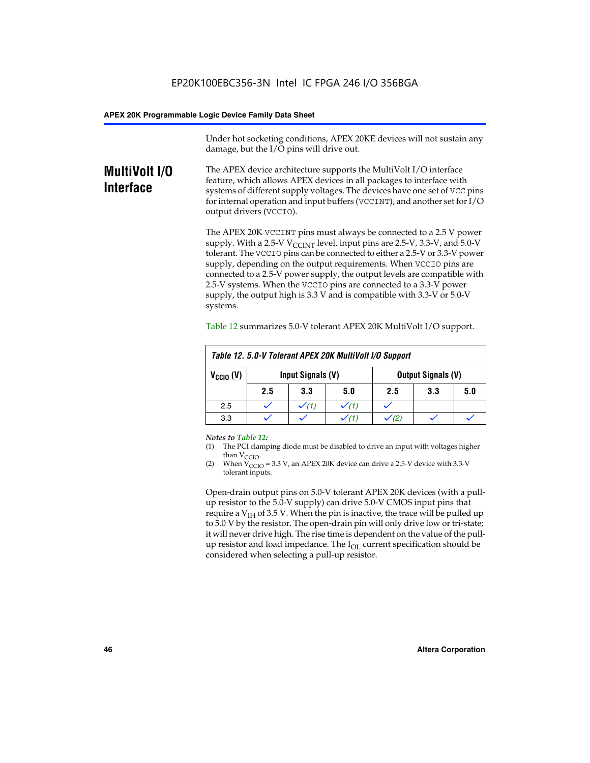Under hot socketing conditions, APEX 20KE devices will not sustain any damage, but the I/O pins will drive out.

## MultiVolt I/O Interface

The APEX device architecture supports the MultiVolt I/O interface feature, which allows APEX devices in all packages to interface with systems of different supply voltages. The devices have one set of VCC pins for internal operation and input buffers (VCCINT), and another set for I/O output drivers (VCCIO).

The APEX 20K VCCINT pins must always be connected to a 2.5 V power supply. With a 2.5-V $V_{CCINT}$ level, input pins are 2.5-V, 3.3-V, and 5.0-V tolerant. The VCCIO pins can be connected to either a 2.5-V or 3.3-V power supply, depending on the output requirements. When VCCIO pins are connected to a 2.5-V power supply, the output levels are compatible with 2.5-V systems. When the VCCIO pins are connected to a 3.3-V power supply, the output high is 3.3 V and is compatible with 3.3-V or 5.0-V systems.

Table 12 summarizes 5.0-V tolerant APEX 20K MultiVolt I/O support.

**Table 12. 5.0-V Tolerant APEX 20K MultiVolt I/O Support**

| $V_{CCIO}$ (V) | Input Signals (V) | | | Output Signals (V) | | |
|---|---|---|---|---|---|---|
| | 2.5 | 3.3 | 5.0 | 2.5 | 3.3 | 5.0 |
| 2.5 | ✓ | ✓ (1) | ✓ (1) | ✓ | | |
| 3.3 | ✓ | ✓ | ✓ (1) | ✓ (2) | ✓ | ✓ |

*Notes to Table 12:*

(1) The PCI clamping diode must be disabled to drive an input with voltages higher than $V_{CCIO}$.

(2) When $V_{CCIO}$ = 3.3 V, an APEX 20K device can drive a 2.5-V device with 3.3-V tolerant inputs.

Open-drain output pins on 5.0-V tolerant APEX 20K devices (with a pull-up resistor to the 5.0-V supply) can drive 5.0-V CMOS input pins that require a $V_{IH}$ of 3.5 V. When the pin is inactive, the trace will be pulled up to 5.0 V by the resistor. The open-drain pin will only drive low or tri-state; it will never drive high. The rise time is dependent on the value of the pull-up resistor and load impedance. The $I_{OL}$ current specification should be considered when selecting a pull-up resistor.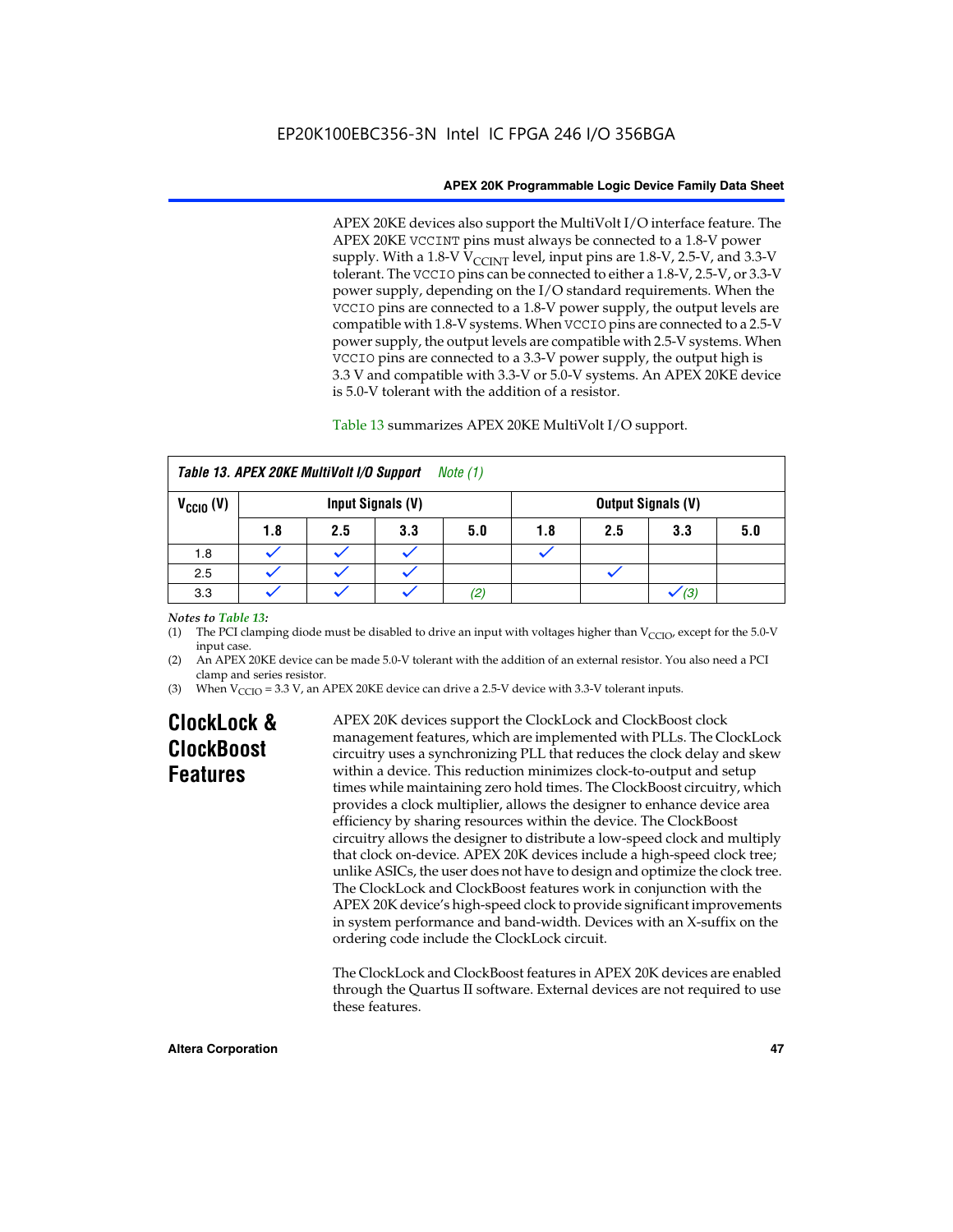APEX 20KE devices also support the MultiVolt I/O interface feature. The APEX 20KE VCCINT pins must always be connected to a 1.8-V power supply. With a 1.8-V $V_{CCINT}$ level, input pins are 1.8-V, 2.5-V, and 3.3-V tolerant. The VCCIO pins can be connected to either a 1.8-V, 2.5-V, or 3.3-V power supply, depending on the I/O standard requirements. When the VCCIO pins are connected to a 1.8-V power supply, the output levels are compatible with 1.8-V systems. When VCCIO pins are connected to a 2.5-V power supply, the output levels are compatible with 2.5-V systems. When VCCIO pins are connected to a 3.3-V power supply, the output high is 3.3 V and compatible with 3.3-V or 5.0-V systems. An APEX 20KE device is 5.0-V tolerant with the addition of a resistor.

Table 13 summarizes APEX 20KE MultiVolt I/O support.

**Table 13. APEX 20KE MultiVolt I/O Support** *Note (1)*

| $V_{CCIO}$ (V) | Input Signals (V) | | | | Output Signals (V) | | | |
|---|---|---|---|---|---|---|---|---|
| | 1.8 | 2.5 | 3.3 | 5.0 | 1.8 | 2.5 | 3.3 | 5.0 |
| 1.8 | ✓ | ✓ | ✓ | | ✓ | | | |
| 2.5 | ✓ | ✓ | ✓ | | | ✓ | | |
| 3.3 | ✓ | ✓ | ✓ | *(2)* | | | ✓ *(3)* | |

*Notes to Table 13:*

(1) The PCI clamping diode must be disabled to drive an input with voltages higher than $V_{CCIO}$, except for the 5.0-V input case.

(2) An APEX 20KE device can be made 5.0-V tolerant with the addition of an external resistor. You also need a PCI clamp and series resistor.

(3) When $V_{CCIO}$ = 3.3 V, an APEX 20KE device can drive a 2.5-V device with 3.3-V tolerant inputs.

## ClockLock & ClockBoost Features

APEX 20K devices support the ClockLock and ClockBoost clock management features, which are implemented with PLLs. The ClockLock circuitry uses a synchronizing PLL that reduces the clock delay and skew within a device. This reduction minimizes clock-to-output and setup times while maintaining zero hold times. The ClockBoost circuitry, which provides a clock multiplier, allows the designer to enhance device area efficiency by sharing resources within the device. The ClockBoost circuitry allows the designer to distribute a low-speed clock and multiply that clock on-device. APEX 20K devices include a high-speed clock tree; unlike ASICs, the user does not have to design and optimize the clock tree. The ClockLock and ClockBoost features work in conjunction with the APEX 20K device's high-speed clock to provide significant improvements in system performance and band-width. Devices with an X-suffix on the ordering code include the ClockLock circuit.

The ClockLock and ClockBoost features in APEX 20K devices are enabled through the Quartus II software. External devices are not required to use these features.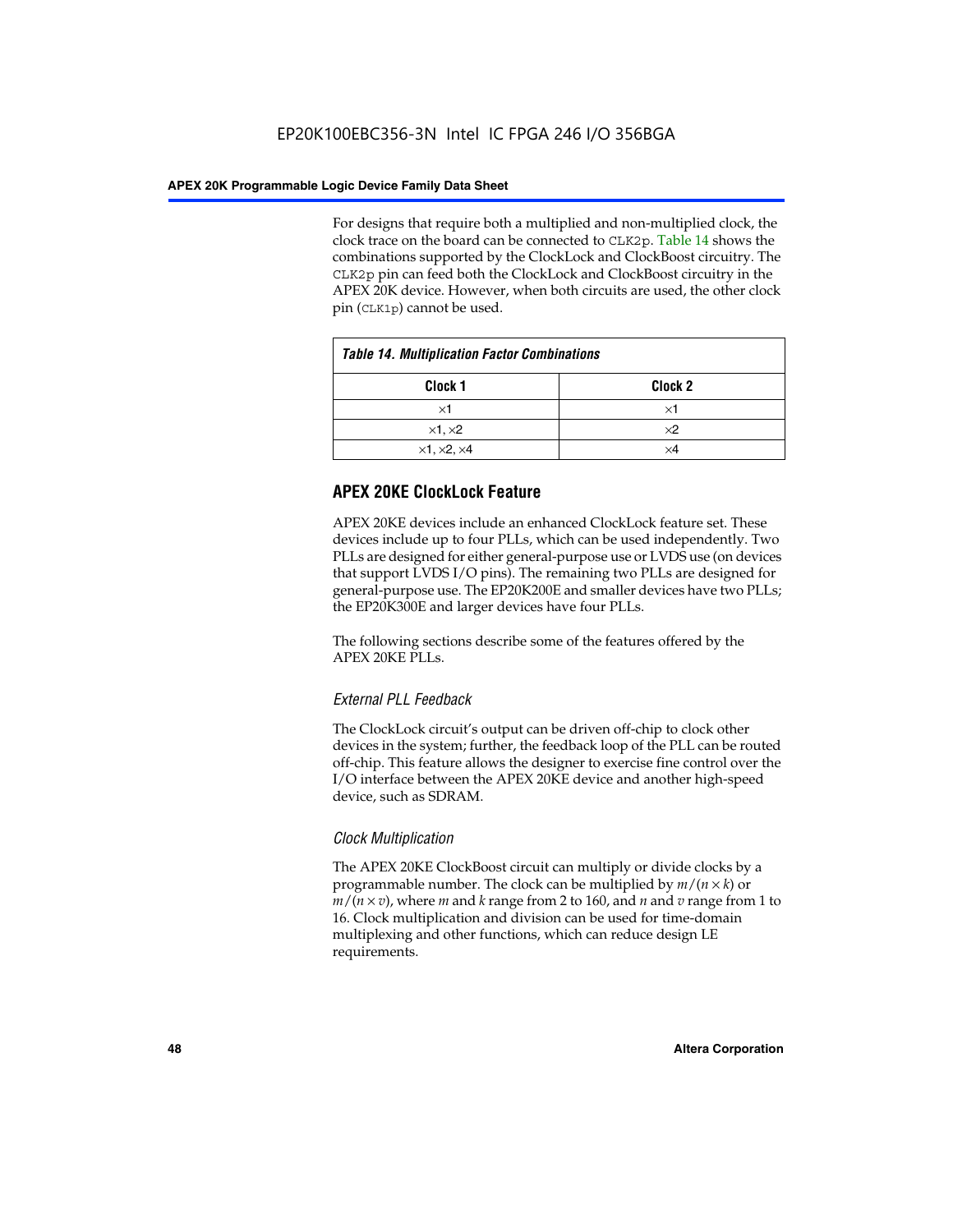For designs that require both a multiplied and non-multiplied clock, the clock trace on the board can be connected to CLK2p. Table 14 shows the combinations supported by the ClockLock and ClockBoost circuitry. The CLK2p pin can feed both the ClockLock and ClockBoost circuitry in the APEX 20K device. However, when both circuits are used, the other clock pin (CLK1p) cannot be used.

*Table 14. Multiplication Factor Combinations*

| Clock 1 | Clock 2 |
|---|---|
| ×1 | ×1 |
| ×1, ×2 | ×2 |
| ×1, ×2, ×4 | ×4 |

## APEX 20KE ClockLock Feature

APEX 20KE devices include an enhanced ClockLock feature set. These devices include up to four PLLs, which can be used independently. Two PLLs are designed for either general-purpose use or LVDS use (on devices that support LVDS I/O pins). The remaining two PLLs are designed for general-purpose use. The EP20K200E and smaller devices have two PLLs; the EP20K300E and larger devices have four PLLs.

The following sections describe some of the features offered by the APEX 20KE PLLs.

### *External PLL Feedback*

The ClockLock circuit's output can be driven off-chip to clock other devices in the system; further, the feedback loop of the PLL can be routed off-chip. This feature allows the designer to exercise fine control over the I/O interface between the APEX 20KE device and another high-speed device, such as SDRAM.

### *Clock Multiplication*

The APEX 20KE ClockBoost circuit can multiply or divide clocks by a programmable number. The clock can be multiplied by $m/(n \times k)$ or $m/(n \times v)$, where $m$ and $k$ range from 2 to 160, and $n$ and $v$ range from 1 to 16. Clock multiplication and division can be used for time-domain multiplexing and other functions, which can reduce design LE requirements.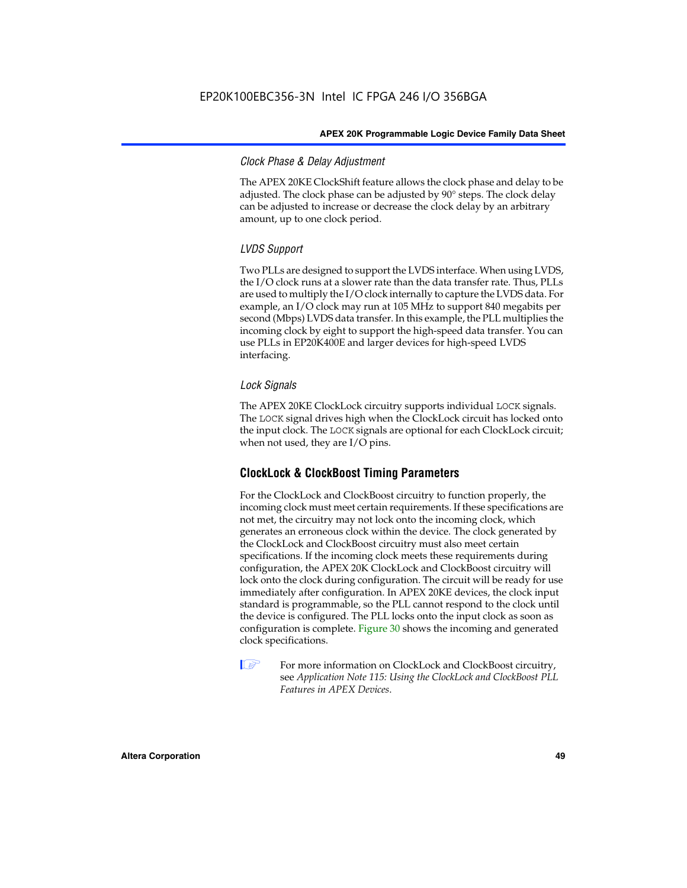#### *Clock Phase & Delay Adjustment*

The APEX 20KE ClockShift feature allows the clock phase and delay to be adjusted. The clock phase can be adjusted by 90° steps. The clock delay can be adjusted to increase or decrease the clock delay by an arbitrary amount, up to one clock period.

#### *LVDS Support*

Two PLLs are designed to support the LVDS interface. When using LVDS, the I/O clock runs at a slower rate than the data transfer rate. Thus, PLLs are used to multiply the I/O clock internally to capture the LVDS data. For example, an I/O clock may run at 105 MHz to support 840 megabits per second (Mbps) LVDS data transfer. In this example, the PLL multiplies the incoming clock by eight to support the high-speed data transfer. You can use PLLs in EP20K400E and larger devices for high-speed LVDS interfacing.

#### *Lock Signals*

The APEX 20KE ClockLock circuitry supports individual `LOCK` signals. The `LOCK` signal drives high when the ClockLock circuit has locked onto the input clock. The `LOCK` signals are optional for each ClockLock circuit; when not used, they are I/O pins.

### ClockLock & ClockBoost Timing Parameters

For the ClockLock and ClockBoost circuitry to function properly, the incoming clock must meet certain requirements. If these specifications are not met, the circuitry may not lock onto the incoming clock, which generates an erroneous clock within the device. The clock generated by the ClockLock and ClockBoost circuitry must also meet certain specifications. If the incoming clock meets these requirements during configuration, the APEX 20K ClockLock and ClockBoost circuitry will lock onto the clock during configuration. The circuit will be ready for use immediately after configuration. In APEX 20KE devices, the clock input standard is programmable, so the PLL cannot respond to the clock until the device is configured. The PLL locks onto the input clock as soon as configuration is complete. Figure 30 shows the incoming and generated clock specifications.

For more information on ClockLock and ClockBoost circuitry, see *Application Note 115: Using the ClockLock and ClockBoost PLL Features in APEX Devices*.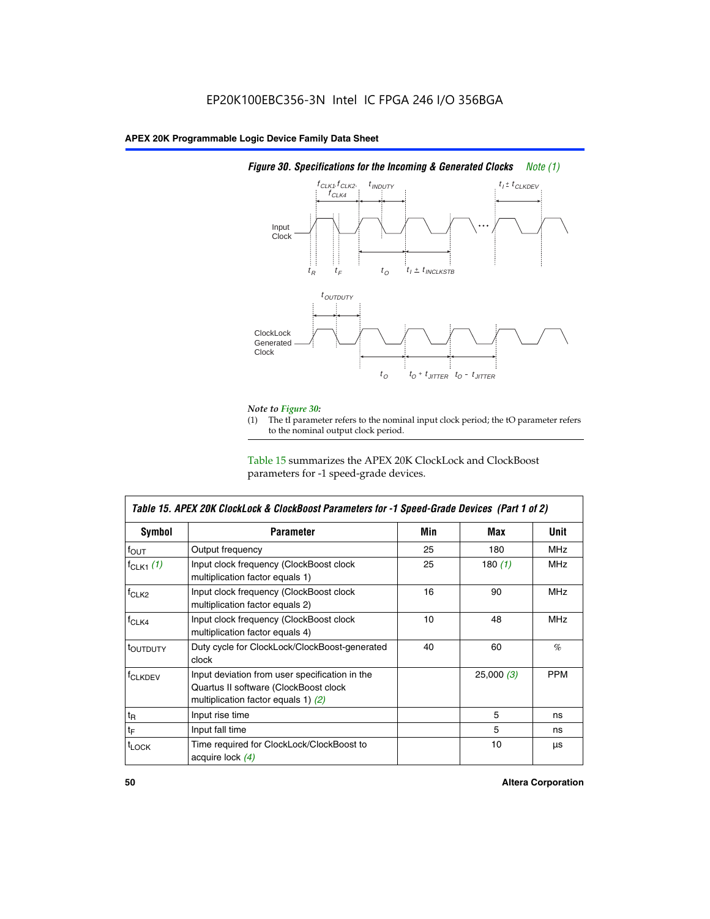*Figure 30. Specifications for the Incoming & Generated Clocks Note (1)*

*Note to Figure 30:*

(1) The tI parameter refers to the nominal input clock period; the tO parameter refers to the nominal output clock period.

Table 15 summarizes the APEX 20K ClockLock and ClockBoost parameters for -1 speed-grade devices.

| *Table 15. APEX 20K ClockLock & ClockBoost Parameters for -1 Speed-Grade Devices (Part 1 of 2)* | | | | |
|---|---|---|---|---|
| **Symbol** | **Parameter** | **Min** | **Max** | **Unit** |
| $f_{OUT}$ | Output frequency | 25 | 180 | MHz |
| $f_{CLK1}$ *(1)* | Input clock frequency (ClockBoost clock multiplication factor equals 1) | 25 | 180 *(1)* | MHz |
| $f_{CLK2}$ | Input clock frequency (ClockBoost clock multiplication factor equals 2) | 16 | 90 | MHz |
| $f_{CLK4}$ | Input clock frequency (ClockBoost clock multiplication factor equals 4) | 10 | 48 | MHz |
| $t_{OUTDUTY}$ | Duty cycle for ClockLock/ClockBoost-generated clock | 40 | 60 | % |
| $f_{CLKDEV}$ | Input deviation from user specification in the Quartus II software (ClockBoost clock multiplication factor equals 1) *(2)* | | 25,000 *(3)* | PPM |
| $t_R$ | Input rise time | | 5 | ns |
| $t_F$ | Input fall time | | 5 | ns |
| $t_{LOCK}$ | Time required for ClockLock/ClockBoost to acquire lock *(4)* | | 10 | µs |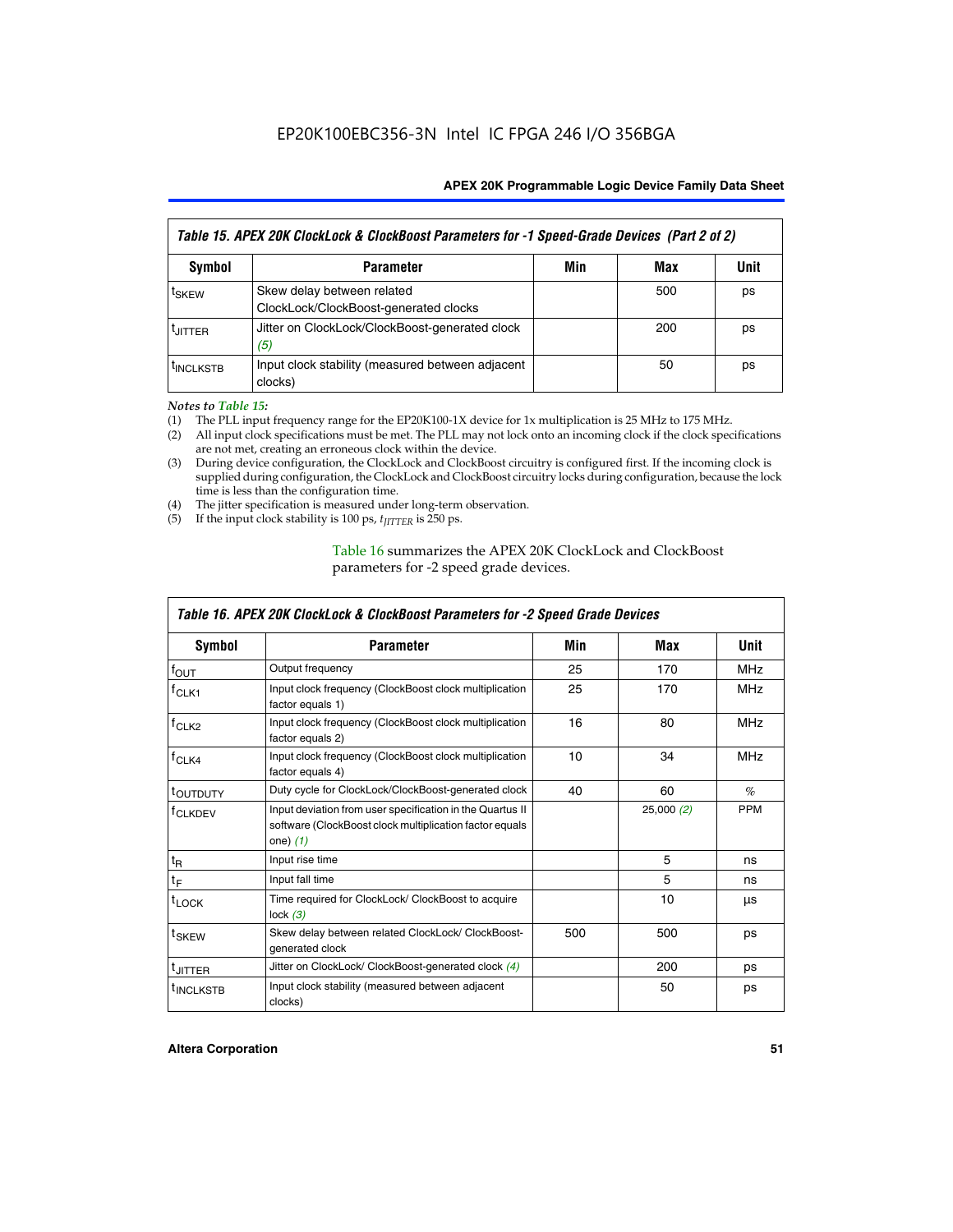EP20K100EBC356-3N Intel IC FPGA 246 I/O 356BGA

| *Table 15. APEX 20K ClockLock & ClockBoost Parameters for -1 Speed-Grade Devices (Part 2 of 2)* | | | | |
|---|---|---|---|---|
| **Symbol** | **Parameter** | **Min** | **Max** | **Unit** |
| $t_{SKEW}$ | Skew delay between related ClockLock/ClockBoost-generated clocks | | 500 | ps |
| $t_{JITTER}$ | Jitter on ClockLock/ClockBoost-generated clock *(5)* | | 200 | ps |
| $t_{INCLKSTB}$ | Input clock stability (measured between adjacent clocks) | | 50 | ps |

*Notes to Table 15:*

(1) The PLL input frequency range for the EP20K100-1X device for 1x multiplication is 25 MHz to 175 MHz.
(2) All input clock specifications must be met. The PLL may not lock onto an incoming clock if the clock specifications are not met, creating an erroneous clock within the device.
(3) During device configuration, the ClockLock and ClockBoost circuitry is configured first. If the incoming clock is supplied during configuration, the ClockLock and ClockBoost circuitry locks during configuration, because the lock time is less than the configuration time.
(4) The jitter specification is measured under long-term observation.
(5) If the input clock stability is 100 ps, $t_{JITTER}$ is 250 ps.

Table 16 summarizes the APEX 20K ClockLock and ClockBoost parameters for -2 speed grade devices.

| *Table 16. APEX 20K ClockLock & ClockBoost Parameters for -2 Speed Grade Devices* | | | | |
|---|---|---|---|---|
| **Symbol** | **Parameter** | **Min** | **Max** | **Unit** |
| $f_{OUT}$ | Output frequency | 25 | 170 | MHz |
| $f_{CLK1}$ | Input clock frequency (ClockBoost clock multiplication factor equals 1) | 25 | 170 | MHz |
| $f_{CLK2}$ | Input clock frequency (ClockBoost clock multiplication factor equals 2) | 16 | 80 | MHz |
| $f_{CLK4}$ | Input clock frequency (ClockBoost clock multiplication factor equals 4) | 10 | 34 | MHz |
| $t_{OUTDUTY}$ | Duty cycle for ClockLock/ClockBoost-generated clock | 40 | 60 | % |
| $f_{CLKDEV}$ | Input deviation from user specification in the Quartus II software (ClockBoost clock multiplication factor equals one) *(1)* | | 25,000 *(2)* | PPM |
| $t_R$ | Input rise time | | 5 | ns |
| $t_F$ | Input fall time | | 5 | ns |
| $t_{LOCK}$ | Time required for ClockLock/ ClockBoost to acquire lock *(3)* | | 10 | µs |
| $t_{SKEW}$ | Skew delay between related ClockLock/ ClockBoost-generated clock | 500 | 500 | ps |
| $t_{JITTER}$ | Jitter on ClockLock/ ClockBoost-generated clock *(4)* | | 200 | ps |
| $t_{INCLKSTB}$ | Input clock stability (measured between adjacent clocks) | | 50 | ps |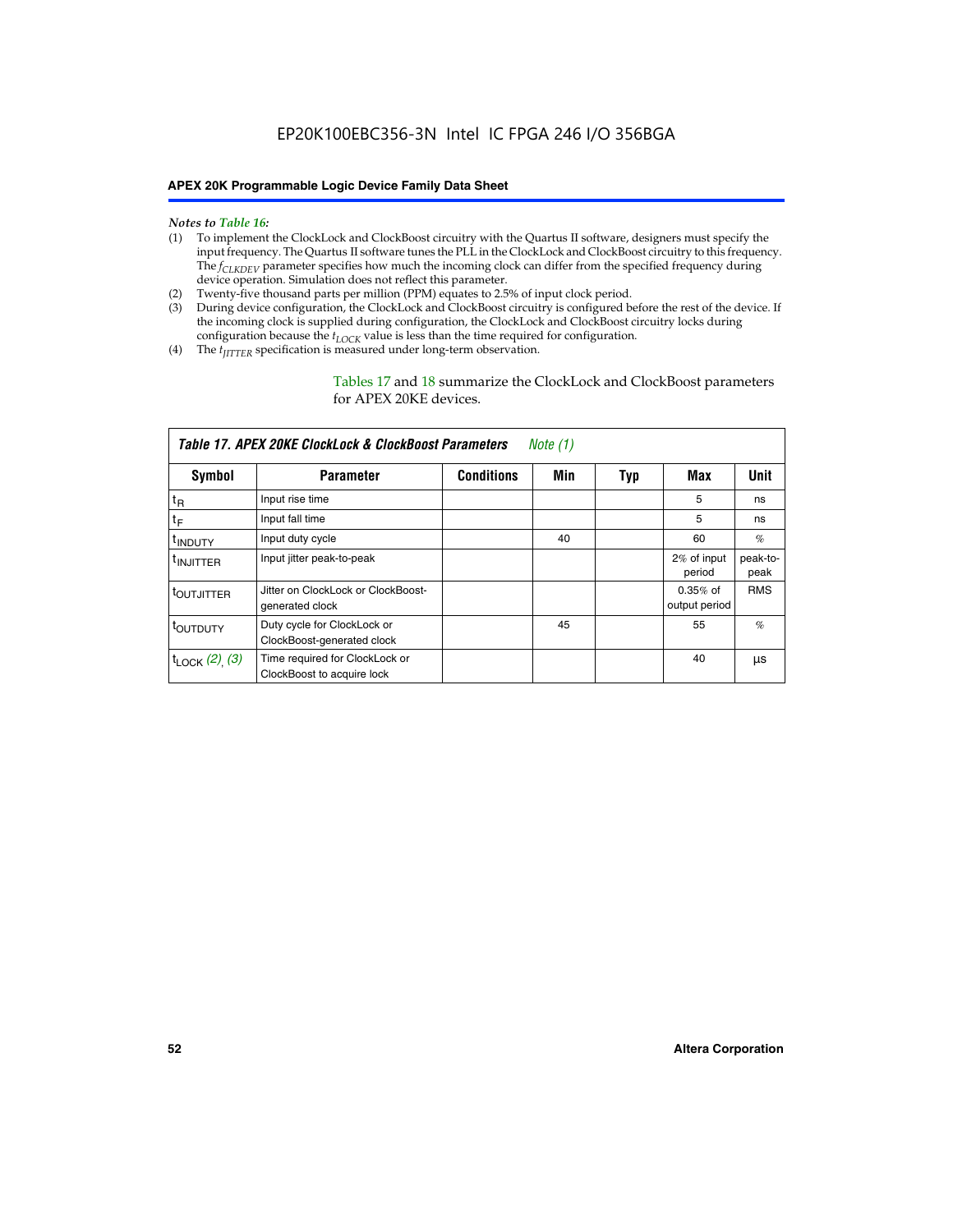*Notes to Table 16:*

(1) To implement the ClockLock and ClockBoost circuitry with the Quartus II software, designers must specify the input frequency. The Quartus II software tunes the PLL in the ClockLock and ClockBoost circuitry to this frequency. The $f_{CLKDEV}$ parameter specifies how much the incoming clock can differ from the specified frequency during device operation. Simulation does not reflect this parameter.
(2) Twenty-five thousand parts per million (PPM) equates to 2.5% of input clock period.
(3) During device configuration, the ClockLock and ClockBoost circuitry is configured before the rest of the device. If the incoming clock is supplied during configuration, the ClockLock and ClockBoost circuitry locks during configuration because the $t_{LOCK}$ value is less than the time required for configuration.
(4) The $t_{JITTER}$ specification is measured under long-term observation.

Tables 17 and 18 summarize the ClockLock and ClockBoost parameters for APEX 20KE devices.

***Table 17. APEX 20KE ClockLock & ClockBoost Parameters*** *Note (1)*

| Symbol | Parameter | Conditions | Min | Typ | Max | Unit |
|---|---|---|---|---|---|---|
| $t_R$ | Input rise time | | | | 5 | ns |
| $t_F$ | Input fall time | | | | 5 | ns |
| $t_{INDUTY}$ | Input duty cycle | | 40 | | 60 | % |
| $t_{INJITTER}$ | Input jitter peak-to-peak | | | | 2% of input period | peak-to-peak |
| $t_{OUTJITTER}$ | Jitter on ClockLock or ClockBoost-generated clock | | | | 0.35% of output period | RMS |
| $t_{OUTDUTY}$ | Duty cycle for ClockLock or ClockBoost-generated clock | | 45 | | 55 | % |
| $t_{LOCK}$ *(2), (3)* | Time required for ClockLock or ClockBoost to acquire lock | | | | 40 | µs |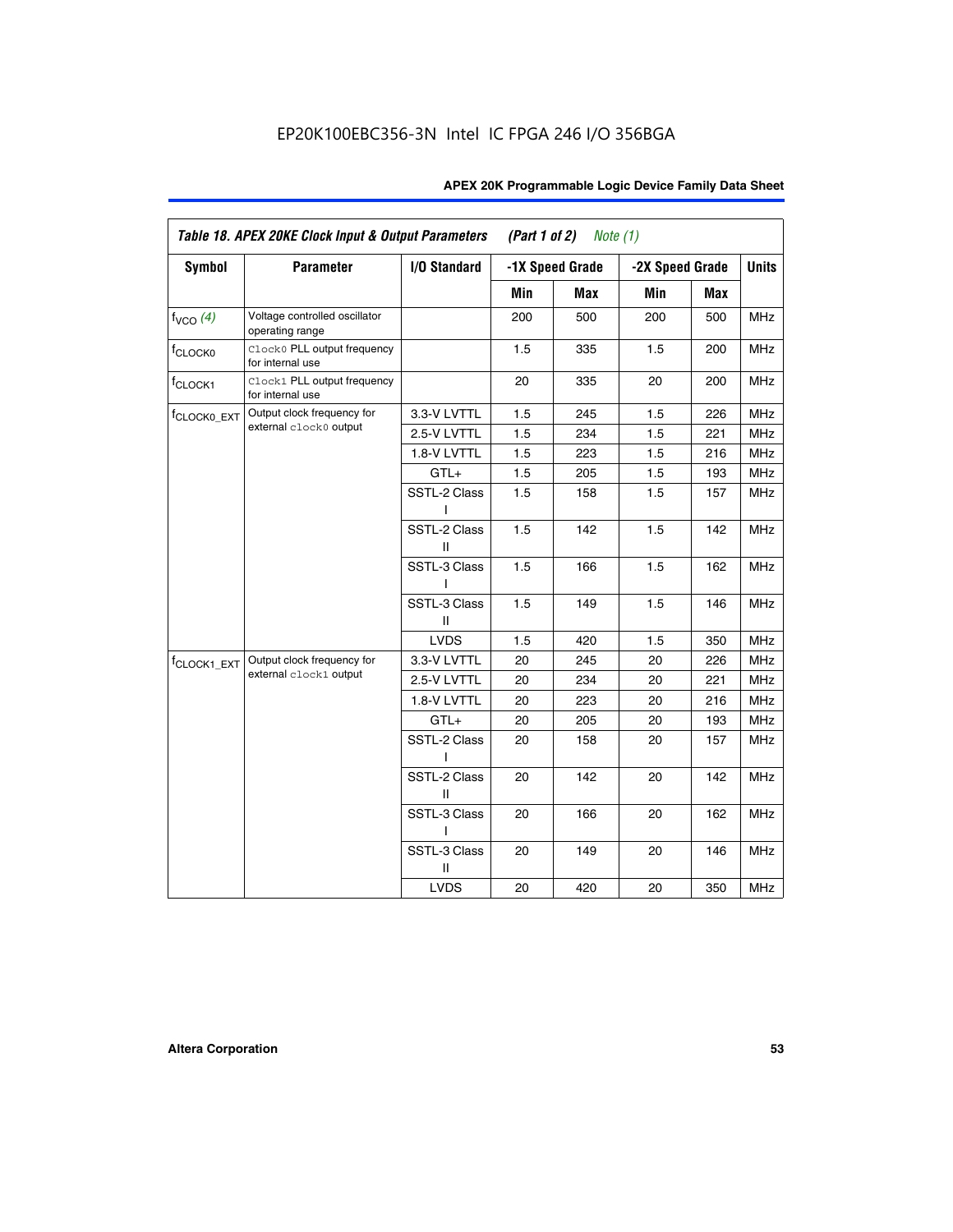**Table 18. APEX 20KE Clock Input & Output Parameters (Part 1 of 2) *Note (1)***

| Symbol | Parameter | I/O Standard | -1X Speed Grade | | -2X Speed Grade | | Units |
|---|---|---|---|---|---|---|---|
| | | | Min | Max | Min | Max | |
| $f_{VCO}$ *(4)* | Voltage controlled oscillator operating range | | 200 | 500 | 200 | 500 | MHz |
| $f_{CLOCK0}$ | `Clock0` PLL output frequency for internal use | | 1.5 | 335 | 1.5 | 200 | MHz |
| $f_{CLOCK1}$ | `Clock1` PLL output frequency for internal use | | 20 | 335 | 20 | 200 | MHz |
| $f_{CLOCK0\_EXT}$ | Output clock frequency for external `clock0` output | 3.3-V LVTTL | 1.5 | 245 | 1.5 | 226 | MHz |
| | | 2.5-V LVTTL | 1.5 | 234 | 1.5 | 221 | MHz |
| | | 1.8-V LVTTL | 1.5 | 223 | 1.5 | 216 | MHz |
| | | GTL+ | 1.5 | 205 | 1.5 | 193 | MHz |
| | | SSTL-2 Class I | 1.5 | 158 | 1.5 | 157 | MHz |
| | | SSTL-2 Class II | 1.5 | 142 | 1.5 | 142 | MHz |
| | | SSTL-3 Class I | 1.5 | 166 | 1.5 | 162 | MHz |
| | | SSTL-3 Class II | 1.5 | 149 | 1.5 | 146 | MHz |
| | | LVDS | 1.5 | 420 | 1.5 | 350 | MHz |
| $f_{CLOCK1\_EXT}$ | Output clock frequency for external `clock1` output | 3.3-V LVTTL | 20 | 245 | 20 | 226 | MHz |
| | | 2.5-V LVTTL | 20 | 234 | 20 | 221 | MHz |
| | | 1.8-V LVTTL | 20 | 223 | 20 | 216 | MHz |
| | | GTL+ | 20 | 205 | 20 | 193 | MHz |
| | | SSTL-2 Class I | 20 | 158 | 20 | 157 | MHz |
| | | SSTL-2 Class II | 20 | 142 | 20 | 142 | MHz |
| | | SSTL-3 Class I | 20 | 166 | 20 | 162 | MHz |
| | | SSTL-3 Class II | 20 | 149 | 20 | 146 | MHz |
| | | LVDS | 20 | 420 | 20 | 350 | MHz |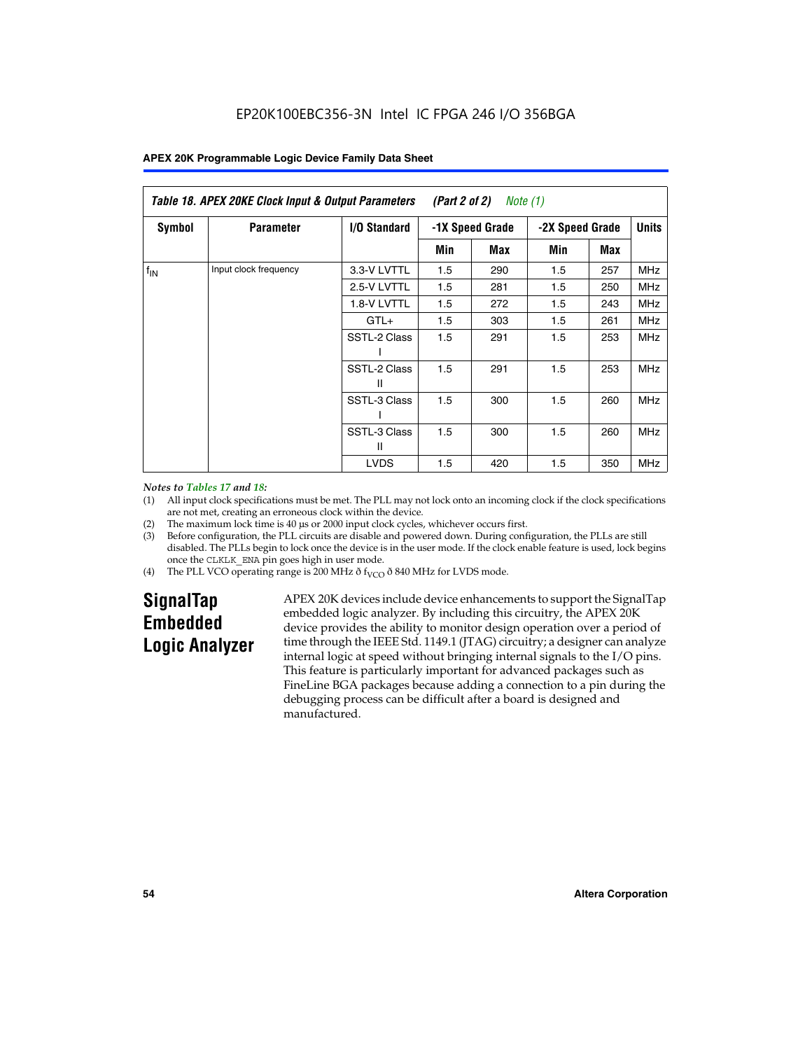| Table 18. APEX 20KE Clock Input & Output Parameters (Part 2 of 2) Note (1) | | | | | | | |
|---|---|---|---|---|---|---|---|
| Symbol | Parameter | I/O Standard | -1X Speed Grade | | -2X Speed Grade | | Units |
| | | | Min | Max | Min | Max | |
| $f_{IN}$ | Input clock frequency | 3.3-V LVTTL | 1.5 | 290 | 1.5 | 257 | MHz |
| | | 2.5-V LVTTL | 1.5 | 281 | 1.5 | 250 | MHz |
| | | 1.8-V LVTTL | 1.5 | 272 | 1.5 | 243 | MHz |
| | | GTL+ | 1.5 | 303 | 1.5 | 261 | MHz |
| | | SSTL-2 Class I | 1.5 | 291 | 1.5 | 253 | MHz |
| | | SSTL-2 Class II | 1.5 | 291 | 1.5 | 253 | MHz |
| | | SSTL-3 Class I | 1.5 | 300 | 1.5 | 260 | MHz |
| | | SSTL-3 Class II | 1.5 | 300 | 1.5 | 260 | MHz |
| | | LVDS | 1.5 | 420 | 1.5 | 350 | MHz |

*Notes to Tables 17 and 18:*

(1) All input clock specifications must be met. The PLL may not lock onto an incoming clock if the clock specifications are not met, creating an erroneous clock within the device.

(2) The maximum lock time is 40 µs or 2000 input clock cycles, whichever occurs first.

(3) Before configuration, the PLL circuits are disable and powered down. During configuration, the PLLs are still disabled. The PLLs begin to lock once the device is in the user mode. If the clock enable feature is used, lock begins once the CLKLK_ENA pin goes high in user mode.

(4) The PLL VCO operating range is 200 MHz ð $f_{VCO}$ ð 840 MHz for LVDS mode.

## SignalTap Embedded Logic Analyzer

APEX 20K devices include device enhancements to support the SignalTap embedded logic analyzer. By including this circuitry, the APEX 20K device provides the ability to monitor design operation over a period of time through the IEEE Std. 1149.1 (JTAG) circuitry; a designer can analyze internal logic at speed without bringing internal signals to the I/O pins. This feature is particularly important for advanced packages such as FineLine BGA packages because adding a connection to a pin during the debugging process can be difficult after a board is designed and manufactured.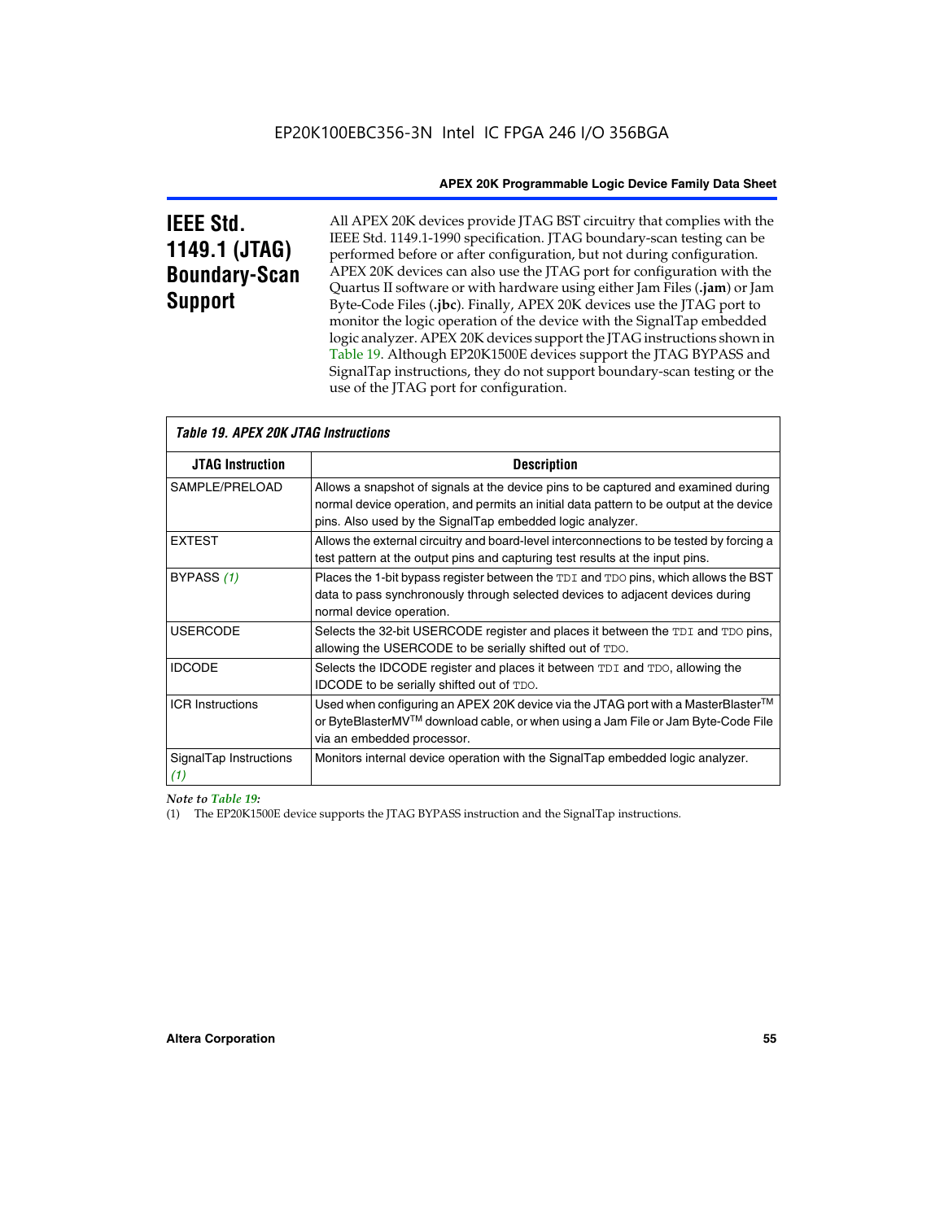## IEEE Std. 1149.1 (JTAG) Boundary-Scan Support

All APEX 20K devices provide JTAG BST circuitry that complies with the IEEE Std. 1149.1-1990 specification. JTAG boundary-scan testing can be performed before or after configuration, but not during configuration. APEX 20K devices can also use the JTAG port for configuration with the Quartus II software or with hardware using either Jam Files (**.jam**) or Jam Byte-Code Files (**.jbc**). Finally, APEX 20K devices use the JTAG port to monitor the logic operation of the device with the SignalTap embedded logic analyzer. APEX 20K devices support the JTAG instructions shown in Table 19. Although EP20K1500E devices support the JTAG BYPASS and SignalTap instructions, they do not support boundary-scan testing or the use of the JTAG port for configuration.

*Table 19. APEX 20K JTAG Instructions*

| JTAG Instruction | Description |
|---|---|
| SAMPLE/PRELOAD | Allows a snapshot of signals at the device pins to be captured and examined during normal device operation, and permits an initial data pattern to be output at the device pins. Also used by the SignalTap embedded logic analyzer. |
| EXTEST | Allows the external circuitry and board-level interconnections to be tested by forcing a test pattern at the output pins and capturing test results at the input pins. |
| BYPASS *(1)* | Places the 1-bit bypass register between the TDI and TDO pins, which allows the BST data to pass synchronously through selected devices to adjacent devices during normal device operation. |
| USERCODE | Selects the 32-bit USERCODE register and places it between the TDI and TDO pins, allowing the USERCODE to be serially shifted out of TDO. |
| IDCODE | Selects the IDCODE register and places it between TDI and TDO, allowing the IDCODE to be serially shifted out of TDO. |
| ICR Instructions | Used when configuring an APEX 20K device via the JTAG port with a MasterBlaster™ or ByteBlasterMV™ download cable, or when using a Jam File or Jam Byte-Code File via an embedded processor. |
| SignalTap Instructions *(1)* | Monitors internal device operation with the SignalTap embedded logic analyzer. |

*Note to Table 19:*

(1) The EP20K1500E device supports the JTAG BYPASS instruction and the SignalTap instructions.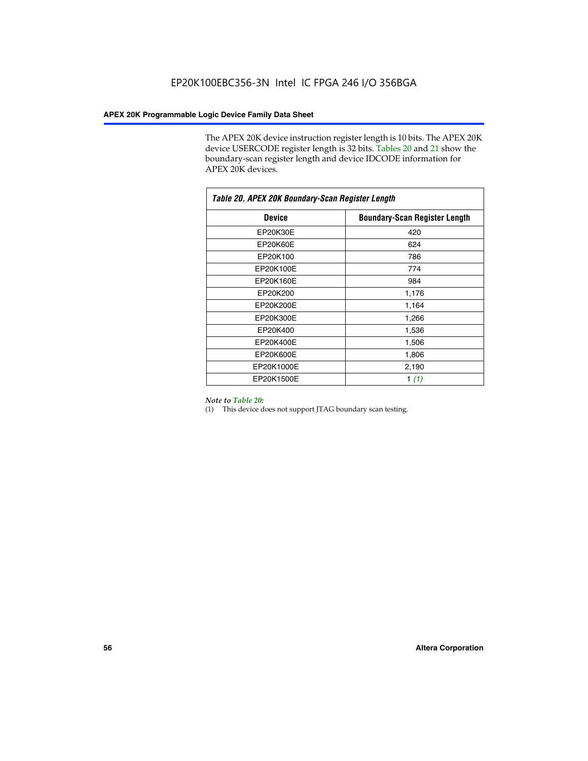The APEX 20K device instruction register length is 10 bits. The APEX 20K device USERCODE register length is 32 bits. Tables 20 and 21 show the boundary-scan register length and device IDCODE information for APEX 20K devices.

*Table 20. APEX 20K Boundary-Scan Register Length*

| Device | Boundary-Scan Register Length |
|---|---|
| EP20K30E | 420 |
| EP20K60E | 624 |
| EP20K100 | 786 |
| EP20K100E | 774 |
| EP20K160E | 984 |
| EP20K200 | 1,176 |
| EP20K200E | 1,164 |
| EP20K300E | 1,266 |
| EP20K400 | 1,536 |
| EP20K400E | 1,506 |
| EP20K600E | 1,806 |
| EP20K1000E | 2,190 |
| EP20K1500E | 1 *(1)* |

*Note to Table 20:*

(1) This device does not support JTAG boundary scan testing.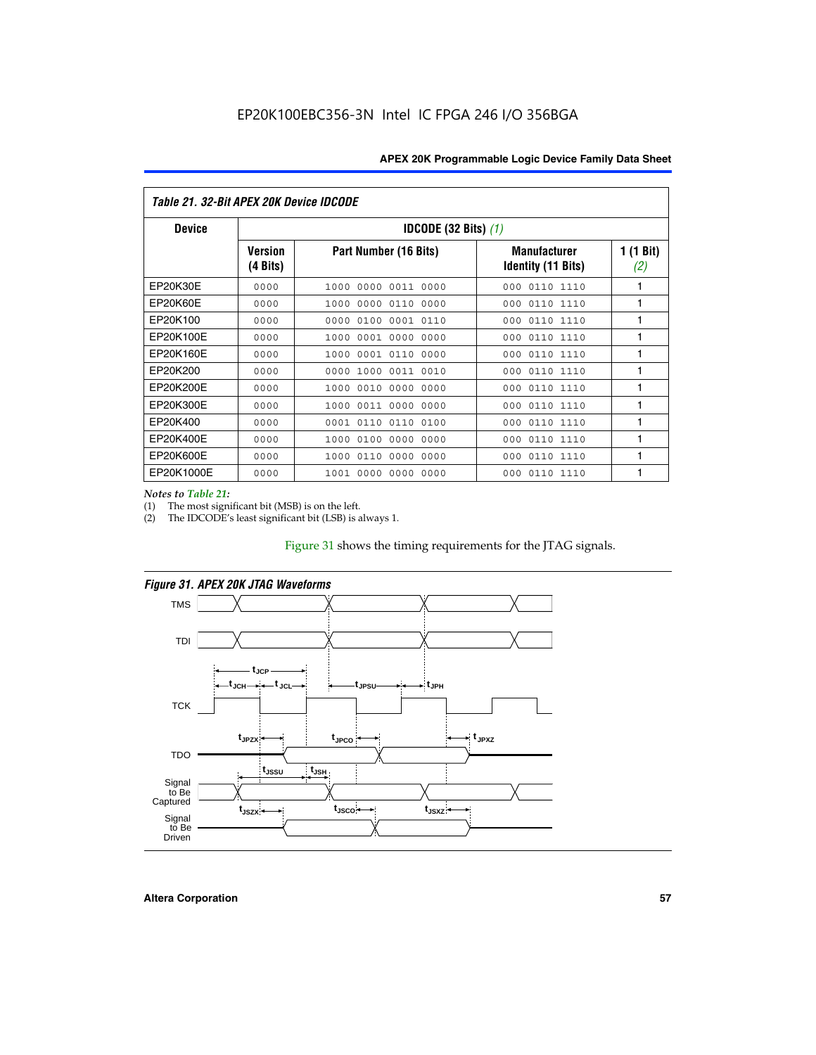EP20K100EBC356-3N Intel IC FPGA 246 I/O 356BGA

*Table 21. 32-Bit APEX 20K Device IDCODE*

| Device | IDCODE (32 Bits) *(1)* | | | |
|---|---|---|---|---|
| | Version (4 Bits) | Part Number (16 Bits) | Manufacturer Identity (11 Bits) | 1 (1 Bit) *(2)* |
| EP20K30E | 0000 | 1000 0000 0011 0000 | 000 0110 1110 | 1 |
| EP20K60E | 0000 | 1000 0000 0110 0000 | 000 0110 1110 | 1 |
| EP20K100 | 0000 | 0000 0100 0001 0110 | 000 0110 1110 | 1 |
| EP20K100E | 0000 | 1000 0001 0000 0000 | 000 0110 1110 | 1 |
| EP20K160E | 0000 | 1000 0001 0110 0000 | 000 0110 1110 | 1 |
| EP20K200 | 0000 | 0000 1000 0011 0010 | 000 0110 1110 | 1 |
| EP20K200E | 0000 | 1000 0010 0000 0000 | 000 0110 1110 | 1 |
| EP20K300E | 0000 | 1000 0011 0000 0000 | 000 0110 1110 | 1 |
| EP20K400 | 0000 | 0001 0110 0110 0100 | 000 0110 1110 | 1 |
| EP20K400E | 0000 | 1000 0100 0000 0000 | 000 0110 1110 | 1 |
| EP20K600E | 0000 | 1000 0110 0000 0000 | 000 0110 1110 | 1 |
| EP20K1000E | 0000 | 1001 0000 0000 0000 | 000 0110 1110 | 1 |

*Notes to Table 21:*
(1) The most significant bit (MSB) is on the left.
(2) The IDCODE's least significant bit (LSB) is always 1.

Figure 31 shows the timing requirements for the JTAG signals.

*Figure 31. APEX 20K JTAG Waveforms*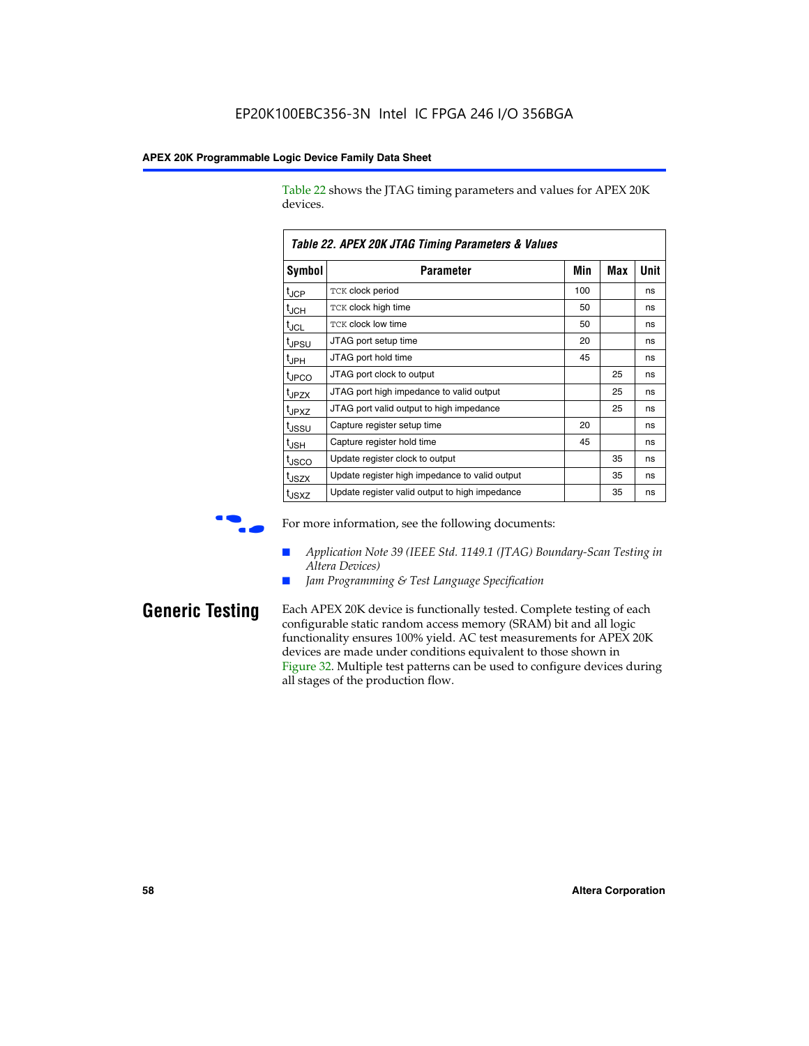Table 22 shows the JTAG timing parameters and values for APEX 20K devices.

**Table 22. APEX 20K JTAG Timing Parameters & Values**

| Symbol | Parameter | Min | Max | Unit |
|---|---|---|---|---|
| $t_{JCP}$ | TCK clock period | 100 | | ns |
| $t_{JCH}$ | TCK clock high time | 50 | | ns |
| $t_{JCL}$ | TCK clock low time | 50 | | ns |
| $t_{JPSU}$ | JTAG port setup time | 20 | | ns |
| $t_{JPH}$ | JTAG port hold time | 45 | | ns |
| $t_{JPCO}$ | JTAG port clock to output | | 25 | ns |
| $t_{JPZX}$ | JTAG port high impedance to valid output | | 25 | ns |
| $t_{JPXZ}$ | JTAG port valid output to high impedance | | 25 | ns |
| $t_{JSSU}$ | Capture register setup time | 20 | | ns |
| $t_{JSH}$ | Capture register hold time | 45 | | ns |
| $t_{JSCO}$ | Update register clock to output | | 35 | ns |
| $t_{JSZX}$ | Update register high impedance to valid output | | 35 | ns |
| $t_{JSXZ}$ | Update register valid output to high impedance | | 35 | ns |

For more information, see the following documents:

- *Application Note 39 (IEEE Std. 1149.1 (JTAG) Boundary-Scan Testing in Altera Devices)*
- *Jam Programming & Test Language Specification*

## Generic Testing

Each APEX 20K device is functionally tested. Complete testing of each configurable static random access memory (SRAM) bit and all logic functionality ensures 100% yield. AC test measurements for APEX 20K devices are made under conditions equivalent to those shown in Figure 32. Multiple test patterns can be used to configure devices during all stages of the production flow.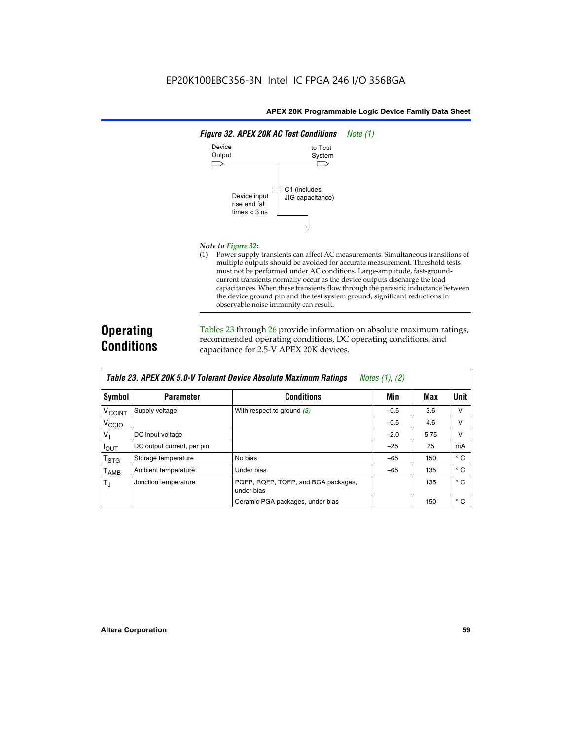**Figure 32. APEX 20K AC Test Conditions** *Note (1)*

Device Output

to Test System

C1 (includes JIG capacitance)

Device input rise and fall times < 3 ns

*Note to Figure 32:*

(1) Power supply transients can affect AC measurements. Simultaneous transitions of multiple outputs should be avoided for accurate measurement. Threshold tests must not be performed under AC conditions. Large-amplitude, fast-ground-current transients normally occur as the device outputs discharge the load capacitances. When these transients flow through the parasitic inductance between the device ground pin and the test system ground, significant reductions in observable noise immunity can result.

## Operating Conditions

Tables 23 through 26 provide information on absolute maximum ratings, recommended operating conditions, DC operating conditions, and capacitance for 2.5-V APEX 20K devices.

**Table 23. APEX 20K 5.0-V Tolerant Device Absolute Maximum Ratings** *Notes (1), (2)*

| Symbol | Parameter | Conditions | Min | Max | Unit |
|---|---|---|---|---|---|
| $V_{CCINT}$ | Supply voltage | With respect to ground (3) | –0.5 | 3.6 | V |
| $V_{CCIO}$ | | | –0.5 | 4.6 | V |
| $V_I$ | DC input voltage | | –2.0 | 5.75 | V |
| $I_{OUT}$ | DC output current, per pin | | –25 | 25 | mA |
| $T_{STG}$ | Storage temperature | No bias | –65 | 150 | ° C |
| $T_{AMB}$ | Ambient temperature | Under bias | –65 | 135 | ° C |
| $T_J$ | Junction temperature | PQFP, RQFP, TQFP, and BGA packages, under bias | | 135 | ° C |
| | | Ceramic PGA packages, under bias | | 150 | ° C |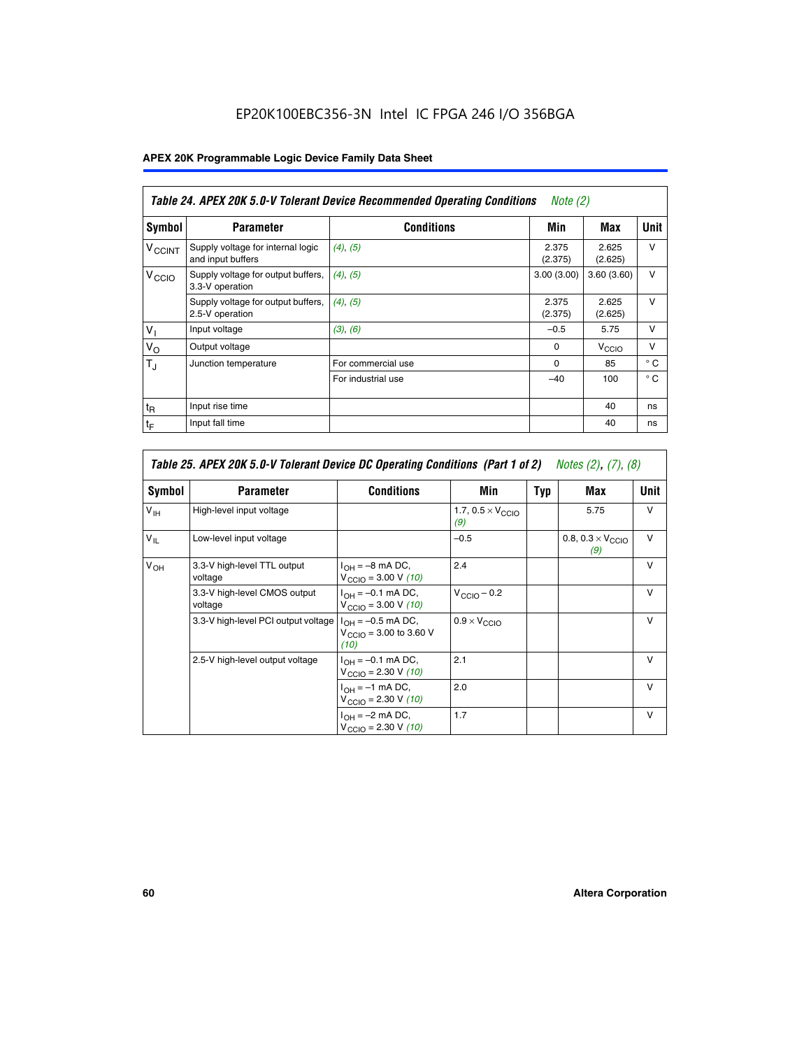EP20K100EBC356-3N Intel IC FPGA 246 I/O 356BGA

| Table 24. APEX 20K 5.0-V Tolerant Device Recommended Operating Conditions *Note (2)* | | | | | |
|---|---|---|---|---|---|
| **Symbol** | **Parameter** | **Conditions** | **Min** | **Max** | **Unit** |
| $V_{CCINT}$ | Supply voltage for internal logic and input buffers | *(4), (5)* | 2.375 (2.375) | 2.625 (2.625) | V |
| $V_{CCIO}$ | Supply voltage for output buffers, 3.3-V operation | *(4), (5)* | 3.00 (3.00) | 3.60 (3.60) | V |
| | Supply voltage for output buffers, 2.5-V operation | *(4), (5)* | 2.375 (2.375) | 2.625 (2.625) | V |
| $V_I$ | Input voltage | *(3), (6)* | –0.5 | 5.75 | V |
| $V_O$ | Output voltage | | 0 | $V_{CCIO}$ | V |
| $T_J$ | Junction temperature | For commercial use | 0 | 85 | ° C |
| | | For industrial use | –40 | 100 | ° C |
| $t_R$ | Input rise time | | | 40 | ns |
| $t_F$ | Input fall time | | | 40 | ns |

| Table 25. APEX 20K 5.0-V Tolerant Device DC Operating Conditions (Part 1 of 2) *Notes (2), (7), (8)* | | | | | | |
|---|---|---|---|---|---|---|
| **Symbol** | **Parameter** | **Conditions** | **Min** | **Typ** | **Max** | **Unit** |
| $V_{IH}$ | High-level input voltage | | 1.7, 0.5 × $V_{CCIO}$ *(9)* | | 5.75 | V |
| $V_{IL}$ | Low-level input voltage | | –0.5 | | 0.8, 0.3 × $V_{CCIO}$ *(9)* | V |
| $V_{OH}$ | 3.3-V high-level TTL output voltage | $I_{OH}$ = –8 mA DC, $V_{CCIO}$ = 3.00 V *(10)* | 2.4 | | | V |
| | 3.3-V high-level CMOS output voltage | $I_{OH}$ = –0.1 mA DC, $V_{CCIO}$ = 3.00 V *(10)* | $V_{CCIO}$ – 0.2 | | | V |
| | 3.3-V high-level PCI output voltage | $I_{OH}$ = –0.5 mA DC, $V_{CCIO}$ = 3.00 to 3.60 V *(10)* | 0.9 × $V_{CCIO}$ | | | V |
| | 2.5-V high-level output voltage | $I_{OH}$ = –0.1 mA DC, $V_{CCIO}$ = 2.30 V *(10)* | 2.1 | | | V |
| | | $I_{OH}$ = –1 mA DC, $V_{CCIO}$ = 2.30 V *(10)* | 2.0 | | | V |
| | | $I_{OH}$ = –2 mA DC, $V_{CCIO}$ = 2.30 V *(10)* | 1.7 | | | V |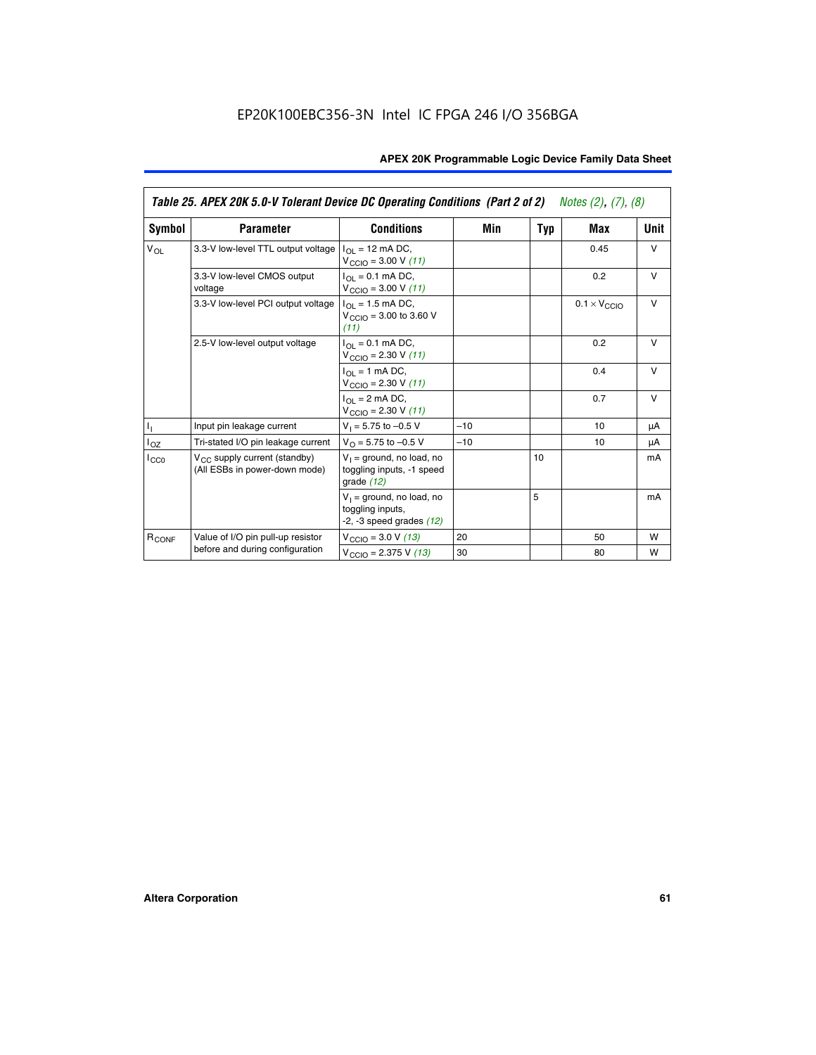EP20K100EBC356-3N Intel IC FPGA 246 I/O 356BGA

| Table 25. APEX 20K 5.0-V Tolerant Device DC Operating Conditions (Part 2 of 2) *Notes (2), (7), (8)* | | | | | | |
|---|---|---|---|---|---|---|
| **Symbol** | **Parameter** | **Conditions** | **Min** | **Typ** | **Max** | **Unit** |
| $V_{OL}$ | 3.3-V low-level TTL output voltage | $I_{OL}$ = 12 mA DC, $V_{CCIO}$ = 3.00 V *(11)* | | | 0.45 | V |
| | 3.3-V low-level CMOS output voltage | $I_{OL}$ = 0.1 mA DC, $V_{CCIO}$ = 3.00 V *(11)* | | | 0.2 | V |
| | 3.3-V low-level PCI output voltage | $I_{OL}$ = 1.5 mA DC, $V_{CCIO}$ = 3.00 to 3.60 V *(11)* | | | $0.1 \times V_{CCIO}$ | V |
| | 2.5-V low-level output voltage | $I_{OL}$ = 0.1 mA DC, $V_{CCIO}$ = 2.30 V *(11)* | | | 0.2 | V |
| | | $I_{OL}$ = 1 mA DC, $V_{CCIO}$ = 2.30 V *(11)* | | | 0.4 | V |
| | | $I_{OL}$ = 2 mA DC, $V_{CCIO}$ = 2.30 V *(11)* | | | 0.7 | V |
| $I_I$ | Input pin leakage current | $V_I$ = 5.75 to –0.5 V | –10 | | 10 | µA |
| $I_{OZ}$ | Tri-stated I/O pin leakage current | $V_O$ = 5.75 to –0.5 V | –10 | | 10 | µA |
| $I_{CC0}$ | $V_{CC}$ supply current (standby) (All ESBs in power-down mode) | $V_I$ = ground, no load, no toggling inputs, -1 speed grade *(12)* | | 10 | | mA |
| | | $V_I$ = ground, no load, no toggling inputs, -2, -3 speed grades *(12)* | | 5 | | mA |
| $R_{CONF}$ | Value of I/O pin pull-up resistor before and during configuration | $V_{CCIO}$ = 3.0 V *(13)* | 20 | | 50 | W |
| | | $V_{CCIO}$ = 2.375 V *(13)* | 30 | | 80 | W |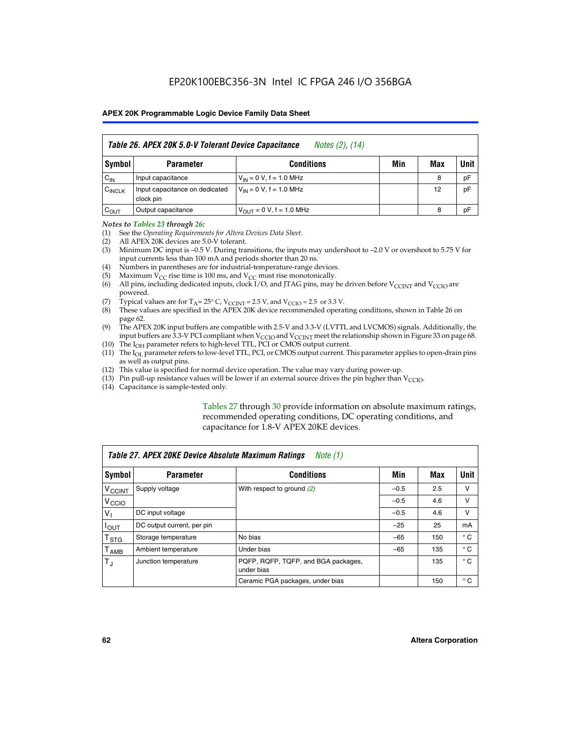**Table 26. APEX 20K 5.0-V Tolerant Device Capacitance** *Notes (2), (14)*

| Symbol | Parameter | Conditions | Min | Max | Unit |
|---|---|---|---|---|---|
| $C_{IN}$ | Input capacitance | $V_{IN}$ = 0 V, f = 1.0 MHz | | 8 | pF |
| $C_{INCLK}$ | Input capacitance on dedicated clock pin | $V_{IN}$ = 0 V, f = 1.0 MHz | | 12 | pF |
| $C_{OUT}$ | Output capacitance | $V_{OUT}$ = 0 V, f = 1.0 MHz | | 8 | pF |

*Notes to Tables 23 through 26:*

(1) See the *Operating Requirements for Altera Devices Data Sheet*.
(2) All APEX 20K devices are 5.0-V tolerant.
(3) Minimum DC input is –0.5 V. During transitions, the inputs may undershoot to –2.0 V or overshoot to 5.75 V for input currents less than 100 mA and periods shorter than 20 ns.
(4) Numbers in parentheses are for industrial-temperature-range devices.
(5) Maximum $V_{CC}$ rise time is 100 ms, and $V_{CC}$ must rise monotonically.
(6) All pins, including dedicated inputs, clock I/O, and JTAG pins, may be driven before $V_{CCINT}$ and $V_{CCIO}$ are powered.
(7) Typical values are for $T_A$ = 25° C, $V_{CCINT}$ = 2.5 V, and $V_{CCIO}$ = 2.5 or 3.3 V.
(8) These values are specified in the APEX 20K device recommended operating conditions, shown in Table 26 on page 62.
(9) The APEX 20K input buffers are compatible with 2.5-V and 3.3-V (LVTTL and LVCMOS) signals. Additionally, the input buffers are 3.3-V PCI compliant when $V_{CCIO}$ and $V_{CCINT}$ meet the relationship shown in Figure 33 on page 68.
(10) The $I_{OH}$ parameter refers to high-level TTL, PCI or CMOS output current.
(11) The $I_{OL}$ parameter refers to low-level TTL, PCI, or CMOS output current. This parameter applies to open-drain pins as well as output pins.
(12) This value is specified for normal device operation. The value may vary during power-up.
(13) Pin pull-up resistance values will be lower if an external source drives the pin higher than $V_{CCIO}$.
(14) Capacitance is sample-tested only.

Tables 27 through 30 provide information on absolute maximum ratings, recommended operating conditions, DC operating conditions, and capacitance for 1.8-V APEX 20KE devices.

**Table 27. APEX 20KE Device Absolute Maximum Ratings** *Note (1)*

| Symbol | Parameter | Conditions | Min | Max | Unit |
|---|---|---|---|---|---|
| $V_{CCINT}$ | Supply voltage | With respect to ground *(2)* | –0.5 | 2.5 | V |
| $V_{CCIO}$ | | | –0.5 | 4.6 | V |
| $V_I$ | DC input voltage | | –0.5 | 4.6 | V |
| $I_{OUT}$ | DC output current, per pin | | –25 | 25 | mA |
| $T_{STG}$ | Storage temperature | No bias | –65 | 150 | ° C |
| $T_{AMB}$ | Ambient temperature | Under bias | –65 | 135 | ° C |
| $T_J$ | Junction temperature | PQFP, RQFP, TQFP, and BGA packages, under bias | | 135 | ° C |
| | | Ceramic PGA packages, under bias | | 150 | ° C |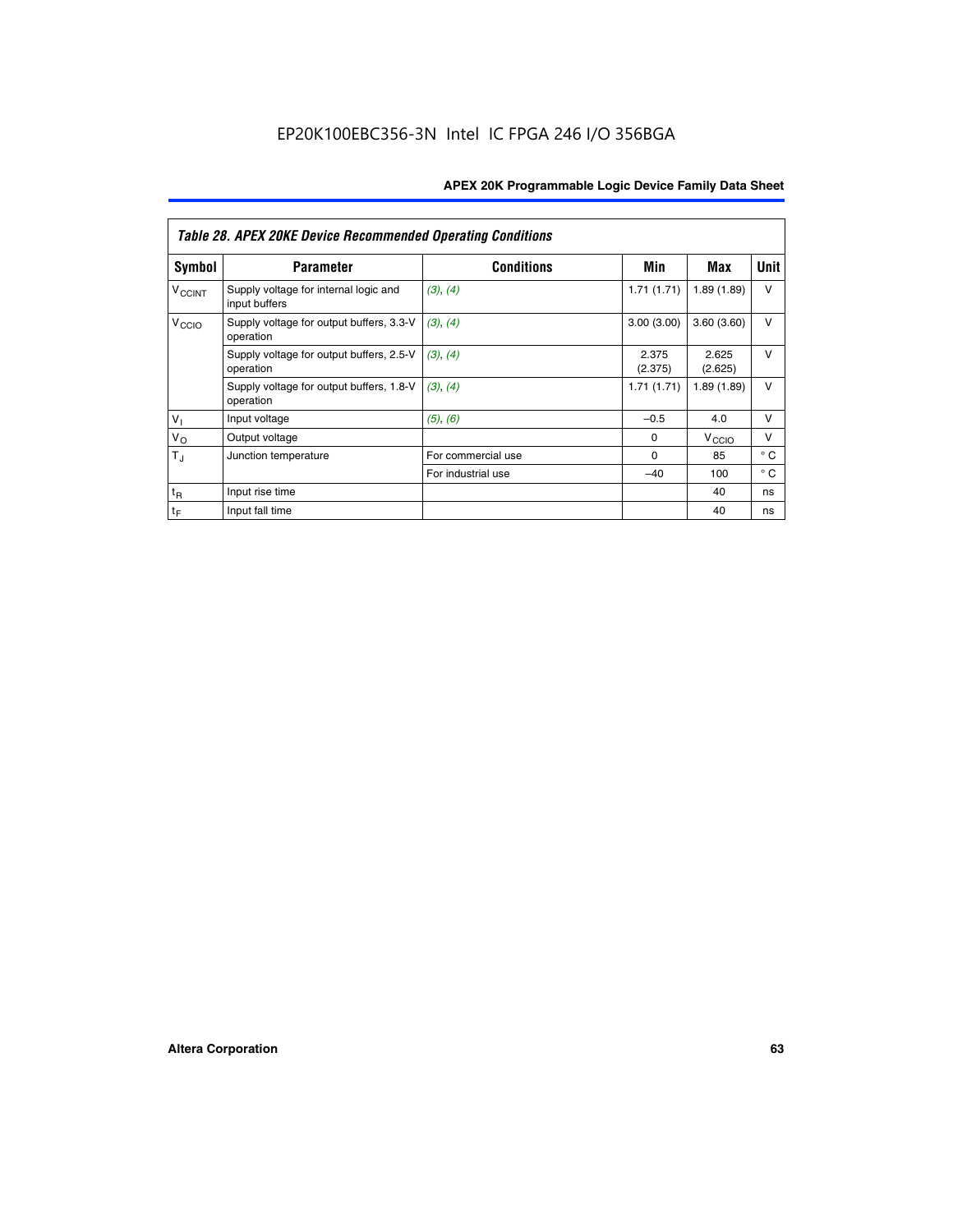EP20K100EBC356-3N Intel IC FPGA 246 I/O 356BGA

| *Table 28. APEX 20KE Device Recommended Operating Conditions* | | | | | |
|---|---|---|---|---|---|
| **Symbol** | **Parameter** | **Conditions** | **Min** | **Max** | **Unit** |
| $V_{CCINT}$ | Supply voltage for internal logic and input buffers | *(3), (4)* | 1.71 (1.71) | 1.89 (1.89) | V |
| $V_{CCIO}$ | Supply voltage for output buffers, 3.3-V operation | *(3), (4)* | 3.00 (3.00) | 3.60 (3.60) | V |
| | Supply voltage for output buffers, 2.5-V operation | *(3), (4)* | 2.375 (2.375) | 2.625 (2.625) | V |
| | Supply voltage for output buffers, 1.8-V operation | *(3), (4)* | 1.71 (1.71) | 1.89 (1.89) | V |
| $V_I$ | Input voltage | *(5), (6)* | –0.5 | 4.0 | V |
| $V_O$ | Output voltage | | 0 | $V_{CCIO}$ | V |
| $T_J$ | Junction temperature | For commercial use | 0 | 85 | ° C |
| | | For industrial use | –40 | 100 | ° C |
| $t_R$ | Input rise time | | | 40 | ns |
| $t_F$ | Input fall time | | | 40 | ns |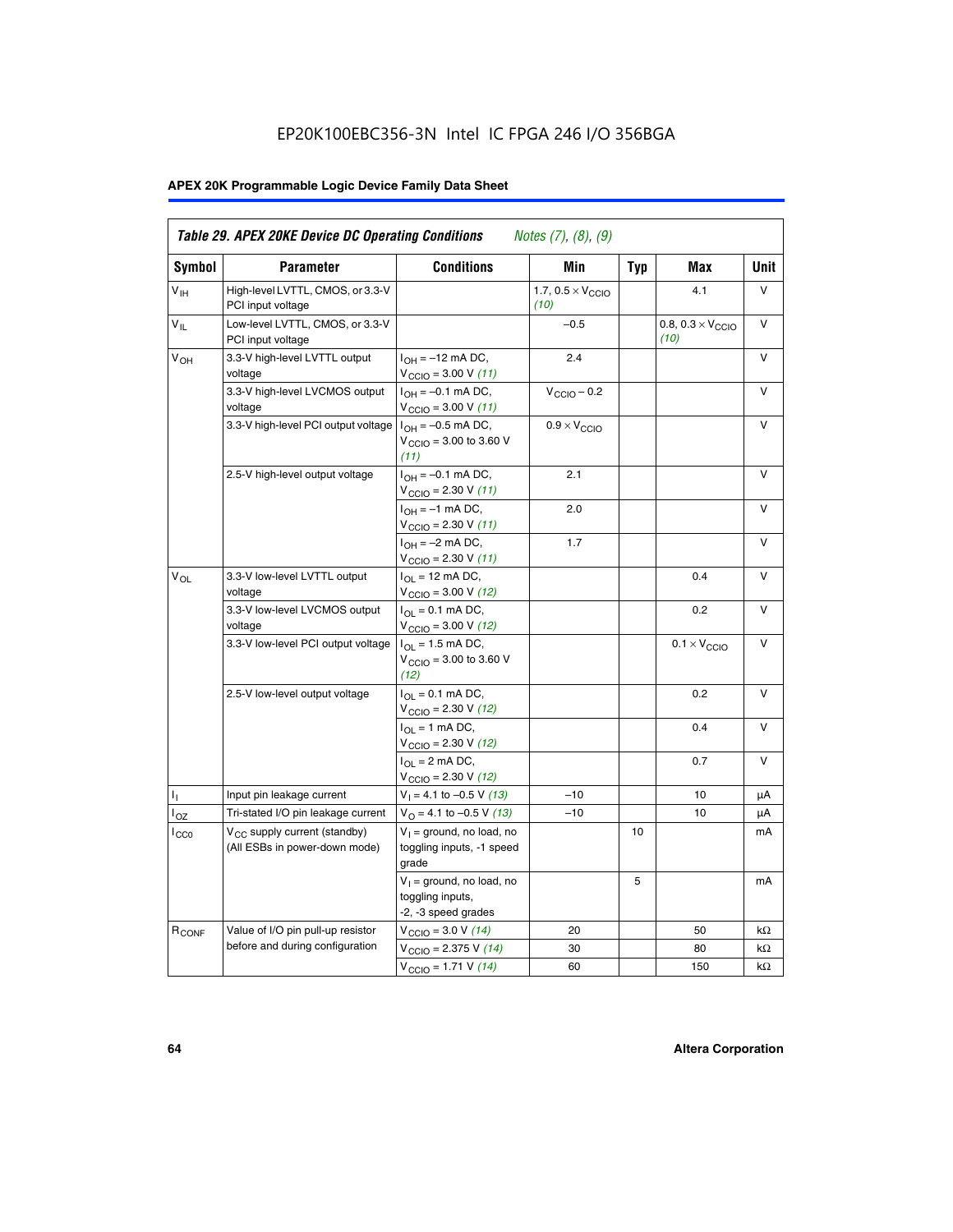**Table 29. APEX 20KE Device DC Operating Conditions** *Notes (7), (8), (9)*

| Symbol | Parameter | Conditions | Min | Typ | Max | Unit |
|---|---|---|---|---|---|---|
| $V_{IH}$ | High-level LVTTL, CMOS, or 3.3-V PCI input voltage | | 1.7, $0.5 \times V_{CCIO}$ *(10)* | | 4.1 | V |
| $V_{IL}$ | Low-level LVTTL, CMOS, or 3.3-V PCI input voltage | | –0.5 | | 0.8, $0.3 \times V_{CCIO}$ *(10)* | V |
| $V_{OH}$ | 3.3-V high-level LVTTL output voltage | $I_{OH}$ = –12 mA DC, $V_{CCIO}$ = 3.00 V *(11)* | 2.4 | | | V |
| | 3.3-V high-level LVCMOS output voltage | $I_{OH}$ = –0.1 mA DC, $V_{CCIO}$ = 3.00 V *(11)* | $V_{CCIO}$ – 0.2 | | | V |
| | 3.3-V high-level PCI output voltage | $I_{OH}$ = –0.5 mA DC, $V_{CCIO}$ = 3.00 to 3.60 V *(11)* | $0.9 \times V_{CCIO}$ | | | V |
| | 2.5-V high-level output voltage | $I_{OH}$ = –0.1 mA DC, $V_{CCIO}$ = 2.30 V *(11)* | 2.1 | | | V |
| | | $I_{OH}$ = –1 mA DC, $V_{CCIO}$ = 2.30 V *(11)* | 2.0 | | | V |
| | | $I_{OH}$ = –2 mA DC, $V_{CCIO}$ = 2.30 V *(11)* | 1.7 | | | V |
| $V_{OL}$ | 3.3-V low-level LVTTL output voltage | $I_{OL}$ = 12 mA DC, $V_{CCIO}$ = 3.00 V *(12)* | | | 0.4 | V |
| | 3.3-V low-level LVCMOS output voltage | $I_{OL}$ = 0.1 mA DC, $V_{CCIO}$ = 3.00 V *(12)* | | | 0.2 | V |
| | 3.3-V low-level PCI output voltage | $I_{OL}$ = 1.5 mA DC, $V_{CCIO}$ = 3.00 to 3.60 V *(12)* | | | $0.1 \times V_{CCIO}$ | V |
| | 2.5-V low-level output voltage | $I_{OL}$ = 0.1 mA DC, $V_{CCIO}$ = 2.30 V *(12)* | | | 0.2 | V |
| | | $I_{OL}$ = 1 mA DC, $V_{CCIO}$ = 2.30 V *(12)* | | | 0.4 | V |
| | | $I_{OL}$ = 2 mA DC, $V_{CCIO}$ = 2.30 V *(12)* | | | 0.7 | V |
| $I_I$ | Input pin leakage current | $V_I$ = 4.1 to –0.5 V *(13)* | –10 | | 10 | µA |
| $I_{OZ}$ | Tri-stated I/O pin leakage current | $V_O$ = 4.1 to –0.5 V *(13)* | –10 | | 10 | µA |
| $I_{CC0}$ | $V_{CC}$ supply current (standby) (All ESBs in power-down mode) | $V_I$ = ground, no load, no toggling inputs, -1 speed grade | | 10 | | mA |
| | | $V_I$ = ground, no load, no toggling inputs, -2, -3 speed grades | | 5 | | mA |
| $R_{CONF}$ | Value of I/O pin pull-up resistor before and during configuration | $V_{CCIO}$ = 3.0 V *(14)* | 20 | | 50 | kΩ |
| | | $V_{CCIO}$ = 2.375 V *(14)* | 30 | | 80 | kΩ |
| | | $V_{CCIO}$ = 1.71 V *(14)* | 60 | | 150 | kΩ |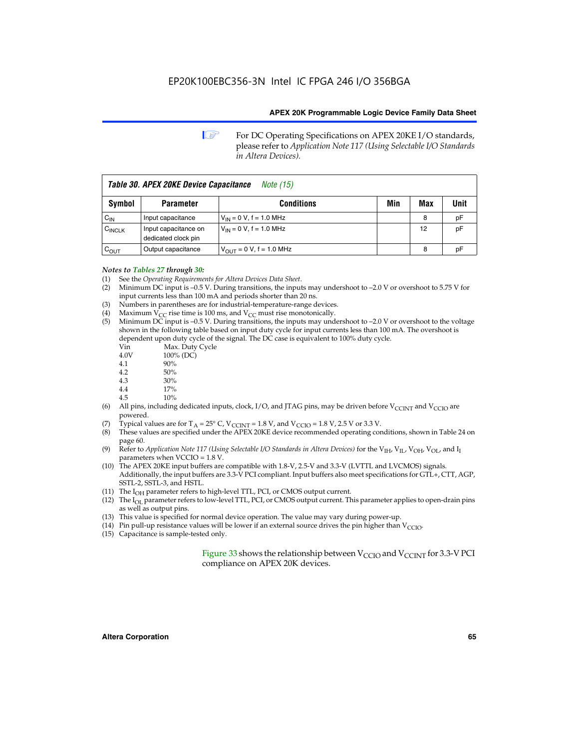For DC Operating Specifications on APEX 20KE I/O standards, please refer to *Application Note 117 (Using Selectable I/O Standards in Altera Devices).*

**Table 30. APEX 20KE Device Capacitance** *Note (15)*

| Symbol | Parameter | Conditions | Min | Max | Unit |
|---|---|---|---|---|---|
| $C_{IN}$ | Input capacitance | $V_{IN}$ = 0 V, f = 1.0 MHz | | 8 | pF |
| $C_{INCLK}$ | Input capacitance on dedicated clock pin | $V_{IN}$ = 0 V, f = 1.0 MHz | | 12 | pF |
| $C_{OUT}$ | Output capacitance | $V_{OUT}$ = 0 V, f = 1.0 MHz | | 8 | pF |

***Notes to Tables 27 through 30:***

(1) See the *Operating Requirements for Altera Devices Data Sheet*.
(2) Minimum DC input is –0.5 V. During transitions, the inputs may undershoot to –2.0 V or overshoot to 5.75 V for input currents less than 100 mA and periods shorter than 20 ns.
(3) Numbers in parentheses are for industrial-temperature-range devices.
(4) Maximum $V_{CC}$ rise time is 100 ms, and $V_{CC}$ must rise monotonically.
(5) Minimum DC input is –0.5 V. During transitions, the inputs may undershoot to –2.0 V or overshoot to the voltage shown in the following table based on input duty cycle for input currents less than 100 mA. The overshoot is dependent upon duty cycle of the signal. The DC case is equivalent to 100% duty cycle.

| Vin | Max. Duty Cycle |
|---|---|
| 4.0V | 100% (DC) |
| 4.1 | 90% |
| 4.2 | 50% |
| 4.3 | 30% |
| 4.4 | 17% |
| 4.5 | 10% |

(6) All pins, including dedicated inputs, clock, I/O, and JTAG pins, may be driven before $V_{CCINT}$ and $V_{CCIO}$ are powered.
(7) Typical values are for $T_A$ = 25° C, $V_{CCINT}$ = 1.8 V, and $V_{CCIO}$ = 1.8 V, 2.5 V or 3.3 V.
(8) These values are specified under the APEX 20KE device recommended operating conditions, shown in Table 24 on page 60.
(9) Refer to *Application Note 117 (Using Selectable I/O Standards in Altera Devices)* for the $V_{IH}$, $V_{IL}$, $V_{OH}$, $V_{OL}$, and $I_I$ parameters when VCCIO = 1.8 V.
(10) The APEX 20KE input buffers are compatible with 1.8-V, 2.5-V and 3.3-V (LVTTL and LVCMOS) signals. Additionally, the input buffers are 3.3-V PCI compliant. Input buffers also meet specifications for GTL+, CTT, AGP, SSTL-2, SSTL-3, and HSTL.
(11) The $I_{OH}$ parameter refers to high-level TTL, PCI, or CMOS output current.
(12) The $I_{OL}$ parameter refers to low-level TTL, PCI, or CMOS output current. This parameter applies to open-drain pins as well as output pins.
(13) This value is specified for normal device operation. The value may vary during power-up.
(14) Pin pull-up resistance values will be lower if an external source drives the pin higher than $V_{CCIO}$.
(15) Capacitance is sample-tested only.

Figure 33 shows the relationship between $V_{CCIO}$ and $V_{CCINT}$ for 3.3-V PCI compliance on APEX 20K devices.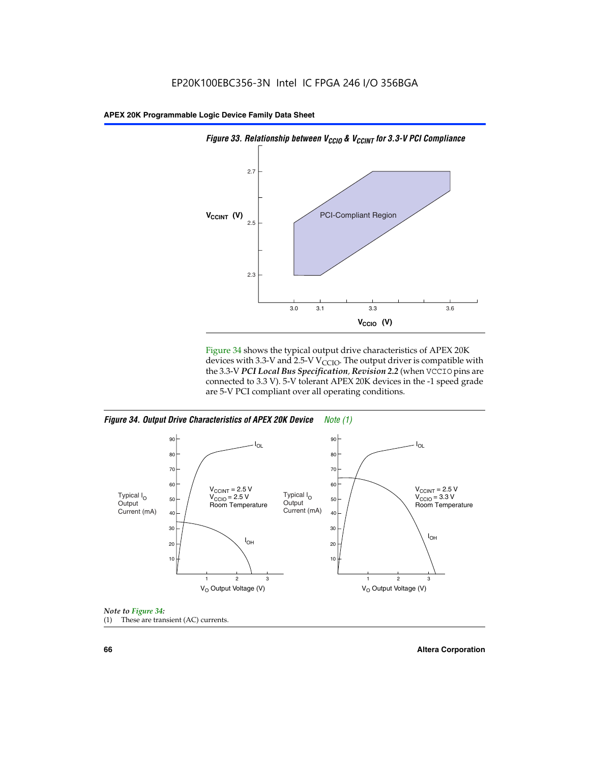*Figure 33. Relationship between $V_{CCIO}$ & $V_{CCINT}$ for 3.3-V PCI Compliance*

Figure 34 shows the typical output drive characteristics of APEX 20K devices with 3.3-V and 2.5-V $V_{CCIO}$. The output driver is compatible with the 3.3-V ***PCI Local Bus Specification, Revision 2.2*** (when VCCIO pins are connected to 3.3 V). 5-V tolerant APEX 20K devices in the -1 speed grade are 5-V PCI compliant over all operating conditions.

*Figure 34. Output Drive Characteristics of APEX 20K Device Note (1)*

*Note to Figure 34:*

(1) These are transient (AC) currents.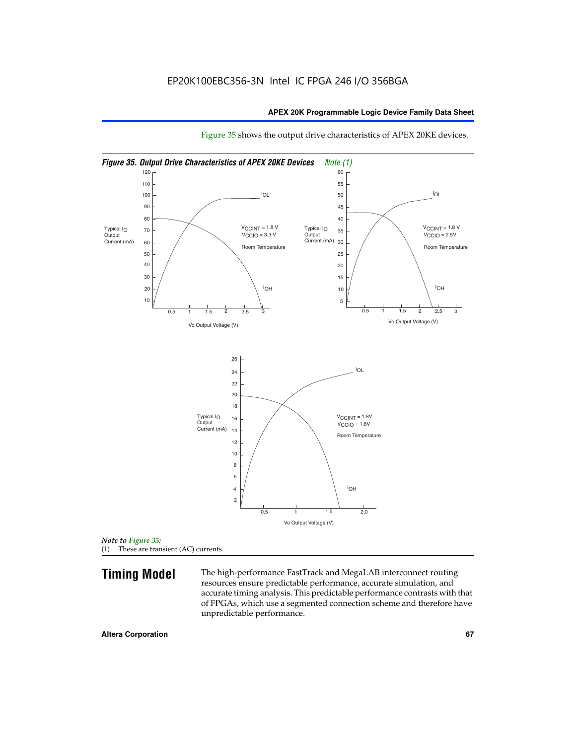Figure 35 shows the output drive characteristics of APEX 20KE devices.

*Figure 35. Output Drive Characteristics of APEX 20KE Devices* Note (1)

*Note to Figure 35:*

(1) These are transient (AC) currents.

## Timing Model

The high-performance FastTrack and MegaLAB interconnect routing resources ensure predictable performance, accurate simulation, and accurate timing analysis. This predictable performance contrasts with that of FPGAs, which use a segmented connection scheme and therefore have unpredictable performance.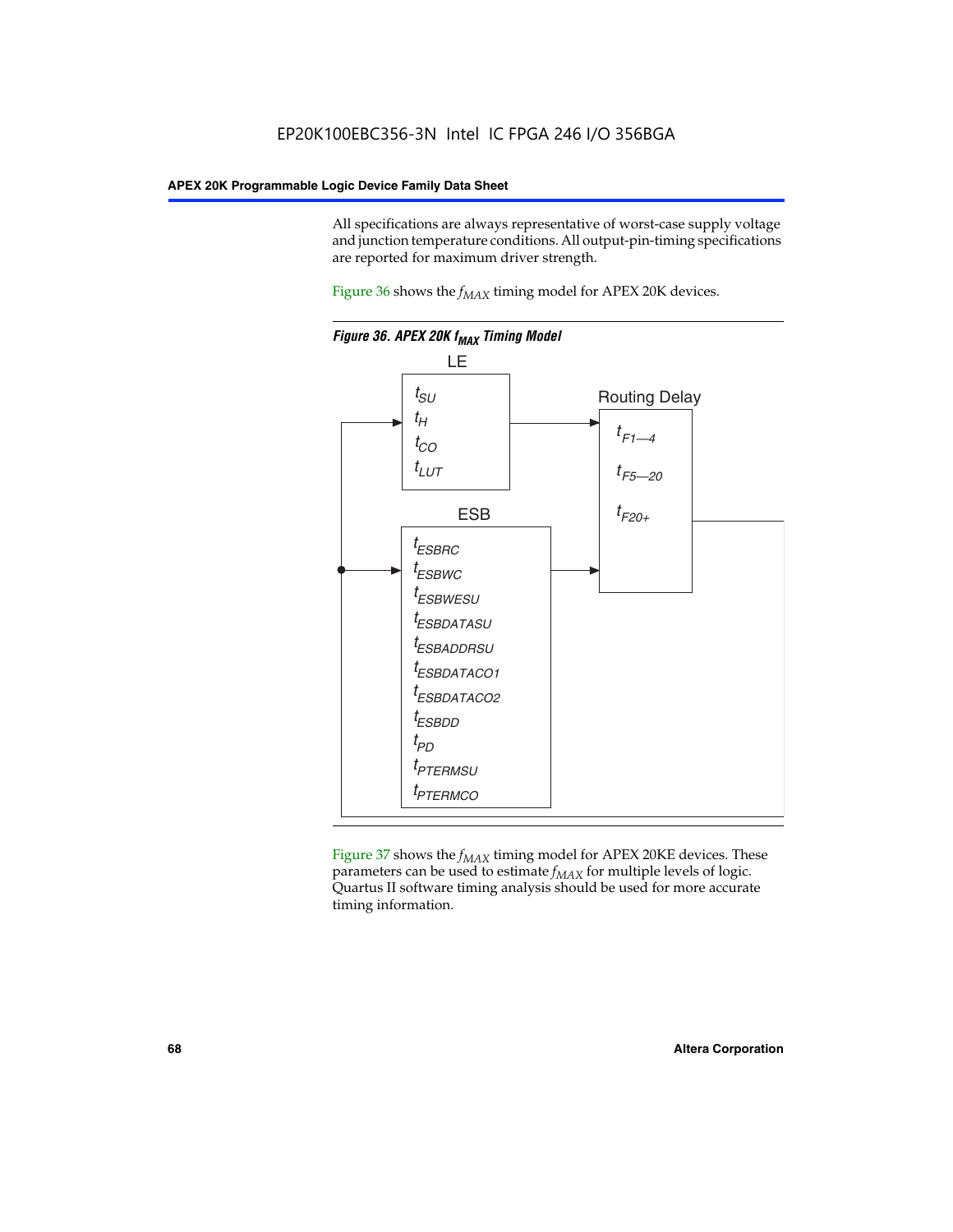All specifications are always representative of worst-case supply voltage and junction temperature conditions. All output-pin-timing specifications are reported for maximum driver strength.

Figure 36 shows the $f_{MAX}$ timing model for APEX 20K devices.

*Figure 36. APEX 20K $f_{MAX}$ Timing Model*

LE

$t_{SU}$
$t_{H}$
$t_{CO}$
$t_{LUT}$

Routing Delay

$t_{F1-4}$
$t_{F5-20}$
$t_{F20+}$

ESB

$t_{ESBRC}$
$t_{ESBWC}$
$t_{ESBWESU}$
$t_{ESBDATASU}$
$t_{ESBADDRSU}$
$t_{ESBDATACO1}$
$t_{ESBDATACO2}$
$t_{ESBDD}$
$t_{PD}$
$t_{PTERMSU}$
$t_{PTERMCO}$

Figure 37 shows the $f_{MAX}$ timing model for APEX 20KE devices. These parameters can be used to estimate $f_{MAX}$ for multiple levels of logic. Quartus II software timing analysis should be used for more accurate timing information.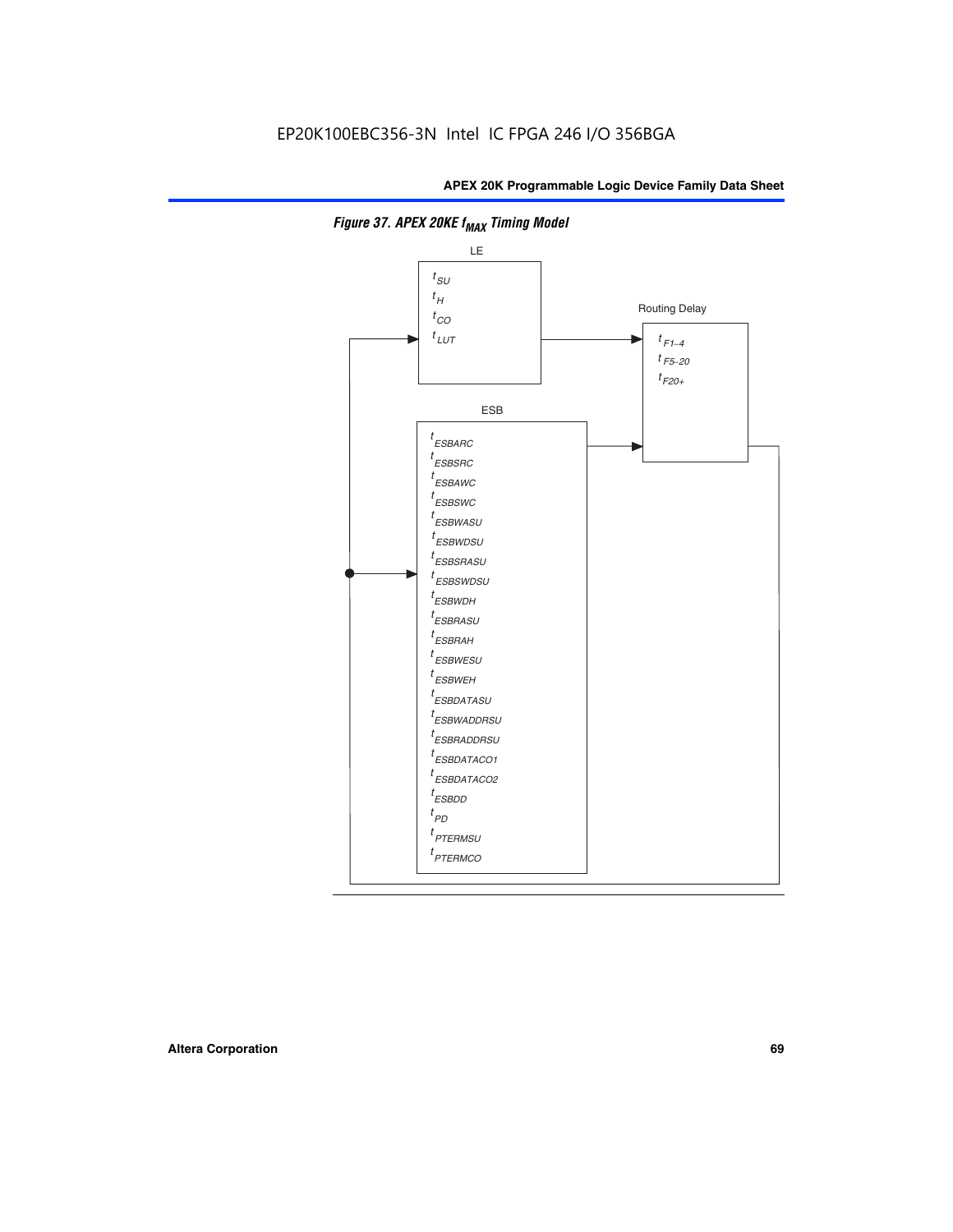*Figure 37. APEX 20KE $f_{MAX}$ Timing Model*

LE

$t_{SU}$
$t_{H}$
$t_{CO}$
$t_{LUT}$

Routing Delay

$t_{F1-4}$
$t_{F5-20}$
$t_{F20+}$

ESB

$t_{ESBARC}$
$t_{ESBSRC}$
$t_{ESBAWC}$
$t_{ESBSWC}$
$t_{ESBWASU}$
$t_{ESBWDSU}$
$t_{ESBSRASU}$
$t_{ESBSWDSU}$
$t_{ESBWDH}$
$t_{ESBRASU}$
$t_{ESBRAH}$
$t_{ESBWESU}$
$t_{ESBWEH}$
$t_{ESBDATASU}$
$t_{ESBWADDRSU}$
$t_{ESBRADDRSU}$
$t_{ESBDATACO1}$
$t_{ESBDATACO2}$
$t_{ESBDD}$
$t_{PD}$
$t_{PTERMSU}$
$t_{PTERMCO}$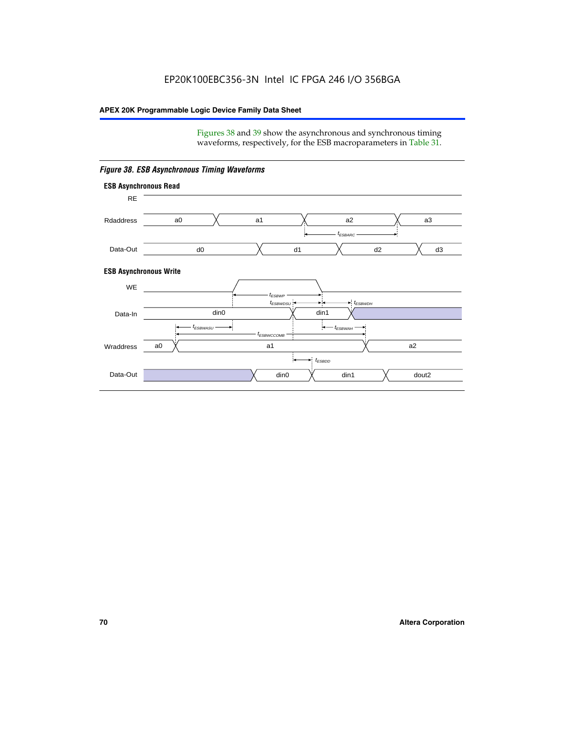Figures 38 and 39 show the asynchronous and synchronous timing waveforms, respectively, for the ESB macroparameters in Table 31.

***Figure 38. ESB Asynchronous Timing Waveforms***

**ESB Asynchronous Read**

RE

Rdaddress: a0, a1, a2, a3

$t_{ESBARC}$

Data-Out: d0, d1, d2, d3

**ESB Asynchronous Write**

WE

$t_{ESBWP}$

$t_{ESBWDSU}$ $t_{ESBWDH}$

Data-In: din0, din1

$t_{ESBWASU}$ $t_{ESBWAH}$

$t_{ESBWCCOMB}$

Wraddress: a0, a1, a2

$t_{ESBDD}$

Data-Out: din0, din1, dout2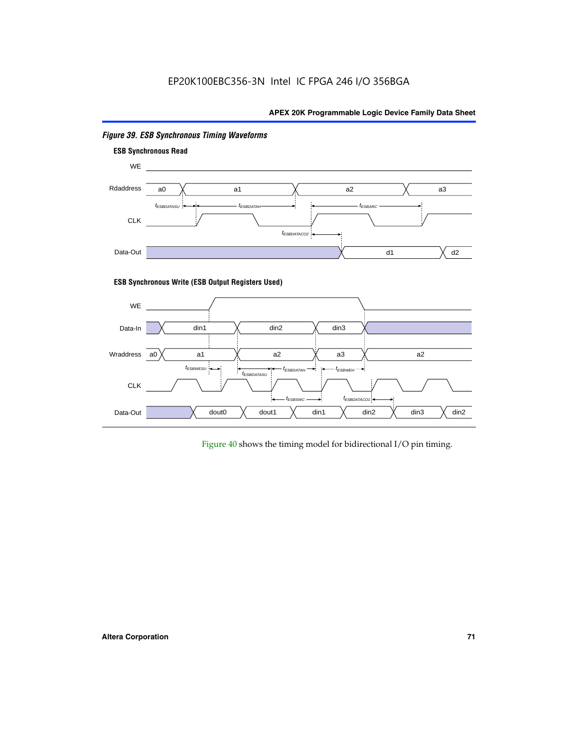*Figure 39. ESB Synchronous Timing Waveforms*

**ESB Synchronous Read**

WE

Rdaddress a0 a1 a2 a3

$t_{ESBDATASU}$ $t_{ESBDATAH}$ $t_{ESBARC}$

CLK

$t_{ESBDATACO2}$

Data-Out d1 d2

**ESB Synchronous Write (ESB Output Registers Used)**

WE

Data-In din1 din2 din3

Wraddress a0 a1 a2 a3 a2

$t_{ESBWESU}$ $t_{ESBDATASU}$ $t_{ESBDATAH}$ $t_{ESBWEH}$

CLK

$t_{ESBSWC}$ $t_{ESBDATACO1}$

Data-Out dout0 dout1 din1 din2 din3 din2

Figure 40 shows the timing model for bidirectional I/O pin timing.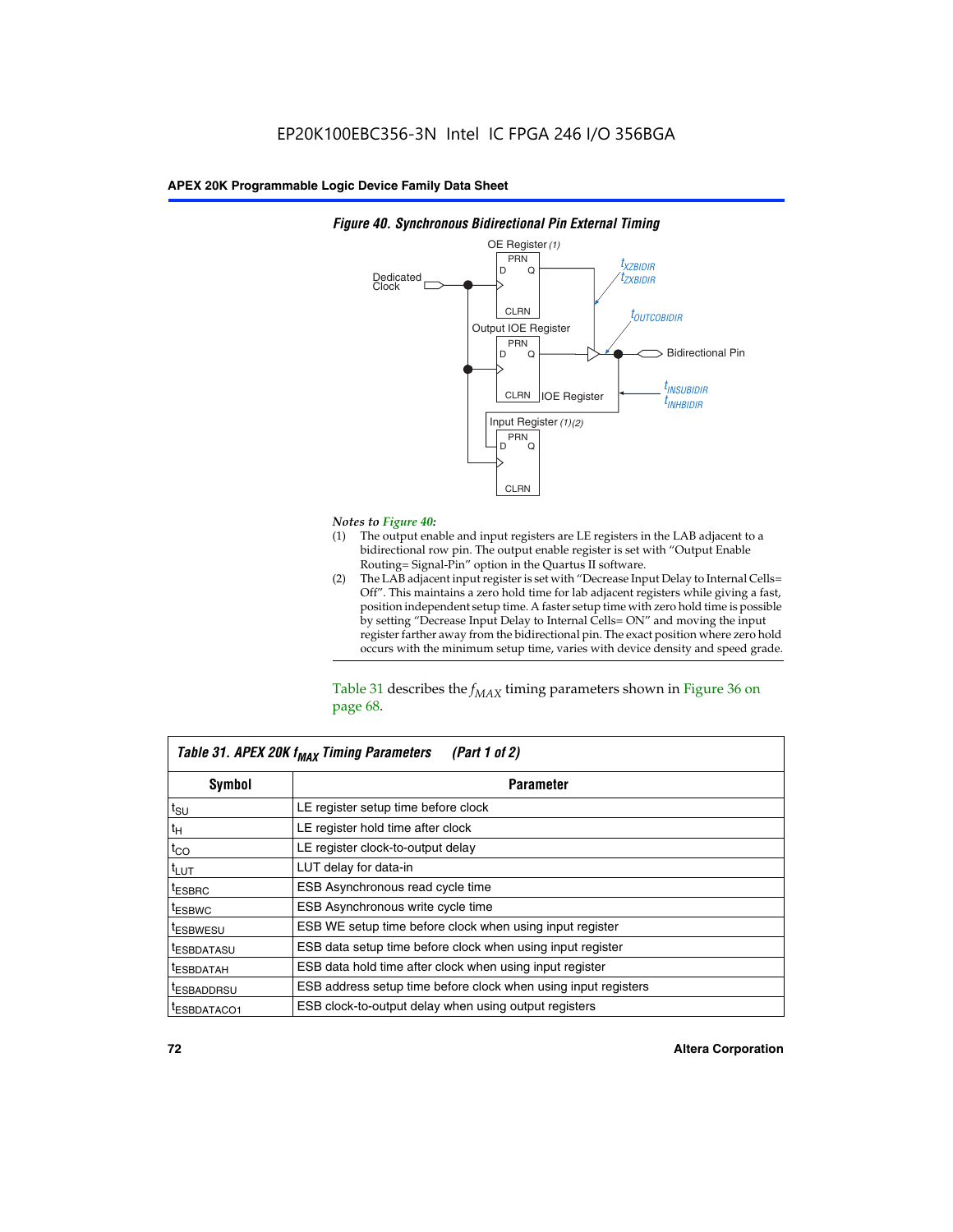**Figure 40. Synchronous Bidirectional Pin External Timing**

*Notes to Figure 40:*

(1) The output enable and input registers are LE registers in the LAB adjacent to a bidirectional row pin. The output enable register is set with "Output Enable Routing= Signal-Pin" option in the Quartus II software.

(2) The LAB adjacent input register is set with "Decrease Input Delay to Internal Cells= Off". This maintains a zero hold time for lab adjacent registers while giving a fast, position independent setup time. A faster setup time with zero hold time is possible by setting "Decrease Input Delay to Internal Cells= ON" and moving the input register farther away from the bidirectional pin. The exact position where zero hold occurs with the minimum setup time, varies with device density and speed grade.

Table 31 describes the $f_{MAX}$ timing parameters shown in Figure 36 on page 68.

**Table 31. APEX 20K $f_{MAX}$ Timing Parameters (Part 1 of 2)**

| Symbol | Parameter |
|---|---|
| $t_{SU}$ | LE register setup time before clock |
| $t_H$ | LE register hold time after clock |
| $t_{CO}$ | LE register clock-to-output delay |
| $t_{LUT}$ | LUT delay for data-in |
| $t_{ESBRC}$ | ESB Asynchronous read cycle time |
| $t_{ESBWC}$ | ESB Asynchronous write cycle time |
| $t_{ESBWESU}$ | ESB WE setup time before clock when using input register |
| $t_{ESBDATASU}$ | ESB data setup time before clock when using input register |
| $t_{ESBDATAH}$ | ESB data hold time after clock when using input register |
| $t_{ESBADDRSU}$ | ESB address setup time before clock when using input registers |
| $t_{ESBDATACO1}$ | ESB clock-to-output delay when using output registers |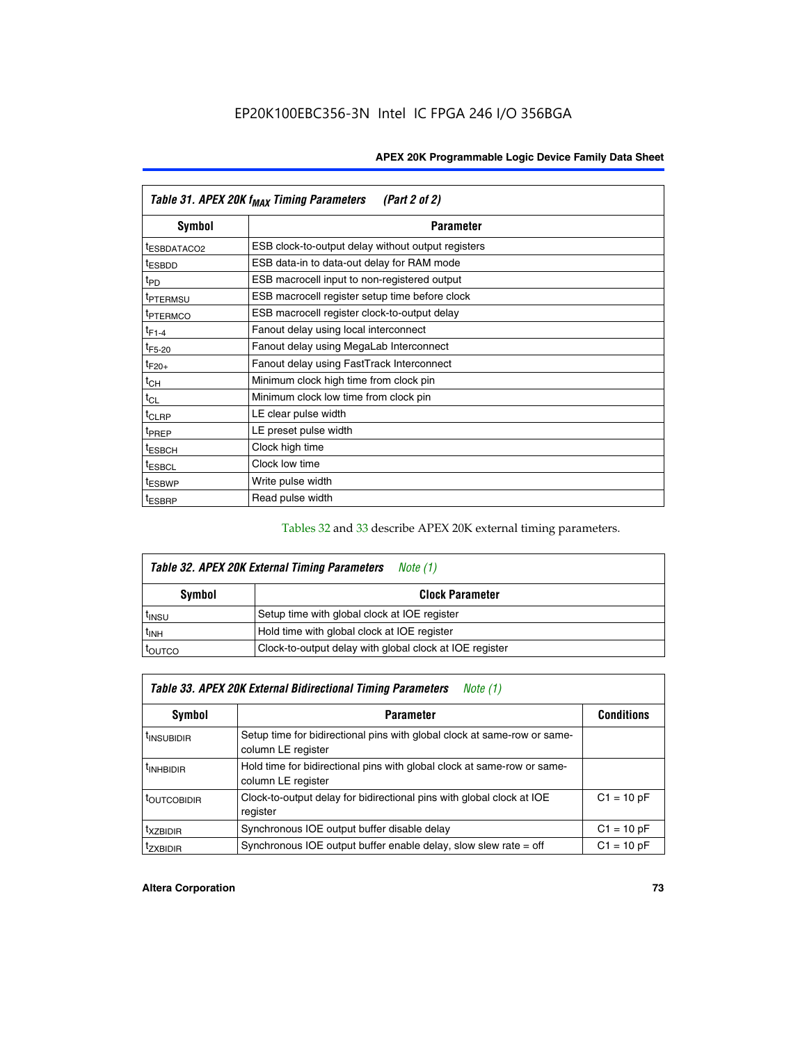**Table 31. APEX 20K $f_{MAX}$ Timing Parameters (Part 2 of 2)**

| Symbol | Parameter |
|---|---|
| $t_{ESBDATACO2}$ | ESB clock-to-output delay without output registers |
| $t_{ESBDD}$ | ESB data-in to data-out delay for RAM mode |
| $t_{PD}$ | ESB macrocell input to non-registered output |
| $t_{PTERMSU}$ | ESB macrocell register setup time before clock |
| $t_{PTERMCO}$ | ESB macrocell register clock-to-output delay |
| $t_{F1-4}$ | Fanout delay using local interconnect |
| $t_{F5-20}$ | Fanout delay using MegaLab Interconnect |
| $t_{F20+}$ | Fanout delay using FastTrack Interconnect |
| $t_{CH}$ | Minimum clock high time from clock pin |
| $t_{CL}$ | Minimum clock low time from clock pin |
| $t_{CLRP}$ | LE clear pulse width |
| $t_{PREP}$ | LE preset pulse width |
| $t_{ESBCH}$ | Clock high time |
| $t_{ESBCL}$ | Clock low time |
| $t_{ESBWP}$ | Write pulse width |
| $t_{ESBRP}$ | Read pulse width |

Tables 32 and 33 describe APEX 20K external timing parameters.

**Table 32. APEX 20K External Timing Parameters** *Note (1)*

| Symbol | Clock Parameter |
|---|---|
| $t_{INSU}$ | Setup time with global clock at IOE register |
| $t_{INH}$ | Hold time with global clock at IOE register |
| $t_{OUTCO}$ | Clock-to-output delay with global clock at IOE register |

**Table 33. APEX 20K External Bidirectional Timing Parameters** *Note (1)*

| Symbol | Parameter | Conditions |
|---|---|---|
| $t_{INSUBIDIR}$ | Setup time for bidirectional pins with global clock at same-row or same-column LE register | |
| $t_{INHBIDIR}$ | Hold time for bidirectional pins with global clock at same-row or same-column LE register | |
| $t_{OUTCOBIDIR}$ | Clock-to-output delay for bidirectional pins with global clock at IOE register | C1 = 10 pF |
| $t_{XZBIDIR}$ | Synchronous IOE output buffer disable delay | C1 = 10 pF |
| $t_{ZXBIDIR}$ | Synchronous IOE output buffer enable delay, slow slew rate = off | C1 = 10 pF |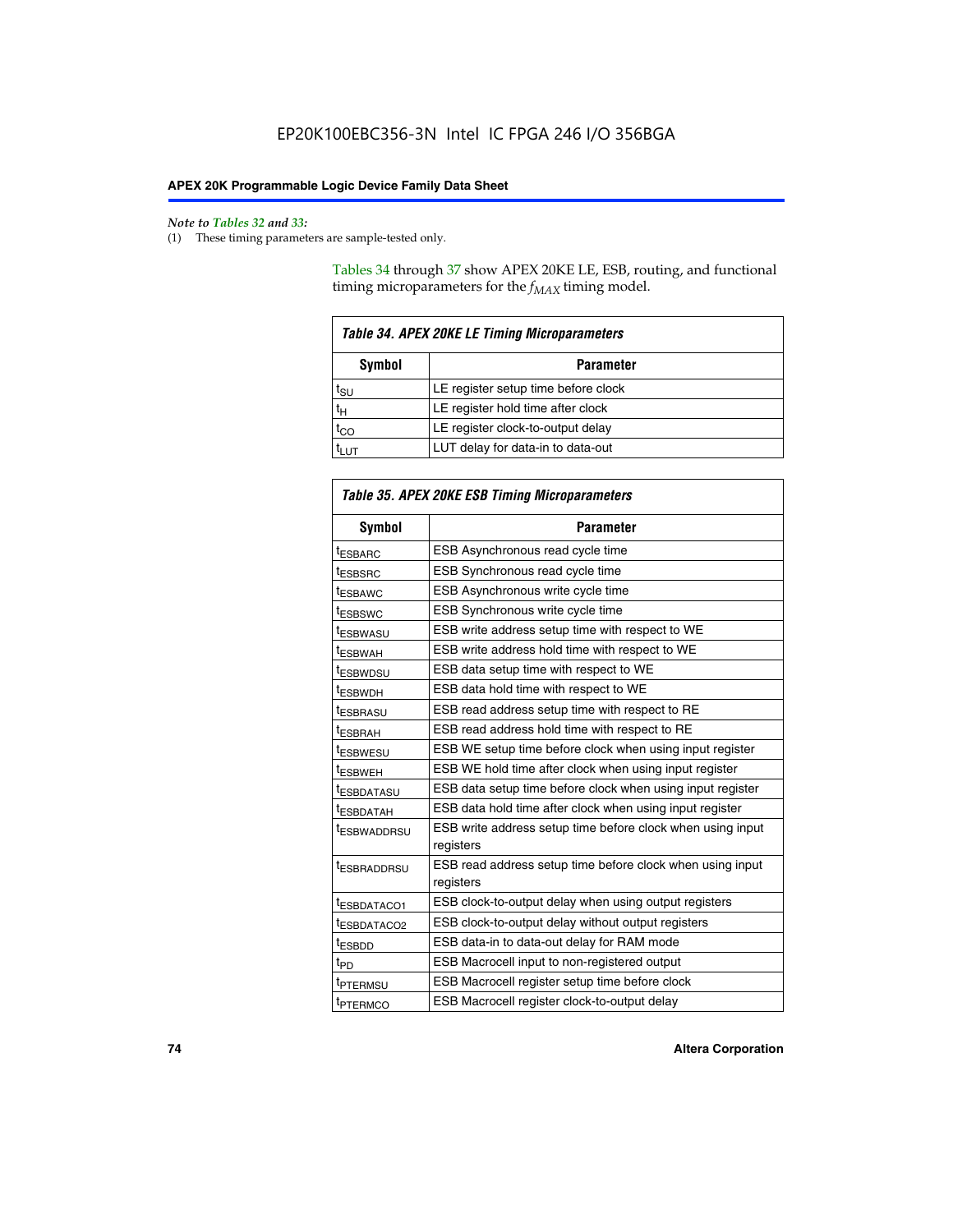*Note to Tables 32 and 33:*

(1) These timing parameters are sample-tested only.

Tables 34 through 37 show APEX 20KE LE, ESB, routing, and functional timing microparameters for the $f_{MAX}$ timing model.

**Table 34. APEX 20KE LE Timing Microparameters**

| Symbol | Parameter |
|---|---|
| $t_{SU}$ | LE register setup time before clock |
| $t_H$ | LE register hold time after clock |
| $t_{CO}$ | LE register clock-to-output delay |
| $t_{LUT}$ | LUT delay for data-in to data-out |

**Table 35. APEX 20KE ESB Timing Microparameters**

| Symbol | Parameter |
|---|---|
| $t_{ESBARC}$ | ESB Asynchronous read cycle time |
| $t_{ESBSRC}$ | ESB Synchronous read cycle time |
| $t_{ESBAWC}$ | ESB Asynchronous write cycle time |
| $t_{ESBSWC}$ | ESB Synchronous write cycle time |
| $t_{ESBWASU}$ | ESB write address setup time with respect to WE |
| $t_{ESBWAH}$ | ESB write address hold time with respect to WE |
| $t_{ESBWDSU}$ | ESB data setup time with respect to WE |
| $t_{ESBWDH}$ | ESB data hold time with respect to WE |
| $t_{ESBRASU}$ | ESB read address setup time with respect to RE |
| $t_{ESBRAH}$ | ESB read address hold time with respect to RE |
| $t_{ESBWESU}$ | ESB WE setup time before clock when using input register |
| $t_{ESBWEH}$ | ESB WE hold time after clock when using input register |
| $t_{ESBDATASU}$ | ESB data setup time before clock when using input register |
| $t_{ESBDATAH}$ | ESB data hold time after clock when using input register |
| $t_{ESBWADDRSU}$ | ESB write address setup time before clock when using input registers |
| $t_{ESBRADDRSU}$ | ESB read address setup time before clock when using input registers |
| $t_{ESBDATACO1}$ | ESB clock-to-output delay when using output registers |
| $t_{ESBDATACO2}$ | ESB clock-to-output delay without output registers |
| $t_{ESBDD}$ | ESB data-in to data-out delay for RAM mode |
| $t_{PD}$ | ESB Macrocell input to non-registered output |
| $t_{PTERMSU}$ | ESB Macrocell register setup time before clock |
| $t_{PTERMCO}$ | ESB Macrocell register clock-to-output delay |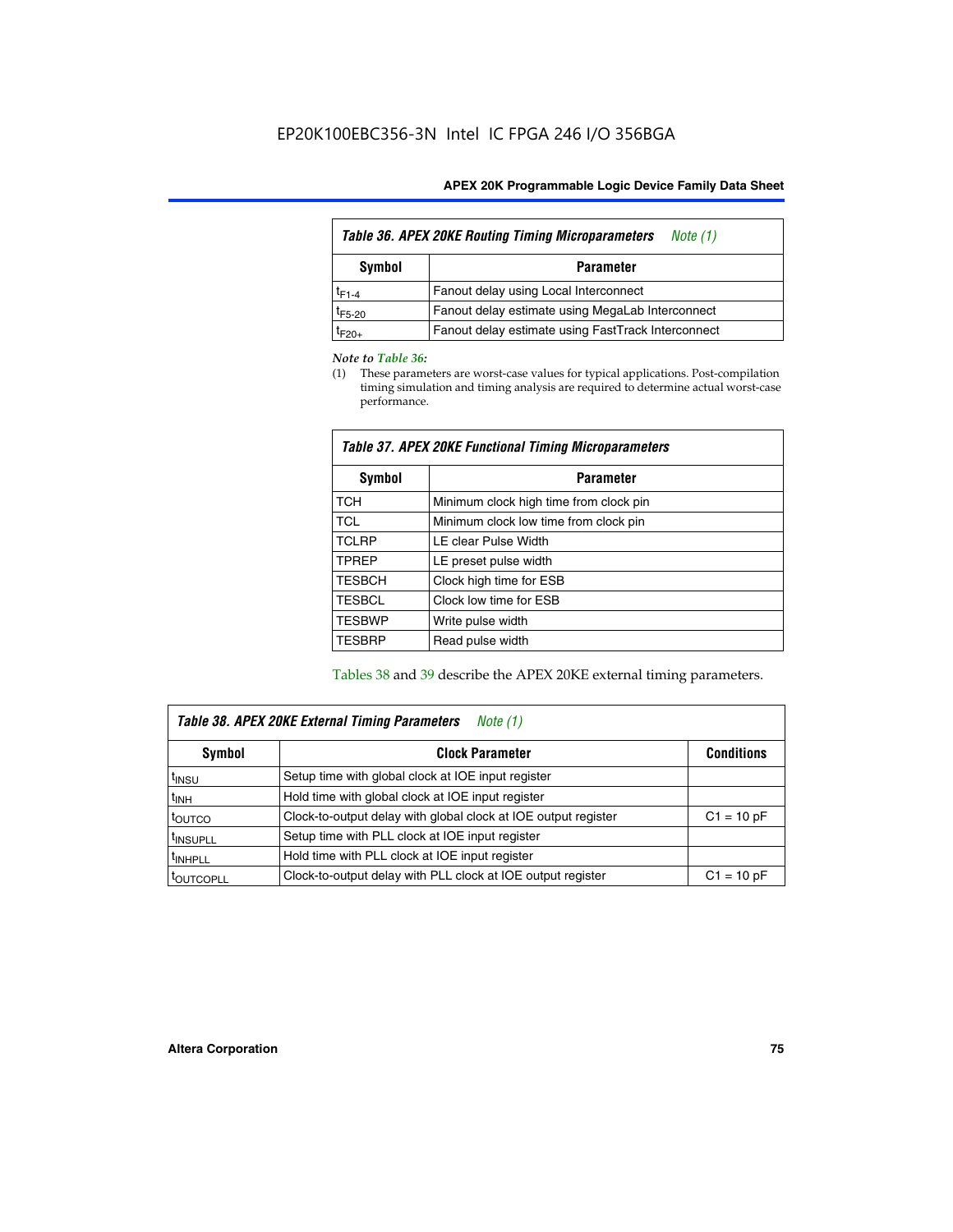**Table 36. APEX 20KE Routing Timing Microparameters** *Note (1)*

| Symbol | Parameter |
|---|---|
| $t_{F1-4}$ | Fanout delay using Local Interconnect |
| $t_{F5-20}$ | Fanout delay estimate using MegaLab Interconnect |
| $t_{F20+}$ | Fanout delay estimate using FastTrack Interconnect |

*Note to Table 36:*

(1) These parameters are worst-case values for typical applications. Post-compilation timing simulation and timing analysis are required to determine actual worst-case performance.

**Table 37. APEX 20KE Functional Timing Microparameters**

| Symbol | Parameter |
|---|---|
| TCH | Minimum clock high time from clock pin |
| TCL | Minimum clock low time from clock pin |
| TCLRP | LE clear Pulse Width |
| TPREP | LE preset pulse width |
| TESBCH | Clock high time for ESB |
| TESBCL | Clock low time for ESB |
| TESBWP | Write pulse width |
| TESBRP | Read pulse width |

Tables 38 and 39 describe the APEX 20KE external timing parameters.

**Table 38. APEX 20KE External Timing Parameters** *Note (1)*

| Symbol | Clock Parameter | Conditions |
|---|---|---|
| $t_{INSU}$ | Setup time with global clock at IOE input register | |
| $t_{INH}$ | Hold time with global clock at IOE input register | |
| $t_{OUTCO}$ | Clock-to-output delay with global clock at IOE output register | C1 = 10 pF |
| $t_{INSUPLL}$ | Setup time with PLL clock at IOE input register | |
| $t_{INHPLL}$ | Hold time with PLL clock at IOE input register | |
| $t_{OUTCOPLL}$ | Clock-to-output delay with PLL clock at IOE output register | C1 = 10 pF |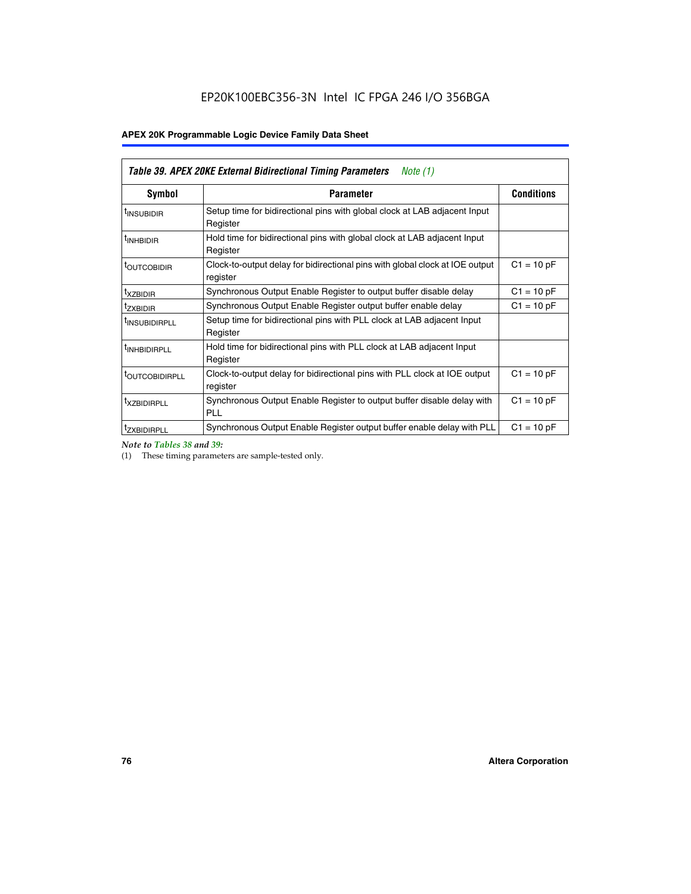*Table 39. APEX 20KE External Bidirectional Timing Parameters   Note (1)*

| Symbol | Parameter | Conditions |
|---|---|---|
| $t_{INSUBIDIR}$ | Setup time for bidirectional pins with global clock at LAB adjacent Input Register | |
| $t_{INHBIDIR}$ | Hold time for bidirectional pins with global clock at LAB adjacent Input Register | |
| $t_{OUTCOBIDIR}$ | Clock-to-output delay for bidirectional pins with global clock at IOE output register | C1 = 10 pF |
| $t_{XZBIDIR}$ | Synchronous Output Enable Register to output buffer disable delay | C1 = 10 pF |
| $t_{ZXBIDIR}$ | Synchronous Output Enable Register output buffer enable delay | C1 = 10 pF |
| $t_{INSUBIDIRPLL}$ | Setup time for bidirectional pins with PLL clock at LAB adjacent Input Register | |
| $t_{INHBIDIRPLL}$ | Hold time for bidirectional pins with PLL clock at LAB adjacent Input Register | |
| $t_{OUTCOBIDIRPLL}$ | Clock-to-output delay for bidirectional pins with PLL clock at IOE output register | C1 = 10 pF |
| $t_{XZBIDIRPLL}$ | Synchronous Output Enable Register to output buffer disable delay with PLL | C1 = 10 pF |
| $t_{ZXBIDIRPLL}$ | Synchronous Output Enable Register output buffer enable delay with PLL | C1 = 10 pF |

*Note to Tables 38 and 39:*

(1) These timing parameters are sample-tested only.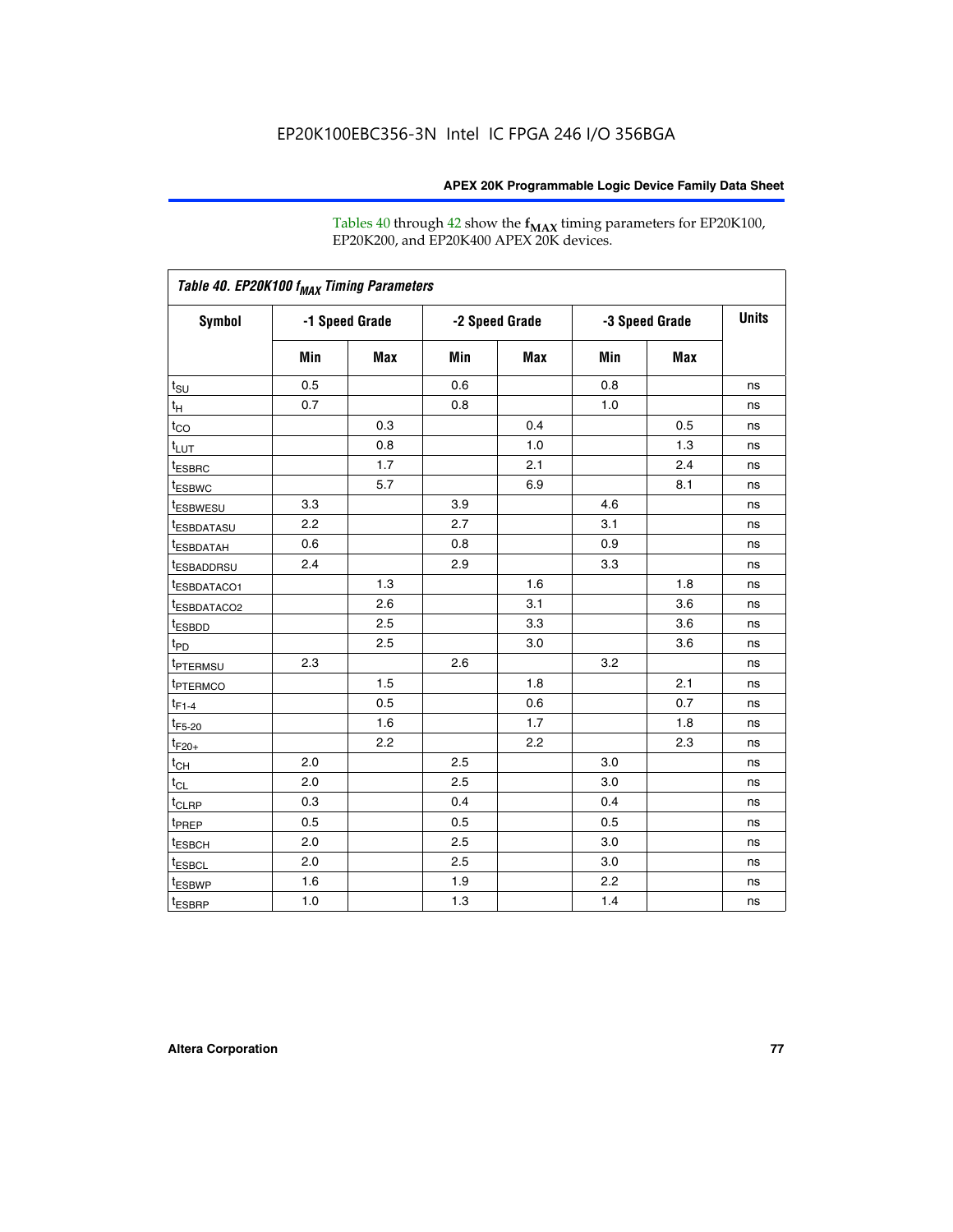Tables 40 through 42 show the $f_{MAX}$ timing parameters for EP20K100, EP20K200, and EP20K400 APEX 20K devices.

| *Table 40. EP20K100 $f_{MAX}$ Timing Parameters* | | | | | | | |
|---|---|---|---|---|---|---|---|
| **Symbol** | **-1 Speed Grade** | | **-2 Speed Grade** | | **-3 Speed Grade** | | **Units** |
| | **Min** | **Max** | **Min** | **Max** | **Min** | **Max** | |
| $t_{SU}$ | 0.5 | | 0.6 | | 0.8 | | ns |
| $t_H$ | 0.7 | | 0.8 | | 1.0 | | ns |
| $t_{CO}$ | | 0.3 | | 0.4 | | 0.5 | ns |
| $t_{LUT}$ | | 0.8 | | 1.0 | | 1.3 | ns |
| $t_{ESBRC}$ | | 1.7 | | 2.1 | | 2.4 | ns |
| $t_{ESBWC}$ | | 5.7 | | 6.9 | | 8.1 | ns |
| $t_{ESBWESU}$ | 3.3 | | 3.9 | | 4.6 | | ns |
| $t_{ESBDATASU}$ | 2.2 | | 2.7 | | 3.1 | | ns |
| $t_{ESBDATAH}$ | 0.6 | | 0.8 | | 0.9 | | ns |
| $t_{ESBADDRSU}$ | 2.4 | | 2.9 | | 3.3 | | ns |
| $t_{ESBDATACO1}$ | | 1.3 | | 1.6 | | 1.8 | ns |
| $t_{ESBDATACO2}$ | | 2.6 | | 3.1 | | 3.6 | ns |
| $t_{ESBDD}$ | | 2.5 | | 3.3 | | 3.6 | ns |
| $t_{PD}$ | | 2.5 | | 3.0 | | 3.6 | ns |
| $t_{PTERMSU}$ | 2.3 | | 2.6 | | 3.2 | | ns |
| $t_{PTERMCO}$ | | 1.5 | | 1.8 | | 2.1 | ns |
| $t_{F1-4}$ | | 0.5 | | 0.6 | | 0.7 | ns |
| $t_{F5-20}$ | | 1.6 | | 1.7 | | 1.8 | ns |
| $t_{F20+}$ | | 2.2 | | 2.2 | | 2.3 | ns |
| $t_{CH}$ | 2.0 | | 2.5 | | 3.0 | | ns |
| $t_{CL}$ | 2.0 | | 2.5 | | 3.0 | | ns |
| $t_{CLRP}$ | 0.3 | | 0.4 | | 0.4 | | ns |
| $t_{PREP}$ | 0.5 | | 0.5 | | 0.5 | | ns |
| $t_{ESBCH}$ | 2.0 | | 2.5 | | 3.0 | | ns |
| $t_{ESBCL}$ | 2.0 | | 2.5 | | 3.0 | | ns |
| $t_{ESBWP}$ | 1.6 | | 1.9 | | 2.2 | | ns |
| $t_{ESBRP}$ | 1.0 | | 1.3 | | 1.4 | | ns |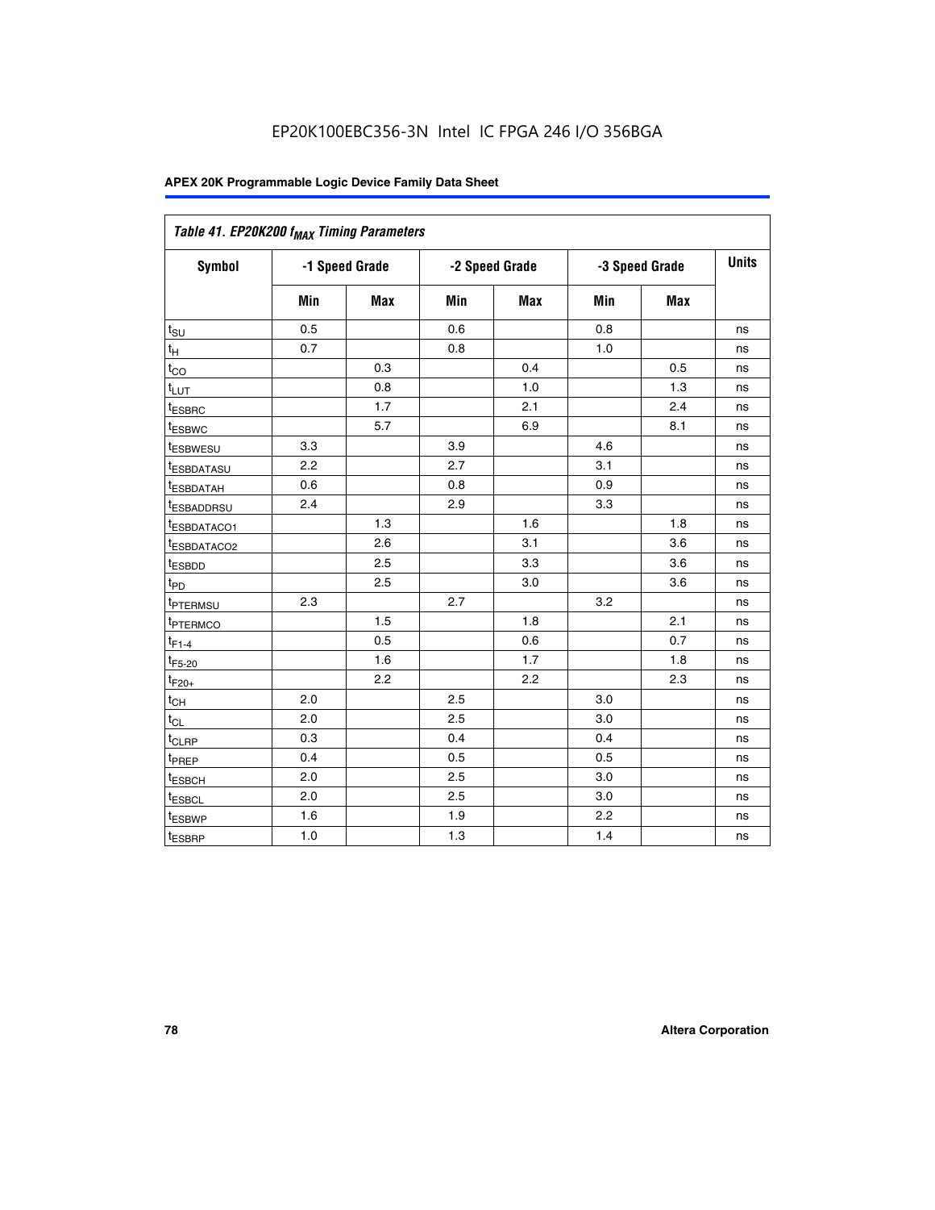EP20K100EBC356-3N Intel IC FPGA 246 I/O 356BGA

| *Table 41. EP20K200 $f_{MAX}$ Timing Parameters* | | | | | | | |
|---|---|---|---|---|---|---|---|
| **Symbol** | **-1 Speed Grade** | | **-2 Speed Grade** | | **-3 Speed Grade** | | **Units** |
| | **Min** | **Max** | **Min** | **Max** | **Min** | **Max** | |
| $t_{SU}$ | 0.5 | | 0.6 | | 0.8 | | ns |
| $t_{H}$ | 0.7 | | 0.8 | | 1.0 | | ns |
| $t_{CO}$ | | 0.3 | | 0.4 | | 0.5 | ns |
| $t_{LUT}$ | | 0.8 | | 1.0 | | 1.3 | ns |
| $t_{ESBRC}$ | | 1.7 | | 2.1 | | 2.4 | ns |
| $t_{ESBWC}$ | | 5.7 | | 6.9 | | 8.1 | ns |
| $t_{ESBWESU}$ | 3.3 | | 3.9 | | 4.6 | | ns |
| $t_{ESBDATASU}$ | 2.2 | | 2.7 | | 3.1 | | ns |
| $t_{ESBDATAH}$ | 0.6 | | 0.8 | | 0.9 | | ns |
| $t_{ESBADDRSU}$ | 2.4 | | 2.9 | | 3.3 | | ns |
| $t_{ESBDATACO1}$ | | 1.3 | | 1.6 | | 1.8 | ns |
| $t_{ESBDATACO2}$ | | 2.6 | | 3.1 | | 3.6 | ns |
| $t_{ESBDD}$ | | 2.5 | | 3.3 | | 3.6 | ns |
| $t_{PD}$ | | 2.5 | | 3.0 | | 3.6 | ns |
| $t_{PTERMSU}$ | 2.3 | | 2.7 | | 3.2 | | ns |
| $t_{PTERMCO}$ | | 1.5 | | 1.8 | | 2.1 | ns |
| $t_{F1-4}$ | | 0.5 | | 0.6 | | 0.7 | ns |
| $t_{F5-20}$ | | 1.6 | | 1.7 | | 1.8 | ns |
| $t_{F20+}$ | | 2.2 | | 2.2 | | 2.3 | ns |
| $t_{CH}$ | 2.0 | | 2.5 | | 3.0 | | ns |
| $t_{CL}$ | 2.0 | | 2.5 | | 3.0 | | ns |
| $t_{CLRP}$ | 0.3 | | 0.4 | | 0.4 | | ns |
| $t_{PREP}$ | 0.4 | | 0.5 | | 0.5 | | ns |
| $t_{ESBCH}$ | 2.0 | | 2.5 | | 3.0 | | ns |
| $t_{ESBCL}$ | 2.0 | | 2.5 | | 3.0 | | ns |
| $t_{ESBWP}$ | 1.6 | | 1.9 | | 2.2 | | ns |
| $t_{ESBRP}$ | 1.0 | | 1.3 | | 1.4 | | ns |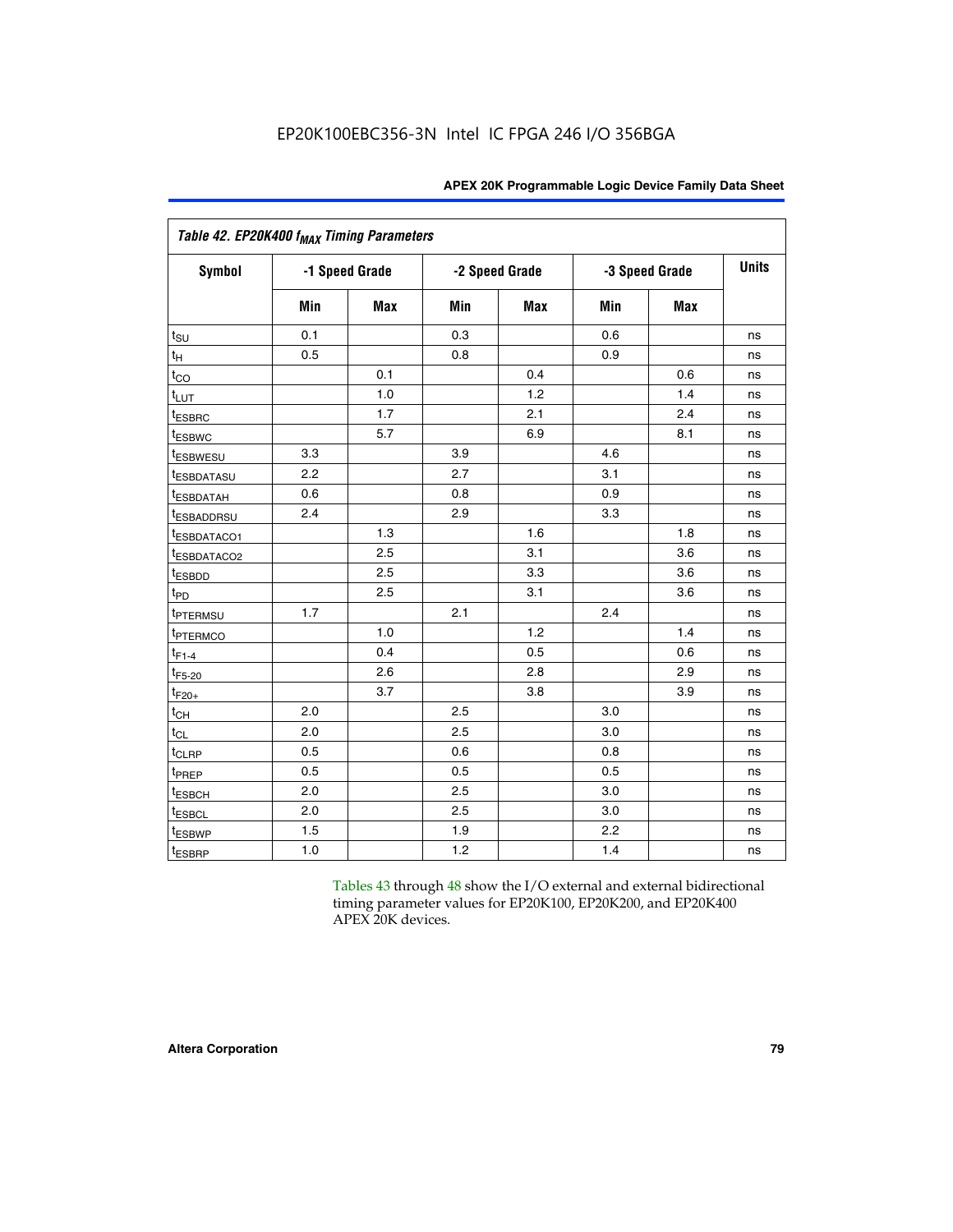Table 42. EP20K400 $f_{MAX}$ Timing Parameters

| Symbol | -1 Speed Grade | | -2 Speed Grade | | -3 Speed Grade | | Units |
|---|---|---|---|---|---|---|---|
| | Min | Max | Min | Max | Min | Max | |
| $t_{SU}$ | 0.1 | | 0.3 | | 0.6 | | ns |
| $t_{H}$ | 0.5 | | 0.8 | | 0.9 | | ns |
| $t_{CO}$ | | 0.1 | | 0.4 | | 0.6 | ns |
| $t_{LUT}$ | | 1.0 | | 1.2 | | 1.4 | ns |
| $t_{ESBRC}$ | | 1.7 | | 2.1 | | 2.4 | ns |
| $t_{ESBWC}$ | | 5.7 | | 6.9 | | 8.1 | ns |
| $t_{ESBWESU}$ | 3.3 | | 3.9 | | 4.6 | | ns |
| $t_{ESBDATASU}$ | 2.2 | | 2.7 | | 3.1 | | ns |
| $t_{ESBDATAH}$ | 0.6 | | 0.8 | | 0.9 | | ns |
| $t_{ESBADDRSU}$ | 2.4 | | 2.9 | | 3.3 | | ns |
| $t_{ESBDATACO1}$ | | 1.3 | | 1.6 | | 1.8 | ns |
| $t_{ESBDATACO2}$ | | 2.5 | | 3.1 | | 3.6 | ns |
| $t_{ESBDD}$ | | 2.5 | | 3.3 | | 3.6 | ns |
| $t_{PD}$ | | 2.5 | | 3.1 | | 3.6 | ns |
| $t_{PTERMSU}$ | 1.7 | | 2.1 | | 2.4 | | ns |
| $t_{PTERMCO}$ | | 1.0 | | 1.2 | | 1.4 | ns |
| $t_{F1-4}$ | | 0.4 | | 0.5 | | 0.6 | ns |
| $t_{F5-20}$ | | 2.6 | | 2.8 | | 2.9 | ns |
| $t_{F20+}$ | | 3.7 | | 3.8 | | 3.9 | ns |
| $t_{CH}$ | 2.0 | | 2.5 | | 3.0 | | ns |
| $t_{CL}$ | 2.0 | | 2.5 | | 3.0 | | ns |
| $t_{CLRP}$ | 0.5 | | 0.6 | | 0.8 | | ns |
| $t_{PREP}$ | 0.5 | | 0.5 | | 0.5 | | ns |
| $t_{ESBCH}$ | 2.0 | | 2.5 | | 3.0 | | ns |
| $t_{ESBCL}$ | 2.0 | | 2.5 | | 3.0 | | ns |
| $t_{ESBWP}$ | 1.5 | | 1.9 | | 2.2 | | ns |
| $t_{ESBRP}$ | 1.0 | | 1.2 | | 1.4 | | ns |

Tables 43 through 48 show the I/O external and external bidirectional timing parameter values for EP20K100, EP20K200, and EP20K400 APEX 20K devices.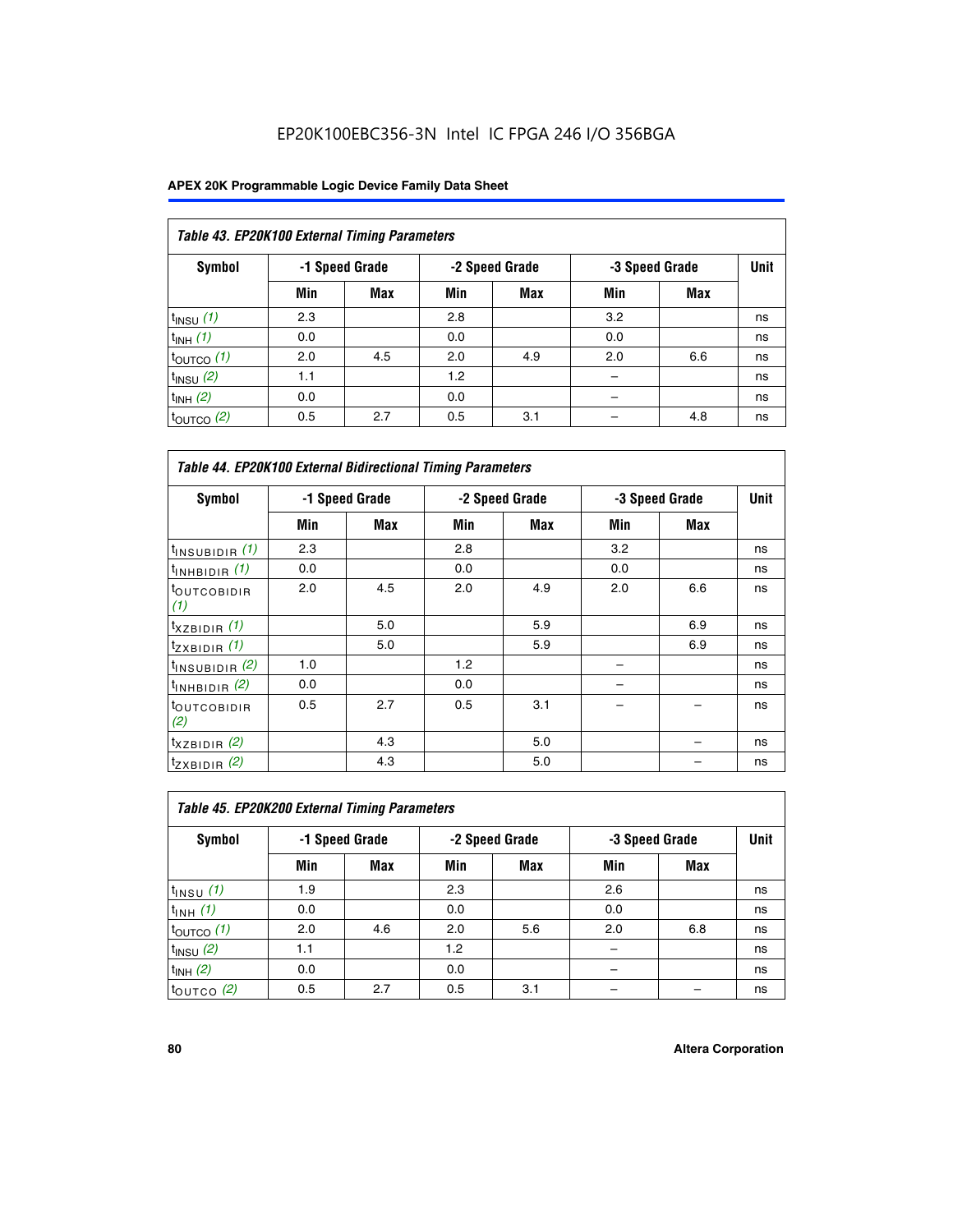EP20K100EBC356-3N Intel IC FPGA 246 I/O 356BGA

**APEX 20K Programmable Logic Device Family Data Sheet**

*Table 43. EP20K100 External Timing Parameters*

| Symbol | -1 Speed Grade | | -2 Speed Grade | | -3 Speed Grade | | Unit |
|---|---|---|---|---|---|---|---|
| | Min | Max | Min | Max | Min | Max | |
| $t_{INSU}$ *(1)* | 2.3 | | 2.8 | | 3.2 | | ns |
| $t_{INH}$ *(1)* | 0.0 | | 0.0 | | 0.0 | | ns |
| $t_{OUTCO}$ *(1)* | 2.0 | 4.5 | 2.0 | 4.9 | 2.0 | 6.6 | ns |
| $t_{INSU}$ *(2)* | 1.1 | | 1.2 | | – | | ns |
| $t_{INH}$ *(2)* | 0.0 | | 0.0 | | – | | ns |
| $t_{OUTCO}$ *(2)* | 0.5 | 2.7 | 0.5 | 3.1 | – | 4.8 | ns |

*Table 44. EP20K100 External Bidirectional Timing Parameters*

| Symbol | -1 Speed Grade | | -2 Speed Grade | | -3 Speed Grade | | Unit |
|---|---|---|---|---|---|---|---|
| | Min | Max | Min | Max | Min | Max | |
| $t_{INSUBIDIR}$ *(1)* | 2.3 | | 2.8 | | 3.2 | | ns |
| $t_{INHBIDIR}$ *(1)* | 0.0 | | 0.0 | | 0.0 | | ns |
| $t_{OUTCOBIDIR}$ *(1)* | 2.0 | 4.5 | 2.0 | 4.9 | 2.0 | 6.6 | ns |
| $t_{XZBIDIR}$ *(1)* | | 5.0 | | 5.9 | | 6.9 | ns |
| $t_{ZXBIDIR}$ *(1)* | | 5.0 | | 5.9 | | 6.9 | ns |
| $t_{INSUBIDIR}$ *(2)* | 1.0 | | 1.2 | | – | | ns |
| $t_{INHBIDIR}$ *(2)* | 0.0 | | 0.0 | | – | | ns |
| $t_{OUTCOBIDIR}$ *(2)* | 0.5 | 2.7 | 0.5 | 3.1 | – | – | ns |
| $t_{XZBIDIR}$ *(2)* | | 4.3 | | 5.0 | | – | ns |
| $t_{ZXBIDIR}$ *(2)* | | 4.3 | | 5.0 | | – | ns |

*Table 45. EP20K200 External Timing Parameters*

| Symbol | -1 Speed Grade | | -2 Speed Grade | | -3 Speed Grade | | Unit |
|---|---|---|---|---|---|---|---|
| | Min | Max | Min | Max | Min | Max | |
| $t_{INSU}$ *(1)* | 1.9 | | 2.3 | | 2.6 | | ns |
| $t_{INH}$ *(1)* | 0.0 | | 0.0 | | 0.0 | | ns |
| $t_{OUTCO}$ *(1)* | 2.0 | 4.6 | 2.0 | 5.6 | 2.0 | 6.8 | ns |
| $t_{INSU}$ *(2)* | 1.1 | | 1.2 | | – | | ns |
| $t_{INH}$ *(2)* | 0.0 | | 0.0 | | – | | ns |
| $t_{OUTCO}$ *(2)* | 0.5 | 2.7 | 0.5 | 3.1 | – | – | ns |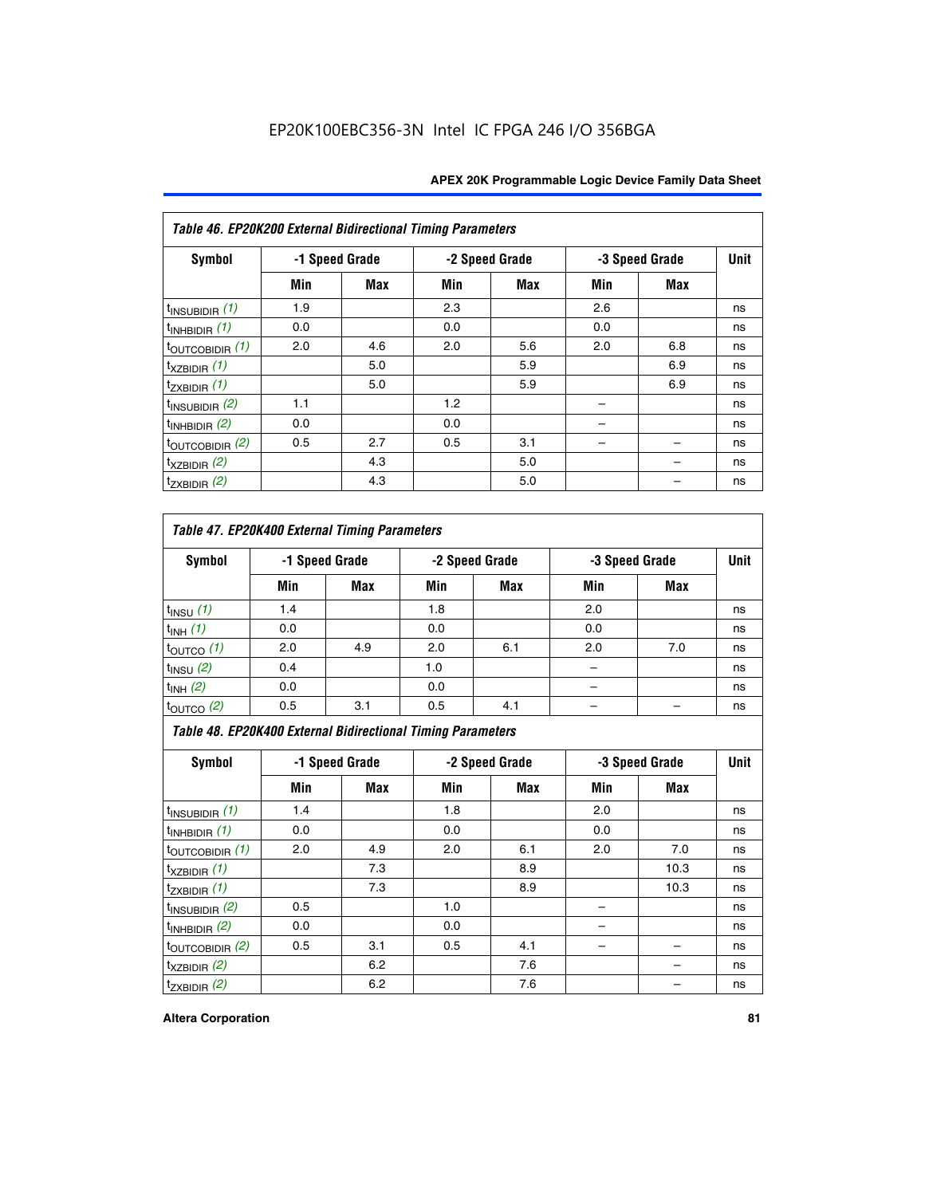**Table 46. EP20K200 External Bidirectional Timing Parameters**

| Symbol | -1 Speed Grade | | -2 Speed Grade | | -3 Speed Grade | | Unit |
|---|---|---|---|---|---|---|---|
| | Min | Max | Min | Max | Min | Max | |
| $t_{INSUBIDIR}$ *(1)* | 1.9 | | 2.3 | | 2.6 | | ns |
| $t_{INHBIDIR}$ *(1)* | 0.0 | | 0.0 | | 0.0 | | ns |
| $t_{OUTCOBIDIR}$ *(1)* | 2.0 | 4.6 | 2.0 | 5.6 | 2.0 | 6.8 | ns |
| $t_{XZBIDIR}$ *(1)* | | 5.0 | | 5.9 | | 6.9 | ns |
| $t_{ZXBIDIR}$ *(1)* | | 5.0 | | 5.9 | | 6.9 | ns |
| $t_{INSUBIDIR}$ *(2)* | 1.1 | | 1.2 | | – | | ns |
| $t_{INHBIDIR}$ *(2)* | 0.0 | | 0.0 | | – | | ns |
| $t_{OUTCOBIDIR}$ *(2)* | 0.5 | 2.7 | 0.5 | 3.1 | – | – | ns |
| $t_{XZBIDIR}$ *(2)* | | 4.3 | | 5.0 | | – | ns |
| $t_{ZXBIDIR}$ *(2)* | | 4.3 | | 5.0 | | – | ns |

**Table 47. EP20K400 External Timing Parameters**

| Symbol | -1 Speed Grade | | -2 Speed Grade | | -3 Speed Grade | | Unit |
|---|---|---|---|---|---|---|---|
| | Min | Max | Min | Max | Min | Max | |
| $t_{INSU}$ *(1)* | 1.4 | | 1.8 | | 2.0 | | ns |
| $t_{INH}$ *(1)* | 0.0 | | 0.0 | | 0.0 | | ns |
| $t_{OUTCO}$ *(1)* | 2.0 | 4.9 | 2.0 | 6.1 | 2.0 | 7.0 | ns |
| $t_{INSU}$ *(2)* | 0.4 | | 1.0 | | – | | ns |
| $t_{INH}$ *(2)* | 0.0 | | 0.0 | | – | | ns |
| $t_{OUTCO}$ *(2)* | 0.5 | 3.1 | 0.5 | 4.1 | – | – | ns |

**Table 48. EP20K400 External Bidirectional Timing Parameters**

| Symbol | -1 Speed Grade | | -2 Speed Grade | | -3 Speed Grade | | Unit |
|---|---|---|---|---|---|---|---|
| | Min | Max | Min | Max | Min | Max | |
| $t_{INSUBIDIR}$ *(1)* | 1.4 | | 1.8 | | 2.0 | | ns |
| $t_{INHBIDIR}$ *(1)* | 0.0 | | 0.0 | | 0.0 | | ns |
| $t_{OUTCOBIDIR}$ *(1)* | 2.0 | 4.9 | 2.0 | 6.1 | 2.0 | 7.0 | ns |
| $t_{XZBIDIR}$ *(1)* | | 7.3 | | 8.9 | | 10.3 | ns |
| $t_{ZXBIDIR}$ *(1)* | | 7.3 | | 8.9 | | 10.3 | ns |
| $t_{INSUBIDIR}$ *(2)* | 0.5 | | 1.0 | | – | | ns |
| $t_{INHBIDIR}$ *(2)* | 0.0 | | 0.0 | | – | | ns |
| $t_{OUTCOBIDIR}$ *(2)* | 0.5 | 3.1 | 0.5 | 4.1 | – | – | ns |
| $t_{XZBIDIR}$ *(2)* | | 6.2 | | 7.6 | | – | ns |
| $t_{ZXBIDIR}$ *(2)* | | 6.2 | | 7.6 | | – | ns |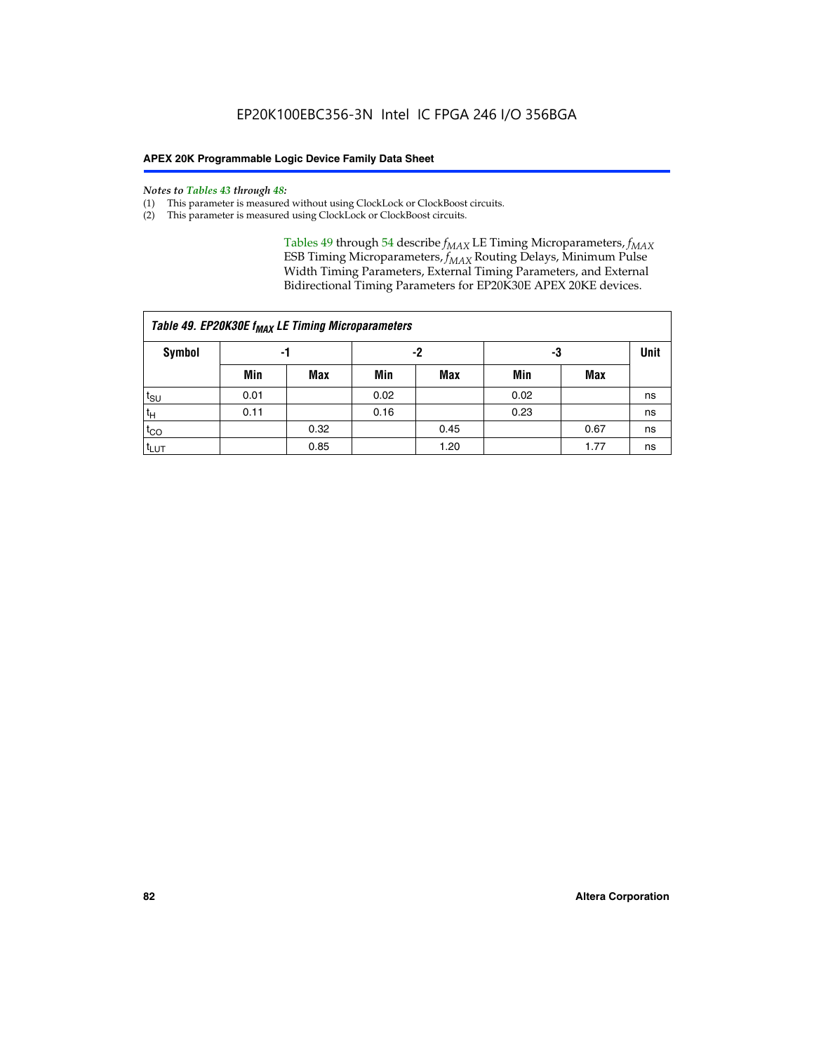*Notes to Tables 43 through 48:*

(1) This parameter is measured without using ClockLock or ClockBoost circuits.
(2) This parameter is measured using ClockLock or ClockBoost circuits.

Tables 49 through 54 describe $f_{MAX}$ LE Timing Microparameters, $f_{MAX}$ ESB Timing Microparameters, $f_{MAX}$ Routing Delays, Minimum Pulse Width Timing Parameters, External Timing Parameters, and External Bidirectional Timing Parameters for EP20K30E APEX 20KE devices.

**Table 49. EP20K30E $f_{MAX}$ LE Timing Microparameters**

| Symbol | -1 | | -2 | | -3 | | Unit |
|---|---|---|---|---|---|---|---|
| | Min | Max | Min | Max | Min | Max | |
| $t_{SU}$ | 0.01 | | 0.02 | | 0.02 | | ns |
| $t_H$ | 0.11 | | 0.16 | | 0.23 | | ns |
| $t_{CO}$ | | 0.32 | | 0.45 | | 0.67 | ns |
| $t_{LUT}$ | | 0.85 | | 1.20 | | 1.77 | ns |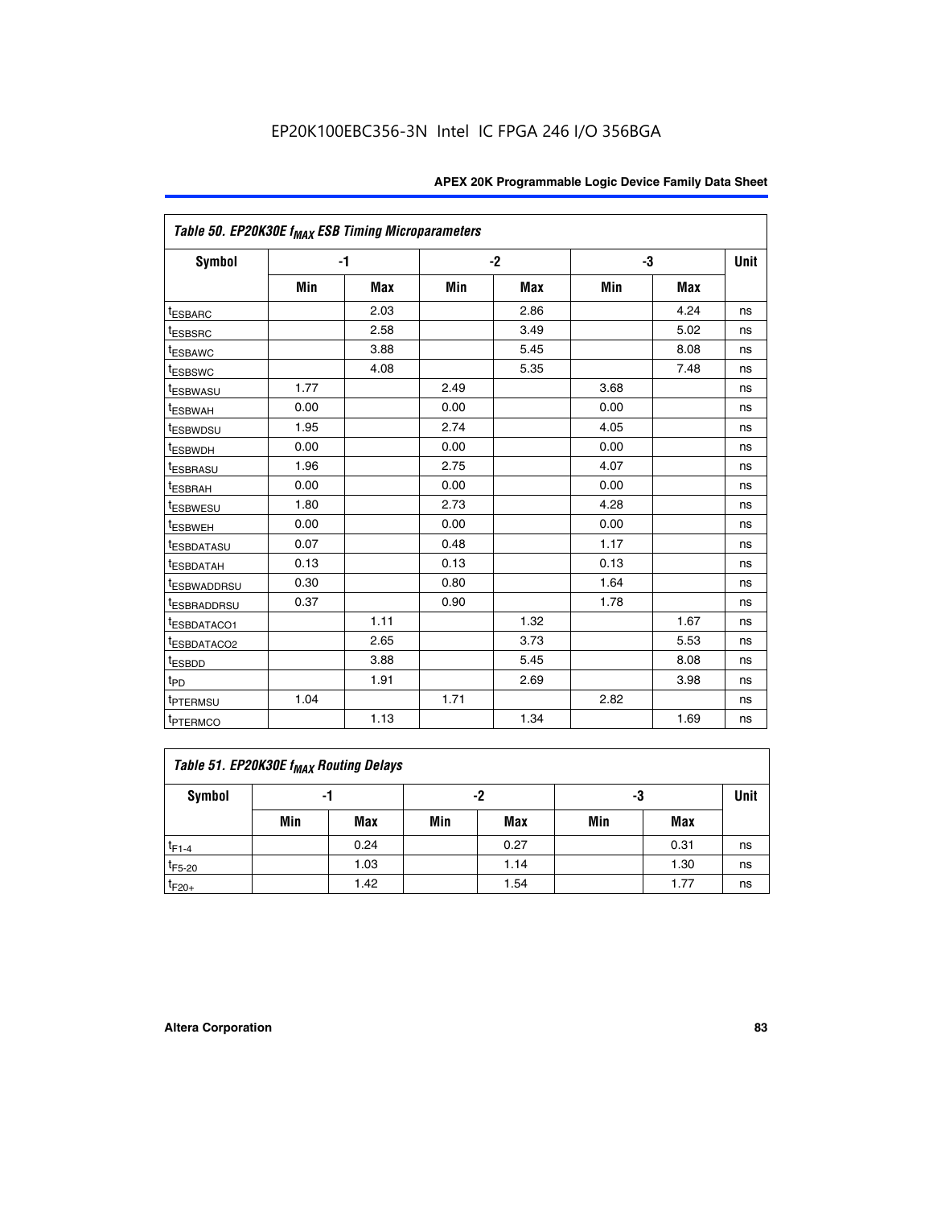EP20K100EBC356-3N Intel IC FPGA 246 I/O 356BGA

| *Table 50. EP20K30E $f_{MAX}$ ESB Timing Microparameters* | | | | | | | |
|---|---|---|---|---|---|---|---|
| **Symbol** | **-1** | | **-2** | | **-3** | | **Unit** |
| | **Min** | **Max** | **Min** | **Max** | **Min** | **Max** | |
| $t_{ESBARC}$ | | 2.03 | | 2.86 | | 4.24 | ns |
| $t_{ESBSRC}$ | | 2.58 | | 3.49 | | 5.02 | ns |
| $t_{ESBAWC}$ | | 3.88 | | 5.45 | | 8.08 | ns |
| $t_{ESBSWC}$ | | 4.08 | | 5.35 | | 7.48 | ns |
| $t_{ESBWASU}$ | 1.77 | | 2.49 | | 3.68 | | ns |
| $t_{ESBWAH}$ | 0.00 | | 0.00 | | 0.00 | | ns |
| $t_{ESBWDSU}$ | 1.95 | | 2.74 | | 4.05 | | ns |
| $t_{ESBWDH}$ | 0.00 | | 0.00 | | 0.00 | | ns |
| $t_{ESBRASU}$ | 1.96 | | 2.75 | | 4.07 | | ns |
| $t_{ESBRAH}$ | 0.00 | | 0.00 | | 0.00 | | ns |
| $t_{ESBWESU}$ | 1.80 | | 2.73 | | 4.28 | | ns |
| $t_{ESBWEH}$ | 0.00 | | 0.00 | | 0.00 | | ns |
| $t_{ESBDATASU}$ | 0.07 | | 0.48 | | 1.17 | | ns |
| $t_{ESBDATAH}$ | 0.13 | | 0.13 | | 0.13 | | ns |
| $t_{ESBWADDRSU}$ | 0.30 | | 0.80 | | 1.64 | | ns |
| $t_{ESBRADDRSU}$ | 0.37 | | 0.90 | | 1.78 | | ns |
| $t_{ESBDATACO1}$ | | 1.11 | | 1.32 | | 1.67 | ns |
| $t_{ESBDATACO2}$ | | 2.65 | | 3.73 | | 5.53 | ns |
| $t_{ESBDD}$ | | 3.88 | | 5.45 | | 8.08 | ns |
| $t_{PD}$ | | 1.91 | | 2.69 | | 3.98 | ns |
| $t_{PTERMSU}$ | 1.04 | | 1.71 | | 2.82 | | ns |
| $t_{PTERMCO}$ | | 1.13 | | 1.34 | | 1.69 | ns |

| *Table 51. EP20K30E $f_{MAX}$ Routing Delays* | | | | | | | |
|---|---|---|---|---|---|---|---|
| **Symbol** | **-1** | | **-2** | | **-3** | | **Unit** |
| | **Min** | **Max** | **Min** | **Max** | **Min** | **Max** | |
| $t_{F1-4}$ | | 0.24 | | 0.27 | | 0.31 | ns |
| $t_{F5-20}$ | | 1.03 | | 1.14 | | 1.30 | ns |
| $t_{F20+}$ | | 1.42 | | 1.54 | | 1.77 | ns |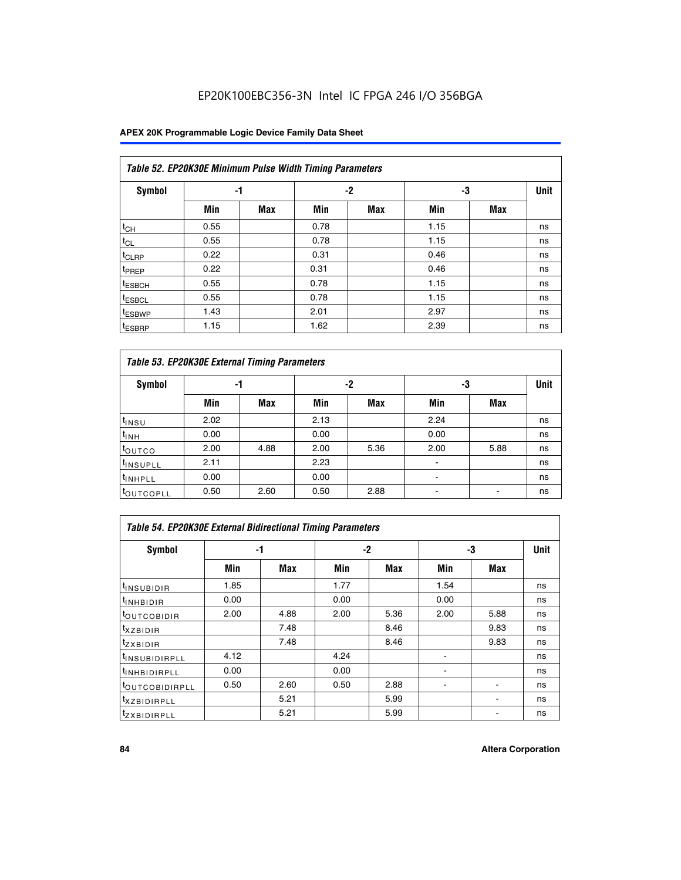# EP20K100EBC356-3N Intel IC FPGA 246 I/O 356BGA

| Table 52. EP20K30E Minimum Pulse Width Timing Parameters | | | | | | | |
|---|---|---|---|---|---|---|---|
| **Symbol** | **-1** | | **-2** | | **-3** | | **Unit** |
| | **Min** | **Max** | **Min** | **Max** | **Min** | **Max** | |
| $t_{CH}$ | 0.55 | | 0.78 | | 1.15 | | ns |
| $t_{CL}$ | 0.55 | | 0.78 | | 1.15 | | ns |
| $t_{CLRP}$ | 0.22 | | 0.31 | | 0.46 | | ns |
| $t_{PREP}$ | 0.22 | | 0.31 | | 0.46 | | ns |
| $t_{ESBCH}$ | 0.55 | | 0.78 | | 1.15 | | ns |
| $t_{ESBCL}$ | 0.55 | | 0.78 | | 1.15 | | ns |
| $t_{ESBWP}$ | 1.43 | | 2.01 | | 2.97 | | ns |
| $t_{ESBRP}$ | 1.15 | | 1.62 | | 2.39 | | ns |

| Table 53. EP20K30E External Timing Parameters | | | | | | | |
|---|---|---|---|---|---|---|---|
| **Symbol** | **-1** | | **-2** | | **-3** | | **Unit** |
| | **Min** | **Max** | **Min** | **Max** | **Min** | **Max** | |
| $t_{INSU}$ | 2.02 | | 2.13 | | 2.24 | | ns |
| $t_{INH}$ | 0.00 | | 0.00 | | 0.00 | | ns |
| $t_{OUTCO}$ | 2.00 | 4.88 | 2.00 | 5.36 | 2.00 | 5.88 | ns |
| $t_{INSUPLL}$ | 2.11 | | 2.23 | | - | | ns |
| $t_{INHPLL}$ | 0.00 | | 0.00 | | - | | ns |
| $t_{OUTCOPLL}$ | 0.50 | 2.60 | 0.50 | 2.88 | - | - | ns |

| Table 54. EP20K30E External Bidirectional Timing Parameters | | | | | | | |
|---|---|---|---|---|---|---|---|
| **Symbol** | **-1** | | **-2** | | **-3** | | **Unit** |
| | **Min** | **Max** | **Min** | **Max** | **Min** | **Max** | |
| $t_{INSUBIDIR}$ | 1.85 | | 1.77 | | 1.54 | | ns |
| $t_{INHBIDIR}$ | 0.00 | | 0.00 | | 0.00 | | ns |
| $t_{OUTCOBIDIR}$ | 2.00 | 4.88 | 2.00 | 5.36 | 2.00 | 5.88 | ns |
| $t_{XZBIDIR}$ | | 7.48 | | 8.46 | | 9.83 | ns |
| $t_{ZXBIDIR}$ | | 7.48 | | 8.46 | | 9.83 | ns |
| $t_{INSUBIDIRPLL}$ | 4.12 | | 4.24 | | - | | ns |
| $t_{INHBIDIRPLL}$ | 0.00 | | 0.00 | | - | | ns |
| $t_{OUTCOBIDIRPLL}$ | 0.50 | 2.60 | 0.50 | 2.88 | - | - | ns |
| $t_{XZBIDIRPLL}$ | | 5.21 | | 5.99 | | - | ns |
| $t_{ZXBIDIRPLL}$ | | 5.21 | | 5.99 | | - | ns |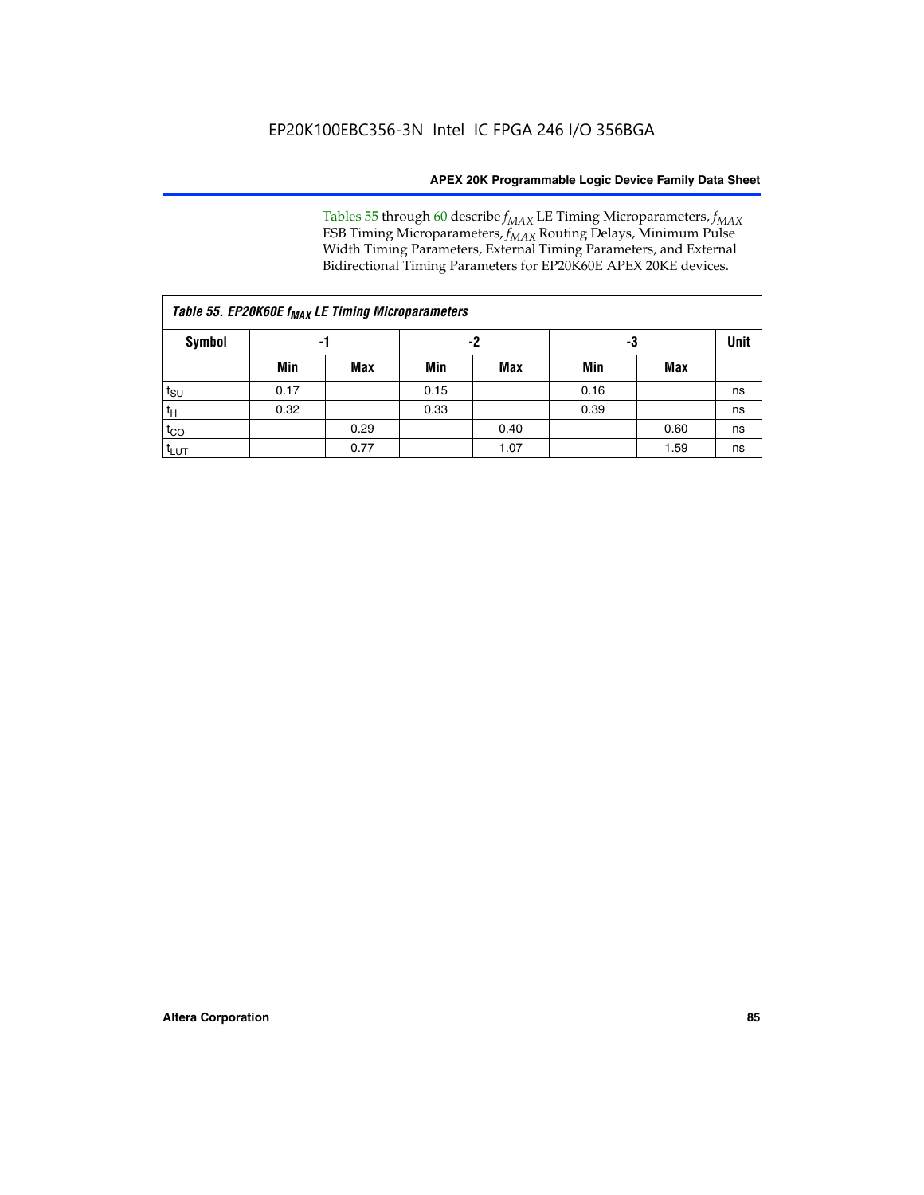Tables 55 through 60 describe $f_{MAX}$ LE Timing Microparameters, $f_{MAX}$ ESB Timing Microparameters, $f_{MAX}$ Routing Delays, Minimum Pulse Width Timing Parameters, External Timing Parameters, and External Bidirectional Timing Parameters for EP20K60E APEX 20KE devices.

**Table 55. EP20K60E $f_{MAX}$ LE Timing Microparameters**

| Symbol | -1 | | -2 | | -3 | | Unit |
|---|---|---|---|---|---|---|---|
| | Min | Max | Min | Max | Min | Max | |
| $t_{SU}$ | 0.17 | | 0.15 | | 0.16 | | ns |
| $t_H$ | 0.32 | | 0.33 | | 0.39 | | ns |
| $t_{CO}$ | | 0.29 | | 0.40 | | 0.60 | ns |
| $t_{LUT}$ | | 0.77 | | 1.07 | | 1.59 | ns |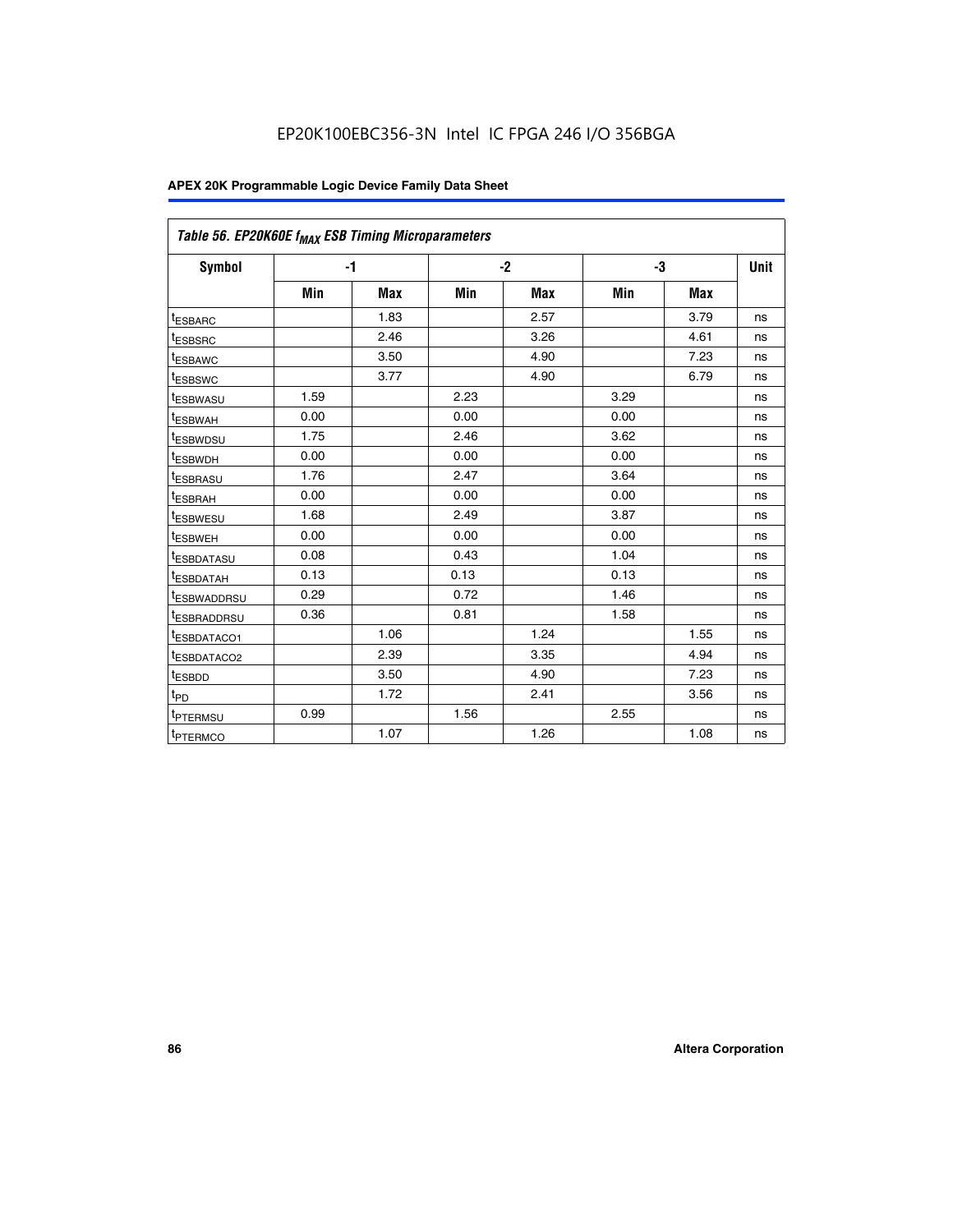*Table 56. EP20K60E $f_{MAX}$ ESB Timing Microparameters*

| Symbol | -1 | | -2 | | -3 | | Unit |
|---|---|---|---|---|---|---|---|
| | Min | Max | Min | Max | Min | Max | |
| $t_{ESBARC}$ | | 1.83 | | 2.57 | | 3.79 | ns |
| $t_{ESBSRC}$ | | 2.46 | | 3.26 | | 4.61 | ns |
| $t_{ESBAWC}$ | | 3.50 | | 4.90 | | 7.23 | ns |
| $t_{ESBSWC}$ | | 3.77 | | 4.90 | | 6.79 | ns |
| $t_{ESBWASU}$ | 1.59 | | 2.23 | | 3.29 | | ns |
| $t_{ESBWAH}$ | 0.00 | | 0.00 | | 0.00 | | ns |
| $t_{ESBWDSU}$ | 1.75 | | 2.46 | | 3.62 | | ns |
| $t_{ESBWDH}$ | 0.00 | | 0.00 | | 0.00 | | ns |
| $t_{ESBRASU}$ | 1.76 | | 2.47 | | 3.64 | | ns |
| $t_{ESBRAH}$ | 0.00 | | 0.00 | | 0.00 | | ns |
| $t_{ESBWESU}$ | 1.68 | | 2.49 | | 3.87 | | ns |
| $t_{ESBWEH}$ | 0.00 | | 0.00 | | 0.00 | | ns |
| $t_{ESBDATASU}$ | 0.08 | | 0.43 | | 1.04 | | ns |
| $t_{ESBDATAH}$ | 0.13 | | 0.13 | | 0.13 | | ns |
| $t_{ESBWADDRSU}$ | 0.29 | | 0.72 | | 1.46 | | ns |
| $t_{ESBRADDRSU}$ | 0.36 | | 0.81 | | 1.58 | | ns |
| $t_{ESBDATACO1}$ | | 1.06 | | 1.24 | | 1.55 | ns |
| $t_{ESBDATACO2}$ | | 2.39 | | 3.35 | | 4.94 | ns |
| $t_{ESBDD}$ | | 3.50 | | 4.90 | | 7.23 | ns |
| $t_{PD}$ | | 1.72 | | 2.41 | | 3.56 | ns |
| $t_{PTERMSU}$ | 0.99 | | 1.56 | | 2.55 | | ns |
| $t_{PTERMCO}$ | | 1.07 | | 1.26 | | 1.08 | ns |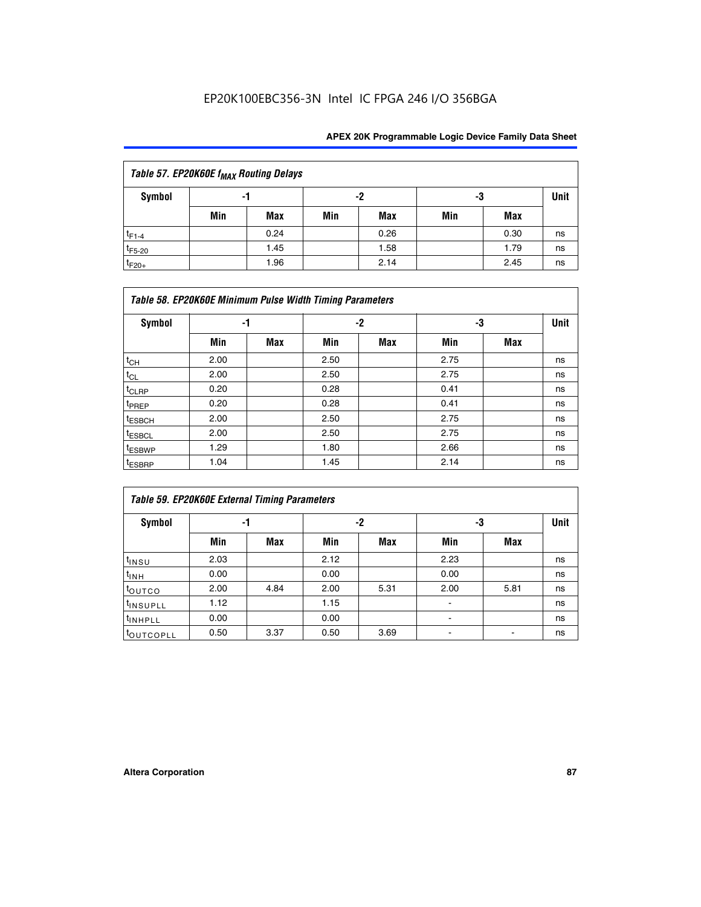EP20K100EBC356-3N Intel IC FPGA 246 I/O 356BGA

| Table 57. EP20K60E $f_{MAX}$ Routing Delays | | | | | | | |
|---|---|---|---|---|---|---|---|
| Symbol | -1 | | -2 | | -3 | | Unit |
| | Min | Max | Min | Max | Min | Max | |
| $t_{F1-4}$ | | 0.24 | | 0.26 | | 0.30 | ns |
| $t_{F5-20}$ | | 1.45 | | 1.58 | | 1.79 | ns |
| $t_{F20+}$ | | 1.96 | | 2.14 | | 2.45 | ns |

| Table 58. EP20K60E Minimum Pulse Width Timing Parameters | | | | | | | |
|---|---|---|---|---|---|---|---|
| Symbol | -1 | | -2 | | -3 | | Unit |
| | Min | Max | Min | Max | Min | Max | |
| $t_{CH}$ | 2.00 | | 2.50 | | 2.75 | | ns |
| $t_{CL}$ | 2.00 | | 2.50 | | 2.75 | | ns |
| $t_{CLRP}$ | 0.20 | | 0.28 | | 0.41 | | ns |
| $t_{PREP}$ | 0.20 | | 0.28 | | 0.41 | | ns |
| $t_{ESBCH}$ | 2.00 | | 2.50 | | 2.75 | | ns |
| $t_{ESBCL}$ | 2.00 | | 2.50 | | 2.75 | | ns |
| $t_{ESBWP}$ | 1.29 | | 1.80 | | 2.66 | | ns |
| $t_{ESBRP}$ | 1.04 | | 1.45 | | 2.14 | | ns |

| Table 59. EP20K60E External Timing Parameters | | | | | | | |
|---|---|---|---|---|---|---|---|
| Symbol | -1 | | -2 | | -3 | | Unit |
| | Min | Max | Min | Max | Min | Max | |
| $t_{INSU}$ | 2.03 | | 2.12 | | 2.23 | | ns |
| $t_{INH}$ | 0.00 | | 0.00 | | 0.00 | | ns |
| $t_{OUTCO}$ | 2.00 | 4.84 | 2.00 | 5.31 | 2.00 | 5.81 | ns |
| $t_{INSUPLL}$ | 1.12 | | 1.15 | | - | | ns |
| $t_{INHPLL}$ | 0.00 | | 0.00 | | - | | ns |
| $t_{OUTCOPLL}$ | 0.50 | 3.37 | 0.50 | 3.69 | - | - | ns |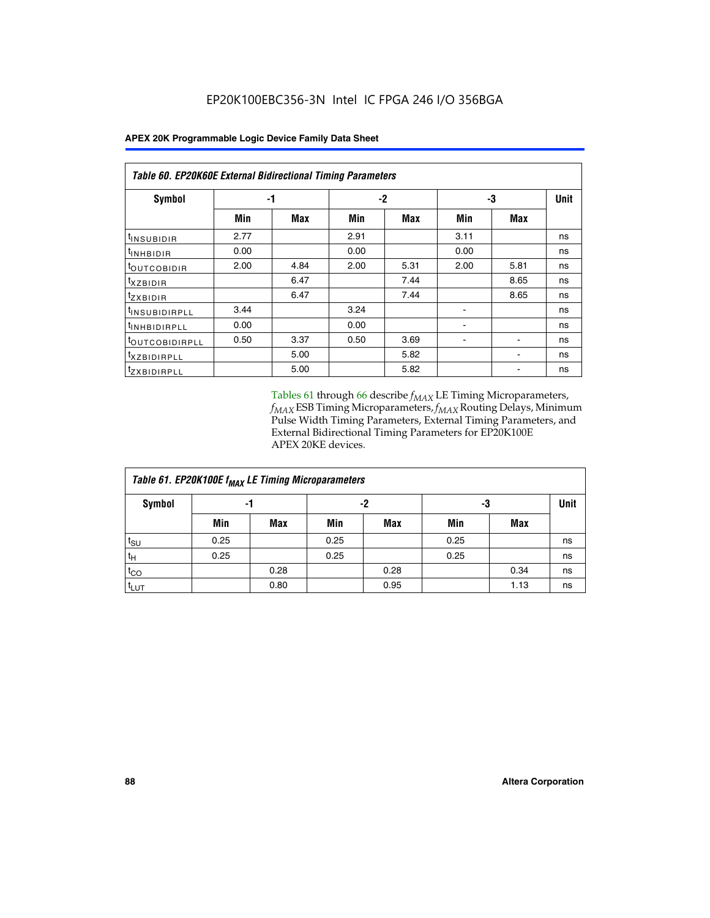EP20K100EBC356-3N Intel IC FPGA 246 I/O 356BGA

| Table 60. EP20K60E External Bidirectional Timing Parameters | | | | | | | |
|---|---|---|---|---|---|---|---|
| Symbol | -1 | | -2 | | -3 | | Unit |
| | Min | Max | Min | Max | Min | Max | |
| $t_{INSUBIDIR}$ | 2.77 | | 2.91 | | 3.11 | | ns |
| $t_{INHBIDIR}$ | 0.00 | | 0.00 | | 0.00 | | ns |
| $t_{OUTCOBIDIR}$ | 2.00 | 4.84 | 2.00 | 5.31 | 2.00 | 5.81 | ns |
| $t_{XZBIDIR}$ | | 6.47 | | 7.44 | | 8.65 | ns |
| $t_{ZXBIDIR}$ | | 6.47 | | 7.44 | | 8.65 | ns |
| $t_{INSUBIDIRPLL}$ | 3.44 | | 3.24 | | - | | ns |
| $t_{INHBIDIRPLL}$ | 0.00 | | 0.00 | | - | | ns |
| $t_{OUTCOBIDIRPLL}$ | 0.50 | 3.37 | 0.50 | 3.69 | - | - | ns |
| $t_{XZBIDIRPLL}$ | | 5.00 | | 5.82 | | - | ns |
| $t_{ZXBIDIRPLL}$ | | 5.00 | | 5.82 | | - | ns |

Tables 61 through 66 describe $f_{MAX}$ LE Timing Microparameters, $f_{MAX}$ ESB Timing Microparameters, $f_{MAX}$ Routing Delays, Minimum Pulse Width Timing Parameters, External Timing Parameters, and External Bidirectional Timing Parameters for EP20K100E APEX 20KE devices.

| Table 61. EP20K100E $f_{MAX}$ LE Timing Microparameters | | | | | | | |
|---|---|---|---|---|---|---|---|
| Symbol | -1 | | -2 | | -3 | | Unit |
| | Min | Max | Min | Max | Min | Max | |
| $t_{SU}$ | 0.25 | | 0.25 | | 0.25 | | ns |
| $t_H$ | 0.25 | | 0.25 | | 0.25 | | ns |
| $t_{CO}$ | | 0.28 | | 0.28 | | 0.34 | ns |
| $t_{LUT}$ | | 0.80 | | 0.95 | | 1.13 | ns |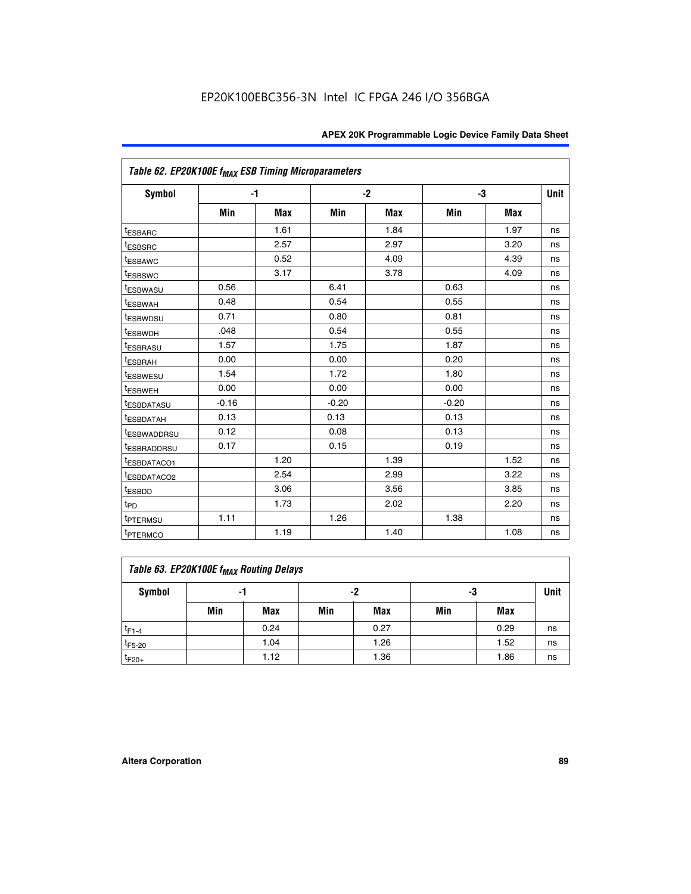EP20K100EBC356-3N Intel IC FPGA 246 I/O 356BGA

| Table 62. EP20K100E $f_{MAX}$ ESB Timing Microparameters | | | | | | | |
|---|---|---|---|---|---|---|---|
| Symbol | -1 | | -2 | | -3 | | Unit |
| | Min | Max | Min | Max | Min | Max | |
| $t_{ESBARC}$ | | 1.61 | | 1.84 | | 1.97 | ns |
| $t_{ESBSRC}$ | | 2.57 | | 2.97 | | 3.20 | ns |
| $t_{ESBAWC}$ | | 0.52 | | 4.09 | | 4.39 | ns |
| $t_{ESBSWC}$ | | 3.17 | | 3.78 | | 4.09 | ns |
| $t_{ESBWASU}$ | 0.56 | | 6.41 | | 0.63 | | ns |
| $t_{ESBWAH}$ | 0.48 | | 0.54 | | 0.55 | | ns |
| $t_{ESBWDSU}$ | 0.71 | | 0.80 | | 0.81 | | ns |
| $t_{ESBWDH}$ | .048 | | 0.54 | | 0.55 | | ns |
| $t_{ESBRASU}$ | 1.57 | | 1.75 | | 1.87 | | ns |
| $t_{ESBRAH}$ | 0.00 | | 0.00 | | 0.20 | | ns |
| $t_{ESBWESU}$ | 1.54 | | 1.72 | | 1.80 | | ns |
| $t_{ESBWEH}$ | 0.00 | | 0.00 | | 0.00 | | ns |
| $t_{ESBDATASU}$ | -0.16 | | -0.20 | | -0.20 | | ns |
| $t_{ESBDATAH}$ | 0.13 | | 0.13 | | 0.13 | | ns |
| $t_{ESBWADDRSU}$ | 0.12 | | 0.08 | | 0.13 | | ns |
| $t_{ESBRADDRSU}$ | 0.17 | | 0.15 | | 0.19 | | ns |
| $t_{ESBDATACO1}$ | | 1.20 | | 1.39 | | 1.52 | ns |
| $t_{ESBDATACO2}$ | | 2.54 | | 2.99 | | 3.22 | ns |
| $t_{ESBDD}$ | | 3.06 | | 3.56 | | 3.85 | ns |
| $t_{PD}$ | | 1.73 | | 2.02 | | 2.20 | ns |
| $t_{PTERMSU}$ | 1.11 | | 1.26 | | 1.38 | | ns |
| $t_{PTERMCO}$ | | 1.19 | | 1.40 | | 1.08 | ns |

| Table 63. EP20K100E $f_{MAX}$ Routing Delays | | | | | | | |
|---|---|---|---|---|---|---|---|
| Symbol | -1 | | -2 | | -3 | | Unit |
| | Min | Max | Min | Max | Min | Max | |
| $t_{F1-4}$ | | 0.24 | | 0.27 | | 0.29 | ns |
| $t_{F5-20}$ | | 1.04 | | 1.26 | | 1.52 | ns |
| $t_{F20+}$ | | 1.12 | | 1.36 | | 1.86 | ns |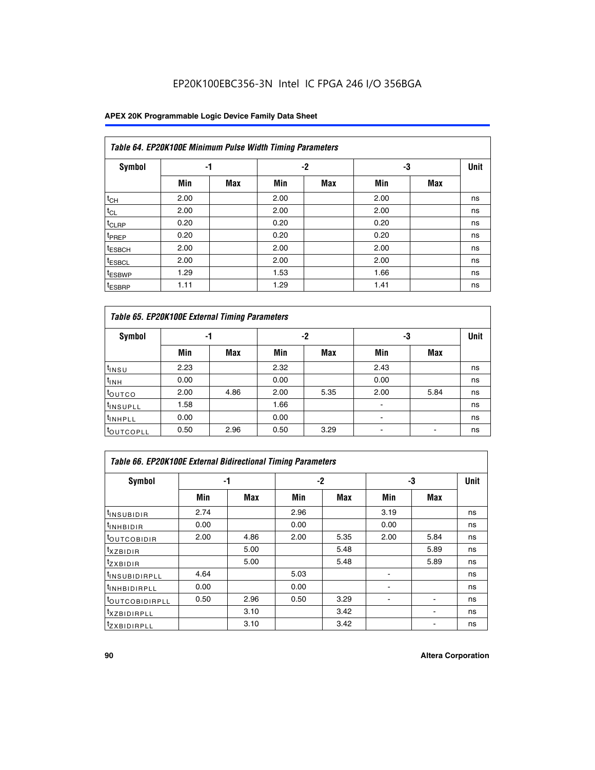| Table 64. EP20K100E Minimum Pulse Width Timing Parameters | | | | | | | |
|---|---|---|---|---|---|---|---|
| Symbol | -1 | | -2 | | -3 | | Unit |
| | Min | Max | Min | Max | Min | Max | |
| $t_{CH}$ | 2.00 | | 2.00 | | 2.00 | | ns |
| $t_{CL}$ | 2.00 | | 2.00 | | 2.00 | | ns |
| $t_{CLRP}$ | 0.20 | | 0.20 | | 0.20 | | ns |
| $t_{PREP}$ | 0.20 | | 0.20 | | 0.20 | | ns |
| $t_{ESBCH}$ | 2.00 | | 2.00 | | 2.00 | | ns |
| $t_{ESBCL}$ | 2.00 | | 2.00 | | 2.00 | | ns |
| $t_{ESBWP}$ | 1.29 | | 1.53 | | 1.66 | | ns |
| $t_{ESBRP}$ | 1.11 | | 1.29 | | 1.41 | | ns |

| Table 65. EP20K100E External Timing Parameters | | | | | | | |
|---|---|---|---|---|---|---|---|
| Symbol | -1 | | -2 | | -3 | | Unit |
| | Min | Max | Min | Max | Min | Max | |
| $t_{INSU}$ | 2.23 | | 2.32 | | 2.43 | | ns |
| $t_{INH}$ | 0.00 | | 0.00 | | 0.00 | | ns |
| $t_{OUTCO}$ | 2.00 | 4.86 | 2.00 | 5.35 | 2.00 | 5.84 | ns |
| $t_{INSUPLL}$ | 1.58 | | 1.66 | | - | | ns |
| $t_{INHPLL}$ | 0.00 | | 0.00 | | - | | ns |
| $t_{OUTCOPLL}$ | 0.50 | 2.96 | 0.50 | 3.29 | - | - | ns |

| Table 66. EP20K100E External Bidirectional Timing Parameters | | | | | | | |
|---|---|---|---|---|---|---|---|
| Symbol | -1 | | -2 | | -3 | | Unit |
| | Min | Max | Min | Max | Min | Max | |
| $t_{INSUBIDIR}$ | 2.74 | | 2.96 | | 3.19 | | ns |
| $t_{INHBIDIR}$ | 0.00 | | 0.00 | | 0.00 | | ns |
| $t_{OUTCOBIDIR}$ | 2.00 | 4.86 | 2.00 | 5.35 | 2.00 | 5.84 | ns |
| $t_{XZBIDIR}$ | | 5.00 | | 5.48 | | 5.89 | ns |
| $t_{ZXBIDIR}$ | | 5.00 | | 5.48 | | 5.89 | ns |
| $t_{INSUBIDIRPLL}$ | 4.64 | | 5.03 | | - | | ns |
| $t_{INHBIDIRPLL}$ | 0.00 | | 0.00 | | - | | ns |
| $t_{OUTCOBIDIRPLL}$ | 0.50 | 2.96 | 0.50 | 3.29 | - | - | ns |
| $t_{XZBIDIRPLL}$ | | 3.10 | | 3.42 | | - | ns |
| $t_{ZXBIDIRPLL}$ | | 3.10 | | 3.42 | | - | ns |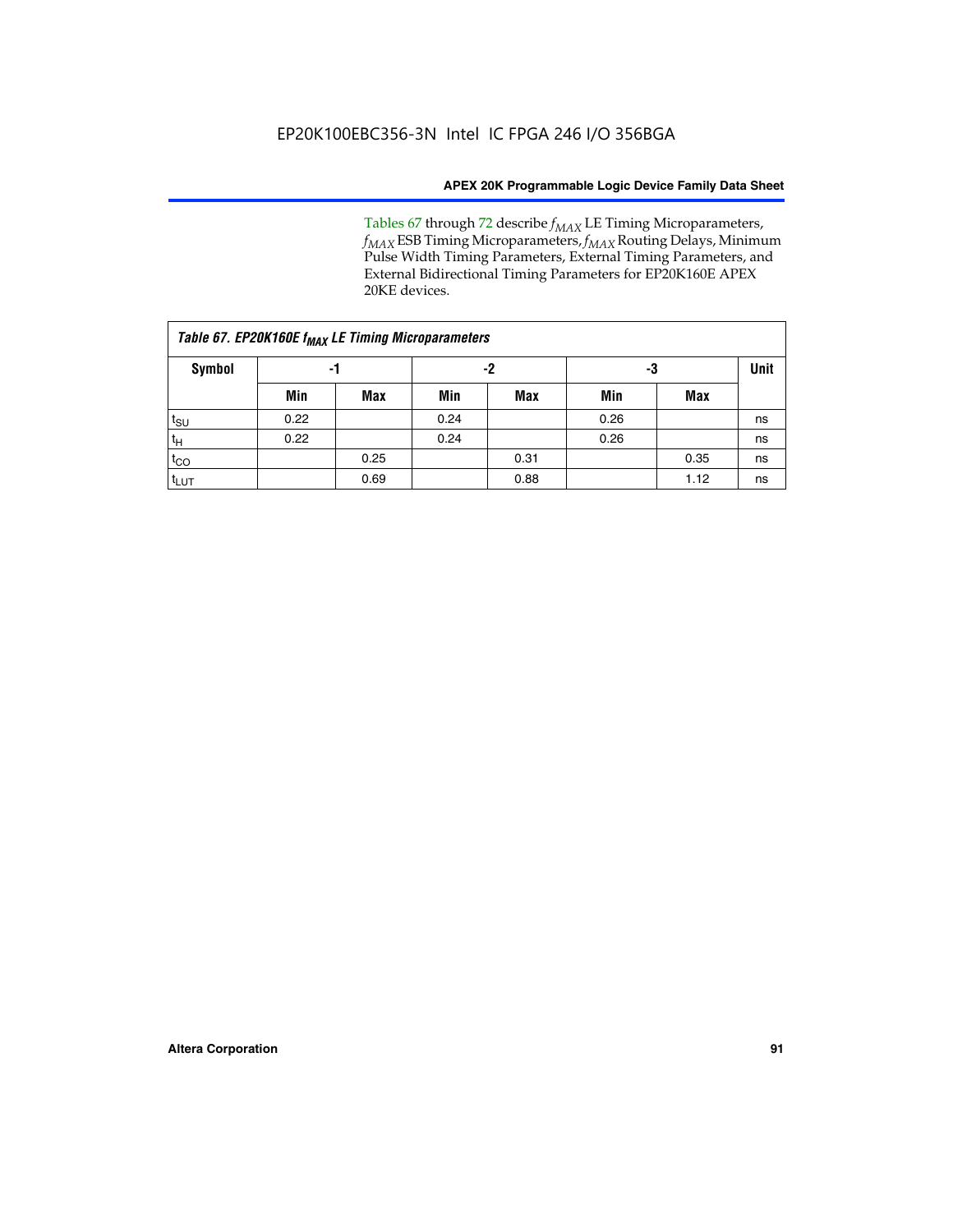Tables 67 through 72 describe $f_{MAX}$ LE Timing Microparameters, $f_{MAX}$ ESB Timing Microparameters, $f_{MAX}$ Routing Delays, Minimum Pulse Width Timing Parameters, External Timing Parameters, and External Bidirectional Timing Parameters for EP20K160E APEX 20KE devices.

**Table 67. EP20K160E $f_{MAX}$ LE Timing Microparameters**

| Symbol | -1 | | -2 | | -3 | | Unit |
|---|---|---|---|---|---|---|---|
| | Min | Max | Min | Max | Min | Max | |
| $t_{SU}$ | 0.22 | | 0.24 | | 0.26 | | ns |
| $t_{H}$ | 0.22 | | 0.24 | | 0.26 | | ns |
| $t_{CO}$ | | 0.25 | | 0.31 | | 0.35 | ns |
| $t_{LUT}$ | | 0.69 | | 0.88 | | 1.12 | ns |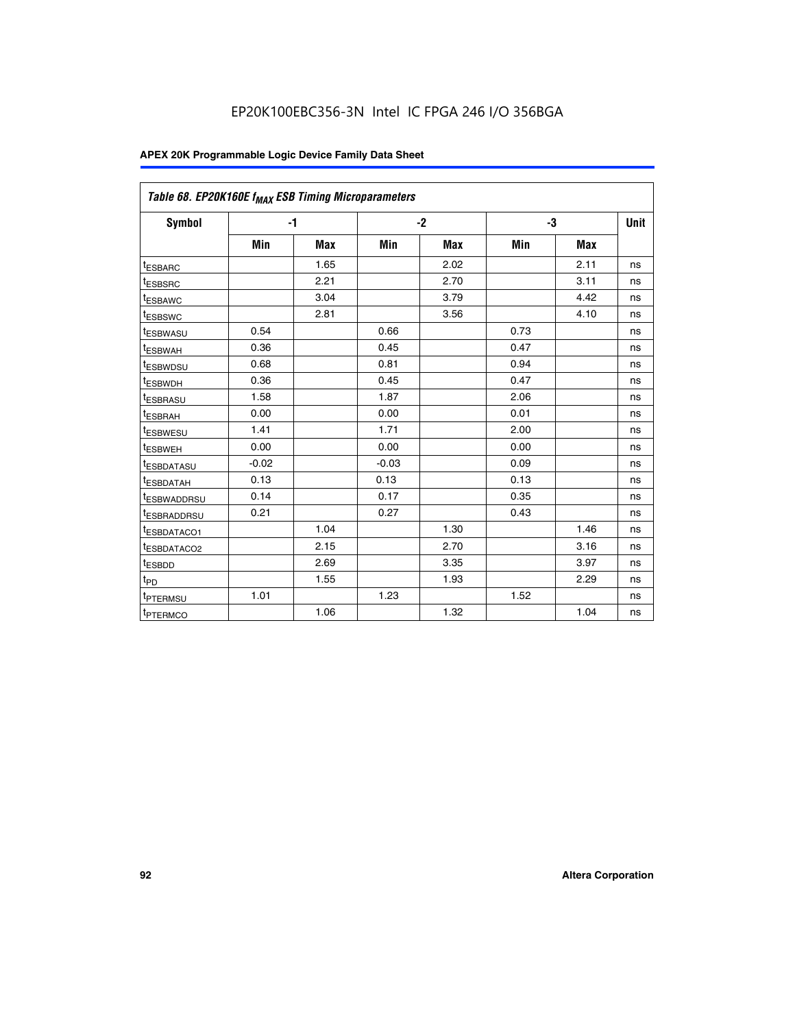EP20K100EBC356-3N Intel IC FPGA 246 I/O 356BGA

| Table 68. EP20K160E $f_{MAX}$ ESB Timing Microparameters | | | | | | | |
|---|---|---|---|---|---|---|---|
| **Symbol** | **-1** | | **-2** | | **-3** | | **Unit** |
| | **Min** | **Max** | **Min** | **Max** | **Min** | **Max** | |
| $t_{ESBARC}$ | | 1.65 | | 2.02 | | 2.11 | ns |
| $t_{ESBSRC}$ | | 2.21 | | 2.70 | | 3.11 | ns |
| $t_{ESBAWC}$ | | 3.04 | | 3.79 | | 4.42 | ns |
| $t_{ESBSWC}$ | | 2.81 | | 3.56 | | 4.10 | ns |
| $t_{ESBWASU}$ | 0.54 | | 0.66 | | 0.73 | | ns |
| $t_{ESBWAH}$ | 0.36 | | 0.45 | | 0.47 | | ns |
| $t_{ESBWDSU}$ | 0.68 | | 0.81 | | 0.94 | | ns |
| $t_{ESBWDH}$ | 0.36 | | 0.45 | | 0.47 | | ns |
| $t_{ESBRASU}$ | 1.58 | | 1.87 | | 2.06 | | ns |
| $t_{ESBRAH}$ | 0.00 | | 0.00 | | 0.01 | | ns |
| $t_{ESBWESU}$ | 1.41 | | 1.71 | | 2.00 | | ns |
| $t_{ESBWEH}$ | 0.00 | | 0.00 | | 0.00 | | ns |
| $t_{ESBDATASU}$ | -0.02 | | -0.03 | | 0.09 | | ns |
| $t_{ESBDATAH}$ | 0.13 | | 0.13 | | 0.13 | | ns |
| $t_{ESBWADDRSU}$ | 0.14 | | 0.17 | | 0.35 | | ns |
| $t_{ESBRADDRSU}$ | 0.21 | | 0.27 | | 0.43 | | ns |
| $t_{ESBDATACO1}$ | | 1.04 | | 1.30 | | 1.46 | ns |
| $t_{ESBDATACO2}$ | | 2.15 | | 2.70 | | 3.16 | ns |
| $t_{ESBDD}$ | | 2.69 | | 3.35 | | 3.97 | ns |
| $t_{PD}$ | | 1.55 | | 1.93 | | 2.29 | ns |
| $t_{PTERMSU}$ | 1.01 | | 1.23 | | 1.52 | | ns |
| $t_{PTERMCO}$ | | 1.06 | | 1.32 | | 1.04 | ns |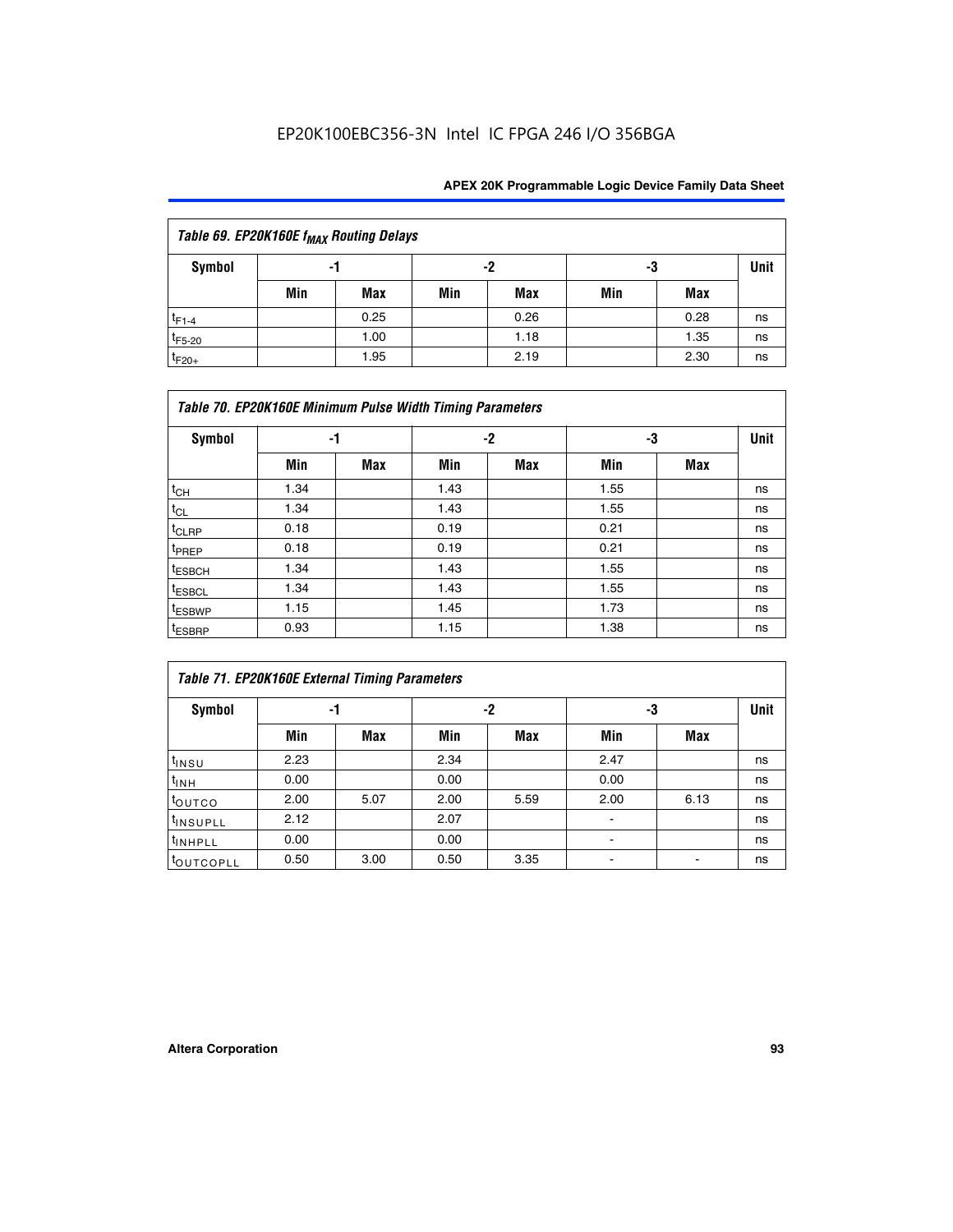| Table 69. EP20K160E $f_{MAX}$ Routing Delays | | | | | | | |
|---|---|---|---|---|---|---|---|
| Symbol | -1 | | -2 | | -3 | | Unit |
| | Min | Max | Min | Max | Min | Max | |
| $t_{F1-4}$ | | 0.25 | | 0.26 | | 0.28 | ns |
| $t_{F5-20}$ | | 1.00 | | 1.18 | | 1.35 | ns |
| $t_{F20+}$ | | 1.95 | | 2.19 | | 2.30 | ns |

| Table 70. EP20K160E Minimum Pulse Width Timing Parameters | | | | | | | |
|---|---|---|---|---|---|---|---|
| Symbol | -1 | | -2 | | -3 | | Unit |
| | Min | Max | Min | Max | Min | Max | |
| $t_{CH}$ | 1.34 | | 1.43 | | 1.55 | | ns |
| $t_{CL}$ | 1.34 | | 1.43 | | 1.55 | | ns |
| $t_{CLRP}$ | 0.18 | | 0.19 | | 0.21 | | ns |
| $t_{PREP}$ | 0.18 | | 0.19 | | 0.21 | | ns |
| $t_{ESBCH}$ | 1.34 | | 1.43 | | 1.55 | | ns |
| $t_{ESBCL}$ | 1.34 | | 1.43 | | 1.55 | | ns |
| $t_{ESBWP}$ | 1.15 | | 1.45 | | 1.73 | | ns |
| $t_{ESBRP}$ | 0.93 | | 1.15 | | 1.38 | | ns |

| Table 71. EP20K160E External Timing Parameters | | | | | | | |
|---|---|---|---|---|---|---|---|
| Symbol | -1 | | -2 | | -3 | | Unit |
| | Min | Max | Min | Max | Min | Max | |
| $t_{INSU}$ | 2.23 | | 2.34 | | 2.47 | | ns |
| $t_{INH}$ | 0.00 | | 0.00 | | 0.00 | | ns |
| $t_{OUTCO}$ | 2.00 | 5.07 | 2.00 | 5.59 | 2.00 | 6.13 | ns |
| $t_{INSUPLL}$ | 2.12 | | 2.07 | | - | | ns |
| $t_{INHPLL}$ | 0.00 | | 0.00 | | - | | ns |
| $t_{OUTCOPLL}$ | 0.50 | 3.00 | 0.50 | 3.35 | - | - | ns |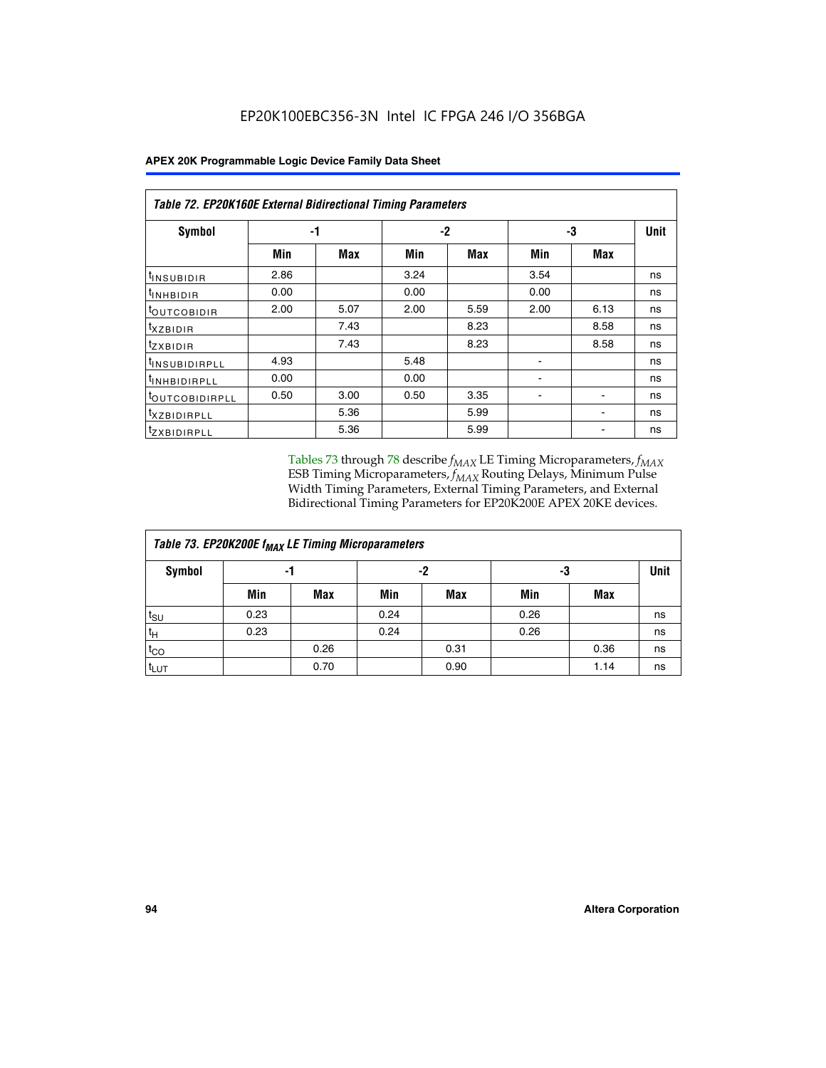EP20K100EBC356-3N Intel IC FPGA 246 I/O 356BGA

| Table 72. EP20K160E External Bidirectional Timing Parameters | | | | | | | |
|---|---|---|---|---|---|---|---|
| Symbol | -1 | | -2 | | -3 | | Unit |
| | Min | Max | Min | Max | Min | Max | |
| $t_{INSUBIDIR}$ | 2.86 | | 3.24 | | 3.54 | | ns |
| $t_{INHBIDIR}$ | 0.00 | | 0.00 | | 0.00 | | ns |
| $t_{OUTCOBIDIR}$ | 2.00 | 5.07 | 2.00 | 5.59 | 2.00 | 6.13 | ns |
| $t_{XZBIDIR}$ | | 7.43 | | 8.23 | | 8.58 | ns |
| $t_{ZXBIDIR}$ | | 7.43 | | 8.23 | | 8.58 | ns |
| $t_{INSUBIDIRPLL}$ | 4.93 | | 5.48 | | - | | ns |
| $t_{INHBIDIRPLL}$ | 0.00 | | 0.00 | | - | | ns |
| $t_{OUTCOBIDIRPLL}$ | 0.50 | 3.00 | 0.50 | 3.35 | - | - | ns |
| $t_{XZBIDIRPLL}$ | | 5.36 | | 5.99 | | - | ns |
| $t_{ZXBIDIRPLL}$ | | 5.36 | | 5.99 | | - | ns |

Tables 73 through 78 describe $f_{MAX}$ LE Timing Microparameters, $f_{MAX}$ ESB Timing Microparameters, $f_{MAX}$ Routing Delays, Minimum Pulse Width Timing Parameters, External Timing Parameters, and External Bidirectional Timing Parameters for EP20K200E APEX 20KE devices.

| Table 73. EP20K200E $f_{MAX}$ LE Timing Microparameters | | | | | | | |
|---|---|---|---|---|---|---|---|
| Symbol | -1 | | -2 | | -3 | | Unit |
| | Min | Max | Min | Max | Min | Max | |
| $t_{SU}$ | 0.23 | | 0.24 | | 0.26 | | ns |
| $t_H$ | 0.23 | | 0.24 | | 0.26 | | ns |
| $t_{CO}$ | | 0.26 | | 0.31 | | 0.36 | ns |
| $t_{LUT}$ | | 0.70 | | 0.90 | | 1.14 | ns |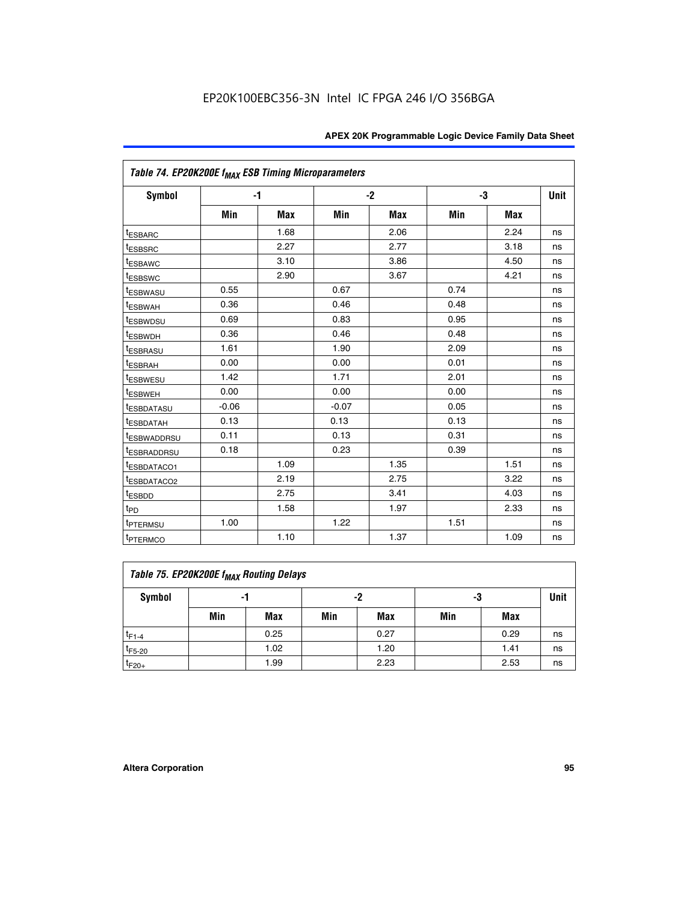EP20K100EBC356-3N Intel IC FPGA 246 I/O 356BGA

| Table 74. EP20K200E $f_{MAX}$ ESB Timing Microparameters | | | | | | | |
|---|---|---|---|---|---|---|---|
| Symbol | -1 | | -2 | | -3 | | Unit |
| | Min | Max | Min | Max | Min | Max | |
| $t_{ESBARC}$ | | 1.68 | | 2.06 | | 2.24 | ns |
| $t_{ESBSRC}$ | | 2.27 | | 2.77 | | 3.18 | ns |
| $t_{ESBAWC}$ | | 3.10 | | 3.86 | | 4.50 | ns |
| $t_{ESBSWC}$ | | 2.90 | | 3.67 | | 4.21 | ns |
| $t_{ESBWASU}$ | 0.55 | | 0.67 | | 0.74 | | ns |
| $t_{ESBWAH}$ | 0.36 | | 0.46 | | 0.48 | | ns |
| $t_{ESBWDSU}$ | 0.69 | | 0.83 | | 0.95 | | ns |
| $t_{ESBWDH}$ | 0.36 | | 0.46 | | 0.48 | | ns |
| $t_{ESBRASU}$ | 1.61 | | 1.90 | | 2.09 | | ns |
| $t_{ESBRAH}$ | 0.00 | | 0.00 | | 0.01 | | ns |
| $t_{ESBWESU}$ | 1.42 | | 1.71 | | 2.01 | | ns |
| $t_{ESBWEH}$ | 0.00 | | 0.00 | | 0.00 | | ns |
| $t_{ESBDATASU}$ | -0.06 | | -0.07 | | 0.05 | | ns |
| $t_{ESBDATAH}$ | 0.13 | | 0.13 | | 0.13 | | ns |
| $t_{ESBWADDRSU}$ | 0.11 | | 0.13 | | 0.31 | | ns |
| $t_{ESBRADDRSU}$ | 0.18 | | 0.23 | | 0.39 | | ns |
| $t_{ESBDATACO1}$ | | 1.09 | | 1.35 | | 1.51 | ns |
| $t_{ESBDATACO2}$ | | 2.19 | | 2.75 | | 3.22 | ns |
| $t_{ESBDD}$ | | 2.75 | | 3.41 | | 4.03 | ns |
| $t_{PD}$ | | 1.58 | | 1.97 | | 2.33 | ns |
| $t_{PTERMSU}$ | 1.00 | | 1.22 | | 1.51 | | ns |
| $t_{PTERMCO}$ | | 1.10 | | 1.37 | | 1.09 | ns |

| Table 75. EP20K200E $f_{MAX}$ Routing Delays | | | | | | | |
|---|---|---|---|---|---|---|---|
| Symbol | -1 | | -2 | | -3 | | Unit |
| | Min | Max | Min | Max | Min | Max | |
| $t_{F1-4}$ | | 0.25 | | 0.27 | | 0.29 | ns |
| $t_{F5-20}$ | | 1.02 | | 1.20 | | 1.41 | ns |
| $t_{F20+}$ | | 1.99 | | 2.23 | | 2.53 | ns |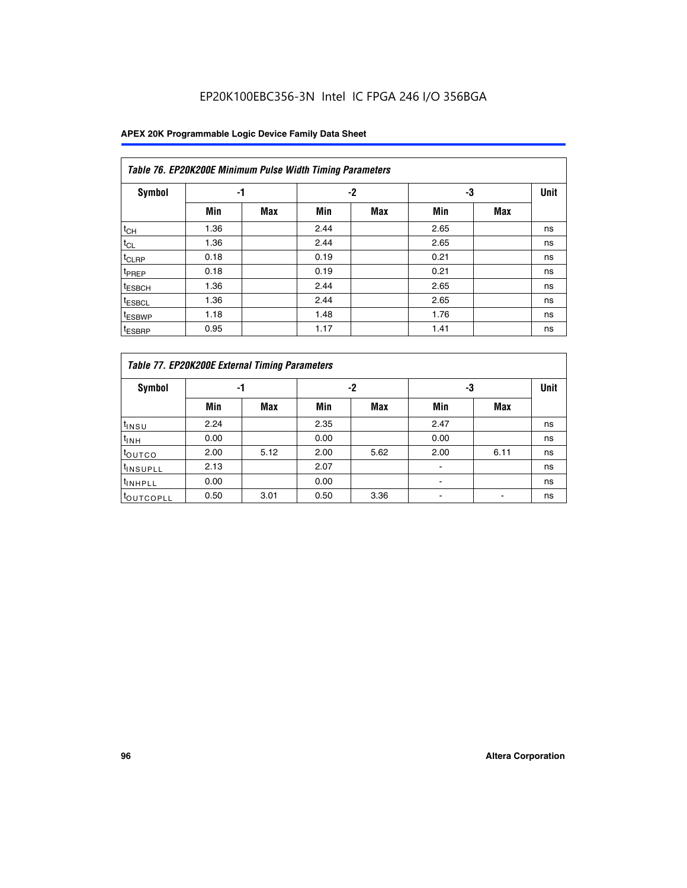EP20K100EBC356-3N Intel IC FPGA 246 I/O 356BGA

| *Table 76. EP20K200E Minimum Pulse Width Timing Parameters* | | | | | | | |
|---|---|---|---|---|---|---|---|
| **Symbol** | **-1** | | **-2** | | **-3** | | **Unit** |
| | **Min** | **Max** | **Min** | **Max** | **Min** | **Max** | |
| $t_{CH}$ | 1.36 | | 2.44 | | 2.65 | | ns |
| $t_{CL}$ | 1.36 | | 2.44 | | 2.65 | | ns |
| $t_{CLRP}$ | 0.18 | | 0.19 | | 0.21 | | ns |
| $t_{PREP}$ | 0.18 | | 0.19 | | 0.21 | | ns |
| $t_{ESBCH}$ | 1.36 | | 2.44 | | 2.65 | | ns |
| $t_{ESBCL}$ | 1.36 | | 2.44 | | 2.65 | | ns |
| $t_{ESBWP}$ | 1.18 | | 1.48 | | 1.76 | | ns |
| $t_{ESBRP}$ | 0.95 | | 1.17 | | 1.41 | | ns |

| *Table 77. EP20K200E External Timing Parameters* | | | | | | | |
|---|---|---|---|---|---|---|---|
| **Symbol** | **-1** | | **-2** | | **-3** | | **Unit** |
| | **Min** | **Max** | **Min** | **Max** | **Min** | **Max** | |
| $t_{INSU}$ | 2.24 | | 2.35 | | 2.47 | | ns |
| $t_{INH}$ | 0.00 | | 0.00 | | 0.00 | | ns |
| $t_{OUTCO}$ | 2.00 | 5.12 | 2.00 | 5.62 | 2.00 | 6.11 | ns |
| $t_{INSUPLL}$ | 2.13 | | 2.07 | | - | | ns |
| $t_{INHPLL}$ | 0.00 | | 0.00 | | - | | ns |
| $t_{OUTCOPLL}$ | 0.50 | 3.01 | 0.50 | 3.36 | - | - | ns |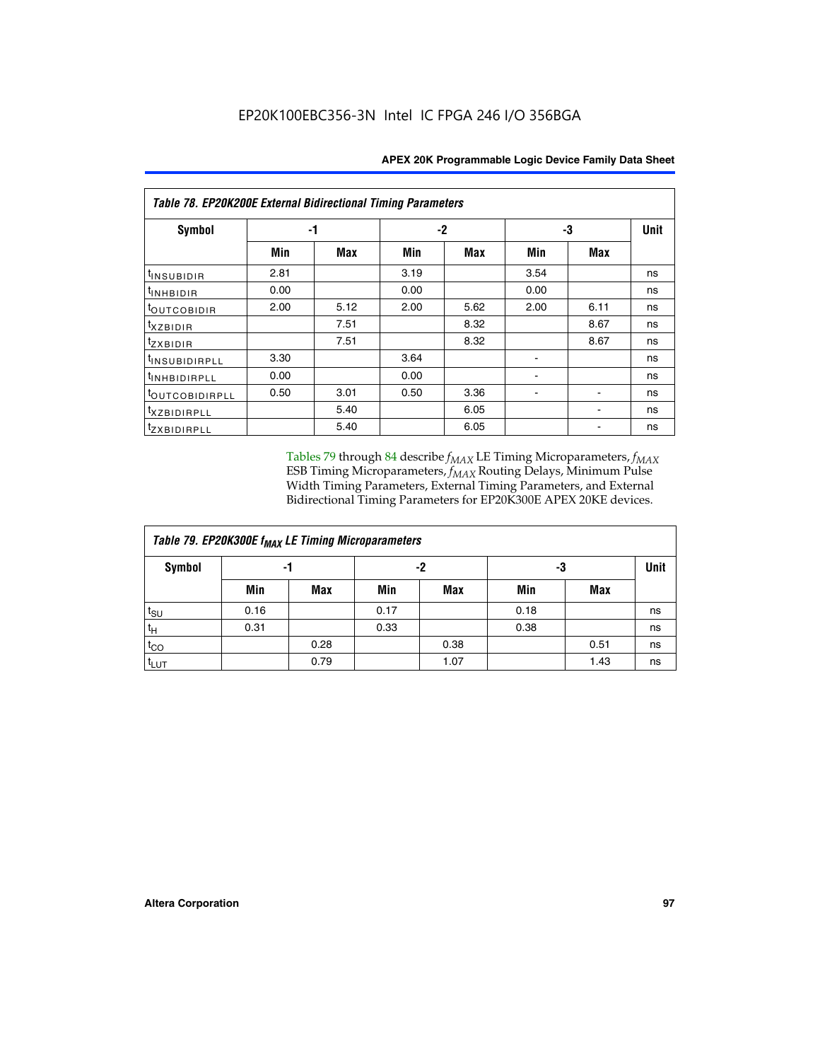**Table 78. EP20K200E External Bidirectional Timing Parameters**

| Symbol | -1 | | -2 | | -3 | | Unit |
|---|---|---|---|---|---|---|---|
| | Min | Max | Min | Max | Min | Max | |
| $t_{INSUBIDIR}$ | 2.81 | | 3.19 | | 3.54 | | ns |
| $t_{INHBIDIR}$ | 0.00 | | 0.00 | | 0.00 | | ns |
| $t_{OUTCOBIDIR}$ | 2.00 | 5.12 | 2.00 | 5.62 | 2.00 | 6.11 | ns |
| $t_{XZBIDIR}$ | | 7.51 | | 8.32 | | 8.67 | ns |
| $t_{ZXBIDIR}$ | | 7.51 | | 8.32 | | 8.67 | ns |
| $t_{INSUBIDIRPLL}$ | 3.30 | | 3.64 | | - | | ns |
| $t_{INHBIDIRPLL}$ | 0.00 | | 0.00 | | - | | ns |
| $t_{OUTCOBIDIRPLL}$ | 0.50 | 3.01 | 0.50 | 3.36 | - | - | ns |
| $t_{XZBIDIRPLL}$ | | 5.40 | | 6.05 | | - | ns |
| $t_{ZXBIDIRPLL}$ | | 5.40 | | 6.05 | | - | ns |

Tables 79 through 84 describe $f_{MAX}$ LE Timing Microparameters, $f_{MAX}$ ESB Timing Microparameters, $f_{MAX}$ Routing Delays, Minimum Pulse Width Timing Parameters, External Timing Parameters, and External Bidirectional Timing Parameters for EP20K300E APEX 20KE devices.

**Table 79. EP20K300E $f_{MAX}$ LE Timing Microparameters**

| Symbol | -1 | | -2 | | -3 | | Unit |
|---|---|---|---|---|---|---|---|
| | Min | Max | Min | Max | Min | Max | |
| $t_{SU}$ | 0.16 | | 0.17 | | 0.18 | | ns |
| $t_{H}$ | 0.31 | | 0.33 | | 0.38 | | ns |
| $t_{CO}$ | | 0.28 | | 0.38 | | 0.51 | ns |
| $t_{LUT}$ | | 0.79 | | 1.07 | | 1.43 | ns |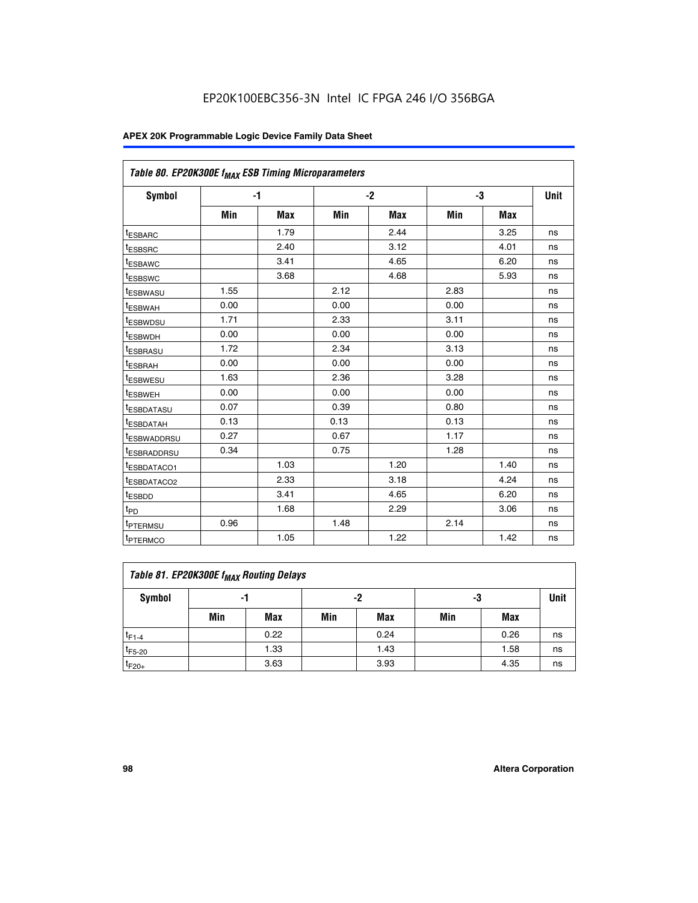EP20K100EBC356-3N Intel IC FPGA 246 I/O 356BGA

| Table 80. EP20K300E $f_{MAX}$ ESB Timing Microparameters | | | | | | | |
|---|---|---|---|---|---|---|---|
| Symbol | -1 | | -2 | | -3 | | Unit |
| | Min | Max | Min | Max | Min | Max | |
| $t_{ESBARC}$ | | 1.79 | | 2.44 | | 3.25 | ns |
| $t_{ESBSRC}$ | | 2.40 | | 3.12 | | 4.01 | ns |
| $t_{ESBAWC}$ | | 3.41 | | 4.65 | | 6.20 | ns |
| $t_{ESBSWC}$ | | 3.68 | | 4.68 | | 5.93 | ns |
| $t_{ESBWASU}$ | 1.55 | | 2.12 | | 2.83 | | ns |
| $t_{ESBWAH}$ | 0.00 | | 0.00 | | 0.00 | | ns |
| $t_{ESBWDSU}$ | 1.71 | | 2.33 | | 3.11 | | ns |
| $t_{ESBWDH}$ | 0.00 | | 0.00 | | 0.00 | | ns |
| $t_{ESBRASU}$ | 1.72 | | 2.34 | | 3.13 | | ns |
| $t_{ESBRAH}$ | 0.00 | | 0.00 | | 0.00 | | ns |
| $t_{ESBWESU}$ | 1.63 | | 2.36 | | 3.28 | | ns |
| $t_{ESBWEH}$ | 0.00 | | 0.00 | | 0.00 | | ns |
| $t_{ESBDATASU}$ | 0.07 | | 0.39 | | 0.80 | | ns |
| $t_{ESBDATAH}$ | 0.13 | | 0.13 | | 0.13 | | ns |
| $t_{ESBWADDRSU}$ | 0.27 | | 0.67 | | 1.17 | | ns |
| $t_{ESBRADDRSU}$ | 0.34 | | 0.75 | | 1.28 | | ns |
| $t_{ESBDATACO1}$ | | 1.03 | | 1.20 | | 1.40 | ns |
| $t_{ESBDATACO2}$ | | 2.33 | | 3.18 | | 4.24 | ns |
| $t_{ESBDD}$ | | 3.41 | | 4.65 | | 6.20 | ns |
| $t_{PD}$ | | 1.68 | | 2.29 | | 3.06 | ns |
| $t_{PTERMSU}$ | 0.96 | | 1.48 | | 2.14 | | ns |
| $t_{PTERMCO}$ | | 1.05 | | 1.22 | | 1.42 | ns |

| Table 81. EP20K300E $f_{MAX}$ Routing Delays | | | | | | | |
|---|---|---|---|---|---|---|---|
| Symbol | -1 | | -2 | | -3 | | Unit |
| | Min | Max | Min | Max | Min | Max | |
| $t_{F1-4}$ | | 0.22 | | 0.24 | | 0.26 | ns |
| $t_{F5-20}$ | | 1.33 | | 1.43 | | 1.58 | ns |
| $t_{F20+}$ | | 3.63 | | 3.93 | | 4.35 | ns |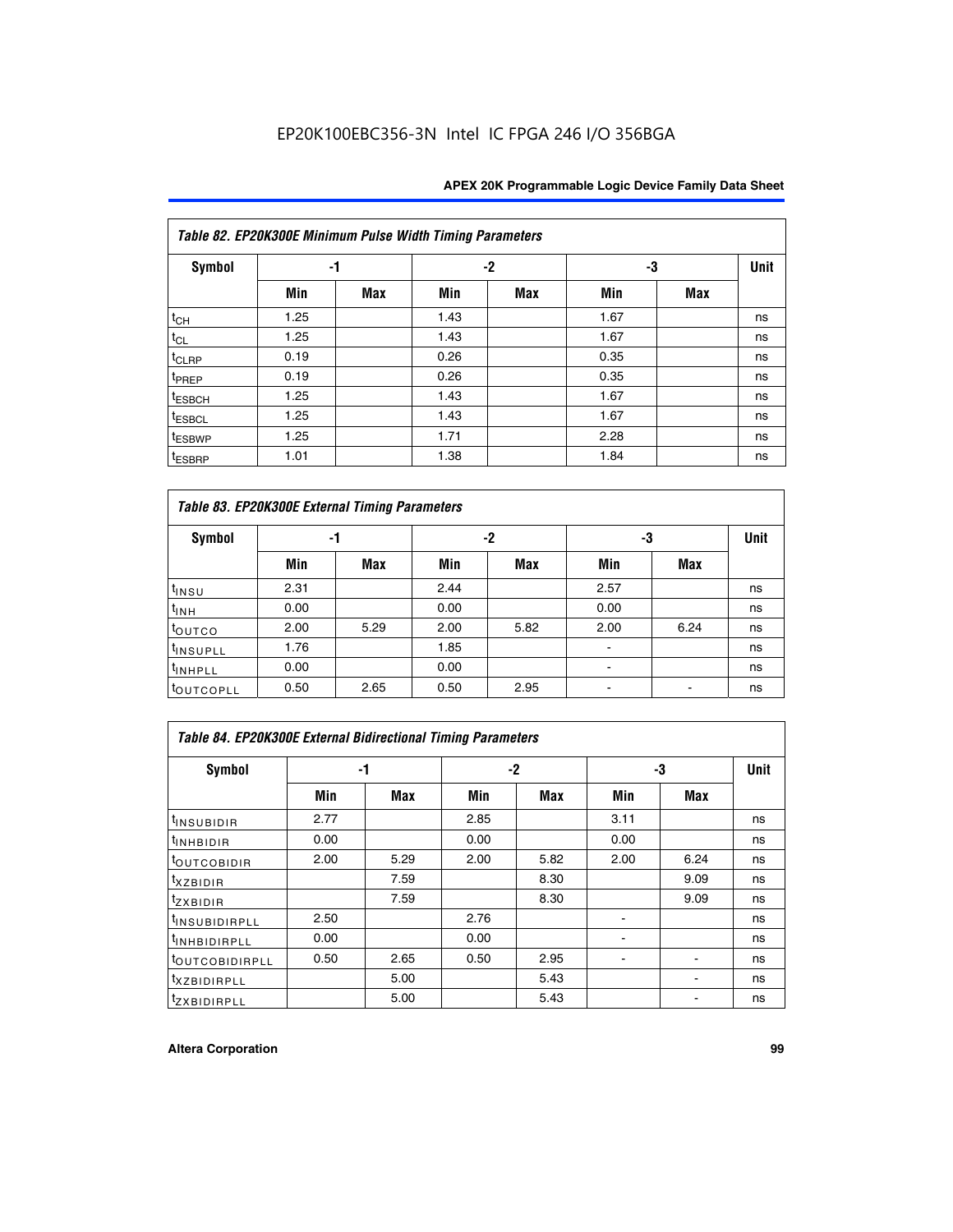EP20K100EBC356-3N Intel IC FPGA 246 I/O 356BGA

| Table 82. EP20K300E Minimum Pulse Width Timing Parameters | | | | | | | |
|---|---|---|---|---|---|---|---|
| Symbol | -1 | | -2 | | -3 | | Unit |
| | Min | Max | Min | Max | Min | Max | |
| $t_{CH}$ | 1.25 | | 1.43 | | 1.67 | | ns |
| $t_{CL}$ | 1.25 | | 1.43 | | 1.67 | | ns |
| $t_{CLRP}$ | 0.19 | | 0.26 | | 0.35 | | ns |
| $t_{PREP}$ | 0.19 | | 0.26 | | 0.35 | | ns |
| $t_{ESBCH}$ | 1.25 | | 1.43 | | 1.67 | | ns |
| $t_{ESBCL}$ | 1.25 | | 1.43 | | 1.67 | | ns |
| $t_{ESBWP}$ | 1.25 | | 1.71 | | 2.28 | | ns |
| $t_{ESBRP}$ | 1.01 | | 1.38 | | 1.84 | | ns |

| Table 83. EP20K300E External Timing Parameters | | | | | | | |
|---|---|---|---|---|---|---|---|
| Symbol | -1 | | -2 | | -3 | | Unit |
| | Min | Max | Min | Max | Min | Max | |
| $t_{INSU}$ | 2.31 | | 2.44 | | 2.57 | | ns |
| $t_{INH}$ | 0.00 | | 0.00 | | 0.00 | | ns |
| $t_{OUTCO}$ | 2.00 | 5.29 | 2.00 | 5.82 | 2.00 | 6.24 | ns |
| $t_{INSUPLL}$ | 1.76 | | 1.85 | | - | | ns |
| $t_{INHPLL}$ | 0.00 | | 0.00 | | - | | ns |
| $t_{OUTCOPLL}$ | 0.50 | 2.65 | 0.50 | 2.95 | - | - | ns |

| Table 84. EP20K300E External Bidirectional Timing Parameters | | | | | | | |
|---|---|---|---|---|---|---|---|
| Symbol | -1 | | -2 | | -3 | | Unit |
| | Min | Max | Min | Max | Min | Max | |
| $t_{INSUBIDIR}$ | 2.77 | | 2.85 | | 3.11 | | ns |
| $t_{INHBIDIR}$ | 0.00 | | 0.00 | | 0.00 | | ns |
| $t_{OUTCOBIDIR}$ | 2.00 | 5.29 | 2.00 | 5.82 | 2.00 | 6.24 | ns |
| $t_{XZBIDIR}$ | | 7.59 | | 8.30 | | 9.09 | ns |
| $t_{ZXBIDIR}$ | | 7.59 | | 8.30 | | 9.09 | ns |
| $t_{INSUBIDIRPLL}$ | 2.50 | | 2.76 | | - | | ns |
| $t_{INHBIDIRPLL}$ | 0.00 | | 0.00 | | - | | ns |
| $t_{OUTCOBIDIRPLL}$ | 0.50 | 2.65 | 0.50 | 2.95 | - | - | ns |
| $t_{XZBIDIRPLL}$ | | 5.00 | | 5.43 | | - | ns |
| $t_{ZXBIDIRPLL}$ | | 5.00 | | 5.43 | | - | ns |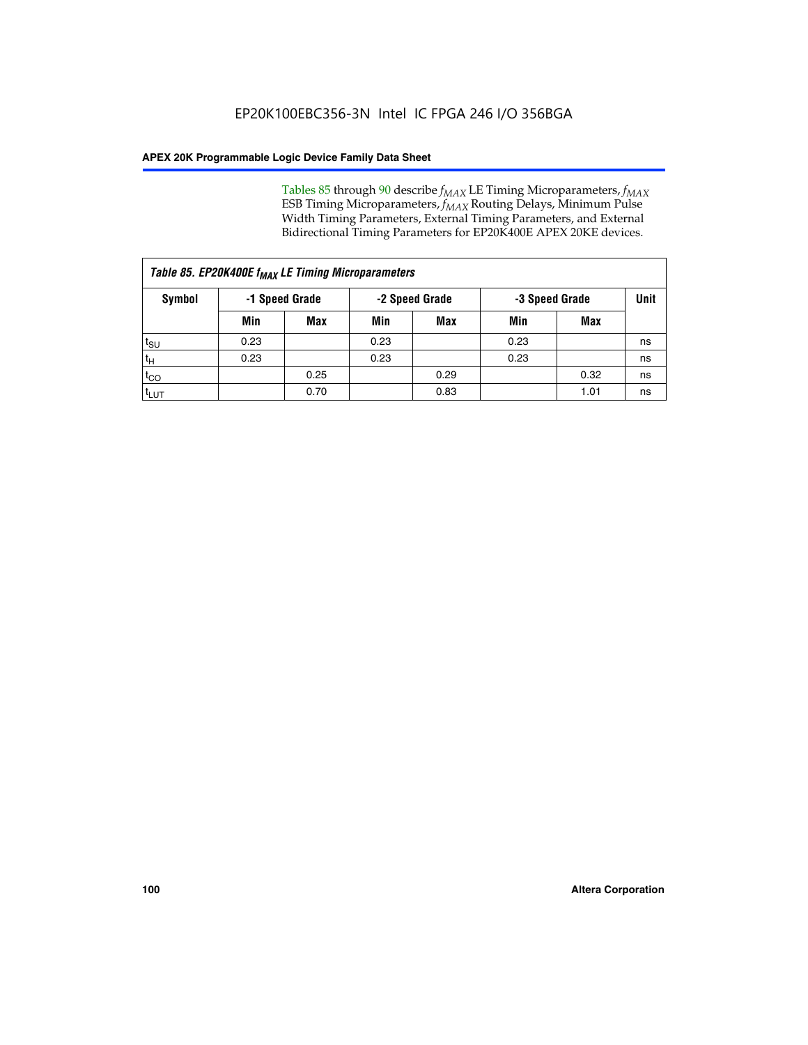Tables 85 through 90 describe $f_{MAX}$ LE Timing Microparameters, $f_{MAX}$ ESB Timing Microparameters, $f_{MAX}$ Routing Delays, Minimum Pulse Width Timing Parameters, External Timing Parameters, and External Bidirectional Timing Parameters for EP20K400E APEX 20KE devices.

| *Table 85. EP20K400E $f_{MAX}$ LE Timing Microparameters* | | | | | | | |
|---|---|---|---|---|---|---|---|
| **Symbol** | **-1 Speed Grade** | | **-2 Speed Grade** | | **-3 Speed Grade** | | **Unit** |
| | **Min** | **Max** | **Min** | **Max** | **Min** | **Max** | |
| $t_{SU}$ | 0.23 | | 0.23 | | 0.23 | | ns |
| $t_H$ | 0.23 | | 0.23 | | 0.23 | | ns |
| $t_{CO}$ | | 0.25 | | 0.29 | | 0.32 | ns |
| $t_{LUT}$ | | 0.70 | | 0.83 | | 1.01 | ns |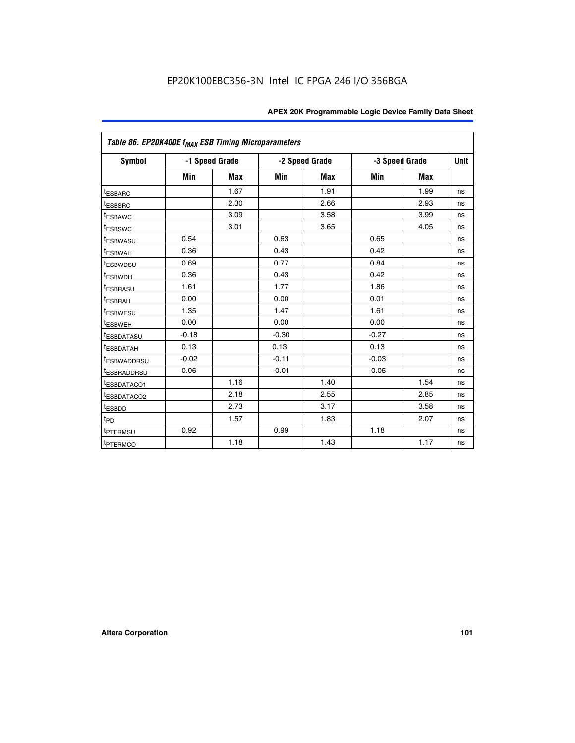| Table 86. EP20K400E $f_{MAX}$ ESB Timing Microparameters | | | | | | | |
|---|---|---|---|---|---|---|---|
| Symbol | -1 Speed Grade | | -2 Speed Grade | | -3 Speed Grade | | Unit |
| | Min | Max | Min | Max | Min | Max | |
| $t_{ESBARC}$ | | 1.67 | | 1.91 | | 1.99 | ns |
| $t_{ESBSRC}$ | | 2.30 | | 2.66 | | 2.93 | ns |
| $t_{ESBAWC}$ | | 3.09 | | 3.58 | | 3.99 | ns |
| $t_{ESBSWC}$ | | 3.01 | | 3.65 | | 4.05 | ns |
| $t_{ESBWASU}$ | 0.54 | | 0.63 | | 0.65 | | ns |
| $t_{ESBWAH}$ | 0.36 | | 0.43 | | 0.42 | | ns |
| $t_{ESBWDSU}$ | 0.69 | | 0.77 | | 0.84 | | ns |
| $t_{ESBWDH}$ | 0.36 | | 0.43 | | 0.42 | | ns |
| $t_{ESBRASU}$ | 1.61 | | 1.77 | | 1.86 | | ns |
| $t_{ESBRAH}$ | 0.00 | | 0.00 | | 0.01 | | ns |
| $t_{ESBWESU}$ | 1.35 | | 1.47 | | 1.61 | | ns |
| $t_{ESBWEH}$ | 0.00 | | 0.00 | | 0.00 | | ns |
| $t_{ESBDATASU}$ | -0.18 | | -0.30 | | -0.27 | | ns |
| $t_{ESBDATAH}$ | 0.13 | | 0.13 | | 0.13 | | ns |
| $t_{ESBWADDRSU}$ | -0.02 | | -0.11 | | -0.03 | | ns |
| $t_{ESBRADDRSU}$ | 0.06 | | -0.01 | | -0.05 | | ns |
| $t_{ESBDATACO1}$ | | 1.16 | | 1.40 | | 1.54 | ns |
| $t_{ESBDATACO2}$ | | 2.18 | | 2.55 | | 2.85 | ns |
| $t_{ESBDD}$ | | 2.73 | | 3.17 | | 3.58 | ns |
| $t_{PD}$ | | 1.57 | | 1.83 | | 2.07 | ns |
| $t_{PTERMSU}$ | 0.92 | | 0.99 | | 1.18 | | ns |
| $t_{PTERMCO}$ | | 1.18 | | 1.43 | | 1.17 | ns |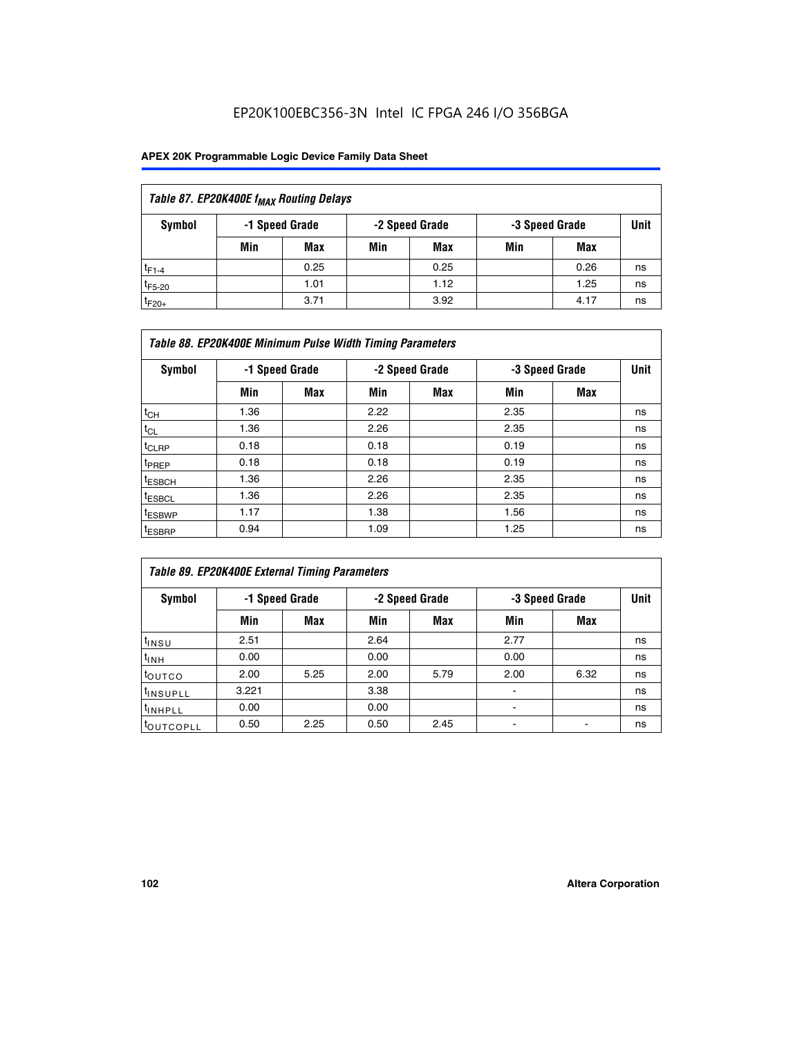EP20K100EBC356-3N Intel IC FPGA 246 I/O 356BGA

| Table 87. EP20K400E $f_{MAX}$ Routing Delays | | | | | | | |
|---|---|---|---|---|---|---|---|
| Symbol | -1 Speed Grade | | -2 Speed Grade | | -3 Speed Grade | | Unit |
| | Min | Max | Min | Max | Min | Max | |
| $t_{F1-4}$ | | 0.25 | | 0.25 | | 0.26 | ns |
| $t_{F5-20}$ | | 1.01 | | 1.12 | | 1.25 | ns |
| $t_{F20+}$ | | 3.71 | | 3.92 | | 4.17 | ns |

| Table 88. EP20K400E Minimum Pulse Width Timing Parameters | | | | | | | |
|---|---|---|---|---|---|---|---|
| Symbol | -1 Speed Grade | | -2 Speed Grade | | -3 Speed Grade | | Unit |
| | Min | Max | Min | Max | Min | Max | |
| $t_{CH}$ | 1.36 | | 2.22 | | 2.35 | | ns |
| $t_{CL}$ | 1.36 | | 2.26 | | 2.35 | | ns |
| $t_{CLRP}$ | 0.18 | | 0.18 | | 0.19 | | ns |
| $t_{PREP}$ | 0.18 | | 0.18 | | 0.19 | | ns |
| $t_{ESBCH}$ | 1.36 | | 2.26 | | 2.35 | | ns |
| $t_{ESBCL}$ | 1.36 | | 2.26 | | 2.35 | | ns |
| $t_{ESBWP}$ | 1.17 | | 1.38 | | 1.56 | | ns |
| $t_{ESBRP}$ | 0.94 | | 1.09 | | 1.25 | | ns |

| Table 89. EP20K400E External Timing Parameters | | | | | | | |
|---|---|---|---|---|---|---|---|
| Symbol | -1 Speed Grade | | -2 Speed Grade | | -3 Speed Grade | | Unit |
| | Min | Max | Min | Max | Min | Max | |
| $t_{INSU}$ | 2.51 | | 2.64 | | 2.77 | | ns |
| $t_{INH}$ | 0.00 | | 0.00 | | 0.00 | | ns |
| $t_{OUTCO}$ | 2.00 | 5.25 | 2.00 | 5.79 | 2.00 | 6.32 | ns |
| $t_{INSUPLL}$ | 3.221 | | 3.38 | | - | | ns |
| $t_{INHPLL}$ | 0.00 | | 0.00 | | - | | ns |
| $t_{OUTCOPLL}$ | 0.50 | 2.25 | 0.50 | 2.45 | - | - | ns |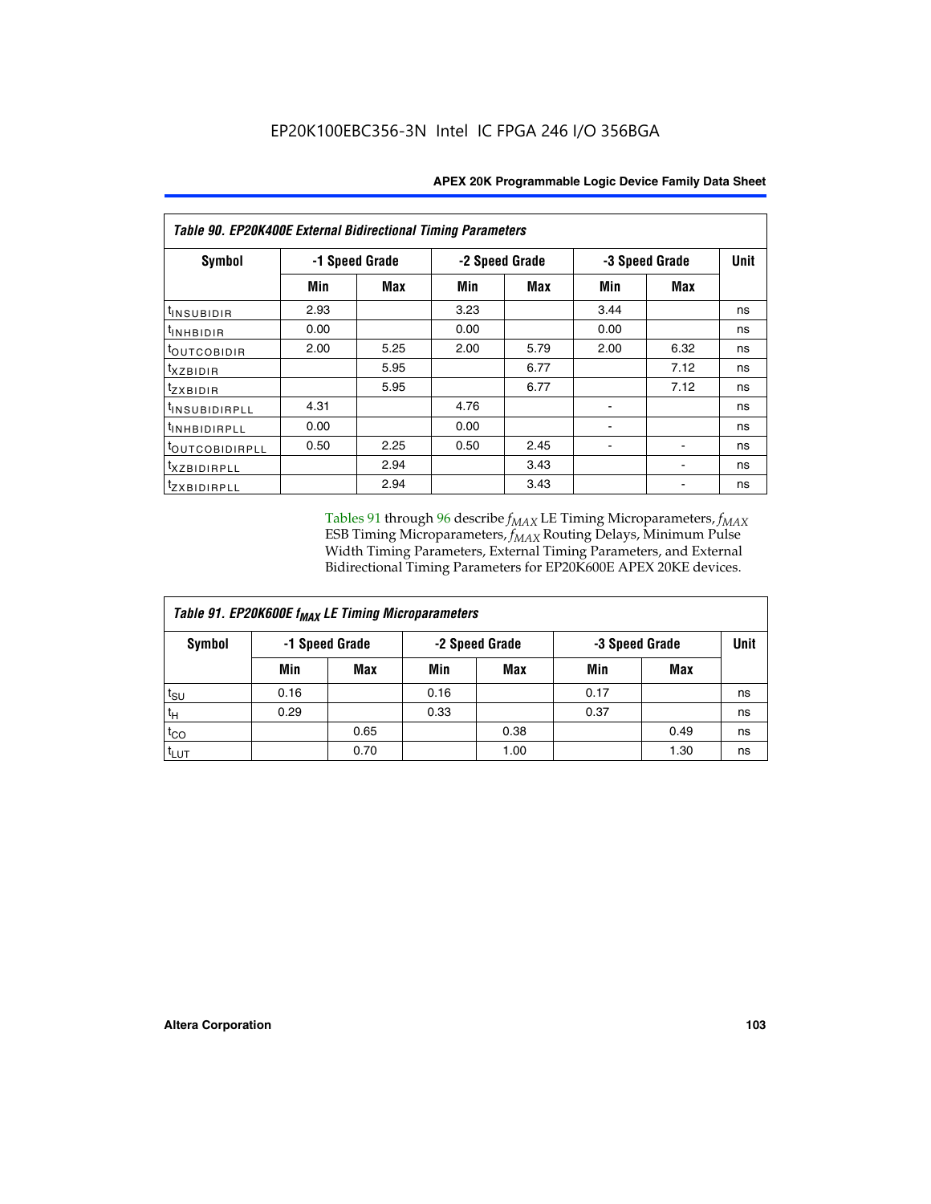| Table 90. EP20K400E External Bidirectional Timing Parameters | | | | | | | |
|---|---|---|---|---|---|---|---|
| Symbol | -1 Speed Grade | | -2 Speed Grade | | -3 Speed Grade | | Unit |
| | Min | Max | Min | Max | Min | Max | |
| $t_{INSUBIDIR}$ | 2.93 | | 3.23 | | 3.44 | | ns |
| $t_{INHBIDIR}$ | 0.00 | | 0.00 | | 0.00 | | ns |
| $t_{OUTCOBIDIR}$ | 2.00 | 5.25 | 2.00 | 5.79 | 2.00 | 6.32 | ns |
| $t_{XZBIDIR}$ | | 5.95 | | 6.77 | | 7.12 | ns |
| $t_{ZXBIDIR}$ | | 5.95 | | 6.77 | | 7.12 | ns |
| $t_{INSUBIDIRPLL}$ | 4.31 | | 4.76 | | - | | ns |
| $t_{INHBIDIRPLL}$ | 0.00 | | 0.00 | | - | | ns |
| $t_{OUTCOBIDIRPLL}$ | 0.50 | 2.25 | 0.50 | 2.45 | - | - | ns |
| $t_{XZBIDIRPLL}$ | | 2.94 | | 3.43 | | - | ns |
| $t_{ZXBIDIRPLL}$ | | 2.94 | | 3.43 | | - | ns |

Tables 91 through 96 describe $f_{MAX}$ LE Timing Microparameters, $f_{MAX}$ ESB Timing Microparameters, $f_{MAX}$ Routing Delays, Minimum Pulse Width Timing Parameters, External Timing Parameters, and External Bidirectional Timing Parameters for EP20K600E APEX 20KE devices.

| Table 91. EP20K600E $f_{MAX}$ LE Timing Microparameters | | | | | | | |
|---|---|---|---|---|---|---|---|
| Symbol | -1 Speed Grade | | -2 Speed Grade | | -3 Speed Grade | | Unit |
| | Min | Max | Min | Max | Min | Max | |
| $t_{SU}$ | 0.16 | | 0.16 | | 0.17 | | ns |
| $t_{H}$ | 0.29 | | 0.33 | | 0.37 | | ns |
| $t_{CO}$ | | 0.65 | | 0.38 | | 0.49 | ns |
| $t_{LUT}$ | | 0.70 | | 1.00 | | 1.30 | ns |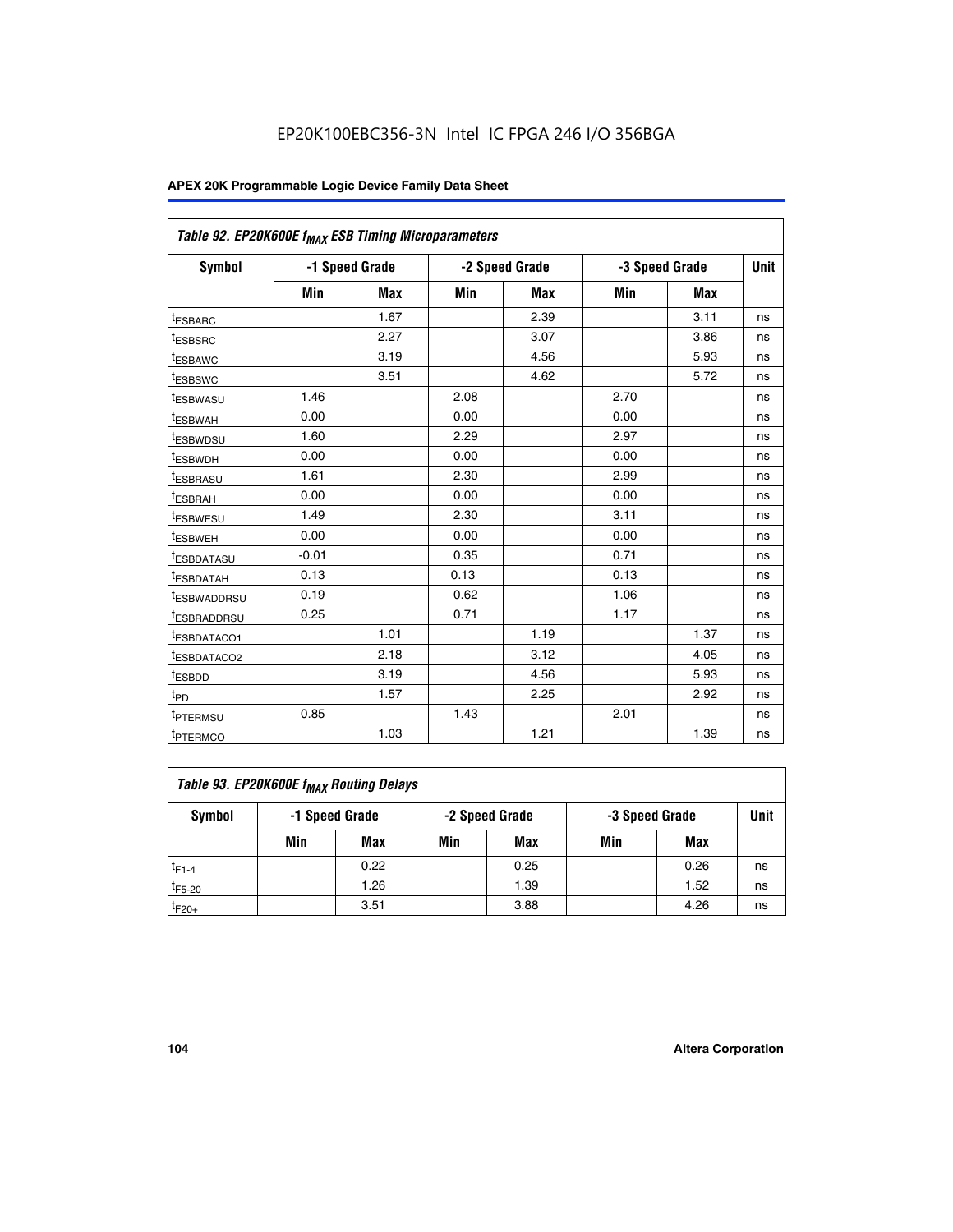Table 92. EP20K600E $f_{MAX}$ ESB Timing Microparameters

| Symbol | -1 Speed Grade | | -2 Speed Grade | | -3 Speed Grade | | Unit |
|---|---|---|---|---|---|---|---|
| | Min | Max | Min | Max | Min | Max | |
| $t_{ESBARC}$ | | 1.67 | | 2.39 | | 3.11 | ns |
| $t_{ESBSRC}$ | | 2.27 | | 3.07 | | 3.86 | ns |
| $t_{ESBAWC}$ | | 3.19 | | 4.56 | | 5.93 | ns |
| $t_{ESBSWC}$ | | 3.51 | | 4.62 | | 5.72 | ns |
| $t_{ESBWASU}$ | 1.46 | | 2.08 | | 2.70 | | ns |
| $t_{ESBWAH}$ | 0.00 | | 0.00 | | 0.00 | | ns |
| $t_{ESBWDSU}$ | 1.60 | | 2.29 | | 2.97 | | ns |
| $t_{ESBWDH}$ | 0.00 | | 0.00 | | 0.00 | | ns |
| $t_{ESBRASU}$ | 1.61 | | 2.30 | | 2.99 | | ns |
| $t_{ESBRAH}$ | 0.00 | | 0.00 | | 0.00 | | ns |
| $t_{ESBWESU}$ | 1.49 | | 2.30 | | 3.11 | | ns |
| $t_{ESBWEH}$ | 0.00 | | 0.00 | | 0.00 | | ns |
| $t_{ESBDATASU}$ | -0.01 | | 0.35 | | 0.71 | | ns |
| $t_{ESBDATAH}$ | 0.13 | | 0.13 | | 0.13 | | ns |
| $t_{ESBWADDRSU}$ | 0.19 | | 0.62 | | 1.06 | | ns |
| $t_{ESBRADDRSU}$ | 0.25 | | 0.71 | | 1.17 | | ns |
| $t_{ESBDATACO1}$ | | 1.01 | | 1.19 | | 1.37 | ns |
| $t_{ESBDATACO2}$ | | 2.18 | | 3.12 | | 4.05 | ns |
| $t_{ESBDD}$ | | 3.19 | | 4.56 | | 5.93 | ns |
| $t_{PD}$ | | 1.57 | | 2.25 | | 2.92 | ns |
| $t_{PTERMSU}$ | 0.85 | | 1.43 | | 2.01 | | ns |
| $t_{PTERMCO}$ | | 1.03 | | 1.21 | | 1.39 | ns |

Table 93. EP20K600E $f_{MAX}$ Routing Delays

| Symbol | -1 Speed Grade | | -2 Speed Grade | | -3 Speed Grade | | Unit |
|---|---|---|---|---|---|---|---|
| | Min | Max | Min | Max | Min | Max | |
| $t_{F1-4}$ | | 0.22 | | 0.25 | | 0.26 | ns |
| $t_{F5-20}$ | | 1.26 | | 1.39 | | 1.52 | ns |
| $t_{F20+}$ | | 3.51 | | 3.88 | | 4.26 | ns |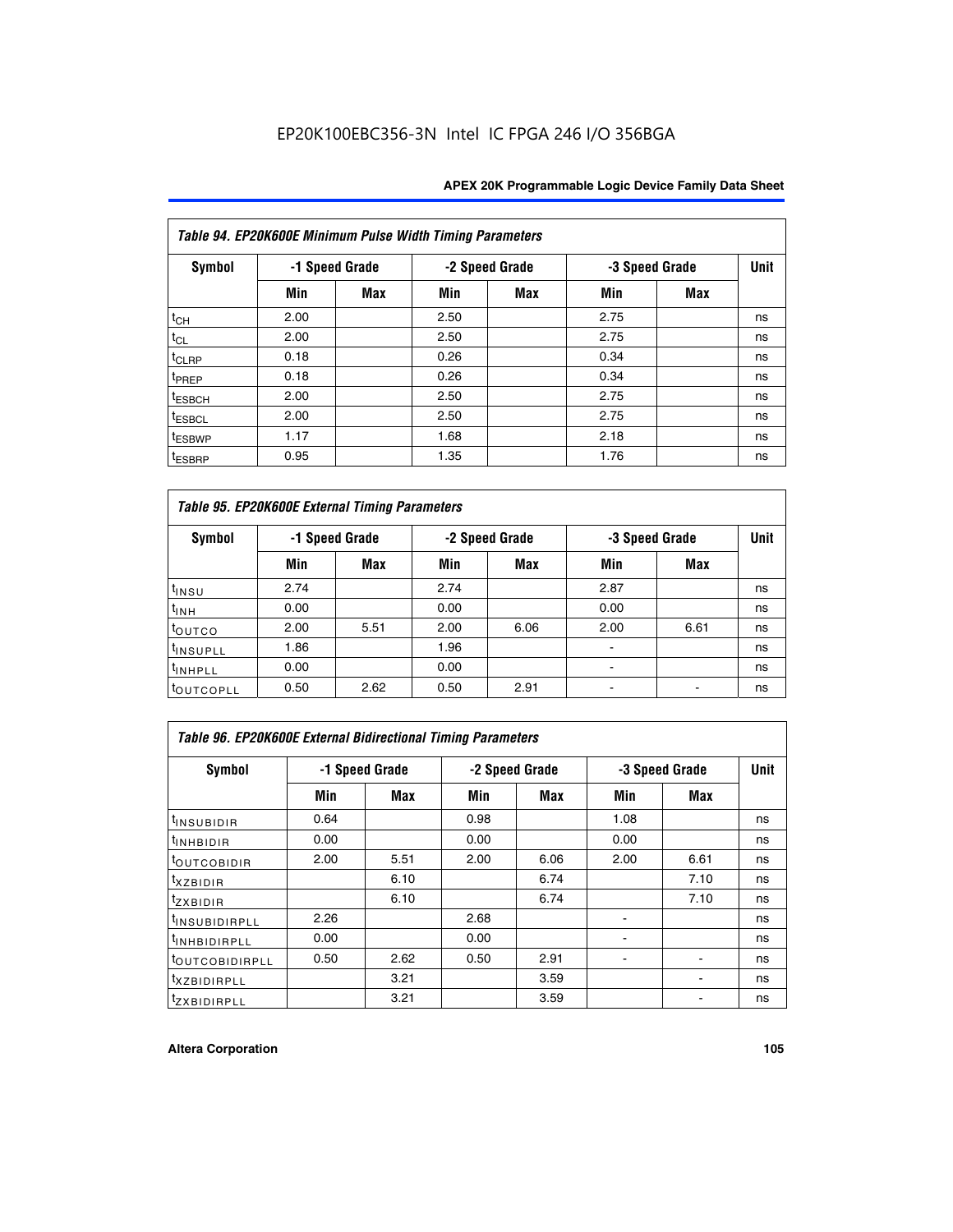EP20K100EBC356-3N Intel IC FPGA 246 I/O 356BGA

| Table 94. EP20K600E Minimum Pulse Width Timing Parameters | | | | | | | |
|---|---|---|---|---|---|---|---|
| Symbol | -1 Speed Grade | | -2 Speed Grade | | -3 Speed Grade | | Unit |
| | Min | Max | Min | Max | Min | Max | |
| $t_{CH}$ | 2.00 | | 2.50 | | 2.75 | | ns |
| $t_{CL}$ | 2.00 | | 2.50 | | 2.75 | | ns |
| $t_{CLRP}$ | 0.18 | | 0.26 | | 0.34 | | ns |
| $t_{PREP}$ | 0.18 | | 0.26 | | 0.34 | | ns |
| $t_{ESBCH}$ | 2.00 | | 2.50 | | 2.75 | | ns |
| $t_{ESBCL}$ | 2.00 | | 2.50 | | 2.75 | | ns |
| $t_{ESBWP}$ | 1.17 | | 1.68 | | 2.18 | | ns |
| $t_{ESBRP}$ | 0.95 | | 1.35 | | 1.76 | | ns |

| Table 95. EP20K600E External Timing Parameters | | | | | | | |
|---|---|---|---|---|---|---|---|
| Symbol | -1 Speed Grade | | -2 Speed Grade | | -3 Speed Grade | | Unit |
| | Min | Max | Min | Max | Min | Max | |
| $t_{INSU}$ | 2.74 | | 2.74 | | 2.87 | | ns |
| $t_{INH}$ | 0.00 | | 0.00 | | 0.00 | | ns |
| $t_{OUTCO}$ | 2.00 | 5.51 | 2.00 | 6.06 | 2.00 | 6.61 | ns |
| $t_{INSUPLL}$ | 1.86 | | 1.96 | | - | | ns |
| $t_{INHPLL}$ | 0.00 | | 0.00 | | - | | ns |
| $t_{OUTCOPLL}$ | 0.50 | 2.62 | 0.50 | 2.91 | - | - | ns |

| Table 96. EP20K600E External Bidirectional Timing Parameters | | | | | | | |
|---|---|---|---|---|---|---|---|
| Symbol | -1 Speed Grade | | -2 Speed Grade | | -3 Speed Grade | | Unit |
| | Min | Max | Min | Max | Min | Max | |
| $t_{INSUBIDIR}$ | 0.64 | | 0.98 | | 1.08 | | ns |
| $t_{INHBIDIR}$ | 0.00 | | 0.00 | | 0.00 | | ns |
| $t_{OUTCOBIDIR}$ | 2.00 | 5.51 | 2.00 | 6.06 | 2.00 | 6.61 | ns |
| $t_{XZBIDIR}$ | | 6.10 | | 6.74 | | 7.10 | ns |
| $t_{ZXBIDIR}$ | | 6.10 | | 6.74 | | 7.10 | ns |
| $t_{INSUBIDIRPLL}$ | 2.26 | | 2.68 | | - | | ns |
| $t_{INHBIDIRPLL}$ | 0.00 | | 0.00 | | - | | ns |
| $t_{OUTCOBIDIRPLL}$ | 0.50 | 2.62 | 0.50 | 2.91 | - | - | ns |
| $t_{XZBIDIRPLL}$ | | 3.21 | | 3.59 | | - | ns |
| $t_{ZXBIDIRPLL}$ | | 3.21 | | 3.59 | | - | ns |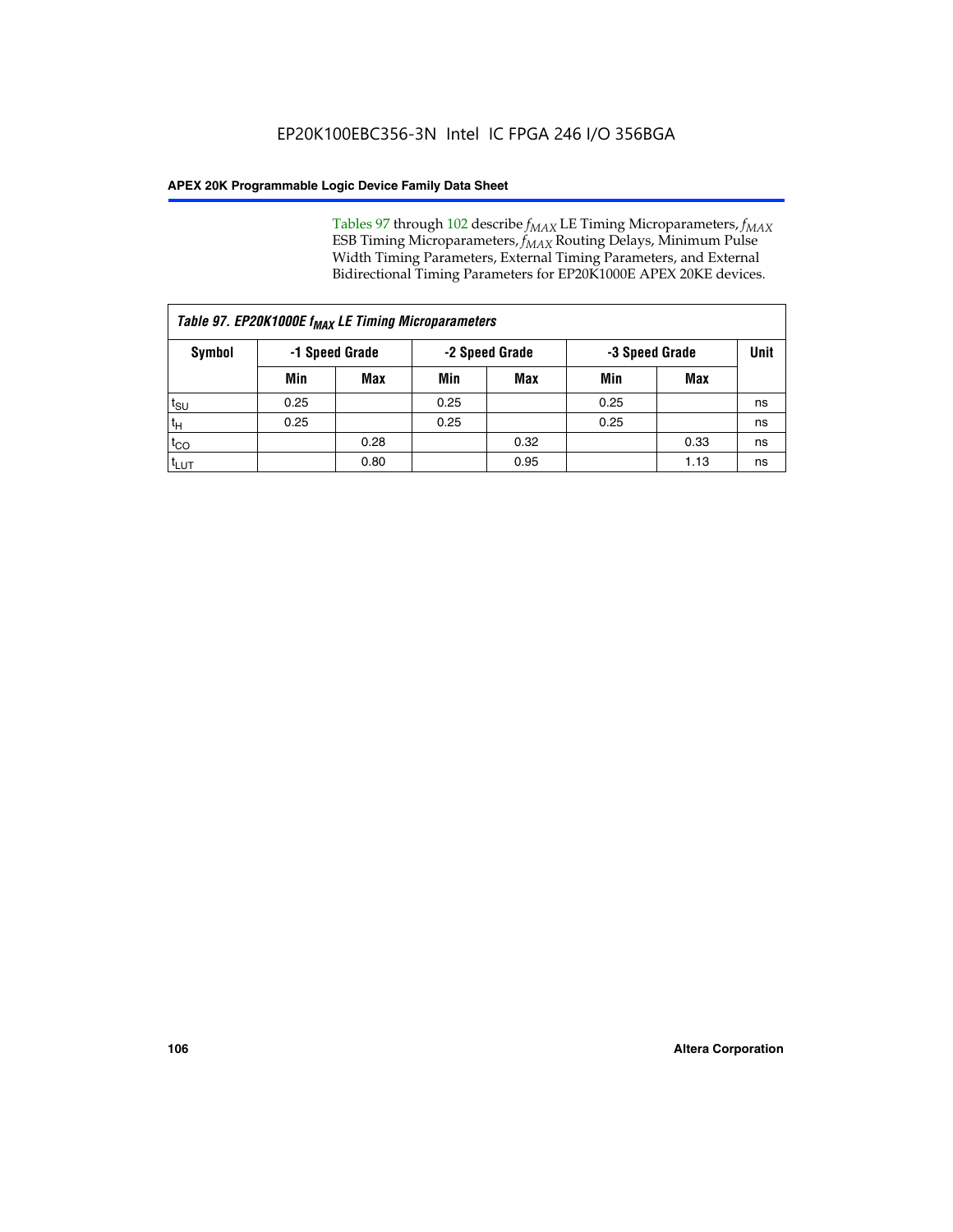Tables 97 through 102 describe $f_{MAX}$ LE Timing Microparameters, $f_{MAX}$ ESB Timing Microparameters, $f_{MAX}$ Routing Delays, Minimum Pulse Width Timing Parameters, External Timing Parameters, and External Bidirectional Timing Parameters for EP20K1000E APEX 20KE devices.

| *Table 97. EP20K1000E $f_{MAX}$ LE Timing Microparameters* | | | | | | | |
|---|---|---|---|---|---|---|---|
| **Symbol** | **-1 Speed Grade** | | **-2 Speed Grade** | | **-3 Speed Grade** | | **Unit** |
| | **Min** | **Max** | **Min** | **Max** | **Min** | **Max** | |
| $t_{SU}$ | 0.25 | | 0.25 | | 0.25 | | ns |
| $t_H$ | 0.25 | | 0.25 | | 0.25 | | ns |
| $t_{CO}$ | | 0.28 | | 0.32 | | 0.33 | ns |
| $t_{LUT}$ | | 0.80 | | 0.95 | | 1.13 | ns |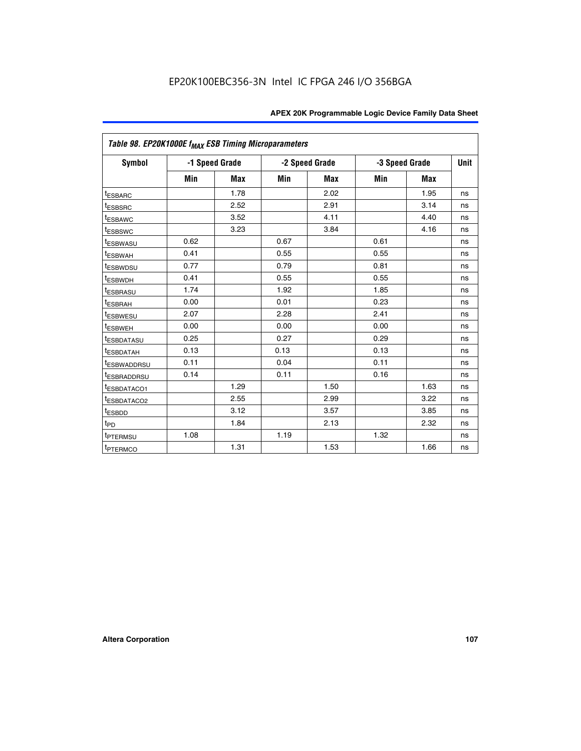| Table 98. EP20K1000E $f_{MAX}$ ESB Timing Microparameters | | | | | | | |
|---|---|---|---|---|---|---|---|
| Symbol | -1 Speed Grade | | -2 Speed Grade | | -3 Speed Grade | | Unit |
| | Min | Max | Min | Max | Min | Max | |
| $t_{ESBARC}$ | | 1.78 | | 2.02 | | 1.95 | ns |
| $t_{ESBSRC}$ | | 2.52 | | 2.91 | | 3.14 | ns |
| $t_{ESBAWC}$ | | 3.52 | | 4.11 | | 4.40 | ns |
| $t_{ESBSWC}$ | | 3.23 | | 3.84 | | 4.16 | ns |
| $t_{ESBWASU}$ | 0.62 | | 0.67 | | 0.61 | | ns |
| $t_{ESBWAH}$ | 0.41 | | 0.55 | | 0.55 | | ns |
| $t_{ESBWDSU}$ | 0.77 | | 0.79 | | 0.81 | | ns |
| $t_{ESBWDH}$ | 0.41 | | 0.55 | | 0.55 | | ns |
| $t_{ESBRASU}$ | 1.74 | | 1.92 | | 1.85 | | ns |
| $t_{ESBRAH}$ | 0.00 | | 0.01 | | 0.23 | | ns |
| $t_{ESBWESU}$ | 2.07 | | 2.28 | | 2.41 | | ns |
| $t_{ESBWEH}$ | 0.00 | | 0.00 | | 0.00 | | ns |
| $t_{ESBDATASU}$ | 0.25 | | 0.27 | | 0.29 | | ns |
| $t_{ESBDATAH}$ | 0.13 | | 0.13 | | 0.13 | | ns |
| $t_{ESBWADDRSU}$ | 0.11 | | 0.04 | | 0.11 | | ns |
| $t_{ESBRADDRSU}$ | 0.14 | | 0.11 | | 0.16 | | ns |
| $t_{ESBDATACO1}$ | | 1.29 | | 1.50 | | 1.63 | ns |
| $t_{ESBDATACO2}$ | | 2.55 | | 2.99 | | 3.22 | ns |
| $t_{ESBDD}$ | | 3.12 | | 3.57 | | 3.85 | ns |
| $t_{PD}$ | | 1.84 | | 2.13 | | 2.32 | ns |
| $t_{PTERMSU}$ | 1.08 | | 1.19 | | 1.32 | | ns |
| $t_{PTERMCO}$ | | 1.31 | | 1.53 | | 1.66 | ns |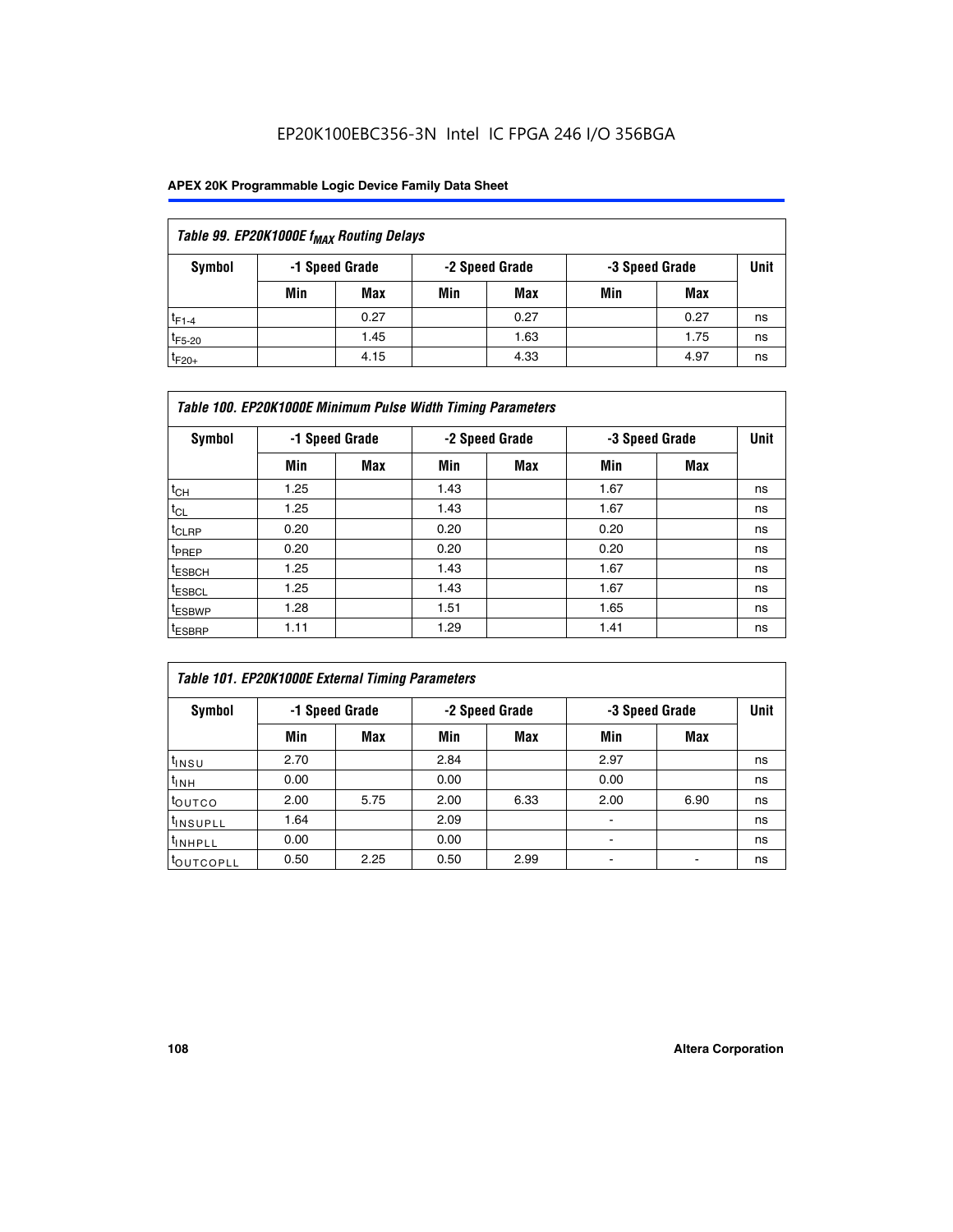Table 99. EP20K1000E $f_{MAX}$ Routing Delays

| Symbol | -1 Speed Grade | | -2 Speed Grade | | -3 Speed Grade | | Unit |
|---|---|---|---|---|---|---|---|
| | Min | Max | Min | Max | Min | Max | |
| $t_{F1-4}$ | | 0.27 | | 0.27 | | 0.27 | ns |
| $t_{F5-20}$ | | 1.45 | | 1.63 | | 1.75 | ns |
| $t_{F20+}$ | | 4.15 | | 4.33 | | 4.97 | ns |

Table 100. EP20K1000E Minimum Pulse Width Timing Parameters

| Symbol | -1 Speed Grade | | -2 Speed Grade | | -3 Speed Grade | | Unit |
|---|---|---|---|---|---|---|---|
| | Min | Max | Min | Max | Min | Max | |
| $t_{CH}$ | 1.25 | | 1.43 | | 1.67 | | ns |
| $t_{CL}$ | 1.25 | | 1.43 | | 1.67 | | ns |
| $t_{CLRP}$ | 0.20 | | 0.20 | | 0.20 | | ns |
| $t_{PREP}$ | 0.20 | | 0.20 | | 0.20 | | ns |
| $t_{ESBCH}$ | 1.25 | | 1.43 | | 1.67 | | ns |
| $t_{ESBCL}$ | 1.25 | | 1.43 | | 1.67 | | ns |
| $t_{ESBWP}$ | 1.28 | | 1.51 | | 1.65 | | ns |
| $t_{ESBRP}$ | 1.11 | | 1.29 | | 1.41 | | ns |

Table 101. EP20K1000E External Timing Parameters

| Symbol | -1 Speed Grade | | -2 Speed Grade | | -3 Speed Grade | | Unit |
|---|---|---|---|---|---|---|---|
| | Min | Max | Min | Max | Min | Max | |
| $t_{INSU}$ | 2.70 | | 2.84 | | 2.97 | | ns |
| $t_{INH}$ | 0.00 | | 0.00 | | 0.00 | | ns |
| $t_{OUTCO}$ | 2.00 | 5.75 | 2.00 | 6.33 | 2.00 | 6.90 | ns |
| $t_{INSUPLL}$ | 1.64 | | 2.09 | | - | | ns |
| $t_{INHPLL}$ | 0.00 | | 0.00 | | - | | ns |
| $t_{OUTCOPLL}$ | 0.50 | 2.25 | 0.50 | 2.99 | - | - | ns |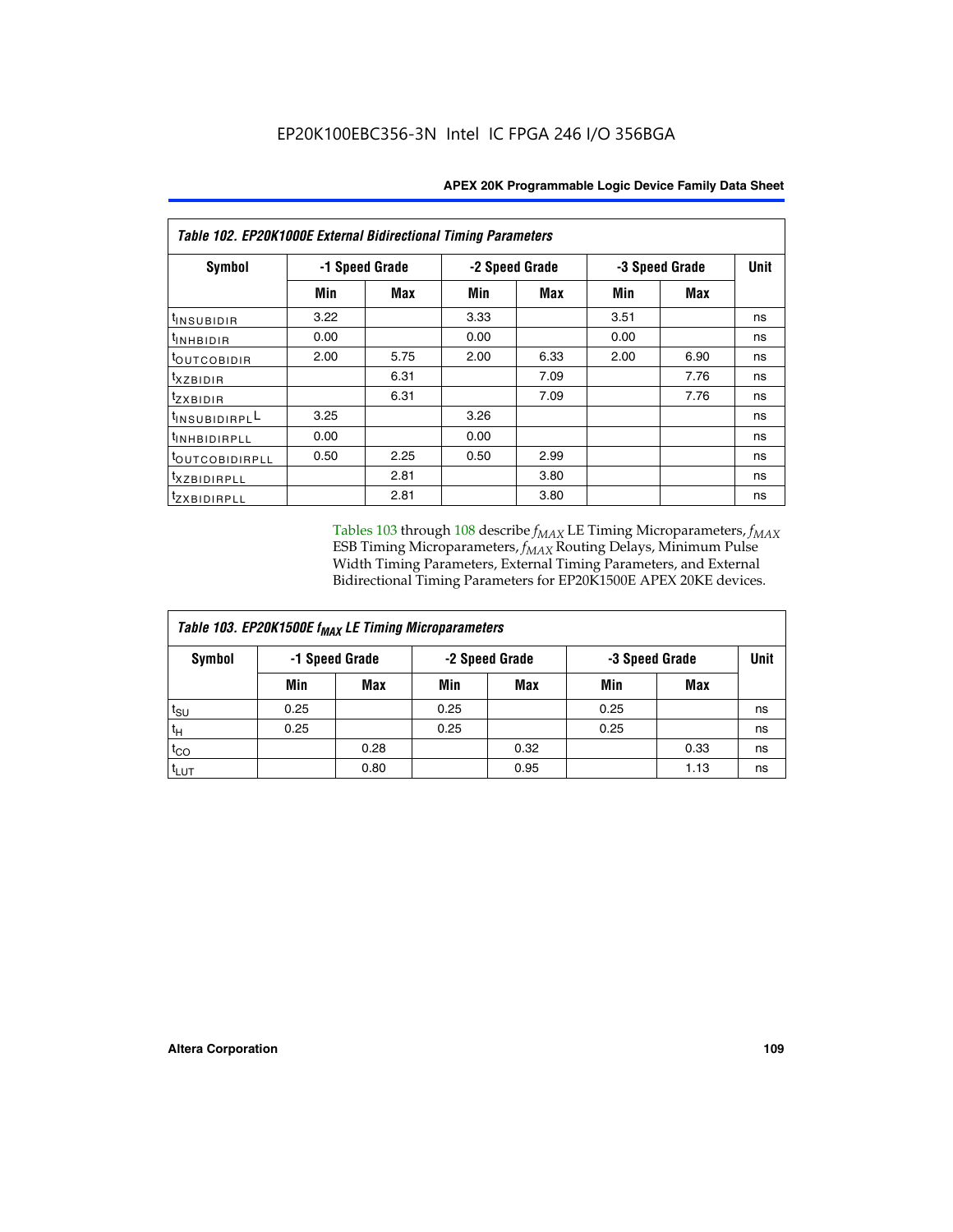EP20K100EBC356-3N Intel IC FPGA 246 I/O 356BGA

| Table 102. EP20K1000E External Bidirectional Timing Parameters | | | | | | | |
|---|---|---|---|---|---|---|---|
| Symbol | -1 Speed Grade | | -2 Speed Grade | | -3 Speed Grade | | Unit |
| | Min | Max | Min | Max | Min | Max | |
| $t_{INSUBIDIR}$ | 3.22 | | 3.33 | | 3.51 | | ns |
| $t_{INHBIDIR}$ | 0.00 | | 0.00 | | 0.00 | | ns |
| $t_{OUTCOBIDIR}$ | 2.00 | 5.75 | 2.00 | 6.33 | 2.00 | 6.90 | ns |
| $t_{XZBIDIR}$ | | 6.31 | | 7.09 | | 7.76 | ns |
| $t_{ZXBIDIR}$ | | 6.31 | | 7.09 | | 7.76 | ns |
| $t_{INSUBIDIRPLL}$ | 3.25 | | 3.26 | | | | ns |
| $t_{INHBIDIRPLL}$ | 0.00 | | 0.00 | | | | ns |
| $t_{OUTCOBIDIRPLL}$ | 0.50 | 2.25 | 0.50 | 2.99 | | | ns |
| $t_{XZBIDIRPLL}$ | | 2.81 | | 3.80 | | | ns |
| $t_{ZXBIDIRPLL}$ | | 2.81 | | 3.80 | | | ns |

Tables 103 through 108 describe $f_{MAX}$ LE Timing Microparameters, $f_{MAX}$ ESB Timing Microparameters, $f_{MAX}$ Routing Delays, Minimum Pulse Width Timing Parameters, External Timing Parameters, and External Bidirectional Timing Parameters for EP20K1500E APEX 20KE devices.

| Table 103. EP20K1500E $f_{MAX}$ LE Timing Microparameters | | | | | | | |
|---|---|---|---|---|---|---|---|
| Symbol | -1 Speed Grade | | -2 Speed Grade | | -3 Speed Grade | | Unit |
| | Min | Max | Min | Max | Min | Max | |
| $t_{SU}$ | 0.25 | | 0.25 | | 0.25 | | ns |
| $t_H$ | 0.25 | | 0.25 | | 0.25 | | ns |
| $t_{CO}$ | | 0.28 | | 0.32 | | 0.33 | ns |
| $t_{LUT}$ | | 0.80 | | 0.95 | | 1.13 | ns |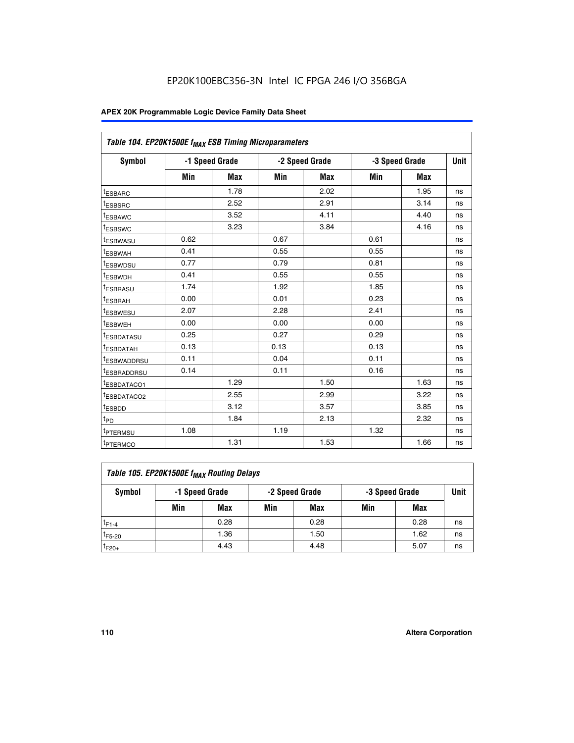### Table 104. EP20K1500E $f_{MAX}$ ESB Timing Microparameters

| Symbol | -1 Speed Grade | | -2 Speed Grade | | -3 Speed Grade | | Unit |
|---|---|---|---|---|---|---|---|
| | Min | Max | Min | Max | Min | Max | |
| $t_{ESBARC}$ | | 1.78 | | 2.02 | | 1.95 | ns |
| $t_{ESBSRC}$ | | 2.52 | | 2.91 | | 3.14 | ns |
| $t_{ESBAWC}$ | | 3.52 | | 4.11 | | 4.40 | ns |
| $t_{ESBSWC}$ | | 3.23 | | 3.84 | | 4.16 | ns |
| $t_{ESBWASU}$ | 0.62 | | 0.67 | | 0.61 | | ns |
| $t_{ESBWAH}$ | 0.41 | | 0.55 | | 0.55 | | ns |
| $t_{ESBWDSU}$ | 0.77 | | 0.79 | | 0.81 | | ns |
| $t_{ESBWDH}$ | 0.41 | | 0.55 | | 0.55 | | ns |
| $t_{ESBRASU}$ | 1.74 | | 1.92 | | 1.85 | | ns |
| $t_{ESBRAH}$ | 0.00 | | 0.01 | | 0.23 | | ns |
| $t_{ESBWESU}$ | 2.07 | | 2.28 | | 2.41 | | ns |
| $t_{ESBWEH}$ | 0.00 | | 0.00 | | 0.00 | | ns |
| $t_{ESBDATASU}$ | 0.25 | | 0.27 | | 0.29 | | ns |
| $t_{ESBDATAH}$ | 0.13 | | 0.13 | | 0.13 | | ns |
| $t_{ESBWADDRSU}$ | 0.11 | | 0.04 | | 0.11 | | ns |
| $t_{ESBRADDRSU}$ | 0.14 | | 0.11 | | 0.16 | | ns |
| $t_{ESBDATACO1}$ | | 1.29 | | 1.50 | | 1.63 | ns |
| $t_{ESBDATACO2}$ | | 2.55 | | 2.99 | | 3.22 | ns |
| $t_{ESBDD}$ | | 3.12 | | 3.57 | | 3.85 | ns |
| $t_{PD}$ | | 1.84 | | 2.13 | | 2.32 | ns |
| $t_{PTERMSU}$ | 1.08 | | 1.19 | | 1.32 | | ns |
| $t_{PTERMCO}$ | | 1.31 | | 1.53 | | 1.66 | ns |

### Table 105. EP20K1500E $f_{MAX}$ Routing Delays

| Symbol | -1 Speed Grade | | -2 Speed Grade | | -3 Speed Grade | | Unit |
|---|---|---|---|---|---|---|---|
| | Min | Max | Min | Max | Min | Max | |
| $t_{F1-4}$ | | 0.28 | | 0.28 | | 0.28 | ns |
| $t_{F5-20}$ | | 1.36 | | 1.50 | | 1.62 | ns |
| $t_{F20+}$ | | 4.43 | | 4.48 | | 5.07 | ns |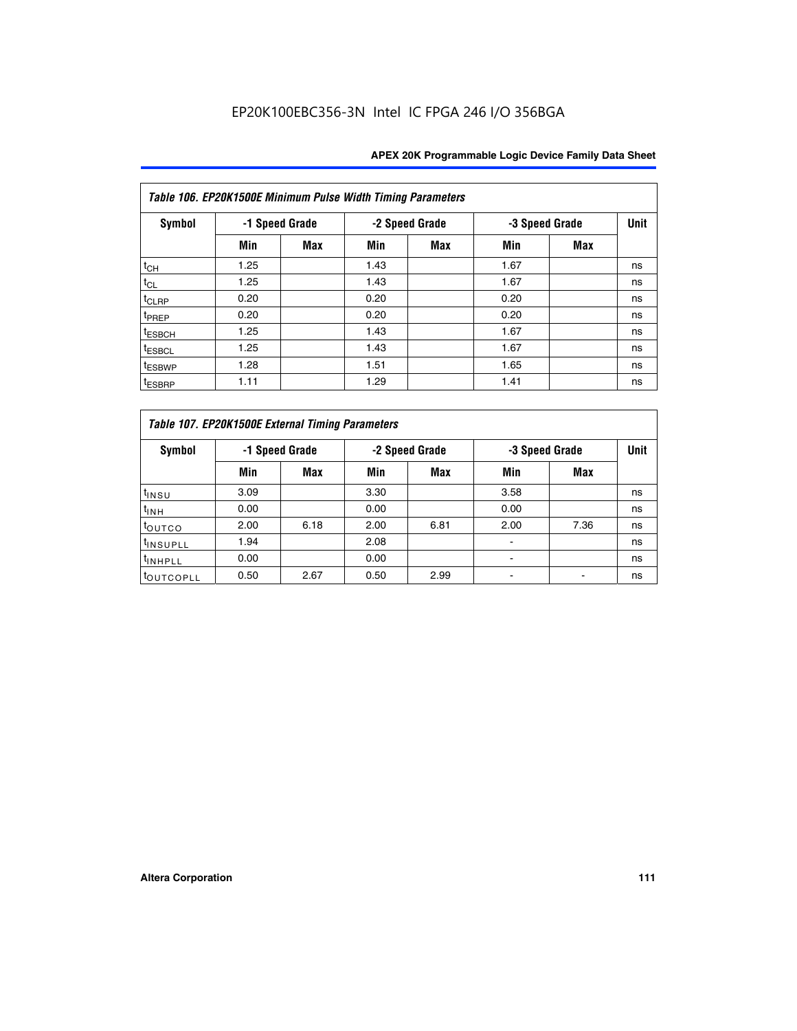EP20K100EBC356-3N Intel IC FPGA 246 I/O 356BGA

| Table 106. EP20K1500E Minimum Pulse Width Timing Parameters | | | | | | | |
|---|---|---|---|---|---|---|---|
| Symbol | -1 Speed Grade | | -2 Speed Grade | | -3 Speed Grade | | Unit |
| | Min | Max | Min | Max | Min | Max | |
| $t_{CH}$ | 1.25 | | 1.43 | | 1.67 | | ns |
| $t_{CL}$ | 1.25 | | 1.43 | | 1.67 | | ns |
| $t_{CLRP}$ | 0.20 | | 0.20 | | 0.20 | | ns |
| $t_{PREP}$ | 0.20 | | 0.20 | | 0.20 | | ns |
| $t_{ESBCH}$ | 1.25 | | 1.43 | | 1.67 | | ns |
| $t_{ESBCL}$ | 1.25 | | 1.43 | | 1.67 | | ns |
| $t_{ESBWP}$ | 1.28 | | 1.51 | | 1.65 | | ns |
| $t_{ESBRP}$ | 1.11 | | 1.29 | | 1.41 | | ns |

| Table 107. EP20K1500E External Timing Parameters | | | | | | | |
|---|---|---|---|---|---|---|---|
| Symbol | -1 Speed Grade | | -2 Speed Grade | | -3 Speed Grade | | Unit |
| | Min | Max | Min | Max | Min | Max | |
| $t_{INSU}$ | 3.09 | | 3.30 | | 3.58 | | ns |
| $t_{INH}$ | 0.00 | | 0.00 | | 0.00 | | ns |
| $t_{OUTCO}$ | 2.00 | 6.18 | 2.00 | 6.81 | 2.00 | 7.36 | ns |
| $t_{INSUPLL}$ | 1.94 | | 2.08 | | - | | ns |
| $t_{INHPLL}$ | 0.00 | | 0.00 | | - | | ns |
| $t_{OUTCOPLL}$ | 0.50 | 2.67 | 0.50 | 2.99 | - | - | ns |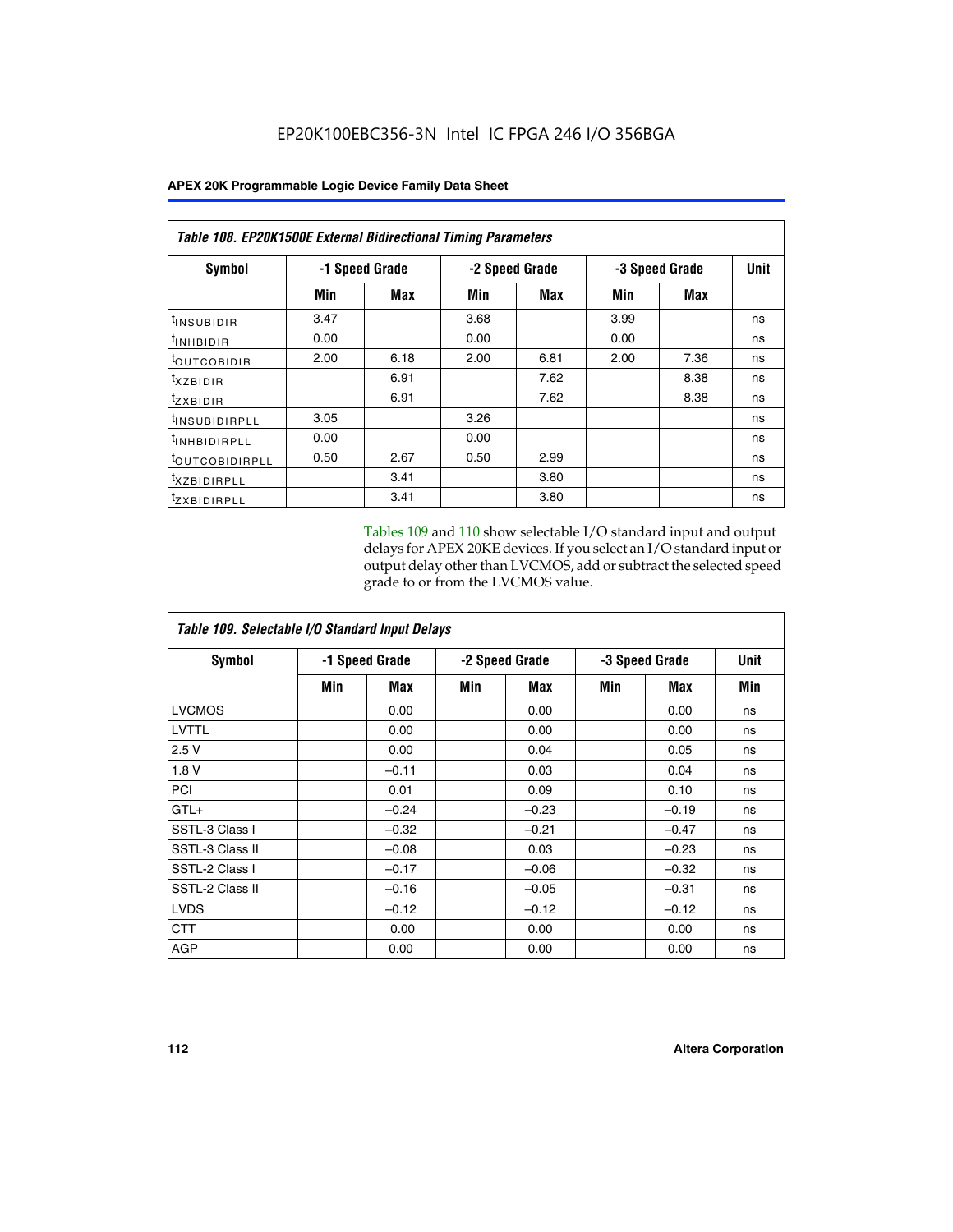## Table 108. EP20K1500E External Bidirectional Timing Parameters

| Symbol | -1 Speed Grade | | -2 Speed Grade | | -3 Speed Grade | | Unit |
|---|---|---|---|---|---|---|---|
| | Min | Max | Min | Max | Min | Max | |
| $t_{INSUBIDIR}$ | 3.47 | | 3.68 | | 3.99 | | ns |
| $t_{INHBIDIR}$ | 0.00 | | 0.00 | | 0.00 | | ns |
| $t_{OUTCOBIDIR}$ | 2.00 | 6.18 | 2.00 | 6.81 | 2.00 | 7.36 | ns |
| $t_{XZBIDIR}$ | | 6.91 | | 7.62 | | 8.38 | ns |
| $t_{ZXBIDIR}$ | | 6.91 | | 7.62 | | 8.38 | ns |
| $t_{INSUBIDIRPLL}$ | 3.05 | | 3.26 | | | | ns |
| $t_{INHBIDIRPLL}$ | 0.00 | | 0.00 | | | | ns |
| $t_{OUTCOBIDIRPLL}$ | 0.50 | 2.67 | 0.50 | 2.99 | | | ns |
| $t_{XZBIDIRPLL}$ | | 3.41 | | 3.80 | | | ns |
| $t_{ZXBIDIRPLL}$ | | 3.41 | | 3.80 | | | ns |

Tables 109 and 110 show selectable I/O standard input and output delays for APEX 20KE devices. If you select an I/O standard input or output delay other than LVCMOS, add or subtract the selected speed grade to or from the LVCMOS value.

## Table 109. Selectable I/O Standard Input Delays

| Symbol | -1 Speed Grade | | -2 Speed Grade | | -3 Speed Grade | | Unit |
|---|---|---|---|---|---|---|---|
| | Min | Max | Min | Max | Min | Max | Min |
| LVCMOS | | 0.00 | | 0.00 | | 0.00 | ns |
| LVTTL | | 0.00 | | 0.00 | | 0.00 | ns |
| 2.5 V | | 0.00 | | 0.04 | | 0.05 | ns |
| 1.8 V | | –0.11 | | 0.03 | | 0.04 | ns |
| PCI | | 0.01 | | 0.09 | | 0.10 | ns |
| GTL+ | | –0.24 | | –0.23 | | –0.19 | ns |
| SSTL-3 Class I | | –0.32 | | –0.21 | | –0.47 | ns |
| SSTL-3 Class II | | –0.08 | | 0.03 | | –0.23 | ns |
| SSTL-2 Class I | | –0.17 | | –0.06 | | –0.32 | ns |
| SSTL-2 Class II | | –0.16 | | –0.05 | | –0.31 | ns |
| LVDS | | –0.12 | | –0.12 | | –0.12 | ns |
| CTT | | 0.00 | | 0.00 | | 0.00 | ns |
| AGP | | 0.00 | | 0.00 | | 0.00 | ns |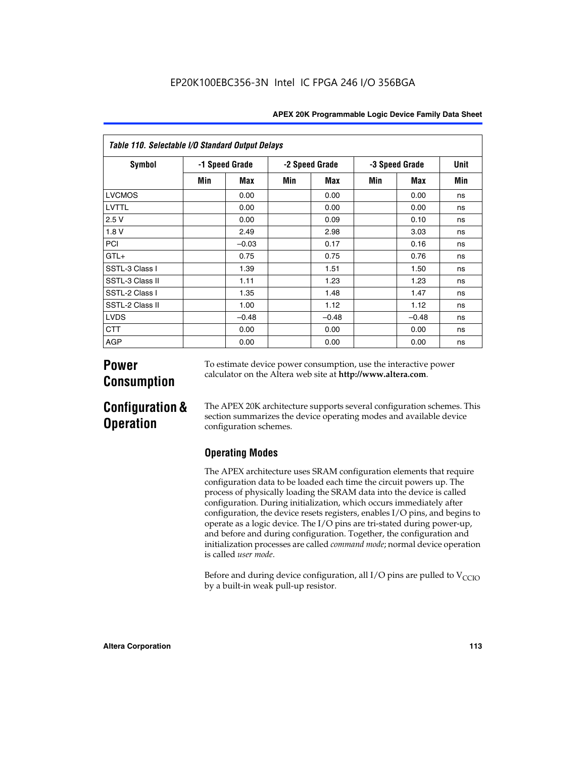| Table 110. Selectable I/O Standard Output Delays | | | | | | | |
|---|---|---|---|---|---|---|---|
| Symbol | -1 Speed Grade | | -2 Speed Grade | | -3 Speed Grade | | Unit |
| | Min | Max | Min | Max | Min | Max | Min |
| LVCMOS | | 0.00 | | 0.00 | | 0.00 | ns |
| LVTTL | | 0.00 | | 0.00 | | 0.00 | ns |
| 2.5 V | | 0.00 | | 0.09 | | 0.10 | ns |
| 1.8 V | | 2.49 | | 2.98 | | 3.03 | ns |
| PCI | | –0.03 | | 0.17 | | 0.16 | ns |
| GTL+ | | 0.75 | | 0.75 | | 0.76 | ns |
| SSTL-3 Class I | | 1.39 | | 1.51 | | 1.50 | ns |
| SSTL-3 Class II | | 1.11 | | 1.23 | | 1.23 | ns |
| SSTL-2 Class I | | 1.35 | | 1.48 | | 1.47 | ns |
| SSTL-2 Class II | | 1.00 | | 1.12 | | 1.12 | ns |
| LVDS | | –0.48 | | –0.48 | | –0.48 | ns |
| CTT | | 0.00 | | 0.00 | | 0.00 | ns |
| AGP | | 0.00 | | 0.00 | | 0.00 | ns |

# Power Consumption

To estimate device power consumption, use the interactive power calculator on the Altera web site at **http://www.altera.com**.

# Configuration & Operation

The APEX 20K architecture supports several configuration schemes. This section summarizes the device operating modes and available device configuration schemes.

## Operating Modes

The APEX architecture uses SRAM configuration elements that require configuration data to be loaded each time the circuit powers up. The process of physically loading the SRAM data into the device is called configuration. During initialization, which occurs immediately after configuration, the device resets registers, enables I/O pins, and begins to operate as a logic device. The I/O pins are tri-stated during power-up, and before and during configuration. Together, the configuration and initialization processes are called *command mode*; normal device operation is called *user mode*.

Before and during device configuration, all I/O pins are pulled to $V_{CCIO}$ by a built-in weak pull-up resistor.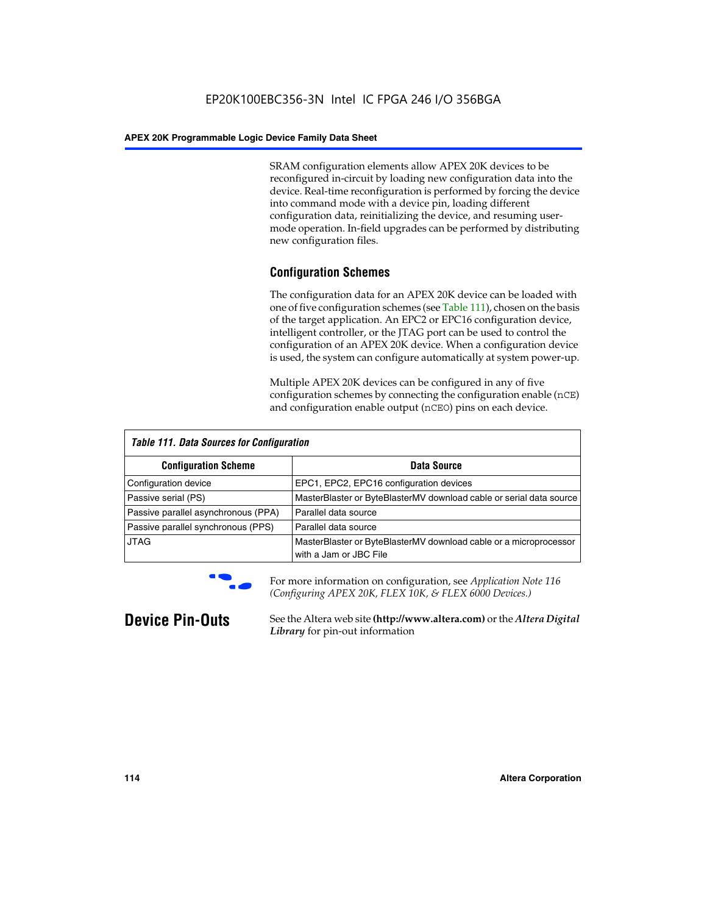SRAM configuration elements allow APEX 20K devices to be reconfigured in-circuit by loading new configuration data into the device. Real-time reconfiguration is performed by forcing the device into command mode with a device pin, loading different configuration data, reinitializing the device, and resuming user-mode operation. In-field upgrades can be performed by distributing new configuration files.

### Configuration Schemes

The configuration data for an APEX 20K device can be loaded with one of five configuration schemes (see Table 111), chosen on the basis of the target application. An EPC2 or EPC16 configuration device, intelligent controller, or the JTAG port can be used to control the configuration of an APEX 20K device. When a configuration device is used, the system can configure automatically at system power-up.

Multiple APEX 20K devices can be configured in any of five configuration schemes by connecting the configuration enable (nCE) and configuration enable output (nCEO) pins on each device.

*Table 111. Data Sources for Configuration*

| Configuration Scheme | Data Source |
|---|---|
| Configuration device | EPC1, EPC2, EPC16 configuration devices |
| Passive serial (PS) | MasterBlaster or ByteBlasterMV download cable or serial data source |
| Passive parallel asynchronous (PPA) | Parallel data source |
| Passive parallel synchronous (PPS) | Parallel data source |
| JTAG | MasterBlaster or ByteBlasterMV download cable or a microprocessor with a Jam or JBC File |

For more information on configuration, see *Application Note 116 (Configuring APEX 20K, FLEX 10K, & FLEX 6000 Devices.)*

## Device Pin-Outs

See the Altera web site **(http://www.altera.com)** or the ***Altera Digital Library*** for pin-out information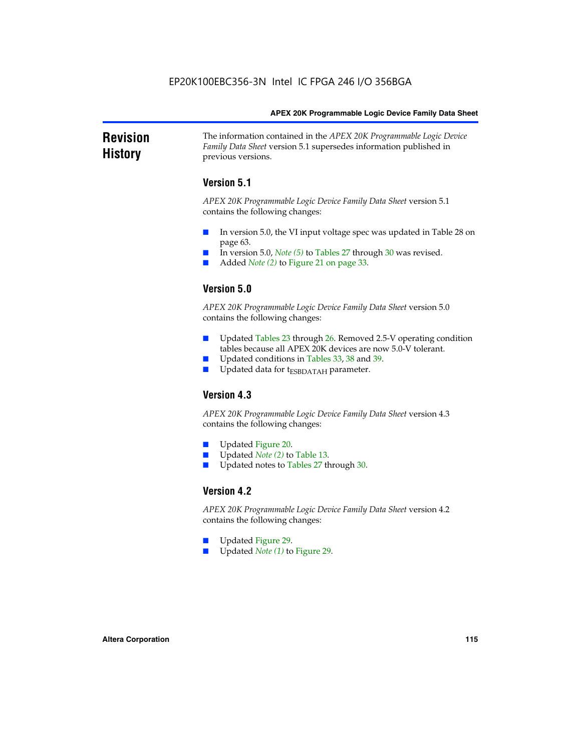# Revision History

The information contained in the *APEX 20K Programmable Logic Device Family Data Sheet* version 5.1 supersedes information published in previous versions.

## Version 5.1

*APEX 20K Programmable Logic Device Family Data Sheet* version 5.1 contains the following changes:

- In version 5.0, the VI input voltage spec was updated in Table 28 on page 63.
- In version 5.0, *Note (5)* to Tables 27 through 30 was revised.
- Added *Note (2)* to Figure 21 on page 33.

## Version 5.0

*APEX 20K Programmable Logic Device Family Data Sheet* version 5.0 contains the following changes:

- Updated Tables 23 through 26. Removed 2.5-V operating condition tables because all APEX 20K devices are now 5.0-V tolerant.
- Updated conditions in Tables 33, 38 and 39.
- Updated data for $t_{ESBDATAH}$ parameter.

## Version 4.3

*APEX 20K Programmable Logic Device Family Data Sheet* version 4.3 contains the following changes:

- Updated Figure 20.
- Updated *Note (2)* to Table 13.
- Updated notes to Tables 27 through 30.

## Version 4.2

*APEX 20K Programmable Logic Device Family Data Sheet* version 4.2 contains the following changes:

- Updated Figure 29.
- Updated *Note (1)* to Figure 29.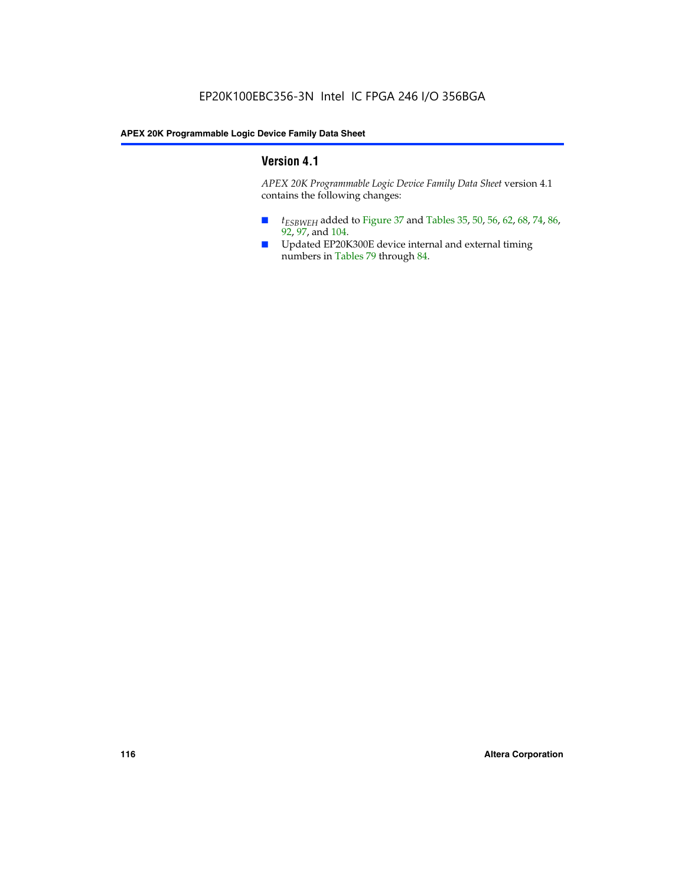## Version 4.1

*APEX 20K Programmable Logic Device Family Data Sheet* version 4.1 contains the following changes:

- $t_{ESBWEH}$ added to Figure 37 and Tables 35, 50, 56, 62, 68, 74, 86, 92, 97, and 104.
- Updated EP20K300E device internal and external timing numbers in Tables 79 through 84.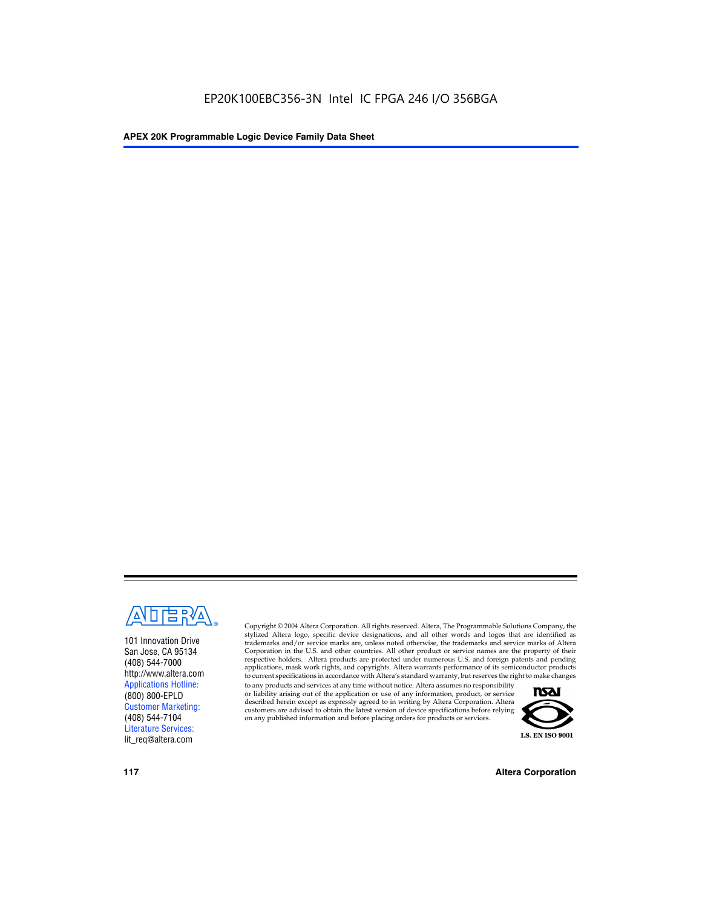EP20K100EBC356-3N Intel IC FPGA 246 I/O 356BGA

101 Innovation Drive
San Jose, CA 95134
(408) 544-7000
http://www.altera.com
Applications Hotline:
(800) 800-EPLD
Customer Marketing:
(408) 544-7104
Literature Services:
lit_req@altera.com

Copyright © 2004 Altera Corporation. All rights reserved. Altera, The Programmable Solutions Company, the stylized Altera logo, specific device designations, and all other words and logos that are identified as trademarks and/or service marks are, unless noted otherwise, the trademarks and service marks of Altera Corporation in the U.S. and other countries. All other product or service names are the property of their respective holders. Altera products are protected under numerous U.S. and foreign patents and pending applications, mask work rights, and copyrights. Altera warrants performance of its semiconductor products to current specifications in accordance with Altera's standard warranty, but reserves the right to make changes to any products and services at any time without notice. Altera assumes no responsibility or liability arising out of the application or use of any information, product, or service described herein except as expressly agreed to in writing by Altera Corporation. Altera customers are advised to obtain the latest version of device specifications before relying on any published information and before placing orders for products or services.

I.S. EN ISO 9001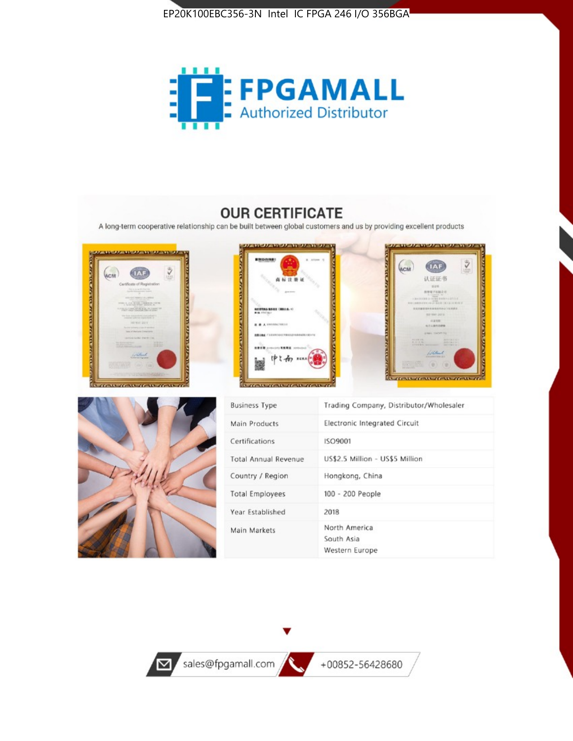FPGAMALL
Authorized Distributor

## OUR CERTIFICATE

A long-term cooperative relationship can be built between global customers and us by providing excellent products

| | |
|---|---|
| Business Type | Trading Company, Distributor/Wholesaler |
| Main Products | Electronic Integrated Circuit |
| Certifications | ISO9001 |
| Total Annual Revenue | US$2.5 Million - US$5 Million |
| Country / Region | Hongkong, China |
| Total Employees | 100 - 200 People |
| Year Established | 2018 |
| Main Markets | North America<br>South Asia<br>Western Europe |

sales@fpgamall.com

+00852-56428680